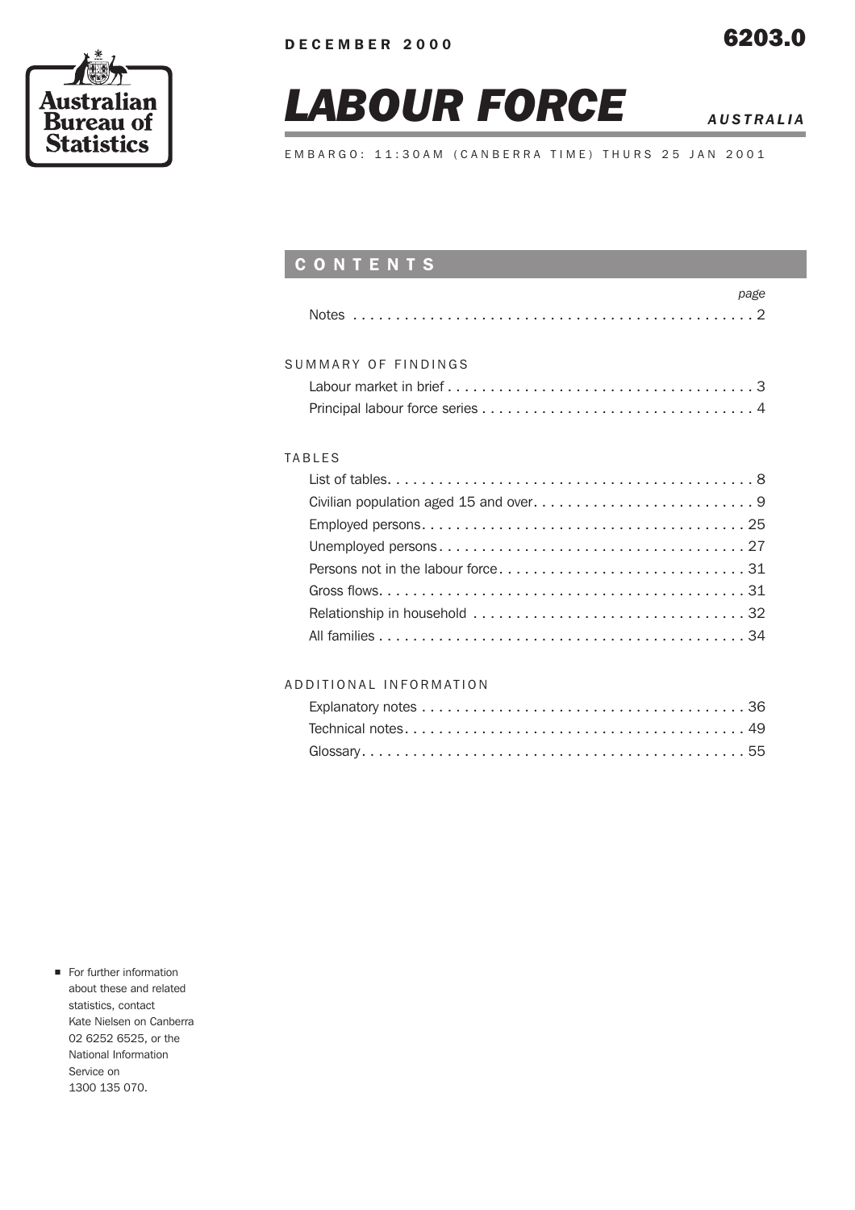Australian Bureau of Statistics

DECEMBER 2000

6203.0

# LABOUR FORCE

*AUSTRALIA*

EMBARGO: 11:30AM (CANBERRA TIME) THURS 25 JAN 2001

## CONTENTS

| | page |
|---|---|
| Notes | 2 |
| **SUMMARY OF FINDINGS** | |
| Labour market in brief | 3 |
| Principal labour force series | 4 |
| **TABLES** | |
| List of tables | 8 |
| Civilian population aged 15 and over | 9 |
| Employed persons | 25 |
| Unemployed persons | 27 |
| Persons not in the labour force | 31 |
| Gross flows | 31 |
| Relationship in household | 32 |
| All families | 34 |
| **ADDITIONAL INFORMATION** | |
| Explanatory notes | 36 |
| Technical notes | 49 |
| Glossary | 55 |

- For further information about these and related statistics, contact Kate Nielsen on Canberra 02 6252 6525, or the National Information Service on 1300 135 070.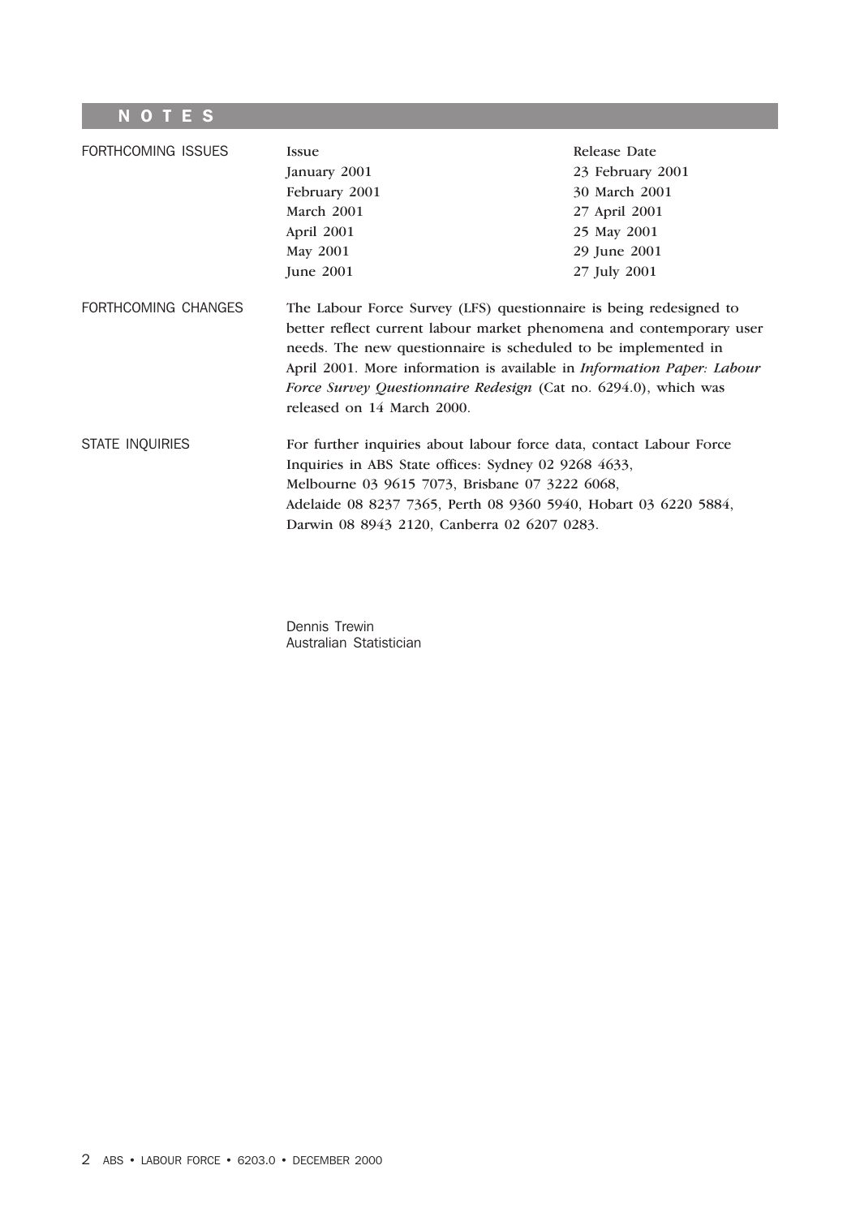# NOTES

**FORTHCOMING ISSUES**

| Issue | Release Date |
|---|---|
| January 2001 | 23 February 2001 |
| February 2001 | 30 March 2001 |
| March 2001 | 27 April 2001 |
| April 2001 | 25 May 2001 |
| May 2001 | 29 June 2001 |
| June 2001 | 27 July 2001 |

**FORTHCOMING CHANGES**

The Labour Force Survey (LFS) questionnaire is being redesigned to better reflect current labour market phenomena and contemporary user needs. The new questionnaire is scheduled to be implemented in April 2001. More information is available in *Information Paper: Labour Force Survey Questionnaire Redesign* (Cat no. 6294.0), which was released on 14 March 2000.

**STATE INQUIRIES**

For further inquiries about labour force data, contact Labour Force Inquiries in ABS State offices: Sydney 02 9268 4633, Melbourne 03 9615 7073, Brisbane 07 3222 6068, Adelaide 08 8237 7365, Perth 08 9360 5940, Hobart 03 6220 5884, Darwin 08 8943 2120, Canberra 02 6207 0283.

Dennis Trewin
Australian Statistician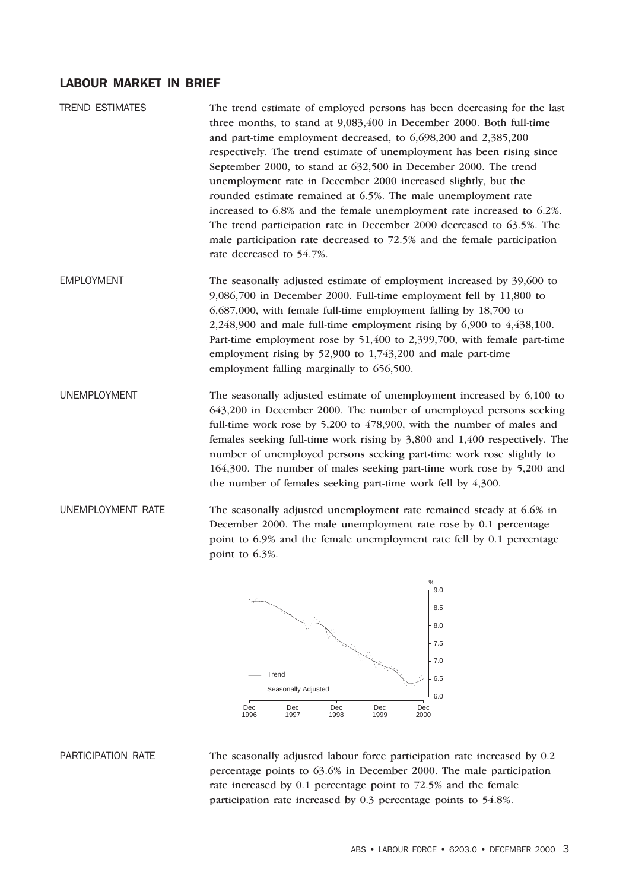## LABOUR MARKET IN BRIEF

**TREND ESTIMATES**

The trend estimate of employed persons has been decreasing for the last three months, to stand at 9,083,400 in December 2000. Both full-time and part-time employment decreased, to 6,698,200 and 2,385,200 respectively. The trend estimate of unemployment has been rising since September 2000, to stand at 632,500 in December 2000. The trend unemployment rate in December 2000 increased slightly, but the rounded estimate remained at 6.5%. The male unemployment rate increased to 6.8% and the female unemployment rate increased to 6.2%. The trend participation rate in December 2000 decreased to 63.5%. The male participation rate decreased to 72.5% and the female participation rate decreased to 54.7%.

**EMPLOYMENT**

The seasonally adjusted estimate of employment increased by 39,600 to 9,086,700 in December 2000. Full-time employment fell by 11,800 to 6,687,000, with female full-time employment falling by 18,700 to 2,248,900 and male full-time employment rising by 6,900 to 4,438,100. Part-time employment rose by 51,400 to 2,399,700, with female part-time employment rising by 52,900 to 1,743,200 and male part-time employment falling marginally to 656,500.

**UNEMPLOYMENT**

The seasonally adjusted estimate of unemployment increased by 6,100 to 643,200 in December 2000. The number of unemployed persons seeking full-time work rose by 5,200 to 478,900, with the number of males and females seeking full-time work rising by 3,800 and 1,400 respectively. The number of unemployed persons seeking part-time work rose slightly to 164,300. The number of males seeking part-time work rose by 5,200 and the number of females seeking part-time work fell by 4,300.

**UNEMPLOYMENT RATE**

The seasonally adjusted unemployment rate remained steady at 6.6% in December 2000. The male unemployment rate rose by 0.1 percentage point to 6.9% and the female unemployment rate fell by 0.1 percentage point to 6.3%.

**PARTICIPATION RATE**

The seasonally adjusted labour force participation rate increased by 0.2 percentage points to 63.6% in December 2000. The male participation rate increased by 0.1 percentage point to 72.5% and the female participation rate increased by 0.3 percentage points to 54.8%.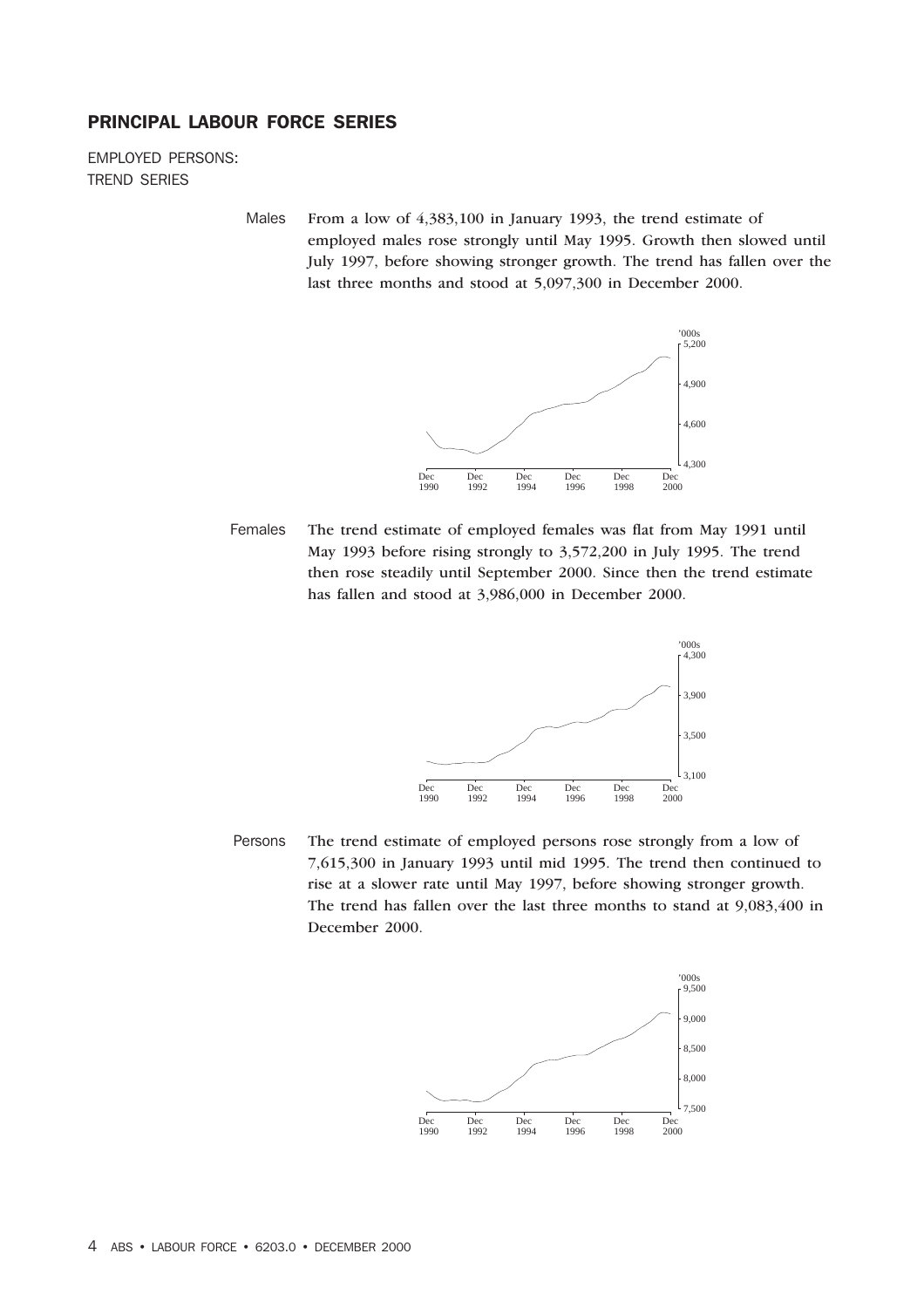## PRINCIPAL LABOUR FORCE SERIES

EMPLOYED PERSONS:
TREND SERIES

**Males** From a low of 4,383,100 in January 1993, the trend estimate of employed males rose strongly until May 1995. Growth then slowed until July 1997, before showing stronger growth. The trend has fallen over the last three months and stood at 5,097,300 in December 2000.

**Females** The trend estimate of employed females was flat from May 1991 until May 1993 before rising strongly to 3,572,200 in July 1995. The trend then rose steadily until September 2000. Since then the trend estimate has fallen and stood at 3,986,000 in December 2000.

**Persons** The trend estimate of employed persons rose strongly from a low of 7,615,300 in January 1993 until mid 1995. The trend then continued to rise at a slower rate until May 1997, before showing stronger growth. The trend has fallen over the last three months to stand at 9,083,400 in December 2000.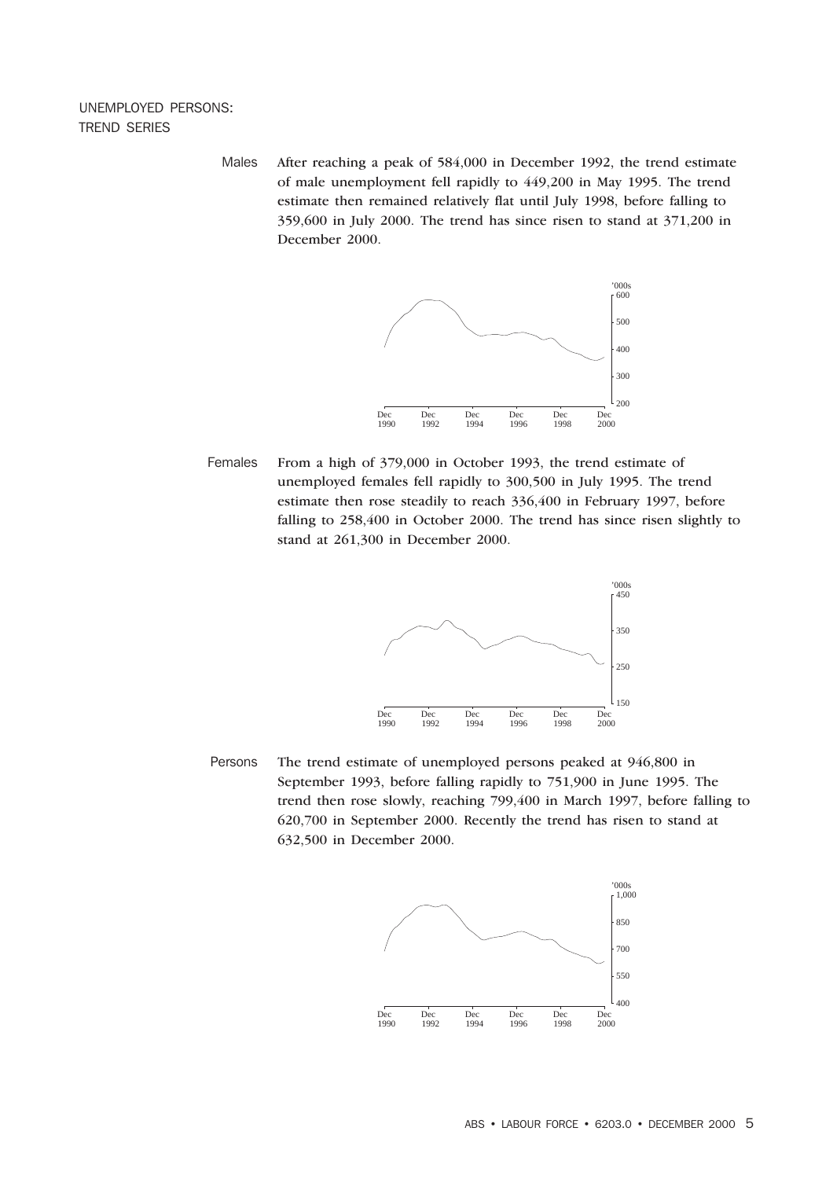# UNEMPLOYED PERSONS: TREND SERIES

**Males**

After reaching a peak of 584,000 in December 1992, the trend estimate of male unemployment fell rapidly to 449,200 in May 1995. The trend estimate then remained relatively flat until July 1998, before falling to 359,600 in July 2000. The trend has since risen to stand at 371,200 in December 2000.

**Females**

From a high of 379,000 in October 1993, the trend estimate of unemployed females fell rapidly to 300,500 in July 1995. The trend estimate then rose steadily to reach 336,400 in February 1997, before falling to 258,400 in October 2000. The trend has since risen slightly to stand at 261,300 in December 2000.

**Persons**

The trend estimate of unemployed persons peaked at 946,800 in September 1993, before falling rapidly to 751,900 in June 1995. The trend then rose slowly, reaching 799,400 in March 1997, before falling to 620,700 in September 2000. Recently the trend has risen to stand at 632,500 in December 2000.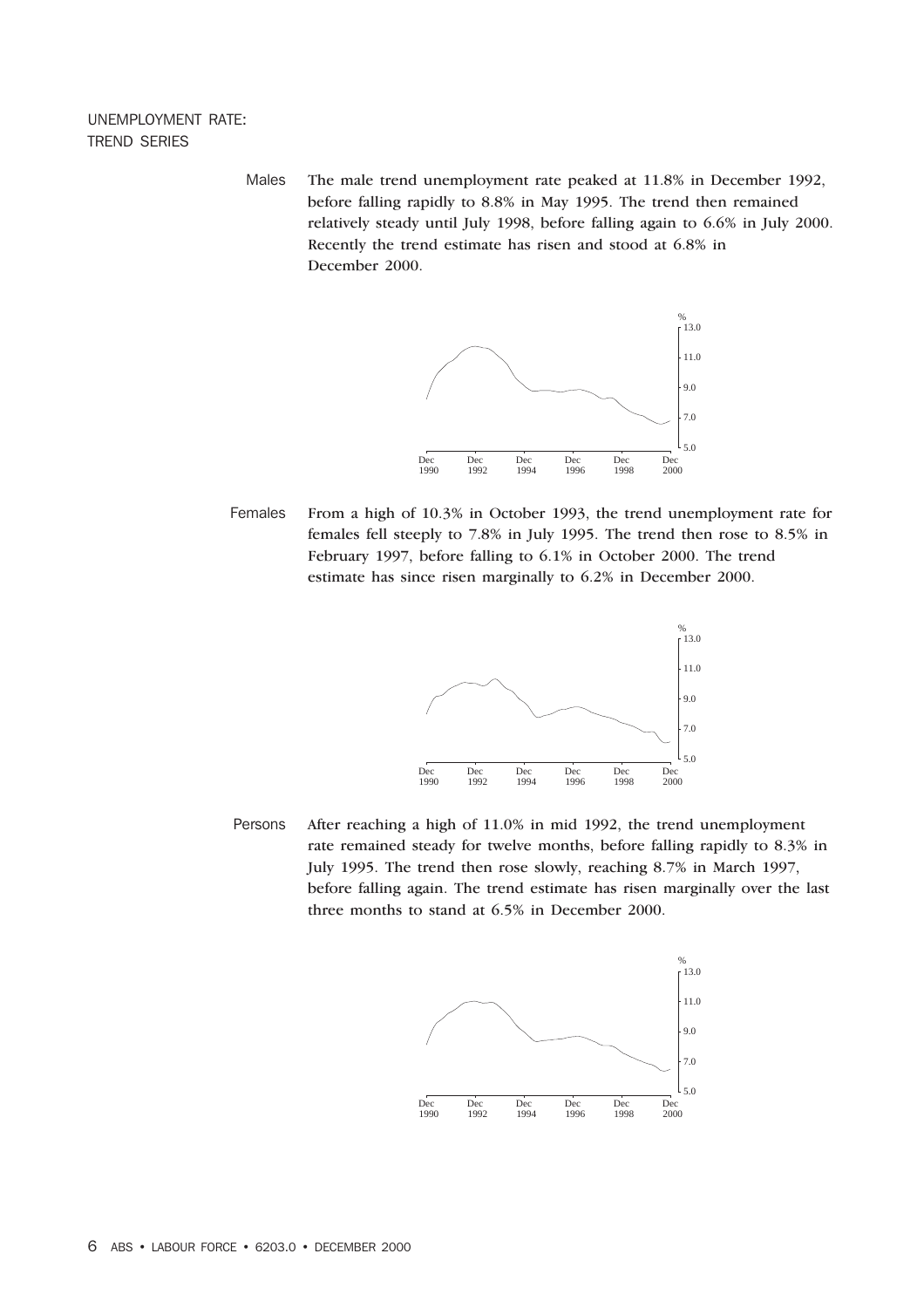## UNEMPLOYMENT RATE: TREND SERIES

**Males**

The male trend unemployment rate peaked at 11.8% in December 1992, before falling rapidly to 8.8% in May 1995. The trend then remained relatively steady until July 1998, before falling again to 6.6% in July 2000. Recently the trend estimate has risen and stood at 6.8% in December 2000.

**Females**

From a high of 10.3% in October 1993, the trend unemployment rate for females fell steeply to 7.8% in July 1995. The trend then rose to 8.5% in February 1997, before falling to 6.1% in October 2000. The trend estimate has since risen marginally to 6.2% in December 2000.

**Persons**

After reaching a high of 11.0% in mid 1992, the trend unemployment rate remained steady for twelve months, before falling rapidly to 8.3% in July 1995. The trend then rose slowly, reaching 8.7% in March 1997, before falling again. The trend estimate has risen marginally over the last three months to stand at 6.5% in December 2000.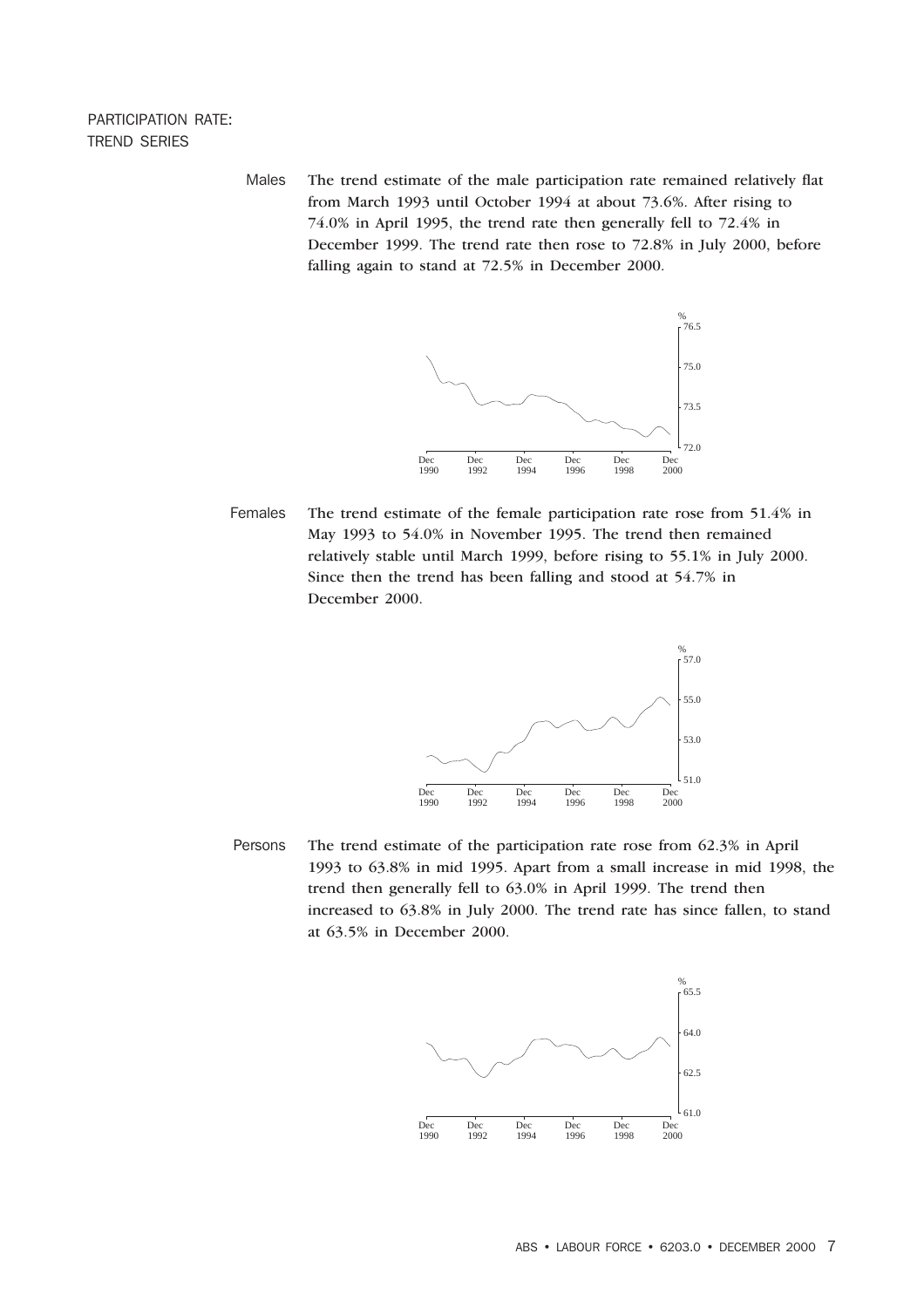## PARTICIPATION RATE: TREND SERIES

**Males** The trend estimate of the male participation rate remained relatively flat from March 1993 until October 1994 at about 73.6%. After rising to 74.0% in April 1995, the trend rate then generally fell to 72.4% in December 1999. The trend rate then rose to 72.8% in July 2000, before falling again to stand at 72.5% in December 2000.

**Females** The trend estimate of the female participation rate rose from 51.4% in May 1993 to 54.0% in November 1995. The trend then remained relatively stable until March 1999, before rising to 55.1% in July 2000. Since then the trend has been falling and stood at 54.7% in December 2000.

**Persons** The trend estimate of the participation rate rose from 62.3% in April 1993 to 63.8% in mid 1995. Apart from a small increase in mid 1998, the trend then generally fell to 63.0% in April 1999. The trend then increased to 63.8% in July 2000. The trend rate has since fallen, to stand at 63.5% in December 2000.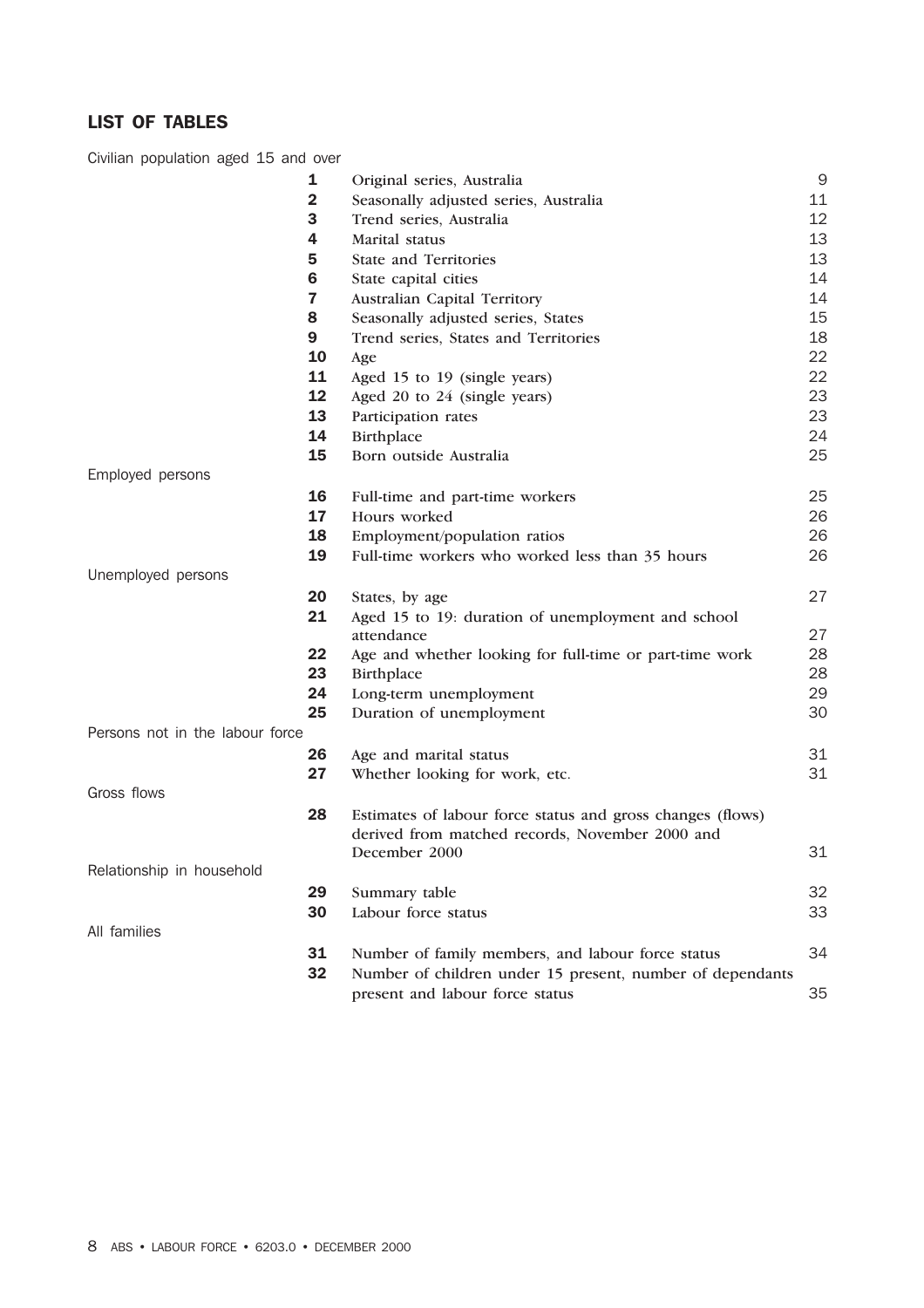## LIST OF TABLES

| | | | |
|---|---|---|---|
| Civilian population aged 15 and over | | | |
| | **1** | Original series, Australia | 9 |
| | **2** | Seasonally adjusted series, Australia | 11 |
| | **3** | Trend series, Australia | 12 |
| | **4** | Marital status | 13 |
| | **5** | State and Territories | 13 |
| | **6** | State capital cities | 14 |
| | **7** | Australian Capital Territory | 14 |
| | **8** | Seasonally adjusted series, States | 15 |
| | **9** | Trend series, States and Territories | 18 |
| | **10** | Age | 22 |
| | **11** | Aged 15 to 19 (single years) | 22 |
| | **12** | Aged 20 to 24 (single years) | 23 |
| | **13** | Participation rates | 23 |
| | **14** | Birthplace | 24 |
| | **15** | Born outside Australia | 25 |
| Employed persons | | | |
| | **16** | Full-time and part-time workers | 25 |
| | **17** | Hours worked | 26 |
| | **18** | Employment/population ratios | 26 |
| | **19** | Full-time workers who worked less than 35 hours | 26 |
| Unemployed persons | | | |
| | **20** | States, by age | 27 |
| | **21** | Aged 15 to 19: duration of unemployment and school attendance | 27 |
| | **22** | Age and whether looking for full-time or part-time work | 28 |
| | **23** | Birthplace | 28 |
| | **24** | Long-term unemployment | 29 |
| | **25** | Duration of unemployment | 30 |
| Persons not in the labour force | | | |
| | **26** | Age and marital status | 31 |
| | **27** | Whether looking for work, etc. | 31 |
| Gross flows | | | |
| | **28** | Estimates of labour force status and gross changes (flows) derived from matched records, November 2000 and December 2000 | 31 |
| Relationship in household | | | |
| | **29** | Summary table | 32 |
| | **30** | Labour force status | 33 |
| All families | | | |
| | **31** | Number of family members, and labour force status | 34 |
| | **32** | Number of children under 15 present, number of dependants present and labour force status | 35 |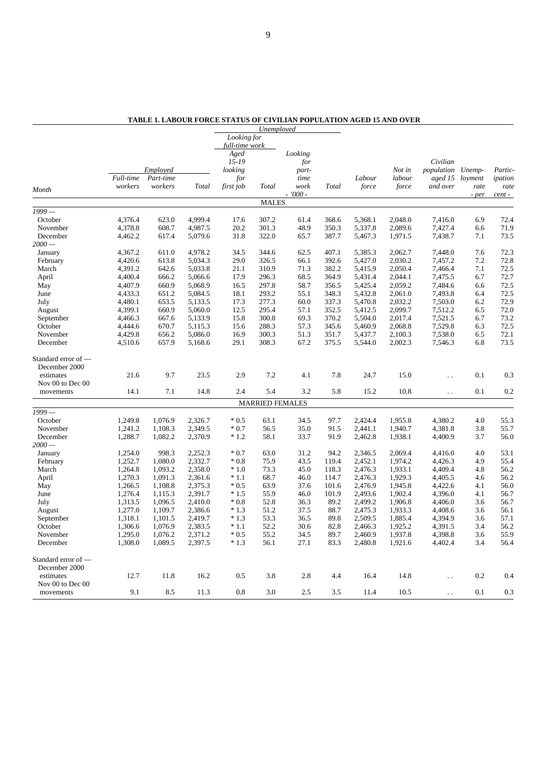**TABLE 1. LABOUR FORCE STATUS OF CIVILIAN POPULATION AGED 15 AND OVER**

| Month | Employed | | | Unemployed | | | | Labour force | Not in labour force | Civilian population aged 15 and over | Unemployment rate | Participation rate |
|---|---|---|---|---|---|---|---|---|---|---|---|---|
| | | | | Looking for full-time work | | | | | | | | |
| | Full-time workers | Part-time workers | Total | Aged 15-19 looking for first job | Total | Looking for part-time work | Total | | | | | |
| | - '000 - | | | | | | | | | | - per cent - | |
| **MALES** | | | | | | | | | | | | |
| *1999 —* | | | | | | | | | | | | |
| October | 4,376.4 | 623.0 | 4,999.4 | 17.6 | 307.2 | 61.4 | 368.6 | 5,368.1 | 2,048.0 | 7,416.0 | 6.9 | 72.4 |
| November | 4,378.8 | 608.7 | 4,987.5 | 20.2 | 301.3 | 48.9 | 350.3 | 5,337.8 | 2,089.6 | 7,427.4 | 6.6 | 71.9 |
| December | 4,462.2 | 617.4 | 5,079.6 | 31.8 | 322.0 | 65.7 | 387.7 | 5,467.3 | 1,971.5 | 7,438.7 | 7.1 | 73.5 |
| *2000 —* | | | | | | | | | | | | |
| January | 4,367.2 | 611.0 | 4,978.2 | 34.5 | 344.6 | 62.5 | 407.1 | 5,385.3 | 2,062.7 | 7,448.0 | 7.6 | 72.3 |
| February | 4,420.6 | 613.8 | 5,034.3 | 29.0 | 326.5 | 66.1 | 392.6 | 5,427.0 | 2,030.2 | 7,457.2 | 7.2 | 72.8 |
| March | 4,391.2 | 642.6 | 5,033.8 | 21.1 | 310.9 | 71.3 | 382.2 | 5,415.9 | 2,050.4 | 7,466.4 | 7.1 | 72.5 |
| April | 4,400.4 | 666.2 | 5,066.6 | 17.9 | 296.3 | 68.5 | 364.9 | 5,431.4 | 2,044.1 | 7,475.5 | 6.7 | 72.7 |
| May | 4,407.9 | 660.9 | 5,068.9 | 16.5 | 297.8 | 58.7 | 356.5 | 5,425.4 | 2,059.2 | 7,484.6 | 6.6 | 72.5 |
| June | 4,433.3 | 651.2 | 5,084.5 | 18.1 | 293.2 | 55.1 | 348.3 | 5,432.8 | 2,061.0 | 7,493.8 | 6.4 | 72.5 |
| July | 4,480.1 | 653.5 | 5,133.5 | 17.3 | 277.3 | 60.0 | 337.3 | 5,470.8 | 2,032.2 | 7,503.0 | 6.2 | 72.9 |
| August | 4,399.1 | 660.9 | 5,060.0 | 12.5 | 295.4 | 57.1 | 352.5 | 5,412.5 | 2,099.7 | 7,512.2 | 6.5 | 72.0 |
| September | 4,466.3 | 667.6 | 5,133.9 | 15.8 | 300.8 | 69.3 | 370.2 | 5,504.0 | 2,017.4 | 7,521.5 | 6.7 | 73.2 |
| October | 4,444.6 | 670.7 | 5,115.3 | 15.6 | 288.3 | 57.3 | 345.6 | 5,460.9 | 2,068.8 | 7,529.8 | 6.3 | 72.5 |
| November | 4,429.8 | 656.2 | 5,086.0 | 16.9 | 300.3 | 51.3 | 351.7 | 5,437.7 | 2,100.3 | 7,538.0 | 6.5 | 72.1 |
| December | 4,510.6 | 657.9 | 5,168.6 | 29.1 | 308.3 | 67.2 | 375.5 | 5,544.0 | 2,002.3 | 7,546.3 | 6.8 | 73.5 |
| Standard error of — December 2000 estimates | 21.6 | 9.7 | 23.5 | 2.9 | 7.2 | 4.1 | 7.8 | 24.7 | 15.0 | . . | 0.1 | 0.3 |
| Nov 00 to Dec 00 movements | 14.1 | 7.1 | 14.8 | 2.4 | 5.4 | 3.2 | 5.8 | 15.2 | 10.8 | . . | 0.1 | 0.2 |
| **MARRIED FEMALES** | | | | | | | | | | | | |
| *1999 —* | | | | | | | | | | | | |
| October | 1,249.8 | 1,076.9 | 2,326.7 | * 0.5 | 63.1 | 34.5 | 97.7 | 2,424.4 | 1,955.8 | 4,380.2 | 4.0 | 55.3 |
| November | 1,241.2 | 1,108.3 | 2,349.5 | * 0.7 | 56.5 | 35.0 | 91.5 | 2,441.1 | 1,940.7 | 4,381.8 | 3.8 | 55.7 |
| December | 1,288.7 | 1,082.2 | 2,370.9 | * 1.2 | 58.1 | 33.7 | 91.9 | 2,462.8 | 1,938.1 | 4,400.9 | 3.7 | 56.0 |
| *2000 —* | | | | | | | | | | | | |
| January | 1,254.0 | 998.3 | 2,252.3 | * 0.7 | 63.0 | 31.2 | 94.2 | 2,346.5 | 2,069.4 | 4,416.0 | 4.0 | 53.1 |
| February | 1,252.7 | 1,080.0 | 2,332.7 | * 0.8 | 75.9 | 43.5 | 119.4 | 2,452.1 | 1,974.2 | 4,426.3 | 4.9 | 55.4 |
| March | 1,264.8 | 1,093.2 | 2,358.0 | * 1.0 | 73.3 | 45.0 | 118.3 | 2,476.3 | 1,933.1 | 4,409.4 | 4.8 | 56.2 |
| April | 1,270.3 | 1,091.3 | 2,361.6 | * 1.1 | 68.7 | 46.0 | 114.7 | 2,476.3 | 1,929.3 | 4,405.5 | 4.6 | 56.2 |
| May | 1,266.5 | 1,108.8 | 2,375.3 | * 0.5 | 63.9 | 37.6 | 101.6 | 2,476.9 | 1,945.8 | 4,422.6 | 4.1 | 56.0 |
| June | 1,276.4 | 1,115.3 | 2,391.7 | * 1.5 | 55.9 | 46.0 | 101.9 | 2,493.6 | 1,902.4 | 4,396.0 | 4.1 | 56.7 |
| July | 1,313.5 | 1,096.5 | 2,410.0 | * 0.8 | 52.8 | 36.3 | 89.2 | 2,499.2 | 1,906.8 | 4,406.0 | 3.6 | 56.7 |
| August | 1,277.0 | 1,109.7 | 2,386.6 | * 1.3 | 51.2 | 37.5 | 88.7 | 2,475.3 | 1,933.3 | 4,408.6 | 3.6 | 56.1 |
| September | 1,318.1 | 1,101.5 | 2,419.7 | * 1.3 | 53.3 | 36.5 | 89.8 | 2,509.5 | 1,885.4 | 4,394.9 | 3.6 | 57.1 |
| October | 1,306.6 | 1,076.9 | 2,383.5 | * 1.1 | 52.2 | 30.6 | 82.8 | 2,466.3 | 1,925.2 | 4,391.5 | 3.4 | 56.2 |
| November | 1,295.0 | 1,076.2 | 2,371.2 | * 0.5 | 55.2 | 34.5 | 89.7 | 2,460.9 | 1,937.8 | 4,398.8 | 3.6 | 55.9 |
| December | 1,308.0 | 1,089.5 | 2,397.5 | * 1.3 | 56.1 | 27.1 | 83.3 | 2,480.8 | 1,921.6 | 4,402.4 | 3.4 | 56.4 |
| Standard error of — December 2000 estimates | 12.7 | 11.8 | 16.2 | 0.5 | 3.8 | 2.8 | 4.4 | 16.4 | 14.8 | . . | 0.2 | 0.4 |
| Nov 00 to Dec 00 movements | 9.1 | 8.5 | 11.3 | 0.8 | 3.0 | 2.5 | 3.5 | 11.4 | 10.5 | . . | 0.1 | 0.3 |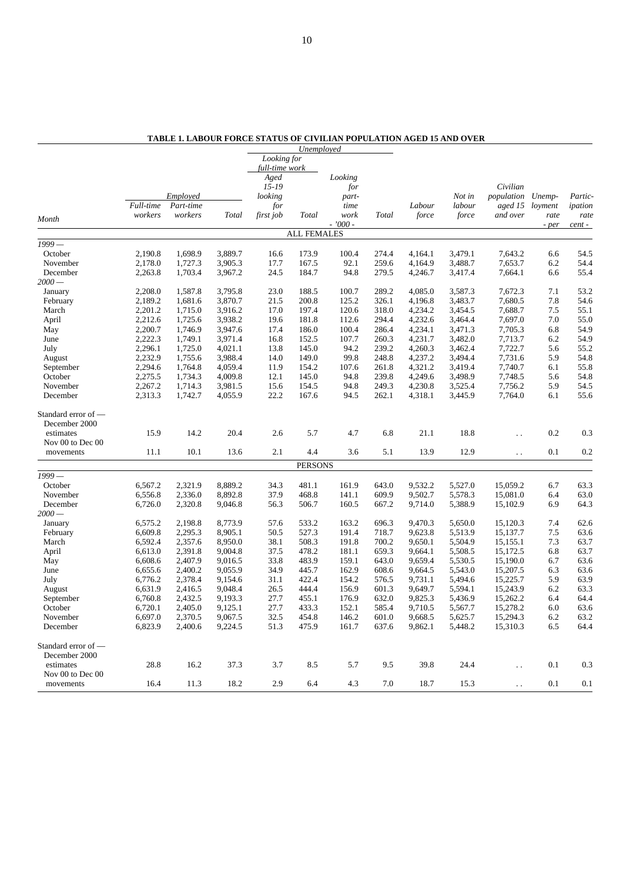**TABLE 1. LABOUR FORCE STATUS OF CIVILIAN POPULATION AGED 15 AND OVER**

| Month | Employed | | | Unemployed | | | | Labour force | Not in labour force | Civilian population aged 15 and over | Unemployment rate | Participation rate |
|---|---|---|---|---|---|---|---|---|---|---|---|---|
| | | | | Looking for full-time work | | | | | | | | |
| | Full-time workers | Part-time workers | Total | Aged 15-19 looking for first job | Total | Looking for part-time work | Total | | | | | |
| | - '000 - | | | | | | | | | | - per cent - | |
| **ALL FEMALES** | | | | | | | | | | | | |
| *1999 —* | | | | | | | | | | | | |
| October | 2,190.8 | 1,698.9 | 3,889.7 | 16.6 | 173.9 | 100.4 | 274.4 | 4,164.1 | 3,479.1 | 7,643.2 | 6.6 | 54.5 |
| November | 2,178.0 | 1,727.3 | 3,905.3 | 17.7 | 167.5 | 92.1 | 259.6 | 4,164.9 | 3,488.7 | 7,653.7 | 6.2 | 54.4 |
| December | 2,263.8 | 1,703.4 | 3,967.2 | 24.5 | 184.7 | 94.8 | 279.5 | 4,246.7 | 3,417.4 | 7,664.1 | 6.6 | 55.4 |
| *2000 —* | | | | | | | | | | | | |
| January | 2,208.0 | 1,587.8 | 3,795.8 | 23.0 | 188.5 | 100.7 | 289.2 | 4,085.0 | 3,587.3 | 7,672.3 | 7.1 | 53.2 |
| February | 2,189.2 | 1,681.6 | 3,870.7 | 21.5 | 200.8 | 125.2 | 326.1 | 4,196.8 | 3,483.7 | 7,680.5 | 7.8 | 54.6 |
| March | 2,201.2 | 1,715.0 | 3,916.2 | 17.0 | 197.4 | 120.6 | 318.0 | 4,234.2 | 3,454.5 | 7,688.7 | 7.5 | 55.1 |
| April | 2,212.6 | 1,725.6 | 3,938.2 | 19.6 | 181.8 | 112.6 | 294.4 | 4,232.6 | 3,464.4 | 7,697.0 | 7.0 | 55.0 |
| May | 2,200.7 | 1,746.9 | 3,947.6 | 17.4 | 186.0 | 100.4 | 286.4 | 4,234.1 | 3,471.3 | 7,705.3 | 6.8 | 54.9 |
| June | 2,222.3 | 1,749.1 | 3,971.4 | 16.8 | 152.5 | 107.7 | 260.3 | 4,231.7 | 3,482.0 | 7,713.7 | 6.2 | 54.9 |
| July | 2,296.1 | 1,725.0 | 4,021.1 | 13.8 | 145.0 | 94.2 | 239.2 | 4,260.3 | 3,462.4 | 7,722.7 | 5.6 | 55.2 |
| August | 2,232.9 | 1,755.6 | 3,988.4 | 14.0 | 149.0 | 99.8 | 248.8 | 4,237.2 | 3,494.4 | 7,731.6 | 5.9 | 54.8 |
| September | 2,294.6 | 1,764.8 | 4,059.4 | 11.9 | 154.2 | 107.6 | 261.8 | 4,321.2 | 3,419.4 | 7,740.7 | 6.1 | 55.8 |
| October | 2,275.5 | 1,734.3 | 4,009.8 | 12.1 | 145.0 | 94.8 | 239.8 | 4,249.6 | 3,498.9 | 7,748.5 | 5.6 | 54.8 |
| November | 2,267.2 | 1,714.3 | 3,981.5 | 15.6 | 154.5 | 94.8 | 249.3 | 4,230.8 | 3,525.4 | 7,756.2 | 5.9 | 54.5 |
| December | 2,313.3 | 1,742.7 | 4,055.9 | 22.2 | 167.6 | 94.5 | 262.1 | 4,318.1 | 3,445.9 | 7,764.0 | 6.1 | 55.6 |
| Standard error of — December 2000 estimates | 15.9 | 14.2 | 20.4 | 2.6 | 5.7 | 4.7 | 6.8 | 21.1 | 18.8 | . . | 0.2 | 0.3 |
| Nov 00 to Dec 00 movements | 11.1 | 10.1 | 13.6 | 2.1 | 4.4 | 3.6 | 5.1 | 13.9 | 12.9 | . . | 0.1 | 0.2 |
| **PERSONS** | | | | | | | | | | | | |
| *1999 —* | | | | | | | | | | | | |
| October | 6,567.2 | 2,321.9 | 8,889.2 | 34.3 | 481.1 | 161.9 | 643.0 | 9,532.2 | 5,527.0 | 15,059.2 | 6.7 | 63.3 |
| November | 6,556.8 | 2,336.0 | 8,892.8 | 37.9 | 468.8 | 141.1 | 609.9 | 9,502.7 | 5,578.3 | 15,081.0 | 6.4 | 63.0 |
| December | 6,726.0 | 2,320.8 | 9,046.8 | 56.3 | 506.7 | 160.5 | 667.2 | 9,714.0 | 5,388.9 | 15,102.9 | 6.9 | 64.3 |
| *2000 —* | | | | | | | | | | | | |
| January | 6,575.2 | 2,198.8 | 8,773.9 | 57.6 | 533.2 | 163.2 | 696.3 | 9,470.3 | 5,650.0 | 15,120.3 | 7.4 | 62.6 |
| February | 6,609.8 | 2,295.3 | 8,905.1 | 50.5 | 527.3 | 191.4 | 718.7 | 9,623.8 | 5,513.9 | 15,137.7 | 7.5 | 63.6 |
| March | 6,592.4 | 2,357.6 | 8,950.0 | 38.1 | 508.3 | 191.8 | 700.2 | 9,650.1 | 5,504.9 | 15,155.1 | 7.3 | 63.7 |
| April | 6,613.0 | 2,391.8 | 9,004.8 | 37.5 | 478.2 | 181.1 | 659.3 | 9,664.1 | 5,508.5 | 15,172.5 | 6.8 | 63.7 |
| May | 6,608.6 | 2,407.9 | 9,016.5 | 33.8 | 483.9 | 159.1 | 643.0 | 9,659.4 | 5,530.5 | 15,190.0 | 6.7 | 63.6 |
| June | 6,655.6 | 2,400.2 | 9,055.9 | 34.9 | 445.7 | 162.9 | 608.6 | 9,664.5 | 5,543.0 | 15,207.5 | 6.3 | 63.6 |
| July | 6,776.2 | 2,378.4 | 9,154.6 | 31.1 | 422.4 | 154.2 | 576.5 | 9,731.1 | 5,494.6 | 15,225.7 | 5.9 | 63.9 |
| August | 6,631.9 | 2,416.5 | 9,048.4 | 26.5 | 444.4 | 156.9 | 601.3 | 9,649.7 | 5,594.1 | 15,243.9 | 6.2 | 63.3 |
| September | 6,760.8 | 2,432.5 | 9,193.3 | 27.7 | 455.1 | 176.9 | 632.0 | 9,825.3 | 5,436.9 | 15,262.2 | 6.4 | 64.4 |
| October | 6,720.1 | 2,405.0 | 9,125.1 | 27.7 | 433.3 | 152.1 | 585.4 | 9,710.5 | 5,567.7 | 15,278.2 | 6.0 | 63.6 |
| November | 6,697.0 | 2,370.5 | 9,067.5 | 32.5 | 454.8 | 146.2 | 601.0 | 9,668.5 | 5,625.7 | 15,294.3 | 6.2 | 63.2 |
| December | 6,823.9 | 2,400.6 | 9,224.5 | 51.3 | 475.9 | 161.7 | 637.6 | 9,862.1 | 5,448.2 | 15,310.3 | 6.5 | 64.4 |
| Standard error of — December 2000 estimates | 28.8 | 16.2 | 37.3 | 3.7 | 8.5 | 5.7 | 9.5 | 39.8 | 24.4 | . . | 0.1 | 0.3 |
| Nov 00 to Dec 00 movements | 16.4 | 11.3 | 18.2 | 2.9 | 6.4 | 4.3 | 7.0 | 18.7 | 15.3 | . . | 0.1 | 0.1 |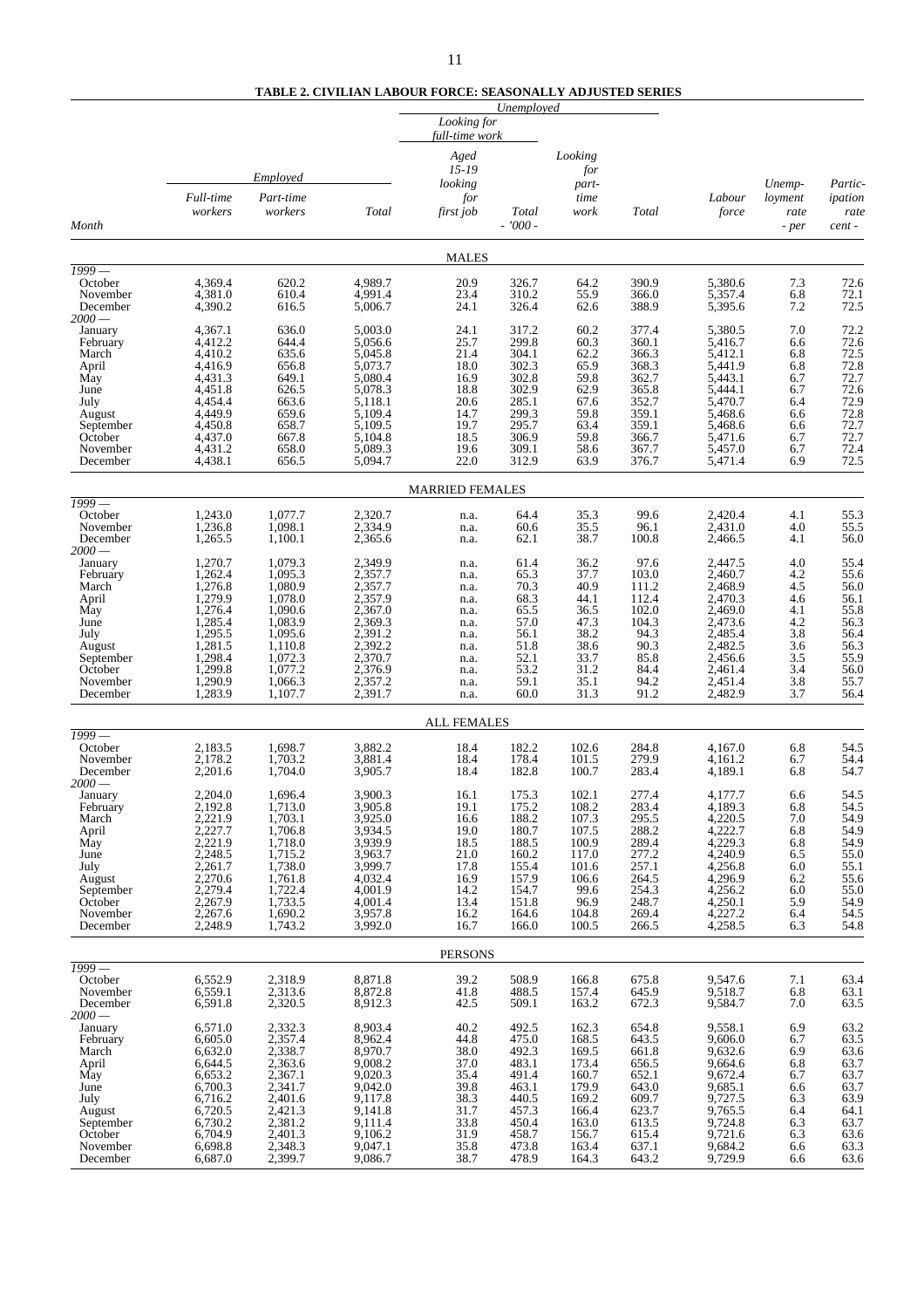**TABLE 2. CIVILIAN LABOUR FORCE: SEASONALLY ADJUSTED SERIES**

| Month | Employed | | | Unemployed | | | | Labour force | Unemployment rate | Participation rate |
|---|---|---|---|---|---|---|---|---|---|---|
| | | | | Looking for full-time work | | | | | | |
| | Full-time workers | Part-time workers | Total | Aged 15-19 looking for first job | Total | Looking for part-time work | Total | | | |
| | | | | - '000 - | | | | | - per cent - | |
| **MALES** | | | | | | | | | | |
| *1999 —* | | | | | | | | | | |
| October | 4,369.4 | 620.2 | 4,989.7 | 20.9 | 326.7 | 64.2 | 390.9 | 5,380.6 | 7.3 | 72.6 |
| November | 4,381.0 | 610.4 | 4,991.4 | 23.4 | 310.2 | 55.9 | 366.0 | 5,357.4 | 6.8 | 72.1 |
| December | 4,390.2 | 616.5 | 5,006.7 | 24.1 | 326.4 | 62.6 | 388.9 | 5,395.6 | 7.2 | 72.5 |
| *2000 —* | | | | | | | | | | |
| January | 4,367.1 | 636.0 | 5,003.0 | 24.1 | 317.2 | 60.2 | 377.4 | 5,380.5 | 7.0 | 72.2 |
| February | 4,412.2 | 644.4 | 5,056.6 | 25.7 | 299.8 | 60.3 | 360.1 | 5,416.7 | 6.6 | 72.6 |
| March | 4,410.2 | 635.6 | 5,045.8 | 21.4 | 304.1 | 62.2 | 366.3 | 5,412.1 | 6.8 | 72.5 |
| April | 4,416.9 | 656.8 | 5,073.7 | 18.0 | 302.3 | 65.9 | 368.3 | 5,441.9 | 6.8 | 72.8 |
| May | 4,431.3 | 649.1 | 5,080.4 | 16.9 | 302.8 | 59.8 | 362.7 | 5,443.1 | 6.7 | 72.7 |
| June | 4,451.8 | 626.5 | 5,078.3 | 18.8 | 302.9 | 62.9 | 365.8 | 5,444.1 | 6.7 | 72.6 |
| July | 4,454.4 | 663.6 | 5,118.1 | 20.6 | 285.1 | 67.6 | 352.7 | 5,470.7 | 6.4 | 72.9 |
| August | 4,449.9 | 659.6 | 5,109.4 | 14.7 | 299.3 | 59.8 | 359.1 | 5,468.6 | 6.6 | 72.8 |
| September | 4,450.8 | 658.7 | 5,109.5 | 19.7 | 295.7 | 63.4 | 359.1 | 5,468.6 | 6.6 | 72.7 |
| October | 4,437.0 | 667.8 | 5,104.8 | 18.5 | 306.9 | 59.8 | 366.7 | 5,471.6 | 6.7 | 72.7 |
| November | 4,431.2 | 658.0 | 5,089.3 | 19.6 | 309.1 | 58.6 | 367.7 | 5,457.0 | 6.7 | 72.4 |
| December | 4,438.1 | 656.5 | 5,094.7 | 22.0 | 312.9 | 63.9 | 376.7 | 5,471.4 | 6.9 | 72.5 |
| **MARRIED FEMALES** | | | | | | | | | | |
| *1999 —* | | | | | | | | | | |
| October | 1,243.0 | 1,077.7 | 2,320.7 | n.a. | 64.4 | 35.3 | 99.6 | 2,420.4 | 4.1 | 55.3 |
| November | 1,236.8 | 1,098.1 | 2,334.9 | n.a. | 60.6 | 35.5 | 96.1 | 2,431.0 | 4.0 | 55.5 |
| December | 1,265.5 | 1,100.1 | 2,365.6 | n.a. | 62.1 | 38.7 | 100.8 | 2,466.5 | 4.1 | 56.0 |
| *2000 —* | | | | | | | | | | |
| January | 1,270.7 | 1,079.3 | 2,349.9 | n.a. | 61.4 | 36.2 | 97.6 | 2,447.5 | 4.0 | 55.4 |
| February | 1,262.4 | 1,095.3 | 2,357.7 | n.a. | 65.3 | 37.7 | 103.0 | 2,460.7 | 4.2 | 55.6 |
| March | 1,276.8 | 1,080.9 | 2,357.7 | n.a. | 70.3 | 40.9 | 111.2 | 2,468.9 | 4.5 | 56.0 |
| April | 1,279.9 | 1,078.0 | 2,357.9 | n.a. | 68.3 | 44.1 | 112.4 | 2,470.3 | 4.6 | 56.1 |
| May | 1,276.4 | 1,090.6 | 2,367.0 | n.a. | 65.5 | 36.5 | 102.0 | 2,469.0 | 4.1 | 55.8 |
| June | 1,285.4 | 1,083.9 | 2,369.3 | n.a. | 57.0 | 47.3 | 104.3 | 2,473.6 | 4.2 | 56.3 |
| July | 1,295.5 | 1,095.6 | 2,391.2 | n.a. | 56.1 | 38.2 | 94.3 | 2,485.4 | 3.8 | 56.4 |
| August | 1,281.5 | 1,110.8 | 2,392.2 | n.a. | 51.8 | 38.6 | 90.3 | 2,482.5 | 3.6 | 56.3 |
| September | 1,298.4 | 1,072.3 | 2,370.7 | n.a. | 52.1 | 33.7 | 85.8 | 2,456.6 | 3.5 | 55.9 |
| October | 1,299.8 | 1,077.2 | 2,376.9 | n.a. | 53.2 | 31.2 | 84.4 | 2,461.4 | 3.4 | 56.0 |
| November | 1,290.9 | 1,066.3 | 2,357.2 | n.a. | 59.1 | 35.1 | 94.2 | 2,451.4 | 3.8 | 55.7 |
| December | 1,283.9 | 1,107.7 | 2,391.7 | n.a. | 60.0 | 31.3 | 91.2 | 2,482.9 | 3.7 | 56.4 |
| **ALL FEMALES** | | | | | | | | | | |
| *1999 —* | | | | | | | | | | |
| October | 2,183.5 | 1,698.7 | 3,882.2 | 18.4 | 182.2 | 102.6 | 284.8 | 4,167.0 | 6.8 | 54.5 |
| November | 2,178.2 | 1,703.2 | 3,881.4 | 18.4 | 178.4 | 101.5 | 279.9 | 4,161.2 | 6.7 | 54.4 |
| December | 2,201.6 | 1,704.0 | 3,905.7 | 18.4 | 182.8 | 100.7 | 283.4 | 4,189.1 | 6.8 | 54.7 |
| *2000 —* | | | | | | | | | | |
| January | 2,204.0 | 1,696.4 | 3,900.3 | 16.1 | 175.3 | 102.1 | 277.4 | 4,177.7 | 6.6 | 54.5 |
| February | 2,192.8 | 1,713.0 | 3,905.8 | 19.1 | 175.2 | 108.2 | 283.4 | 4,189.3 | 6.8 | 54.5 |
| March | 2,221.9 | 1,703.1 | 3,925.0 | 16.6 | 188.2 | 107.3 | 295.5 | 4,220.5 | 7.0 | 54.9 |
| April | 2,227.7 | 1,706.8 | 3,934.5 | 19.0 | 180.7 | 107.5 | 288.2 | 4,222.7 | 6.8 | 54.9 |
| May | 2,221.9 | 1,718.0 | 3,939.9 | 18.5 | 188.5 | 100.9 | 289.4 | 4,229.3 | 6.8 | 54.9 |
| June | 2,248.5 | 1,715.2 | 3,963.7 | 21.0 | 160.2 | 117.0 | 277.2 | 4,240.9 | 6.5 | 55.0 |
| July | 2,261.7 | 1,738.0 | 3,999.7 | 17.8 | 155.4 | 101.6 | 257.1 | 4,256.8 | 6.0 | 55.1 |
| August | 2,270.6 | 1,761.8 | 4,032.4 | 16.9 | 157.9 | 106.6 | 264.5 | 4,296.9 | 6.2 | 55.6 |
| September | 2,279.4 | 1,722.4 | 4,001.9 | 14.2 | 154.7 | 99.6 | 254.3 | 4,256.2 | 6.0 | 55.0 |
| October | 2,267.9 | 1,733.5 | 4,001.4 | 13.4 | 151.8 | 96.9 | 248.7 | 4,250.1 | 5.9 | 54.9 |
| November | 2,267.6 | 1,690.2 | 3,957.8 | 16.2 | 164.6 | 104.8 | 269.4 | 4,227.2 | 6.4 | 54.5 |
| December | 2,248.9 | 1,743.2 | 3,992.0 | 16.7 | 166.0 | 100.5 | 266.5 | 4,258.5 | 6.3 | 54.8 |
| **PERSONS** | | | | | | | | | | |
| *1999 —* | | | | | | | | | | |
| October | 6,552.9 | 2,318.9 | 8,871.8 | 39.2 | 508.9 | 166.8 | 675.8 | 9,547.6 | 7.1 | 63.4 |
| November | 6,559.1 | 2,313.6 | 8,872.8 | 41.8 | 488.5 | 157.4 | 645.9 | 9,518.7 | 6.8 | 63.1 |
| December | 6,591.8 | 2,320.5 | 8,912.3 | 42.5 | 509.1 | 163.2 | 672.3 | 9,584.7 | 7.0 | 63.5 |
| *2000 —* | | | | | | | | | | |
| January | 6,571.0 | 2,332.3 | 8,903.4 | 40.2 | 492.5 | 162.3 | 654.8 | 9,558.1 | 6.9 | 63.2 |
| February | 6,605.0 | 2,357.4 | 8,962.4 | 44.8 | 475.0 | 168.5 | 643.5 | 9,606.0 | 6.7 | 63.5 |
| March | 6,632.0 | 2,338.7 | 8,970.7 | 38.0 | 492.3 | 169.5 | 661.8 | 9,632.6 | 6.9 | 63.6 |
| April | 6,644.5 | 2,363.6 | 9,008.2 | 37.0 | 483.1 | 173.4 | 656.5 | 9,664.6 | 6.8 | 63.7 |
| May | 6,653.2 | 2,367.1 | 9,020.3 | 35.4 | 491.4 | 160.7 | 652.1 | 9,672.4 | 6.7 | 63.7 |
| June | 6,700.3 | 2,341.7 | 9,042.0 | 39.8 | 463.1 | 179.9 | 643.0 | 9,685.1 | 6.6 | 63.7 |
| July | 6,716.2 | 2,401.6 | 9,117.8 | 38.3 | 440.5 | 169.2 | 609.7 | 9,727.5 | 6.3 | 63.9 |
| August | 6,720.5 | 2,421.3 | 9,141.8 | 31.7 | 457.3 | 166.4 | 623.7 | 9,765.5 | 6.4 | 64.1 |
| September | 6,730.2 | 2,381.2 | 9,111.4 | 33.8 | 450.4 | 163.0 | 613.5 | 9,724.8 | 6.3 | 63.7 |
| October | 6,704.9 | 2,401.3 | 9,106.2 | 31.9 | 458.7 | 156.7 | 615.4 | 9,721.6 | 6.3 | 63.6 |
| November | 6,698.8 | 2,348.3 | 9,047.1 | 35.8 | 473.8 | 163.4 | 637.1 | 9,684.2 | 6.6 | 63.3 |
| December | 6,687.0 | 2,399.7 | 9,086.7 | 38.7 | 478.9 | 164.3 | 643.2 | 9,729.9 | 6.6 | 63.6 |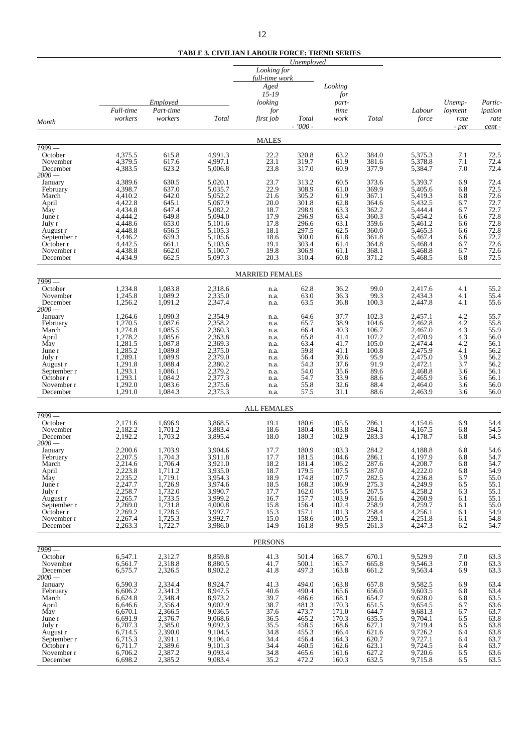**TABLE 3. CIVILIAN LABOUR FORCE: TREND SERIES**

| Month | Employed | | | Unemployed | | | | | | | |
|---|---|---|---|---|---|---|---|---|---|---|---|
| | | | | Looking for full-time work | | | | | | | |
| | Full-time workers | Part-time workers | Total | Aged 15-19 looking for first job | Total | Looking for part-time work | Total | Labour force | Unemployment rate | Participation rate |
| | | | | | - '000 - | | | | - per | cent - |
| **MALES** | | | | | | | | | | |
| 1999 — | | | | | | | | | | |
| October | 4,375.5 | 615.8 | 4,991.3 | 22.2 | 320.8 | 63.2 | 384.0 | 5,375.3 | 7.1 | 72.5 |
| November | 4,379.5 | 617.6 | 4,997.1 | 23.1 | 319.7 | 61.9 | 381.6 | 5,378.8 | 7.1 | 72.4 |
| December | 4,383.5 | 623.2 | 5,006.8 | 23.8 | 317.0 | 60.9 | 377.9 | 5,384.7 | 7.0 | 72.4 |
| 2000 — | | | | | | | | | | |
| January | 4,389.6 | 630.5 | 5,020.1 | 23.7 | 313.2 | 60.5 | 373.6 | 5,393.7 | 6.9 | 72.4 |
| February | 4,398.7 | 637.0 | 5,035.7 | 22.9 | 308.9 | 61.0 | 369.9 | 5,405.6 | 6.8 | 72.5 |
| March | 4,410.2 | 642.0 | 5,052.2 | 21.6 | 305.2 | 61.9 | 367.1 | 5,419.3 | 6.8 | 72.6 |
| April | 4,422.8 | 645.1 | 5,067.9 | 20.0 | 301.8 | 62.8 | 364.6 | 5,432.5 | 6.7 | 72.7 |
| May | 4,434.8 | 647.4 | 5,082.2 | 18.7 | 298.9 | 63.3 | 362.2 | 5,444.4 | 6.7 | 72.7 |
| June r | 4,444.2 | 649.8 | 5,094.0 | 17.9 | 296.9 | 63.4 | 360.3 | 5,454.2 | 6.6 | 72.8 |
| July r | 4,448.6 | 653.0 | 5,101.6 | 17.8 | 296.6 | 63.1 | 359.6 | 5,461.2 | 6.6 | 72.8 |
| August r | 4,448.8 | 656.5 | 5,105.3 | 18.1 | 297.5 | 62.5 | 360.0 | 5,465.3 | 6.6 | 72.8 |
| September r | 4,446.2 | 659.3 | 5,105.6 | 18.6 | 300.0 | 61.8 | 361.8 | 5,467.4 | 6.6 | 72.7 |
| October r | 4,442.5 | 661.1 | 5,103.6 | 19.1 | 303.4 | 61.4 | 364.8 | 5,468.4 | 6.7 | 72.6 |
| November r | 4,438.8 | 662.0 | 5,100.7 | 19.8 | 306.9 | 61.1 | 368.1 | 5,468.8 | 6.7 | 72.6 |
| December | 4,434.9 | 662.5 | 5,097.3 | 20.3 | 310.4 | 60.8 | 371.2 | 5,468.5 | 6.8 | 72.5 |
| **MARRIED FEMALES** | | | | | | | | | | |
| 1999 — | | | | | | | | | | |
| October | 1,234.8 | 1,083.8 | 2,318.6 | n.a. | 62.8 | 36.2 | 99.0 | 2,417.6 | 4.1 | 55.2 |
| November | 1,245.8 | 1,089.2 | 2,335.0 | n.a. | 63.0 | 36.3 | 99.3 | 2,434.3 | 4.1 | 55.4 |
| December | 1,256.2 | 1,091.2 | 2,347.4 | n.a. | 63.5 | 36.8 | 100.3 | 2,447.8 | 4.1 | 55.6 |
| 2000 — | | | | | | | | | | |
| January | 1,264.6 | 1,090.3 | 2,354.9 | n.a. | 64.6 | 37.7 | 102.3 | 2,457.1 | 4.2 | 55.7 |
| February | 1,270.5 | 1,087.6 | 2,358.2 | n.a. | 65.7 | 38.9 | 104.6 | 2,462.8 | 4.2 | 55.8 |
| March | 1,274.8 | 1,085.5 | 2,360.3 | n.a. | 66.4 | 40.3 | 106.7 | 2,467.0 | 4.3 | 55.9 |
| April | 1,278.2 | 1,085.6 | 2,363.8 | n.a. | 65.8 | 41.4 | 107.2 | 2,470.9 | 4.3 | 56.0 |
| May | 1,281.5 | 1,087.8 | 2,369.3 | n.a. | 63.4 | 41.7 | 105.0 | 2,474.4 | 4.2 | 56.1 |
| June r | 1,285.2 | 1,089.8 | 2,375.0 | n.a. | 59.8 | 41.1 | 100.8 | 2,475.9 | 4.1 | 56.2 |
| July r | 1,289.1 | 1,089.9 | 2,379.0 | n.a. | 56.4 | 39.6 | 95.9 | 2,475.0 | 3.9 | 56.2 |
| August r | 1,291.8 | 1,088.4 | 2,380.2 | n.a. | 54.3 | 37.6 | 91.9 | 2,472.1 | 3.7 | 56.2 |
| September r | 1,293.1 | 1,086.1 | 2,379.2 | n.a. | 54.0 | 35.6 | 89.6 | 2,468.8 | 3.6 | 56.1 |
| October r | 1,293.1 | 1,084.2 | 2,377.3 | n.a. | 54.7 | 33.9 | 88.6 | 2,465.9 | 3.6 | 56.1 |
| November r | 1,292.0 | 1,083.6 | 2,375.6 | n.a. | 55.8 | 32.6 | 88.4 | 2,464.0 | 3.6 | 56.0 |
| December | 1,291.0 | 1,084.3 | 2,375.3 | n.a. | 57.5 | 31.1 | 88.6 | 2,463.9 | 3.6 | 56.0 |
| **ALL FEMALES** | | | | | | | | | | |
| 1999 — | | | | | | | | | | |
| October | 2,171.6 | 1,696.9 | 3,868.5 | 19.1 | 180.6 | 105.5 | 286.1 | 4,154.6 | 6.9 | 54.4 |
| November | 2,182.2 | 1,701.2 | 3,883.4 | 18.6 | 180.4 | 103.8 | 284.1 | 4,167.5 | 6.8 | 54.5 |
| December | 2,192.2 | 1,703.2 | 3,895.4 | 18.0 | 180.3 | 102.9 | 283.3 | 4,178.7 | 6.8 | 54.5 |
| 2000 — | | | | | | | | | | |
| January | 2,200.6 | 1,703.9 | 3,904.6 | 17.7 | 180.9 | 103.3 | 284.2 | 4,188.8 | 6.8 | 54.6 |
| February | 2,207.5 | 1,704.3 | 3,911.8 | 17.7 | 181.5 | 104.6 | 286.1 | 4,197.9 | 6.8 | 54.7 |
| March | 2,214.6 | 1,706.4 | 3,921.0 | 18.2 | 181.4 | 106.2 | 287.6 | 4,208.7 | 6.8 | 54.7 |
| April | 2,223.8 | 1,711.2 | 3,935.0 | 18.7 | 179.5 | 107.5 | 287.0 | 4,222.0 | 6.8 | 54.9 |
| May | 2,235.2 | 1,719.1 | 3,954.3 | 18.9 | 174.8 | 107.7 | 282.5 | 4,236.8 | 6.7 | 55.0 |
| June r | 2,247.7 | 1,726.9 | 3,974.6 | 18.5 | 168.3 | 106.9 | 275.3 | 4,249.9 | 6.5 | 55.1 |
| July r | 2,258.7 | 1,732.0 | 3,990.7 | 17.7 | 162.0 | 105.5 | 267.5 | 4,258.2 | 6.3 | 55.1 |
| August r | 2,265.7 | 1,733.5 | 3,999.2 | 16.7 | 157.7 | 103.9 | 261.6 | 4,260.9 | 6.1 | 55.1 |
| September r | 2,269.0 | 1,731.8 | 4,000.8 | 15.8 | 156.4 | 102.4 | 258.9 | 4,259.7 | 6.1 | 55.0 |
| October r | 2,269.2 | 1,728.5 | 3,997.7 | 15.3 | 157.1 | 101.3 | 258.4 | 4,256.1 | 6.1 | 54.9 |
| November r | 2,267.4 | 1,725.3 | 3,992.7 | 15.0 | 158.6 | 100.5 | 259.1 | 4,251.8 | 6.1 | 54.8 |
| December | 2,263.3 | 1,722.7 | 3,986.0 | 14.9 | 161.8 | 99.5 | 261.3 | 4,247.3 | 6.2 | 54.7 |
| **PERSONS** | | | | | | | | | | |
| 1999 — | | | | | | | | | | |
| October | 6,547.1 | 2,312.7 | 8,859.8 | 41.3 | 501.4 | 168.7 | 670.1 | 9,529.9 | 7.0 | 63.3 |
| November | 6,561.7 | 2,318.8 | 8,880.5 | 41.7 | 500.1 | 165.7 | 665.8 | 9,546.3 | 7.0 | 63.3 |
| December | 6,575.7 | 2,326.5 | 8,902.2 | 41.8 | 497.3 | 163.8 | 661.2 | 9,563.4 | 6.9 | 63.3 |
| 2000 — | | | | | | | | | | |
| January | 6,590.3 | 2,334.4 | 8,924.7 | 41.3 | 494.0 | 163.8 | 657.8 | 9,582.5 | 6.9 | 63.4 |
| February | 6,606.2 | 2,341.3 | 8,947.5 | 40.6 | 490.4 | 165.6 | 656.0 | 9,603.5 | 6.8 | 63.4 |
| March | 6,624.8 | 2,348.4 | 8,973.2 | 39.7 | 486.6 | 168.1 | 654.7 | 9,628.0 | 6.8 | 63.5 |
| April | 6,646.6 | 2,356.4 | 9,002.9 | 38.7 | 481.3 | 170.3 | 651.5 | 9,654.5 | 6.7 | 63.6 |
| May | 6,670.1 | 2,366.5 | 9,036.5 | 37.6 | 473.7 | 171.0 | 644.7 | 9,681.3 | 6.7 | 63.7 |
| June r | 6,691.9 | 2,376.7 | 9,068.6 | 36.5 | 465.2 | 170.3 | 635.5 | 9,704.1 | 6.5 | 63.8 |
| July r | 6,707.3 | 2,385.0 | 9,092.3 | 35.5 | 458.5 | 168.6 | 627.1 | 9,719.4 | 6.5 | 63.8 |
| August r | 6,714.5 | 2,390.0 | 9,104.5 | 34.8 | 455.3 | 166.4 | 621.6 | 9,726.2 | 6.4 | 63.8 |
| September r | 6,715.3 | 2,391.1 | 9,106.4 | 34.4 | 456.4 | 164.3 | 620.7 | 9,727.1 | 6.4 | 63.7 |
| October r | 6,711.7 | 2,389.6 | 9,101.3 | 34.4 | 460.5 | 162.6 | 623.1 | 9,724.5 | 6.4 | 63.7 |
| November r | 6,706.2 | 2,387.2 | 9,093.4 | 34.8 | 465.6 | 161.6 | 627.2 | 9,720.6 | 6.5 | 63.6 |
| December | 6,698.2 | 2,385.2 | 9,083.4 | 35.2 | 472.2 | 160.3 | 632.5 | 9,715.8 | 6.5 | 63.5 |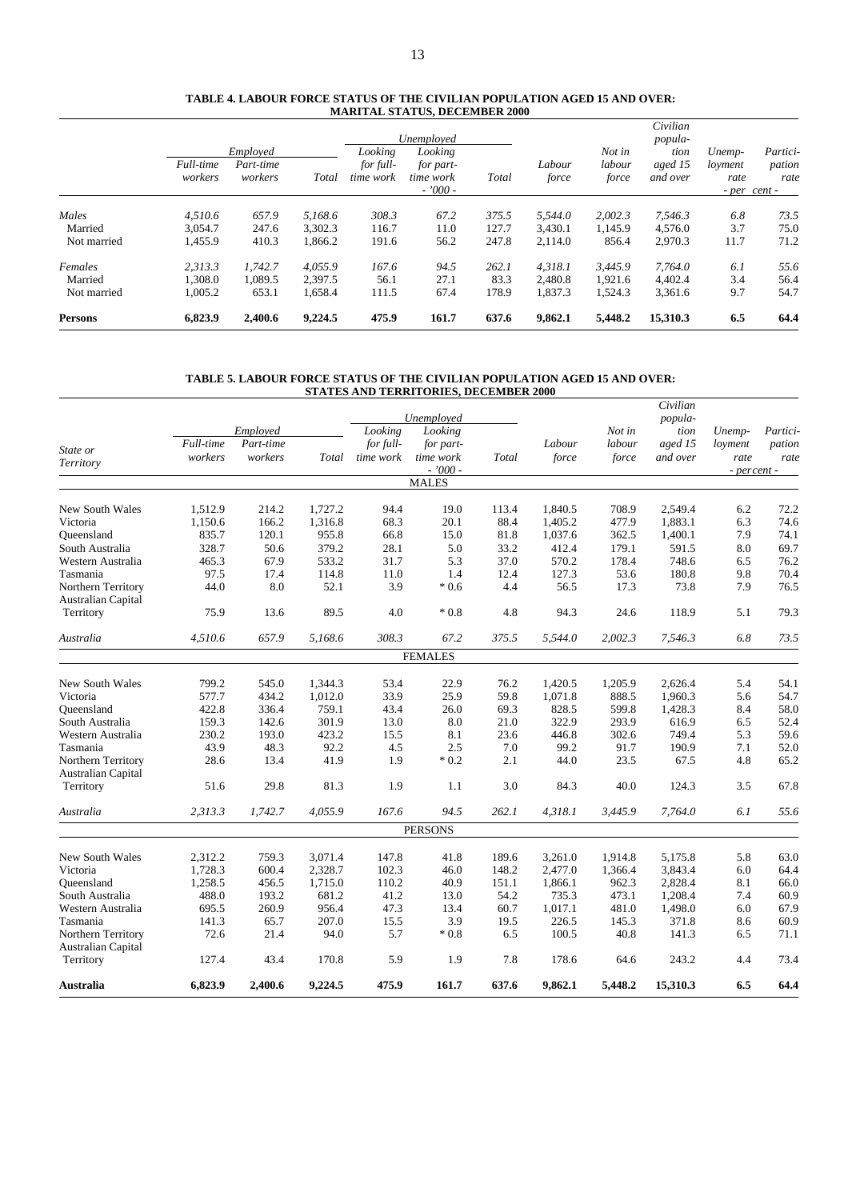**TABLE 4. LABOUR FORCE STATUS OF THE CIVILIAN POPULATION AGED 15 AND OVER: MARITAL STATUS, DECEMBER 2000**

| | Employed | | | Unemployed | | | | | | | |
|---|---|---|---|---|---|---|---|---|---|---|---|
| | *Full-time workers* | *Part-time workers* | *Total* | *Looking for full-time work* | *Looking for part-time work* | *Total* | *Labour force* | *Not in labour force* | *Civilian population aged 15 and over* | *Unemployment rate* | *Participation rate* |
| | | | | | - '000 - | | | | | - per cent - | |
| *Males* | *4,510.6* | *657.9* | *5,168.6* | *308.3* | *67.2* | *375.5* | *5,544.0* | *2,002.3* | *7,546.3* | *6.8* | *73.5* |
| Married | 3,054.7 | 247.6 | 3,302.3 | 116.7 | 11.0 | 127.7 | 3,430.1 | 1,145.9 | 4,576.0 | 3.7 | 75.0 |
| Not married | 1,455.9 | 410.3 | 1,866.2 | 191.6 | 56.2 | 247.8 | 2,114.0 | 856.4 | 2,970.3 | 11.7 | 71.2 |
| *Females* | *2,313.3* | *1,742.7* | *4,055.9* | *167.6* | *94.5* | *262.1* | *4,318.1* | *3,445.9* | *7,764.0* | *6.1* | *55.6* |
| Married | 1,308.0 | 1,089.5 | 2,397.5 | 56.1 | 27.1 | 83.3 | 2,480.8 | 1,921.6 | 4,402.4 | 3.4 | 56.4 |
| Not married | 1,005.2 | 653.1 | 1,658.4 | 111.5 | 67.4 | 178.9 | 1,837.3 | 1,524.3 | 3,361.6 | 9.7 | 54.7 |
| **Persons** | **6,823.9** | **2,400.6** | **9,224.5** | **475.9** | **161.7** | **637.6** | **9,862.1** | **5,448.2** | **15,310.3** | **6.5** | **64.4** |

**TABLE 5. LABOUR FORCE STATUS OF THE CIVILIAN POPULATION AGED 15 AND OVER: STATES AND TERRITORIES, DECEMBER 2000**

| | Employed | | | Unemployed | | | | | | | |
|---|---|---|---|---|---|---|---|---|---|---|---|
| *State or Territory* | *Full-time workers* | *Part-time workers* | *Total* | *Looking for full-time work* | *Looking for part-time work* | *Total* | *Labour force* | *Not in labour force* | *Civilian population aged 15 and over* | *Unemployment rate* | *Participation rate* |
| | | | | | - '000 - | | | | | - percent - | |
| | | | | | MALES | | | | | | |
| New South Wales | 1,512.9 | 214.2 | 1,727.2 | 94.4 | 19.0 | 113.4 | 1,840.5 | 708.9 | 2,549.4 | 6.2 | 72.2 |
| Victoria | 1,150.6 | 166.2 | 1,316.8 | 68.3 | 20.1 | 88.4 | 1,405.2 | 477.9 | 1,883.1 | 6.3 | 74.6 |
| Queensland | 835.7 | 120.1 | 955.8 | 66.8 | 15.0 | 81.8 | 1,037.6 | 362.5 | 1,400.1 | 7.9 | 74.1 |
| South Australia | 328.7 | 50.6 | 379.2 | 28.1 | 5.0 | 33.2 | 412.4 | 179.1 | 591.5 | 8.0 | 69.7 |
| Western Australia | 465.3 | 67.9 | 533.2 | 31.7 | 5.3 | 37.0 | 570.2 | 178.4 | 748.6 | 6.5 | 76.2 |
| Tasmania | 97.5 | 17.4 | 114.8 | 11.0 | 1.4 | 12.4 | 127.3 | 53.6 | 180.8 | 9.8 | 70.4 |
| Northern Territory | 44.0 | 8.0 | 52.1 | 3.9 | * 0.6 | 4.4 | 56.5 | 17.3 | 73.8 | 7.9 | 76.5 |
| Australian Capital Territory | 75.9 | 13.6 | 89.5 | 4.0 | * 0.8 | 4.8 | 94.3 | 24.6 | 118.9 | 5.1 | 79.3 |
| *Australia* | *4,510.6* | *657.9* | *5,168.6* | *308.3* | *67.2* | *375.5* | *5,544.0* | *2,002.3* | *7,546.3* | *6.8* | *73.5* |
| | | | | | FEMALES | | | | | | |
| New South Wales | 799.2 | 545.0 | 1,344.3 | 53.4 | 22.9 | 76.2 | 1,420.5 | 1,205.9 | 2,626.4 | 5.4 | 54.1 |
| Victoria | 577.7 | 434.2 | 1,012.0 | 33.9 | 25.9 | 59.8 | 1,071.8 | 888.5 | 1,960.3 | 5.6 | 54.7 |
| Queensland | 422.8 | 336.4 | 759.1 | 43.4 | 26.0 | 69.3 | 828.5 | 599.8 | 1,428.3 | 8.4 | 58.0 |
| South Australia | 159.3 | 142.6 | 301.9 | 13.0 | 8.0 | 21.0 | 322.9 | 293.9 | 616.9 | 6.5 | 52.4 |
| Western Australia | 230.2 | 193.0 | 423.2 | 15.5 | 8.1 | 23.6 | 446.8 | 302.6 | 749.4 | 5.3 | 59.6 |
| Tasmania | 43.9 | 48.3 | 92.2 | 4.5 | 2.5 | 7.0 | 99.2 | 91.7 | 190.9 | 7.1 | 52.0 |
| Northern Territory | 28.6 | 13.4 | 41.9 | 1.9 | * 0.2 | 2.1 | 44.0 | 23.5 | 67.5 | 4.8 | 65.2 |
| Australian Capital Territory | 51.6 | 29.8 | 81.3 | 1.9 | 1.1 | 3.0 | 84.3 | 40.0 | 124.3 | 3.5 | 67.8 |
| *Australia* | *2,313.3* | *1,742.7* | *4,055.9* | *167.6* | *94.5* | *262.1* | *4,318.1* | *3,445.9* | *7,764.0* | *6.1* | *55.6* |
| | | | | | PERSONS | | | | | | |
| New South Wales | 2,312.2 | 759.3 | 3,071.4 | 147.8 | 41.8 | 189.6 | 3,261.0 | 1,914.8 | 5,175.8 | 5.8 | 63.0 |
| Victoria | 1,728.3 | 600.4 | 2,328.7 | 102.3 | 46.0 | 148.2 | 2,477.0 | 1,366.4 | 3,843.4 | 6.0 | 64.4 |
| Queensland | 1,258.5 | 456.5 | 1,715.0 | 110.2 | 40.9 | 151.1 | 1,866.1 | 962.3 | 2,828.4 | 8.1 | 66.0 |
| South Australia | 488.0 | 193.2 | 681.2 | 41.2 | 13.0 | 54.2 | 735.3 | 473.1 | 1,208.4 | 7.4 | 60.9 |
| Western Australia | 695.5 | 260.9 | 956.4 | 47.3 | 13.4 | 60.7 | 1,017.1 | 481.0 | 1,498.0 | 6.0 | 67.9 |
| Tasmania | 141.3 | 65.7 | 207.0 | 15.5 | 3.9 | 19.5 | 226.5 | 145.3 | 371.8 | 8.6 | 60.9 |
| Northern Territory | 72.6 | 21.4 | 94.0 | 5.7 | * 0.8 | 6.5 | 100.5 | 40.8 | 141.3 | 6.5 | 71.1 |
| Australian Capital Territory | 127.4 | 43.4 | 170.8 | 5.9 | 1.9 | 7.8 | 178.6 | 64.6 | 243.2 | 4.4 | 73.4 |
| **Australia** | **6,823.9** | **2,400.6** | **9,224.5** | **475.9** | **161.7** | **637.6** | **9,862.1** | **5,448.2** | **15,310.3** | **6.5** | **64.4** |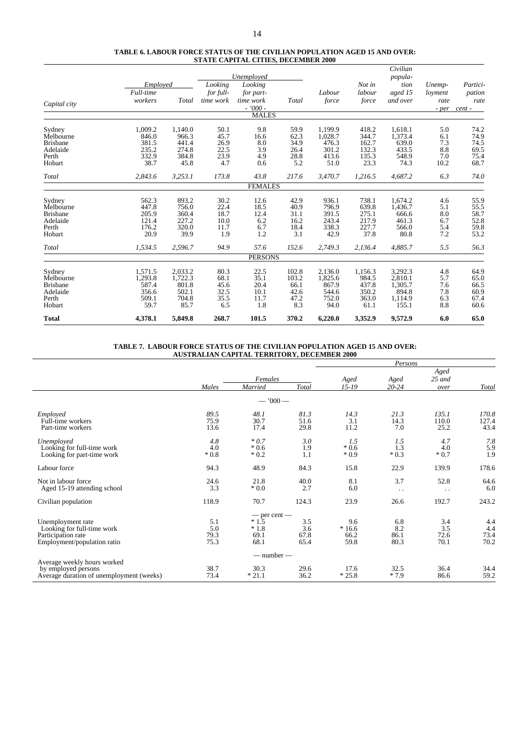**TABLE 6. LABOUR FORCE STATUS OF THE CIVILIAN POPULATION AGED 15 AND OVER: STATE CAPITAL CITIES, DECEMBER 2000**

| Capital city | Employed | | Unemployed | | | Labour force | Not in labour force | Civilian population aged 15 and over | Unemployment rate | Participation rate |
|---|---|---|---|---|---|---|---|---|---|---|
| | Full-time workers | Total | Looking for full-time work | Looking for part-time work | Total | | | | | |
| | - '000 - | | | | | | | | - per cent - | |
| **MALES** | | | | | | | | | | |
| Sydney | 1,009.2 | 1,140.0 | 50.1 | 9.8 | 59.9 | 1,199.9 | 418.2 | 1,618.1 | 5.0 | 74.2 |
| Melbourne | 846.0 | 966.3 | 45.7 | 16.6 | 62.3 | 1,028.7 | 344.7 | 1,373.4 | 6.1 | 74.9 |
| Brisbane | 381.5 | 441.4 | 26.9 | 8.0 | 34.9 | 476.3 | 162.7 | 639.0 | 7.3 | 74.5 |
| Adelaide | 235.2 | 274.8 | 22.5 | 3.9 | 26.4 | 301.2 | 132.3 | 433.5 | 8.8 | 69.5 |
| Perth | 332.9 | 384.8 | 23.9 | 4.9 | 28.8 | 413.6 | 135.3 | 548.9 | 7.0 | 75.4 |
| Hobart | 38.7 | 45.8 | 4.7 | 0.6 | 5.2 | 51.0 | 23.3 | 74.3 | 10.2 | 68.7 |
| *Total* | *2,843.6* | *3,253.1* | *173.8* | *43.8* | *217.6* | *3,470.7* | *1,216.5* | *4,687.2* | *6.3* | *74.0* |
| **FEMALES** | | | | | | | | | | |
| Sydney | 562.3 | 893.2 | 30.2 | 12.6 | 42.9 | 936.1 | 738.1 | 1,674.2 | 4.6 | 55.9 |
| Melbourne | 447.8 | 756.0 | 22.4 | 18.5 | 40.9 | 796.9 | 639.8 | 1,436.7 | 5.1 | 55.5 |
| Brisbane | 205.9 | 360.4 | 18.7 | 12.4 | 31.1 | 391.5 | 275.1 | 666.6 | 8.0 | 58.7 |
| Adelaide | 121.4 | 227.2 | 10.0 | 6.2 | 16.2 | 243.4 | 217.9 | 461.3 | 6.7 | 52.8 |
| Perth | 176.2 | 320.0 | 11.7 | 6.7 | 18.4 | 338.3 | 227.7 | 566.0 | 5.4 | 59.8 |
| Hobart | 20.9 | 39.9 | 1.9 | 1.2 | 3.1 | 42.9 | 37.8 | 80.8 | 7.2 | 53.2 |
| *Total* | *1,534.5* | *2,596.7* | *94.9* | *57.6* | *152.6* | *2,749.3* | *2,136.4* | *4,885.7* | *5.5* | *56.3* |
| **PERSONS** | | | | | | | | | | |
| Sydney | 1,571.5 | 2,033.2 | 80.3 | 22.5 | 102.8 | 2,136.0 | 1,156.3 | 3,292.3 | 4.8 | 64.9 |
| Melbourne | 1,293.8 | 1,722.3 | 68.1 | 35.1 | 103.2 | 1,825.6 | 984.5 | 2,810.1 | 5.7 | 65.0 |
| Brisbane | 587.4 | 801.8 | 45.6 | 20.4 | 66.1 | 867.9 | 437.8 | 1,305.7 | 7.6 | 66.5 |
| Adelaide | 356.6 | 502.1 | 32.5 | 10.1 | 42.6 | 544.6 | 350.2 | 894.8 | 7.8 | 60.9 |
| Perth | 509.1 | 704.8 | 35.5 | 11.7 | 47.2 | 752.0 | 363.0 | 1,114.9 | 6.3 | 67.4 |
| Hobart | 59.7 | 85.7 | 6.5 | 1.8 | 8.3 | 94.0 | 61.1 | 155.1 | 8.8 | 60.6 |
| **Total** | **4,378.1** | **5,849.8** | **268.7** | **101.5** | **370.2** | **6,220.0** | **3,352.9** | **9,572.9** | **6.0** | **65.0** |

**TABLE 7. LABOUR FORCE STATUS OF THE CIVILIAN POPULATION AGED 15 AND OVER: AUSTRALIAN CAPITAL TERRITORY, DECEMBER 2000**

| | Males | Females | | Persons | | | |
|---|---|---|---|---|---|---|---|
| | | Married | Total | Aged 15-19 | Aged 20-24 | Aged 25 and over | Total |
| | | — '000 — | | | | | |
| *Employed* | *89.5* | *48.1* | *81.3* | *14.3* | *21.3* | *135.1* | *170.8* |
| Full-time workers | 75.9 | 30.7 | 51.6 | 3.1 | 14.3 | 110.0 | 127.4 |
| Part-time workers | 13.6 | 17.4 | 29.8 | 11.2 | 7.0 | 25.2 | 43.4 |
| *Unemployed* | *4.8* | *\* 0.7* | *3.0* | *1.5* | *1.5* | *4.7* | *7.8* |
| Looking for full-time work | 4.0 | * 0.6 | 1.9 | * 0.6 | 1.3 | 4.0 | 5.9 |
| Looking for part-time work | * 0.8 | * 0.2 | 1.1 | * 0.9 | * 0.3 | * 0.7 | 1.9 |
| Labour force | 94.3 | 48.9 | 84.3 | 15.8 | 22.9 | 139.9 | 178.6 |
| Not in labour force | 24.6 | 21.8 | 40.0 | 8.1 | 3.7 | 52.8 | 64.6 |
| Aged 15-19 attending school | 3.3 | * 0.0 | 2.7 | 6.0 | . . | . . | 6.0 |
| Civilian population | 118.9 | 70.7 | 124.3 | 23.9 | 26.6 | 192.7 | 243.2 |
| | | — per cent — | | | | | |
| Unemployment rate | 5.1 | * 1.5 | 3.5 | 9.6 | 6.8 | 3.4 | 4.4 |
| Looking for full-time work | 5.0 | * 1.8 | 3.6 | * 16.6 | 8.2 | 3.5 | 4.4 |
| Participation rate | 79.3 | 69.1 | 67.8 | 66.2 | 86.1 | 72.6 | 73.4 |
| Employment/population ratio | 75.3 | 68.1 | 65.4 | 59.8 | 80.3 | 70.1 | 70.2 |
| | | — number — | | | | | |
| Average weekly hours worked by employed persons | 38.7 | 30.3 | 29.6 | 17.6 | 32.5 | 36.4 | 34.4 |
| Average duration of unemployment (weeks) | 73.4 | * 21.1 | 36.2 | * 25.8 | * 7.9 | 86.6 | 59.2 |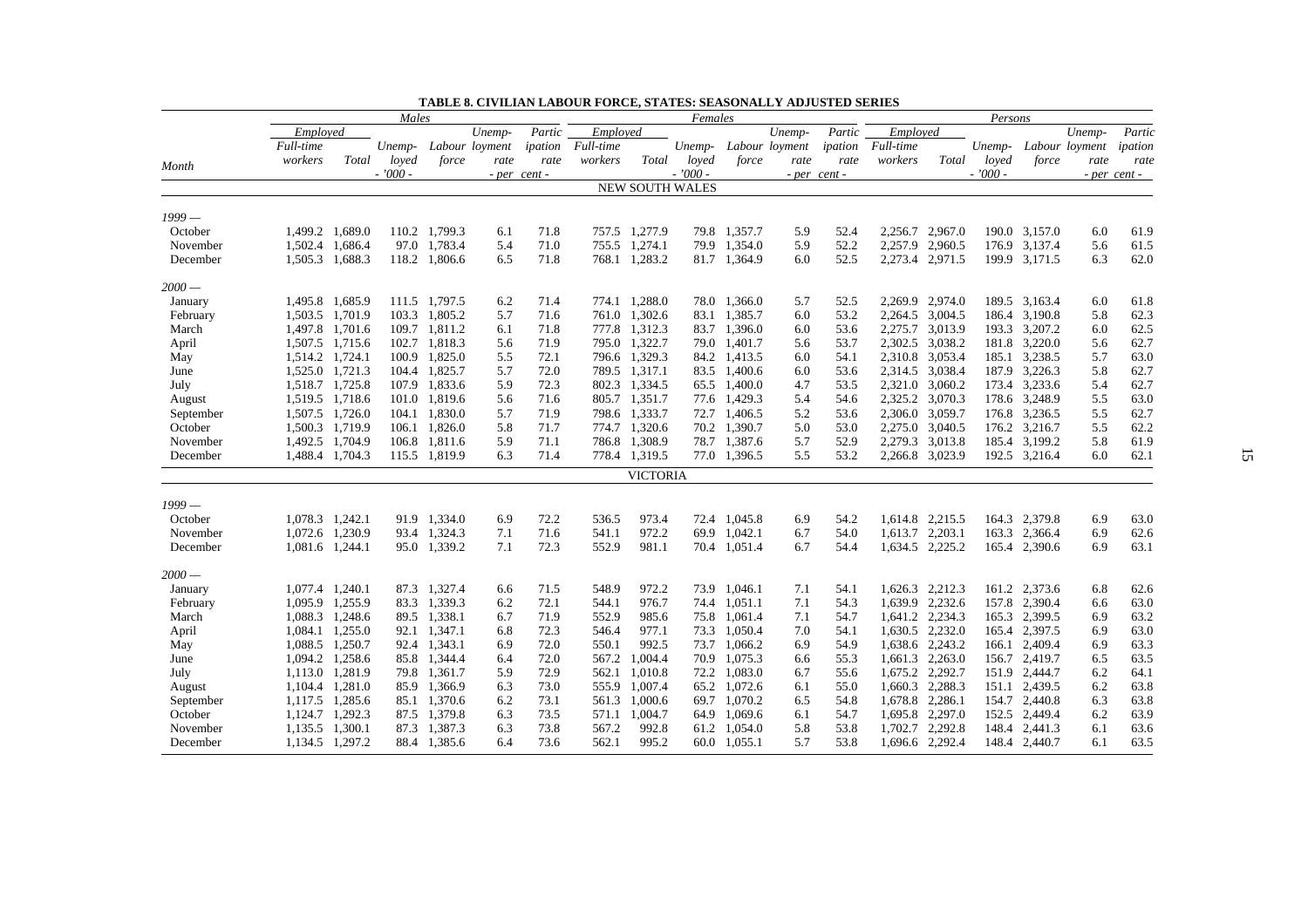**TABLE 8. CIVILIAN LABOUR FORCE, STATES: SEASONALLY ADJUSTED SERIES**

| Month | Males | | | | | | Females | | | | | | Persons | | | | | |
|---|---|---|---|---|---|---|---|---|---|---|---|---|---|---|---|---|---|---|
| | Employed | | | | | | Employed | | | | | | Employed | | | | | |
| | Full-time workers | Total | Unemployed | Labour force | Unemployment rate | Participation rate | Full-time workers | Total | Unemployed | Labour force | Unemployment rate | Participation rate | Full-time workers | Total | Unemployed | Labour force | Unemployment rate | Participation rate |
| | | | - '000 - | | - per cent - | | | | - '000 - | | - per cent - | | | | - '000 - | | - per cent - | |
| **NEW SOUTH WALES** | | | | | | | | | | | | | | | | | | |
| *1999 —* | | | | | | | | | | | | | | | | | | |
| October | 1,499.2 | 1,689.0 | 110.2 | 1,799.3 | 6.1 | 71.8 | 757.5 | 1,277.9 | 79.8 | 1,357.7 | 5.9 | 52.4 | 2,256.7 | 2,967.0 | 190.0 | 3,157.0 | 6.0 | 61.9 |
| November | 1,502.4 | 1,686.4 | 97.0 | 1,783.4 | 5.4 | 71.0 | 755.5 | 1,274.1 | 79.9 | 1,354.0 | 5.9 | 52.2 | 2,257.9 | 2,960.5 | 176.9 | 3,137.4 | 5.6 | 61.5 |
| December | 1,505.3 | 1,688.3 | 118.2 | 1,806.6 | 6.5 | 71.8 | 768.1 | 1,283.2 | 81.7 | 1,364.9 | 6.0 | 52.5 | 2,273.4 | 2,971.5 | 199.9 | 3,171.5 | 6.3 | 62.0 |
| *2000 —* | | | | | | | | | | | | | | | | | | |
| January | 1,495.8 | 1,685.9 | 111.5 | 1,797.5 | 6.2 | 71.4 | 774.1 | 1,288.0 | 78.0 | 1,366.0 | 5.7 | 52.5 | 2,269.9 | 2,974.0 | 189.5 | 3,163.4 | 6.0 | 61.8 |
| February | 1,503.5 | 1,701.9 | 103.3 | 1,805.2 | 5.7 | 71.6 | 761.0 | 1,302.6 | 83.1 | 1,385.7 | 6.0 | 53.2 | 2,264.5 | 3,004.5 | 186.4 | 3,190.8 | 5.8 | 62.3 |
| March | 1,497.8 | 1,701.6 | 109.7 | 1,811.2 | 6.1 | 71.8 | 777.8 | 1,312.3 | 83.7 | 1,396.0 | 6.0 | 53.6 | 2,275.7 | 3,013.9 | 193.3 | 3,207.2 | 6.0 | 62.5 |
| April | 1,507.5 | 1,715.6 | 102.7 | 1,818.3 | 5.6 | 71.9 | 795.0 | 1,322.7 | 79.0 | 1,401.7 | 5.6 | 53.7 | 2,302.5 | 3,038.2 | 181.8 | 3,220.0 | 5.6 | 62.7 |
| May | 1,514.2 | 1,724.1 | 100.9 | 1,825.0 | 5.5 | 72.1 | 796.6 | 1,329.3 | 84.2 | 1,413.5 | 6.0 | 54.1 | 2,310.8 | 3,053.4 | 185.1 | 3,238.5 | 5.7 | 63.0 |
| June | 1,525.0 | 1,721.3 | 104.4 | 1,825.7 | 5.7 | 72.0 | 789.5 | 1,317.1 | 83.5 | 1,400.6 | 6.0 | 53.6 | 2,314.5 | 3,038.4 | 187.9 | 3,226.3 | 5.8 | 62.7 |
| July | 1,518.7 | 1,725.8 | 107.9 | 1,833.6 | 5.9 | 72.3 | 802.3 | 1,334.5 | 65.5 | 1,400.0 | 4.7 | 53.5 | 2,321.0 | 3,060.2 | 173.4 | 3,233.6 | 5.4 | 62.7 |
| August | 1,519.5 | 1,718.6 | 101.0 | 1,819.6 | 5.6 | 71.6 | 805.7 | 1,351.7 | 77.6 | 1,429.3 | 5.4 | 54.6 | 2,325.2 | 3,070.3 | 178.6 | 3,248.9 | 5.5 | 63.0 |
| September | 1,507.5 | 1,726.0 | 104.1 | 1,830.0 | 5.7 | 71.9 | 798.6 | 1,333.7 | 72.7 | 1,406.5 | 5.2 | 53.6 | 2,306.0 | 3,059.7 | 176.8 | 3,236.5 | 5.5 | 62.7 |
| October | 1,500.3 | 1,719.9 | 106.1 | 1,826.0 | 5.8 | 71.7 | 774.7 | 1,320.6 | 70.2 | 1,390.7 | 5.0 | 53.0 | 2,275.0 | 3,040.5 | 176.2 | 3,216.7 | 5.5 | 62.2 |
| November | 1,492.5 | 1,704.9 | 106.8 | 1,811.6 | 5.9 | 71.1 | 786.8 | 1,308.9 | 78.7 | 1,387.6 | 5.7 | 52.9 | 2,279.3 | 3,013.8 | 185.4 | 3,199.2 | 5.8 | 61.9 |
| December | 1,488.4 | 1,704.3 | 115.5 | 1,819.9 | 6.3 | 71.4 | 778.4 | 1,319.5 | 77.0 | 1,396.5 | 5.5 | 53.2 | 2,266.8 | 3,023.9 | 192.5 | 3,216.4 | 6.0 | 62.1 |
| **VICTORIA** | | | | | | | | | | | | | | | | | | |
| *1999 —* | | | | | | | | | | | | | | | | | | |
| October | 1,078.3 | 1,242.1 | 91.9 | 1,334.0 | 6.9 | 72.2 | 536.5 | 973.4 | 72.4 | 1,045.8 | 6.9 | 54.2 | 1,614.8 | 2,215.5 | 164.3 | 2,379.8 | 6.9 | 63.0 |
| November | 1,072.6 | 1,230.9 | 93.4 | 1,324.3 | 7.1 | 71.6 | 541.1 | 972.2 | 69.9 | 1,042.1 | 6.7 | 54.0 | 1,613.7 | 2,203.1 | 163.3 | 2,366.4 | 6.9 | 62.6 |
| December | 1,081.6 | 1,244.1 | 95.0 | 1,339.2 | 7.1 | 72.3 | 552.9 | 981.1 | 70.4 | 1,051.4 | 6.7 | 54.4 | 1,634.5 | 2,225.2 | 165.4 | 2,390.6 | 6.9 | 63.1 |
| *2000 —* | | | | | | | | | | | | | | | | | | |
| January | 1,077.4 | 1,240.1 | 87.3 | 1,327.4 | 6.6 | 71.5 | 548.9 | 972.2 | 73.9 | 1,046.1 | 7.1 | 54.1 | 1,626.3 | 2,212.3 | 161.2 | 2,373.6 | 6.8 | 62.6 |
| February | 1,095.9 | 1,255.9 | 83.3 | 1,339.3 | 6.2 | 72.1 | 544.1 | 976.7 | 74.4 | 1,051.1 | 7.1 | 54.3 | 1,639.9 | 2,232.6 | 157.8 | 2,390.4 | 6.6 | 63.0 |
| March | 1,088.3 | 1,248.6 | 89.5 | 1,338.1 | 6.7 | 71.9 | 552.9 | 985.6 | 75.8 | 1,061.4 | 7.1 | 54.7 | 1,641.2 | 2,234.3 | 165.3 | 2,399.5 | 6.9 | 63.2 |
| April | 1,084.1 | 1,255.0 | 92.1 | 1,347.1 | 6.8 | 72.3 | 546.4 | 977.1 | 73.3 | 1,050.4 | 7.0 | 54.1 | 1,630.5 | 2,232.0 | 165.4 | 2,397.5 | 6.9 | 63.0 |
| May | 1,088.5 | 1,250.7 | 92.4 | 1,343.1 | 6.9 | 72.0 | 550.1 | 992.5 | 73.7 | 1,066.2 | 6.9 | 54.9 | 1,638.6 | 2,243.2 | 166.1 | 2,409.4 | 6.9 | 63.3 |
| June | 1,094.2 | 1,258.6 | 85.8 | 1,344.4 | 6.4 | 72.0 | 567.2 | 1,004.4 | 70.9 | 1,075.3 | 6.6 | 55.3 | 1,661.3 | 2,263.0 | 156.7 | 2,419.7 | 6.5 | 63.5 |
| July | 1,113.0 | 1,281.9 | 79.8 | 1,361.7 | 5.9 | 72.9 | 562.1 | 1,010.8 | 72.2 | 1,083.0 | 6.7 | 55.6 | 1,675.2 | 2,292.7 | 151.9 | 2,444.7 | 6.2 | 64.1 |
| August | 1,104.4 | 1,281.0 | 85.9 | 1,366.9 | 6.3 | 73.0 | 555.9 | 1,007.4 | 65.2 | 1,072.6 | 6.1 | 55.0 | 1,660.3 | 2,288.3 | 151.1 | 2,439.5 | 6.2 | 63.8 |
| September | 1,117.5 | 1,285.6 | 85.1 | 1,370.6 | 6.2 | 73.1 | 561.3 | 1,000.6 | 69.7 | 1,070.2 | 6.5 | 54.8 | 1,678.8 | 2,286.1 | 154.7 | 2,440.8 | 6.3 | 63.8 |
| October | 1,124.7 | 1,292.3 | 87.5 | 1,379.8 | 6.3 | 73.5 | 571.1 | 1,004.7 | 64.9 | 1,069.6 | 6.1 | 54.7 | 1,695.8 | 2,297.0 | 152.5 | 2,449.4 | 6.2 | 63.9 |
| November | 1,135.5 | 1,300.1 | 87.3 | 1,387.3 | 6.3 | 73.8 | 567.2 | 992.8 | 61.2 | 1,054.0 | 5.8 | 53.8 | 1,702.7 | 2,292.8 | 148.4 | 2,441.3 | 6.1 | 63.6 |
| December | 1,134.5 | 1,297.2 | 88.4 | 1,385.6 | 6.4 | 73.6 | 562.1 | 995.2 | 60.0 | 1,055.1 | 5.7 | 53.8 | 1,696.6 | 2,292.4 | 148.4 | 2,440.7 | 6.1 | 63.5 |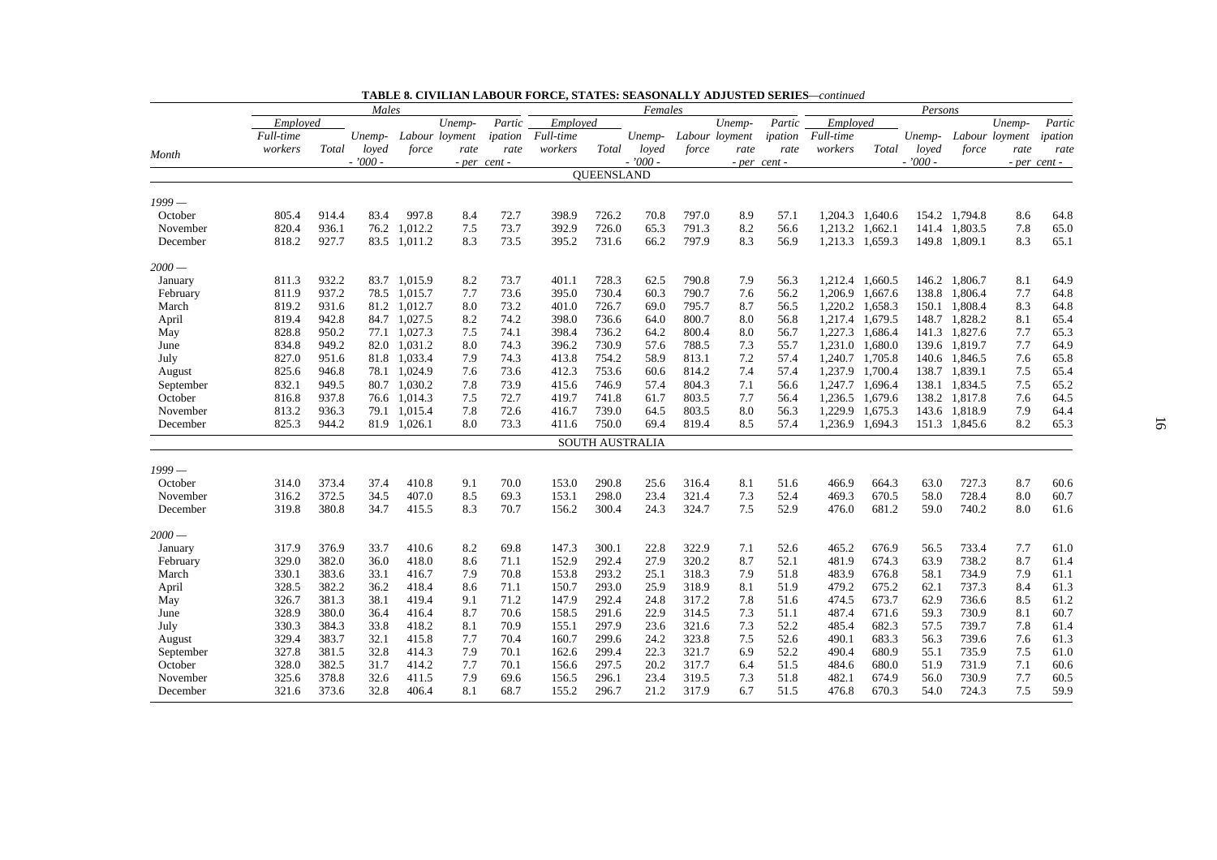**TABLE 8. CIVILIAN LABOUR FORCE, STATES: SEASONALLY ADJUSTED SERIES**—*continued*

| | Males | | | | | | Females | | | | | | Persons | | | | | |
|---|---|---|---|---|---|---|---|---|---|---|---|---|---|---|---|---|---|---|
| | *Employed* | | | | | | *Employed* | | | | | | *Employed* | | | | | |
| *Month* | *Full-time workers* | *Total* | *Unemployed* | *Labour force* | *Unemployment rate* | *Participation rate* | *Full-time workers* | *Total* | *Unemployed* | *Labour force* | *Unemployment rate* | *Participation rate* | *Full-time workers* | *Total* | *Unemployed* | *Labour force* | *Unemployment rate* | *Participation rate* |
| | | | *- '000 -* | | *- per cent -* | | | | *- '000 -* | | *- per cent -* | | | | *- '000 -* | | *- per cent -* | |
| | | | | | | | | QUEENSLAND | | | | | | | | | | |
| *1999 —* | | | | | | | | | | | | | | | | | | |
| October | 805.4 | 914.4 | 83.4 | 997.8 | 8.4 | 72.7 | 398.9 | 726.2 | 70.8 | 797.0 | 8.9 | 57.1 | 1,204.3 | 1,640.6 | 154.2 | 1,794.8 | 8.6 | 64.8 |
| November | 820.4 | 936.1 | 76.2 | 1,012.2 | 7.5 | 73.7 | 392.9 | 726.0 | 65.3 | 791.3 | 8.2 | 56.6 | 1,213.2 | 1,662.1 | 141.4 | 1,803.5 | 7.8 | 65.0 |
| December | 818.2 | 927.7 | 83.5 | 1,011.2 | 8.3 | 73.5 | 395.2 | 731.6 | 66.2 | 797.9 | 8.3 | 56.9 | 1,213.3 | 1,659.3 | 149.8 | 1,809.1 | 8.3 | 65.1 |
| *2000 —* | | | | | | | | | | | | | | | | | | |
| January | 811.3 | 932.2 | 83.7 | 1,015.9 | 8.2 | 73.7 | 401.1 | 728.3 | 62.5 | 790.8 | 7.9 | 56.3 | 1,212.4 | 1,660.5 | 146.2 | 1,806.7 | 8.1 | 64.9 |
| February | 811.9 | 937.2 | 78.5 | 1,015.7 | 7.7 | 73.6 | 395.0 | 730.4 | 60.3 | 790.7 | 7.6 | 56.2 | 1,206.9 | 1,667.6 | 138.8 | 1,806.4 | 7.7 | 64.8 |
| March | 819.2 | 931.6 | 81.2 | 1,012.7 | 8.0 | 73.2 | 401.0 | 726.7 | 69.0 | 795.7 | 8.7 | 56.5 | 1,220.2 | 1,658.3 | 150.1 | 1,808.4 | 8.3 | 64.8 |
| April | 819.4 | 942.8 | 84.7 | 1,027.5 | 8.2 | 74.2 | 398.0 | 736.6 | 64.0 | 800.7 | 8.0 | 56.8 | 1,217.4 | 1,679.5 | 148.7 | 1,828.2 | 8.1 | 65.4 |
| May | 828.8 | 950.2 | 77.1 | 1,027.3 | 7.5 | 74.1 | 398.4 | 736.2 | 64.2 | 800.4 | 8.0 | 56.7 | 1,227.3 | 1,686.4 | 141.3 | 1,827.6 | 7.7 | 65.3 |
| June | 834.8 | 949.2 | 82.0 | 1,031.2 | 8.0 | 74.3 | 396.2 | 730.9 | 57.6 | 788.5 | 7.3 | 55.7 | 1,231.0 | 1,680.0 | 139.6 | 1,819.7 | 7.7 | 64.9 |
| July | 827.0 | 951.6 | 81.8 | 1,033.4 | 7.9 | 74.3 | 413.8 | 754.2 | 58.9 | 813.1 | 7.2 | 57.4 | 1,240.7 | 1,705.8 | 140.6 | 1,846.5 | 7.6 | 65.8 |
| August | 825.6 | 946.8 | 78.1 | 1,024.9 | 7.6 | 73.6 | 412.3 | 753.6 | 60.6 | 814.2 | 7.4 | 57.4 | 1,237.9 | 1,700.4 | 138.7 | 1,839.1 | 7.5 | 65.4 |
| September | 832.1 | 949.5 | 80.7 | 1,030.2 | 7.8 | 73.9 | 415.6 | 746.9 | 57.4 | 804.3 | 7.1 | 56.6 | 1,247.7 | 1,696.4 | 138.1 | 1,834.5 | 7.5 | 65.2 |
| October | 816.8 | 937.8 | 76.6 | 1,014.3 | 7.5 | 72.7 | 419.7 | 741.8 | 61.7 | 803.5 | 7.7 | 56.4 | 1,236.5 | 1,679.6 | 138.2 | 1,817.8 | 7.6 | 64.5 |
| November | 813.2 | 936.3 | 79.1 | 1,015.4 | 7.8 | 72.6 | 416.7 | 739.0 | 64.5 | 803.5 | 8.0 | 56.3 | 1,229.9 | 1,675.3 | 143.6 | 1,818.9 | 7.9 | 64.4 |
| December | 825.3 | 944.2 | 81.9 | 1,026.1 | 8.0 | 73.3 | 411.6 | 750.0 | 69.4 | 819.4 | 8.5 | 57.4 | 1,236.9 | 1,694.3 | 151.3 | 1,845.6 | 8.2 | 65.3 |
| | | | | | | | | SOUTH AUSTRALIA | | | | | | | | | | |
| *1999 —* | | | | | | | | | | | | | | | | | | |
| October | 314.0 | 373.4 | 37.4 | 410.8 | 9.1 | 70.0 | 153.0 | 290.8 | 25.6 | 316.4 | 8.1 | 51.6 | 466.9 | 664.3 | 63.0 | 727.3 | 8.7 | 60.6 |
| November | 316.2 | 372.5 | 34.5 | 407.0 | 8.5 | 69.3 | 153.1 | 298.0 | 23.4 | 321.4 | 7.3 | 52.4 | 469.3 | 670.5 | 58.0 | 728.4 | 8.0 | 60.7 |
| December | 319.8 | 380.8 | 34.7 | 415.5 | 8.3 | 70.7 | 156.2 | 300.4 | 24.3 | 324.7 | 7.5 | 52.9 | 476.0 | 681.2 | 59.0 | 740.2 | 8.0 | 61.6 |
| *2000 —* | | | | | | | | | | | | | | | | | | |
| January | 317.9 | 376.9 | 33.7 | 410.6 | 8.2 | 69.8 | 147.3 | 300.1 | 22.8 | 322.9 | 7.1 | 52.6 | 465.2 | 676.9 | 56.5 | 733.4 | 7.7 | 61.0 |
| February | 329.0 | 382.0 | 36.0 | 418.0 | 8.6 | 71.1 | 152.9 | 292.4 | 27.9 | 320.2 | 8.7 | 52.1 | 481.9 | 674.3 | 63.9 | 738.2 | 8.7 | 61.4 |
| March | 330.1 | 383.6 | 33.1 | 416.7 | 7.9 | 70.8 | 153.8 | 293.2 | 25.1 | 318.3 | 7.9 | 51.8 | 483.9 | 676.8 | 58.1 | 734.9 | 7.9 | 61.1 |
| April | 328.5 | 382.2 | 36.2 | 418.4 | 8.6 | 71.1 | 150.7 | 293.0 | 25.9 | 318.9 | 8.1 | 51.9 | 479.2 | 675.2 | 62.1 | 737.3 | 8.4 | 61.3 |
| May | 326.7 | 381.3 | 38.1 | 419.4 | 9.1 | 71.2 | 147.9 | 292.4 | 24.8 | 317.2 | 7.8 | 51.6 | 474.5 | 673.7 | 62.9 | 736.6 | 8.5 | 61.2 |
| June | 328.9 | 380.0 | 36.4 | 416.4 | 8.7 | 70.6 | 158.5 | 291.6 | 22.9 | 314.5 | 7.3 | 51.1 | 487.4 | 671.6 | 59.3 | 730.9 | 8.1 | 60.7 |
| July | 330.3 | 384.3 | 33.8 | 418.2 | 8.1 | 70.9 | 155.1 | 297.9 | 23.6 | 321.6 | 7.3 | 52.2 | 485.4 | 682.3 | 57.5 | 739.7 | 7.8 | 61.4 |
| August | 329.4 | 383.7 | 32.1 | 415.8 | 7.7 | 70.4 | 160.7 | 299.6 | 24.2 | 323.8 | 7.5 | 52.6 | 490.1 | 683.3 | 56.3 | 739.6 | 7.6 | 61.3 |
| September | 327.8 | 381.5 | 32.8 | 414.3 | 7.9 | 70.1 | 162.6 | 299.4 | 22.3 | 321.7 | 6.9 | 52.2 | 490.4 | 680.9 | 55.1 | 735.9 | 7.5 | 61.0 |
| October | 328.0 | 382.5 | 31.7 | 414.2 | 7.7 | 70.1 | 156.6 | 297.5 | 20.2 | 317.7 | 6.4 | 51.5 | 484.6 | 680.0 | 51.9 | 731.9 | 7.1 | 60.6 |
| November | 325.6 | 378.8 | 32.6 | 411.5 | 7.9 | 69.6 | 156.5 | 296.1 | 23.4 | 319.5 | 7.3 | 51.8 | 482.1 | 674.9 | 56.0 | 730.9 | 7.7 | 60.5 |
| December | 321.6 | 373.6 | 32.8 | 406.4 | 8.1 | 68.7 | 155.2 | 296.7 | 21.2 | 317.9 | 6.7 | 51.5 | 476.8 | 670.3 | 54.0 | 724.3 | 7.5 | 59.9 |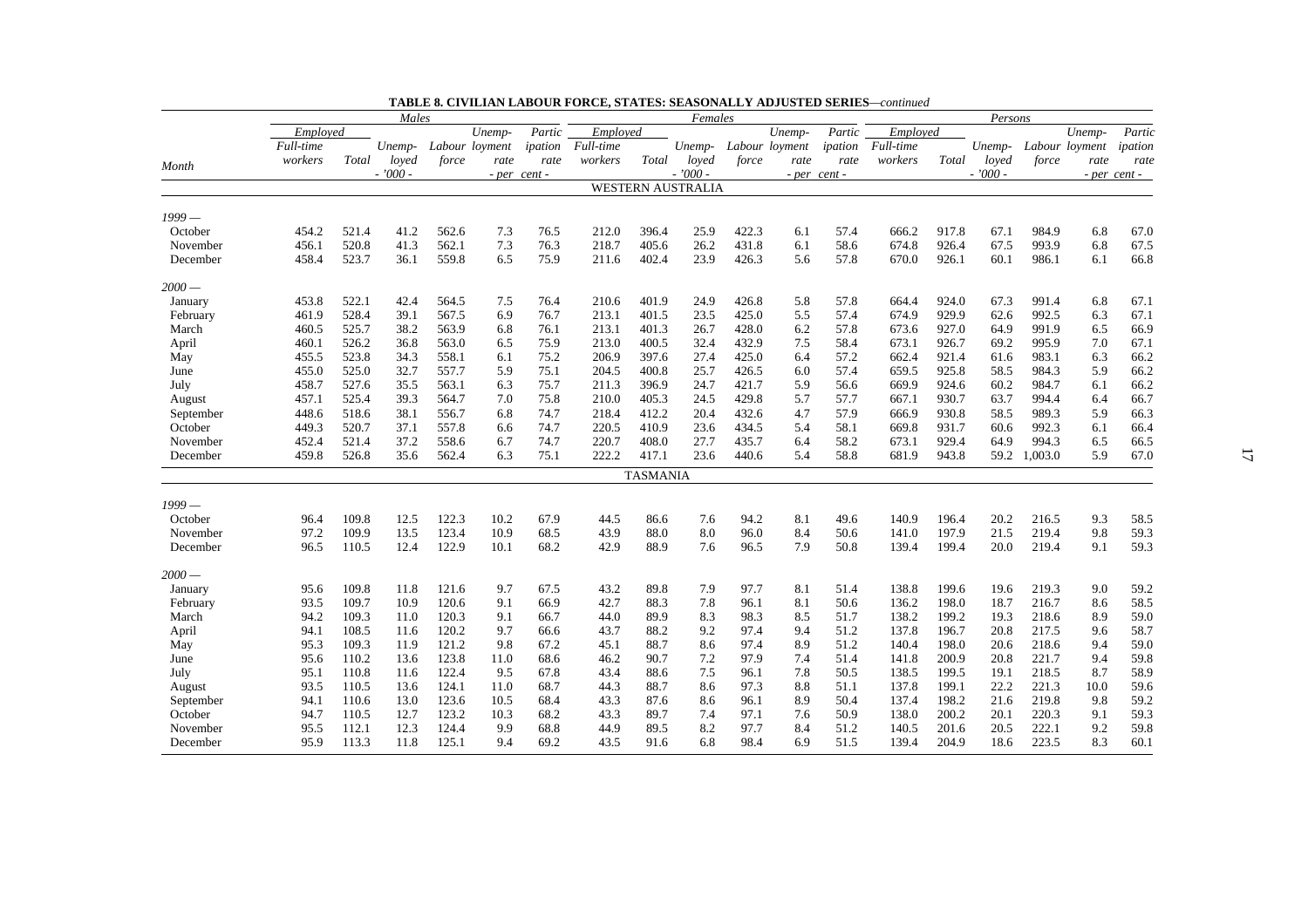**TABLE 8. CIVILIAN LABOUR FORCE, STATES: SEASONALLY ADJUSTED SERIES**—*continued*

| Month | Males | | | | | | Females | | | | | | Persons | | | | | |
|---|---|---|---|---|---|---|---|---|---|---|---|---|---|---|---|---|---|---|
| | *Employed* | | | | | | *Employed* | | | | | | *Employed* | | | | | |
| | *Full-time workers* | *Total* | *Unemployed* | *Labour force* | *Unemployment rate* | *Participation rate* | *Full-time workers* | *Total* | *Unemployed* | *Labour force* | *Unemployment rate* | *Participation rate* | *Full-time workers* | *Total* | *Unemployed* | *Labour force* | *Unemployment rate* | *Participation rate* |
| | | | *- '000 -* | | *- per cent -* | | | | *- '000 -* | | *- per cent -* | | | | *- '000 -* | | *- per cent -* | |
| | | | | | | | WESTERN AUSTRALIA | | | | | | | | | | | |
| *1999 —* | | | | | | | | | | | | | | | | | | |
| October | 454.2 | 521.4 | 41.2 | 562.6 | 7.3 | 76.5 | 212.0 | 396.4 | 25.9 | 422.3 | 6.1 | 57.4 | 666.2 | 917.8 | 67.1 | 984.9 | 6.8 | 67.0 |
| November | 456.1 | 520.8 | 41.3 | 562.1 | 7.3 | 76.3 | 218.7 | 405.6 | 26.2 | 431.8 | 6.1 | 58.6 | 674.8 | 926.4 | 67.5 | 993.9 | 6.8 | 67.5 |
| December | 458.4 | 523.7 | 36.1 | 559.8 | 6.5 | 75.9 | 211.6 | 402.4 | 23.9 | 426.3 | 5.6 | 57.8 | 670.0 | 926.1 | 60.1 | 986.1 | 6.1 | 66.8 |
| *2000 —* | | | | | | | | | | | | | | | | | | |
| January | 453.8 | 522.1 | 42.4 | 564.5 | 7.5 | 76.4 | 210.6 | 401.9 | 24.9 | 426.8 | 5.8 | 57.8 | 664.4 | 924.0 | 67.3 | 991.4 | 6.8 | 67.1 |
| February | 461.9 | 528.4 | 39.1 | 567.5 | 6.9 | 76.7 | 213.1 | 401.5 | 23.5 | 425.0 | 5.5 | 57.4 | 674.9 | 929.9 | 62.6 | 992.5 | 6.3 | 67.1 |
| March | 460.5 | 525.7 | 38.2 | 563.9 | 6.8 | 76.1 | 213.1 | 401.3 | 26.7 | 428.0 | 6.2 | 57.8 | 673.6 | 927.0 | 64.9 | 991.9 | 6.5 | 66.9 |
| April | 460.1 | 526.2 | 36.8 | 563.0 | 6.5 | 75.9 | 213.0 | 400.5 | 32.4 | 432.9 | 7.5 | 58.4 | 673.1 | 926.7 | 69.2 | 995.9 | 7.0 | 67.1 |
| May | 455.5 | 523.8 | 34.3 | 558.1 | 6.1 | 75.2 | 206.9 | 397.6 | 27.4 | 425.0 | 6.4 | 57.2 | 662.4 | 921.4 | 61.6 | 983.1 | 6.3 | 66.2 |
| June | 455.0 | 525.0 | 32.7 | 557.7 | 5.9 | 75.1 | 204.5 | 400.8 | 25.7 | 426.5 | 6.0 | 57.4 | 659.5 | 925.8 | 58.5 | 984.3 | 5.9 | 66.2 |
| July | 458.7 | 527.6 | 35.5 | 563.1 | 6.3 | 75.7 | 211.3 | 396.9 | 24.7 | 421.7 | 5.9 | 56.6 | 669.9 | 924.6 | 60.2 | 984.7 | 6.1 | 66.2 |
| August | 457.1 | 525.4 | 39.3 | 564.7 | 7.0 | 75.8 | 210.0 | 405.3 | 24.5 | 429.8 | 5.7 | 57.7 | 667.1 | 930.7 | 63.7 | 994.4 | 6.4 | 66.7 |
| September | 448.6 | 518.6 | 38.1 | 556.7 | 6.8 | 74.7 | 218.4 | 412.2 | 20.4 | 432.6 | 4.7 | 57.9 | 666.9 | 930.8 | 58.5 | 989.3 | 5.9 | 66.3 |
| October | 449.3 | 520.7 | 37.1 | 557.8 | 6.6 | 74.7 | 220.5 | 410.9 | 23.6 | 434.5 | 5.4 | 58.1 | 669.8 | 931.7 | 60.6 | 992.3 | 6.1 | 66.4 |
| November | 452.4 | 521.4 | 37.2 | 558.6 | 6.7 | 74.7 | 220.7 | 408.0 | 27.7 | 435.7 | 6.4 | 58.2 | 673.1 | 929.4 | 64.9 | 994.3 | 6.5 | 66.5 |
| December | 459.8 | 526.8 | 35.6 | 562.4 | 6.3 | 75.1 | 222.2 | 417.1 | 23.6 | 440.6 | 5.4 | 58.8 | 681.9 | 943.8 | 59.2 | 1,003.0 | 5.9 | 67.0 |
| | | | | | | | TASMANIA | | | | | | | | | | | |
| *1999 —* | | | | | | | | | | | | | | | | | | |
| October | 96.4 | 109.8 | 12.5 | 122.3 | 10.2 | 67.9 | 44.5 | 86.6 | 7.6 | 94.2 | 8.1 | 49.6 | 140.9 | 196.4 | 20.2 | 216.5 | 9.3 | 58.5 |
| November | 97.2 | 109.9 | 13.5 | 123.4 | 10.9 | 68.5 | 43.9 | 88.0 | 8.0 | 96.0 | 8.4 | 50.6 | 141.0 | 197.9 | 21.5 | 219.4 | 9.8 | 59.3 |
| December | 96.5 | 110.5 | 12.4 | 122.9 | 10.1 | 68.2 | 42.9 | 88.9 | 7.6 | 96.5 | 7.9 | 50.8 | 139.4 | 199.4 | 20.0 | 219.4 | 9.1 | 59.3 |
| *2000 —* | | | | | | | | | | | | | | | | | | |
| January | 95.6 | 109.8 | 11.8 | 121.6 | 9.7 | 67.5 | 43.2 | 89.8 | 7.9 | 97.7 | 8.1 | 51.4 | 138.8 | 199.6 | 19.6 | 219.3 | 9.0 | 59.2 |
| February | 93.5 | 109.7 | 10.9 | 120.6 | 9.1 | 66.9 | 42.7 | 88.3 | 7.8 | 96.1 | 8.1 | 50.6 | 136.2 | 198.0 | 18.7 | 216.7 | 8.6 | 58.5 |
| March | 94.2 | 109.3 | 11.0 | 120.3 | 9.1 | 66.7 | 44.0 | 89.9 | 8.3 | 98.3 | 8.5 | 51.7 | 138.2 | 199.2 | 19.3 | 218.6 | 8.9 | 59.0 |
| April | 94.1 | 108.5 | 11.6 | 120.2 | 9.7 | 66.6 | 43.7 | 88.2 | 9.2 | 97.4 | 9.4 | 51.2 | 137.8 | 196.7 | 20.8 | 217.5 | 9.6 | 58.7 |
| May | 95.3 | 109.3 | 11.9 | 121.2 | 9.8 | 67.2 | 45.1 | 88.7 | 8.6 | 97.4 | 8.9 | 51.2 | 140.4 | 198.0 | 20.6 | 218.6 | 9.4 | 59.0 |
| June | 95.6 | 110.2 | 13.6 | 123.8 | 11.0 | 68.6 | 46.2 | 90.7 | 7.2 | 97.9 | 7.4 | 51.4 | 141.8 | 200.9 | 20.8 | 221.7 | 9.4 | 59.8 |
| July | 95.1 | 110.8 | 11.6 | 122.4 | 9.5 | 67.8 | 43.4 | 88.6 | 7.5 | 96.1 | 7.8 | 50.5 | 138.5 | 199.5 | 19.1 | 218.5 | 8.7 | 58.9 |
| August | 93.5 | 110.5 | 13.6 | 124.1 | 11.0 | 68.7 | 44.3 | 88.7 | 8.6 | 97.3 | 8.8 | 51.1 | 137.8 | 199.1 | 22.2 | 221.3 | 10.0 | 59.6 |
| September | 94.1 | 110.6 | 13.0 | 123.6 | 10.5 | 68.4 | 43.3 | 87.6 | 8.6 | 96.1 | 8.9 | 50.4 | 137.4 | 198.2 | 21.6 | 219.8 | 9.8 | 59.2 |
| October | 94.7 | 110.5 | 12.7 | 123.2 | 10.3 | 68.2 | 43.3 | 89.7 | 7.4 | 97.1 | 7.6 | 50.9 | 138.0 | 200.2 | 20.1 | 220.3 | 9.1 | 59.3 |
| November | 95.5 | 112.1 | 12.3 | 124.4 | 9.9 | 68.8 | 44.9 | 89.5 | 8.2 | 97.7 | 8.4 | 51.2 | 140.5 | 201.6 | 20.5 | 222.1 | 9.2 | 59.8 |
| December | 95.9 | 113.3 | 11.8 | 125.1 | 9.4 | 69.2 | 43.5 | 91.6 | 6.8 | 98.4 | 6.9 | 51.5 | 139.4 | 204.9 | 18.6 | 223.5 | 8.3 | 60.1 |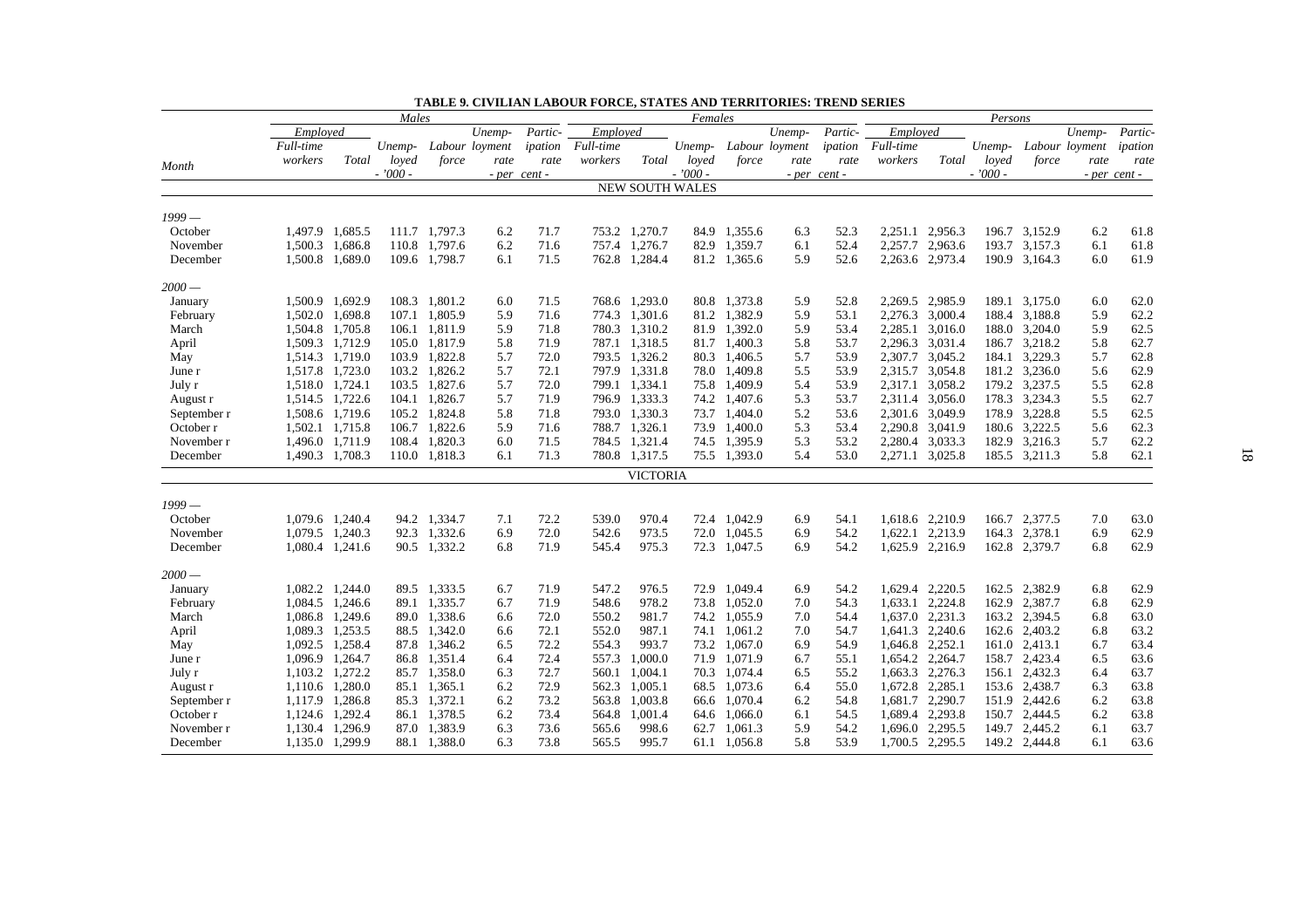**TABLE 9. CIVILIAN LABOUR FORCE, STATES AND TERRITORIES: TREND SERIES**

| Month | Males | | | | | | Females | | | | | | Persons | | | | | |
|---|---|---|---|---|---|---|---|---|---|---|---|---|---|---|---|---|---|---|
| | Employed | | | | | | Employed | | | | | | Employed | | | | | |
| | Full-time workers | Total | Unemployed | Labour force | Unemployment rate | Participation rate | Full-time workers | Total | Unemployed | Labour force | Unemployment rate | Participation rate | Full-time workers | Total | Unemployed | Labour force | Unemployment rate | Participation rate |
| | - '000 - | | | | - per cent - | | - '000 - | | | | - per cent - | | - '000 - | | | | - per cent - | |
| **NEW SOUTH WALES** | | | | | | | | | | | | | | | | | | |
| *1999 —* | | | | | | | | | | | | | | | | | | |
| October | 1,497.9 | 1,685.5 | 111.7 | 1,797.3 | 6.2 | 71.7 | 753.2 | 1,270.7 | 84.9 | 1,355.6 | 6.3 | 52.3 | 2,251.1 | 2,956.3 | 196.7 | 3,152.9 | 6.2 | 61.8 |
| November | 1,500.3 | 1,686.8 | 110.8 | 1,797.6 | 6.2 | 71.6 | 757.4 | 1,276.7 | 82.9 | 1,359.7 | 6.1 | 52.4 | 2,257.7 | 2,963.6 | 193.7 | 3,157.3 | 6.1 | 61.8 |
| December | 1,500.8 | 1,689.0 | 109.6 | 1,798.7 | 6.1 | 71.5 | 762.8 | 1,284.4 | 81.2 | 1,365.6 | 5.9 | 52.6 | 2,263.6 | 2,973.4 | 190.9 | 3,164.3 | 6.0 | 61.9 |
| *2000 —* | | | | | | | | | | | | | | | | | | |
| January | 1,500.9 | 1,692.9 | 108.3 | 1,801.2 | 6.0 | 71.5 | 768.6 | 1,293.0 | 80.8 | 1,373.8 | 5.9 | 52.8 | 2,269.5 | 2,985.9 | 189.1 | 3,175.0 | 6.0 | 62.0 |
| February | 1,502.0 | 1,698.8 | 107.1 | 1,805.9 | 5.9 | 71.6 | 774.3 | 1,301.6 | 81.2 | 1,382.9 | 5.9 | 53.1 | 2,276.3 | 3,000.4 | 188.4 | 3,188.8 | 5.9 | 62.2 |
| March | 1,504.8 | 1,705.8 | 106.1 | 1,811.9 | 5.9 | 71.8 | 780.3 | 1,310.2 | 81.9 | 1,392.0 | 5.9 | 53.4 | 2,285.1 | 3,016.0 | 188.0 | 3,204.0 | 5.9 | 62.5 |
| April | 1,509.3 | 1,712.9 | 105.0 | 1,817.9 | 5.8 | 71.9 | 787.1 | 1,318.5 | 81.7 | 1,400.3 | 5.8 | 53.7 | 2,296.3 | 3,031.4 | 186.7 | 3,218.2 | 5.8 | 62.7 |
| May | 1,514.3 | 1,719.0 | 103.9 | 1,822.8 | 5.7 | 72.0 | 793.5 | 1,326.2 | 80.3 | 1,406.5 | 5.7 | 53.9 | 2,307.7 | 3,045.2 | 184.1 | 3,229.3 | 5.7 | 62.8 |
| June r | 1,517.8 | 1,723.0 | 103.2 | 1,826.2 | 5.7 | 72.1 | 797.9 | 1,331.8 | 78.0 | 1,409.8 | 5.5 | 53.9 | 2,315.7 | 3,054.8 | 181.2 | 3,236.0 | 5.6 | 62.9 |
| July r | 1,518.0 | 1,724.1 | 103.5 | 1,827.6 | 5.7 | 72.0 | 799.1 | 1,334.1 | 75.8 | 1,409.9 | 5.4 | 53.9 | 2,317.1 | 3,058.2 | 179.2 | 3,237.5 | 5.5 | 62.8 |
| August r | 1,514.5 | 1,722.6 | 104.1 | 1,826.7 | 5.7 | 71.9 | 796.9 | 1,333.3 | 74.2 | 1,407.6 | 5.3 | 53.7 | 2,311.4 | 3,056.0 | 178.3 | 3,234.3 | 5.5 | 62.7 |
| September r | 1,508.6 | 1,719.6 | 105.2 | 1,824.8 | 5.8 | 71.8 | 793.0 | 1,330.3 | 73.7 | 1,404.0 | 5.2 | 53.6 | 2,301.6 | 3,049.9 | 178.9 | 3,228.8 | 5.5 | 62.5 |
| October r | 1,502.1 | 1,715.8 | 106.7 | 1,822.6 | 5.9 | 71.6 | 788.7 | 1,326.1 | 73.9 | 1,400.0 | 5.3 | 53.4 | 2,290.8 | 3,041.9 | 180.6 | 3,222.5 | 5.6 | 62.3 |
| November r | 1,496.0 | 1,711.9 | 108.4 | 1,820.3 | 6.0 | 71.5 | 784.5 | 1,321.4 | 74.5 | 1,395.9 | 5.3 | 53.2 | 2,280.4 | 3,033.3 | 182.9 | 3,216.3 | 5.7 | 62.2 |
| December | 1,490.3 | 1,708.3 | 110.0 | 1,818.3 | 6.1 | 71.3 | 780.8 | 1,317.5 | 75.5 | 1,393.0 | 5.4 | 53.0 | 2,271.1 | 3,025.8 | 185.5 | 3,211.3 | 5.8 | 62.1 |
| **VICTORIA** | | | | | | | | | | | | | | | | | | |
| *1999 —* | | | | | | | | | | | | | | | | | | |
| October | 1,079.6 | 1,240.4 | 94.2 | 1,334.7 | 7.1 | 72.2 | 539.0 | 970.4 | 72.4 | 1,042.9 | 6.9 | 54.1 | 1,618.6 | 2,210.9 | 166.7 | 2,377.5 | 7.0 | 63.0 |
| November | 1,079.5 | 1,240.3 | 92.3 | 1,332.6 | 6.9 | 72.0 | 542.6 | 973.5 | 72.0 | 1,045.5 | 6.9 | 54.2 | 1,622.1 | 2,213.9 | 164.3 | 2,378.1 | 6.9 | 62.9 |
| December | 1,080.4 | 1,241.6 | 90.5 | 1,332.2 | 6.8 | 71.9 | 545.4 | 975.3 | 72.3 | 1,047.5 | 6.9 | 54.2 | 1,625.9 | 2,216.9 | 162.8 | 2,379.7 | 6.8 | 62.9 |
| *2000 —* | | | | | | | | | | | | | | | | | | |
| January | 1,082.2 | 1,244.0 | 89.5 | 1,333.5 | 6.7 | 71.9 | 547.2 | 976.5 | 72.9 | 1,049.4 | 6.9 | 54.2 | 1,629.4 | 2,220.5 | 162.5 | 2,382.9 | 6.8 | 62.9 |
| February | 1,084.5 | 1,246.6 | 89.1 | 1,335.7 | 6.7 | 71.9 | 548.6 | 978.2 | 73.8 | 1,052.0 | 7.0 | 54.3 | 1,633.1 | 2,224.8 | 162.9 | 2,387.7 | 6.8 | 62.9 |
| March | 1,086.8 | 1,249.6 | 89.0 | 1,338.6 | 6.6 | 72.0 | 550.2 | 981.7 | 74.2 | 1,055.9 | 7.0 | 54.4 | 1,637.0 | 2,231.3 | 163.2 | 2,394.5 | 6.8 | 63.0 |
| April | 1,089.3 | 1,253.5 | 88.5 | 1,342.0 | 6.6 | 72.1 | 552.0 | 987.1 | 74.1 | 1,061.2 | 7.0 | 54.7 | 1,641.3 | 2,240.6 | 162.6 | 2,403.2 | 6.8 | 63.2 |
| May | 1,092.5 | 1,258.4 | 87.8 | 1,346.2 | 6.5 | 72.2 | 554.3 | 993.7 | 73.2 | 1,067.0 | 6.9 | 54.9 | 1,646.8 | 2,252.1 | 161.0 | 2,413.1 | 6.7 | 63.4 |
| June r | 1,096.9 | 1,264.7 | 86.8 | 1,351.4 | 6.4 | 72.4 | 557.3 | 1,000.0 | 71.9 | 1,071.9 | 6.7 | 55.1 | 1,654.2 | 2,264.7 | 158.7 | 2,423.4 | 6.5 | 63.6 |
| July r | 1,103.2 | 1,272.2 | 85.7 | 1,358.0 | 6.3 | 72.7 | 560.1 | 1,004.1 | 70.3 | 1,074.4 | 6.5 | 55.2 | 1,663.3 | 2,276.3 | 156.1 | 2,432.3 | 6.4 | 63.7 |
| August r | 1,110.6 | 1,280.0 | 85.1 | 1,365.1 | 6.2 | 72.9 | 562.3 | 1,005.1 | 68.5 | 1,073.6 | 6.4 | 55.0 | 1,672.8 | 2,285.1 | 153.6 | 2,438.7 | 6.3 | 63.8 |
| September r | 1,117.9 | 1,286.8 | 85.3 | 1,372.1 | 6.2 | 73.2 | 563.8 | 1,003.8 | 66.6 | 1,070.4 | 6.2 | 54.8 | 1,681.7 | 2,290.7 | 151.9 | 2,442.6 | 6.2 | 63.8 |
| October r | 1,124.6 | 1,292.4 | 86.1 | 1,378.5 | 6.2 | 73.4 | 564.8 | 1,001.4 | 64.6 | 1,066.0 | 6.1 | 54.5 | 1,689.4 | 2,293.8 | 150.7 | 2,444.5 | 6.2 | 63.8 |
| November r | 1,130.4 | 1,296.9 | 87.0 | 1,383.9 | 6.3 | 73.6 | 565.6 | 998.6 | 62.7 | 1,061.3 | 5.9 | 54.2 | 1,696.0 | 2,295.5 | 149.7 | 2,445.2 | 6.1 | 63.7 |
| December | 1,135.0 | 1,299.9 | 88.1 | 1,388.0 | 6.3 | 73.8 | 565.5 | 995.7 | 61.1 | 1,056.8 | 5.8 | 53.9 | 1,700.5 | 2,295.5 | 149.2 | 2,444.8 | 6.1 | 63.6 |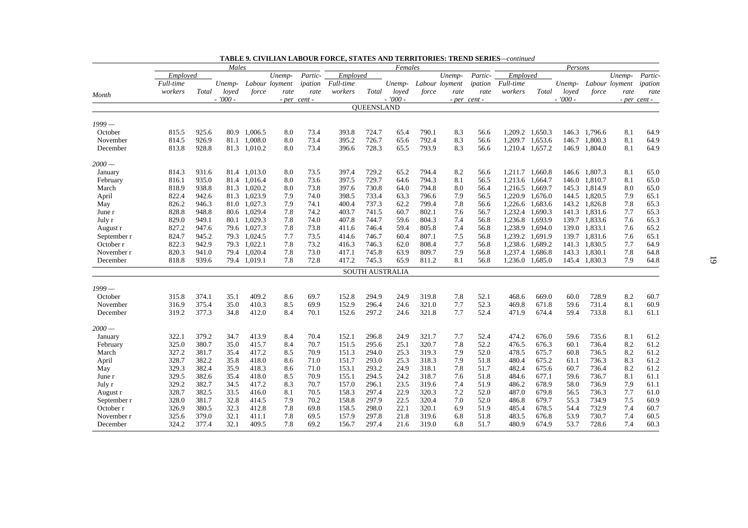**TABLE 9. CIVILIAN LABOUR FORCE, STATES AND TERRITORIES: TREND SERIES—*continued***

| Month | Males | | | | | | Females | | | | | | Persons | | | | | |
|---|---|---|---|---|---|---|---|---|---|---|---|---|---|---|---|---|---|---|
| | Employed | | | | | | Employed | | | | | | Employed | | | | | |
| | Full-time workers | Total | Unemployed | Labour force | Unemployment rate | Participation rate | Full-time workers | Total | Unemployed | Labour force | Unemployment rate | Participation rate | Full-time workers | Total | Unemployed | Labour force | Unemployment rate | Participation rate |
| | | | - '000 - | | - per cent - | | | | - '000 - | | - per cent - | | | | - '000 - | | - per cent - | |
| **QUEENSLAND** | | | | | | | | | | | | | | | | | | |
| *1999 —* | | | | | | | | | | | | | | | | | | |
| October | 815.5 | 925.6 | 80.9 | 1,006.5 | 8.0 | 73.4 | 393.8 | 724.7 | 65.4 | 790.1 | 8.3 | 56.6 | 1,209.2 | 1,650.3 | 146.3 | 1,796.6 | 8.1 | 64.9 |
| November | 814.5 | 926.9 | 81.1 | 1,008.0 | 8.0 | 73.4 | 395.2 | 726.7 | 65.6 | 792.4 | 8.3 | 56.6 | 1,209.7 | 1,653.6 | 146.7 | 1,800.3 | 8.1 | 64.9 |
| December | 813.8 | 928.8 | 81.3 | 1,010.2 | 8.0 | 73.4 | 396.6 | 728.3 | 65.5 | 793.9 | 8.3 | 56.6 | 1,210.4 | 1,657.2 | 146.9 | 1,804.0 | 8.1 | 64.9 |
| *2000 —* | | | | | | | | | | | | | | | | | | |
| January | 814.3 | 931.6 | 81.4 | 1,013.0 | 8.0 | 73.5 | 397.4 | 729.2 | 65.2 | 794.4 | 8.2 | 56.6 | 1,211.7 | 1,660.8 | 146.6 | 1,807.3 | 8.1 | 65.0 |
| February | 816.1 | 935.0 | 81.4 | 1,016.4 | 8.0 | 73.6 | 397.5 | 729.7 | 64.6 | 794.3 | 8.1 | 56.5 | 1,213.6 | 1,664.7 | 146.0 | 1,810.7 | 8.1 | 65.0 |
| March | 818.9 | 938.8 | 81.3 | 1,020.2 | 8.0 | 73.8 | 397.6 | 730.8 | 64.0 | 794.8 | 8.0 | 56.4 | 1,216.5 | 1,669.7 | 145.3 | 1,814.9 | 8.0 | 65.0 |
| April | 822.4 | 942.6 | 81.3 | 1,023.9 | 7.9 | 74.0 | 398.5 | 733.4 | 63.3 | 796.6 | 7.9 | 56.5 | 1,220.9 | 1,676.0 | 144.5 | 1,820.5 | 7.9 | 65.1 |
| May | 826.2 | 946.3 | 81.0 | 1,027.3 | 7.9 | 74.1 | 400.4 | 737.3 | 62.2 | 799.4 | 7.8 | 56.6 | 1,226.6 | 1,683.6 | 143.2 | 1,826.8 | 7.8 | 65.3 |
| June r | 828.8 | 948.8 | 80.6 | 1,029.4 | 7.8 | 74.2 | 403.7 | 741.5 | 60.7 | 802.1 | 7.6 | 56.7 | 1,232.4 | 1,690.3 | 141.3 | 1,831.6 | 7.7 | 65.3 |
| July r | 829.0 | 949.1 | 80.1 | 1,029.3 | 7.8 | 74.0 | 407.8 | 744.7 | 59.6 | 804.3 | 7.4 | 56.8 | 1,236.8 | 1,693.9 | 139.7 | 1,833.6 | 7.6 | 65.3 |
| August r | 827.2 | 947.6 | 79.6 | 1,027.3 | 7.8 | 73.8 | 411.6 | 746.4 | 59.4 | 805.8 | 7.4 | 56.8 | 1,238.9 | 1,694.0 | 139.0 | 1,833.1 | 7.6 | 65.2 |
| September r | 824.7 | 945.2 | 79.3 | 1,024.5 | 7.7 | 73.5 | 414.6 | 746.7 | 60.4 | 807.1 | 7.5 | 56.8 | 1,239.2 | 1,691.9 | 139.7 | 1,831.6 | 7.6 | 65.1 |
| October r | 822.3 | 942.9 | 79.3 | 1,022.1 | 7.8 | 73.2 | 416.3 | 746.3 | 62.0 | 808.4 | 7.7 | 56.8 | 1,238.6 | 1,689.2 | 141.3 | 1,830.5 | 7.7 | 64.9 |
| November r | 820.3 | 941.0 | 79.4 | 1,020.4 | 7.8 | 73.0 | 417.1 | 745.8 | 63.9 | 809.7 | 7.9 | 56.8 | 1,237.4 | 1,686.8 | 143.3 | 1,830.1 | 7.8 | 64.8 |
| December | 818.8 | 939.6 | 79.4 | 1,019.1 | 7.8 | 72.8 | 417.2 | 745.3 | 65.9 | 811.2 | 8.1 | 56.8 | 1,236.0 | 1,685.0 | 145.4 | 1,830.3 | 7.9 | 64.8 |
| **SOUTH AUSTRALIA** | | | | | | | | | | | | | | | | | | |
| *1999 —* | | | | | | | | | | | | | | | | | | |
| October | 315.8 | 374.1 | 35.1 | 409.2 | 8.6 | 69.7 | 152.8 | 294.9 | 24.9 | 319.8 | 7.8 | 52.1 | 468.6 | 669.0 | 60.0 | 728.9 | 8.2 | 60.7 |
| November | 316.9 | 375.4 | 35.0 | 410.3 | 8.5 | 69.9 | 152.9 | 296.4 | 24.6 | 321.0 | 7.7 | 52.3 | 469.8 | 671.8 | 59.6 | 731.4 | 8.1 | 60.9 |
| December | 319.2 | 377.3 | 34.8 | 412.0 | 8.4 | 70.1 | 152.6 | 297.2 | 24.6 | 321.8 | 7.7 | 52.4 | 471.9 | 674.4 | 59.4 | 733.8 | 8.1 | 61.1 |
| *2000 —* | | | | | | | | | | | | | | | | | | |
| January | 322.1 | 379.2 | 34.7 | 413.9 | 8.4 | 70.4 | 152.1 | 296.8 | 24.9 | 321.7 | 7.7 | 52.4 | 474.2 | 676.0 | 59.6 | 735.6 | 8.1 | 61.2 |
| February | 325.0 | 380.7 | 35.0 | 415.7 | 8.4 | 70.7 | 151.5 | 295.6 | 25.1 | 320.7 | 7.8 | 52.2 | 476.5 | 676.3 | 60.1 | 736.4 | 8.2 | 61.2 |
| March | 327.2 | 381.7 | 35.4 | 417.2 | 8.5 | 70.9 | 151.3 | 294.0 | 25.3 | 319.3 | 7.9 | 52.0 | 478.5 | 675.7 | 60.8 | 736.5 | 8.2 | 61.2 |
| April | 328.7 | 382.2 | 35.8 | 418.0 | 8.6 | 71.0 | 151.7 | 293.0 | 25.3 | 318.3 | 7.9 | 51.8 | 480.4 | 675.2 | 61.1 | 736.3 | 8.3 | 61.2 |
| May | 329.3 | 382.4 | 35.9 | 418.3 | 8.6 | 71.0 | 153.1 | 293.2 | 24.9 | 318.1 | 7.8 | 51.7 | 482.4 | 675.6 | 60.7 | 736.4 | 8.2 | 61.2 |
| June r | 329.5 | 382.6 | 35.4 | 418.0 | 8.5 | 70.9 | 155.1 | 294.5 | 24.2 | 318.7 | 7.6 | 51.8 | 484.6 | 677.1 | 59.6 | 736.7 | 8.1 | 61.1 |
| July r | 329.2 | 382.7 | 34.5 | 417.2 | 8.3 | 70.7 | 157.0 | 296.1 | 23.5 | 319.6 | 7.4 | 51.9 | 486.2 | 678.9 | 58.0 | 736.9 | 7.9 | 61.1 |
| August r | 328.7 | 382.5 | 33.5 | 416.0 | 8.1 | 70.5 | 158.3 | 297.4 | 22.9 | 320.3 | 7.2 | 52.0 | 487.0 | 679.8 | 56.5 | 736.3 | 7.7 | 61.0 |
| September r | 328.0 | 381.7 | 32.8 | 414.5 | 7.9 | 70.2 | 158.8 | 297.9 | 22.5 | 320.4 | 7.0 | 52.0 | 486.8 | 679.7 | 55.3 | 734.9 | 7.5 | 60.9 |
| October r | 326.9 | 380.5 | 32.3 | 412.8 | 7.8 | 69.8 | 158.5 | 298.0 | 22.1 | 320.1 | 6.9 | 51.9 | 485.4 | 678.5 | 54.4 | 732.9 | 7.4 | 60.7 |
| November r | 325.6 | 379.0 | 32.1 | 411.1 | 7.8 | 69.5 | 157.9 | 297.8 | 21.8 | 319.6 | 6.8 | 51.8 | 483.5 | 676.8 | 53.9 | 730.7 | 7.4 | 60.5 |
| December | 324.2 | 377.4 | 32.1 | 409.5 | 7.8 | 69.2 | 156.7 | 297.4 | 21.6 | 319.0 | 6.8 | 51.7 | 480.9 | 674.9 | 53.7 | 728.6 | 7.4 | 60.3 |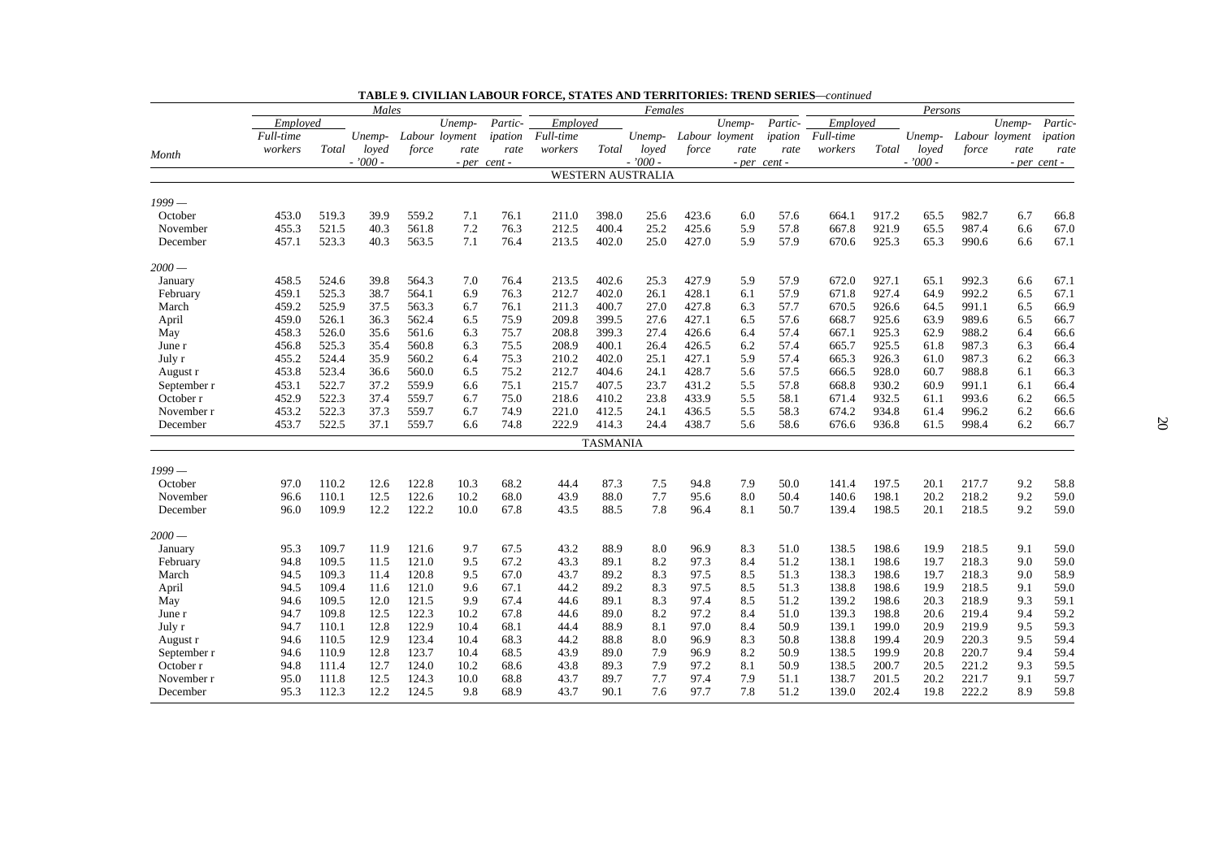**TABLE 9. CIVILIAN LABOUR FORCE, STATES AND TERRITORIES: TREND SERIES—*continued***

| Month | Males | | | | | | Females | | | | | | Persons | | | | | |
|---|---|---|---|---|---|---|---|---|---|---|---|---|---|---|---|---|---|---|
| | Employed | | Unemployed | Labour force | Unemployment rate | Participation rate | Employed | | Unemployed | Labour force | Unemployment rate | Participation rate | Employed | | Unemployed | Labour force | Unemployment rate | Participation rate |
| | Full-time workers | Total | - '000 - | | - per cent - | | Full-time workers | Total | - '000 - | | - per cent - | | Full-time workers | Total | - '000 - | | - per cent - | |
| **WESTERN AUSTRALIA** | | | | | | | | | | | | | | | | | | |
| *1999 —* | | | | | | | | | | | | | | | | | | |
| October | 453.0 | 519.3 | 39.9 | 559.2 | 7.1 | 76.1 | 211.0 | 398.0 | 25.6 | 423.6 | 6.0 | 57.6 | 664.1 | 917.2 | 65.5 | 982.7 | 6.7 | 66.8 |
| November | 455.3 | 521.5 | 40.3 | 561.8 | 7.2 | 76.3 | 212.5 | 400.4 | 25.2 | 425.6 | 5.9 | 57.8 | 667.8 | 921.9 | 65.5 | 987.4 | 6.6 | 67.0 |
| December | 457.1 | 523.3 | 40.3 | 563.5 | 7.1 | 76.4 | 213.5 | 402.0 | 25.0 | 427.0 | 5.9 | 57.9 | 670.6 | 925.3 | 65.3 | 990.6 | 6.6 | 67.1 |
| *2000 —* | | | | | | | | | | | | | | | | | | |
| January | 458.5 | 524.6 | 39.8 | 564.3 | 7.0 | 76.4 | 213.5 | 402.6 | 25.3 | 427.9 | 5.9 | 57.9 | 672.0 | 927.1 | 65.1 | 992.3 | 6.6 | 67.1 |
| February | 459.1 | 525.3 | 38.7 | 564.1 | 6.9 | 76.3 | 212.7 | 402.0 | 26.1 | 428.1 | 6.1 | 57.9 | 671.8 | 927.4 | 64.9 | 992.2 | 6.5 | 67.1 |
| March | 459.2 | 525.9 | 37.5 | 563.3 | 6.7 | 76.1 | 211.3 | 400.7 | 27.0 | 427.8 | 6.3 | 57.7 | 670.5 | 926.6 | 64.5 | 991.1 | 6.5 | 66.9 |
| April | 459.0 | 526.1 | 36.3 | 562.4 | 6.5 | 75.9 | 209.8 | 399.5 | 27.6 | 427.1 | 6.5 | 57.6 | 668.7 | 925.6 | 63.9 | 989.6 | 6.5 | 66.7 |
| May | 458.3 | 526.0 | 35.6 | 561.6 | 6.3 | 75.7 | 208.8 | 399.3 | 27.4 | 426.6 | 6.4 | 57.4 | 667.1 | 925.3 | 62.9 | 988.2 | 6.4 | 66.6 |
| June r | 456.8 | 525.3 | 35.4 | 560.8 | 6.3 | 75.5 | 208.9 | 400.1 | 26.4 | 426.5 | 6.2 | 57.4 | 665.7 | 925.5 | 61.8 | 987.3 | 6.3 | 66.4 |
| July r | 455.2 | 524.4 | 35.9 | 560.2 | 6.4 | 75.3 | 210.2 | 402.0 | 25.1 | 427.1 | 5.9 | 57.4 | 665.3 | 926.3 | 61.0 | 987.3 | 6.2 | 66.3 |
| August r | 453.8 | 523.4 | 36.6 | 560.0 | 6.5 | 75.2 | 212.7 | 404.6 | 24.1 | 428.7 | 5.6 | 57.5 | 666.5 | 928.0 | 60.7 | 988.8 | 6.1 | 66.3 |
| September r | 453.1 | 522.7 | 37.2 | 559.9 | 6.6 | 75.1 | 215.7 | 407.5 | 23.7 | 431.2 | 5.5 | 57.8 | 668.8 | 930.2 | 60.9 | 991.1 | 6.1 | 66.4 |
| October r | 452.9 | 522.3 | 37.4 | 559.7 | 6.7 | 75.0 | 218.6 | 410.2 | 23.8 | 433.9 | 5.5 | 58.1 | 671.4 | 932.5 | 61.1 | 993.6 | 6.2 | 66.5 |
| November r | 453.2 | 522.3 | 37.3 | 559.7 | 6.7 | 74.9 | 221.0 | 412.5 | 24.1 | 436.5 | 5.5 | 58.3 | 674.2 | 934.8 | 61.4 | 996.2 | 6.2 | 66.6 |
| December | 453.7 | 522.5 | 37.1 | 559.7 | 6.6 | 74.8 | 222.9 | 414.3 | 24.4 | 438.7 | 5.6 | 58.6 | 676.6 | 936.8 | 61.5 | 998.4 | 6.2 | 66.7 |
| **TASMANIA** | | | | | | | | | | | | | | | | | | |
| *1999 —* | | | | | | | | | | | | | | | | | | |
| October | 97.0 | 110.2 | 12.6 | 122.8 | 10.3 | 68.2 | 44.4 | 87.3 | 7.5 | 94.8 | 7.9 | 50.0 | 141.4 | 197.5 | 20.1 | 217.7 | 9.2 | 58.8 |
| November | 96.6 | 110.1 | 12.5 | 122.6 | 10.2 | 68.0 | 43.9 | 88.0 | 7.7 | 95.6 | 8.0 | 50.4 | 140.6 | 198.1 | 20.2 | 218.2 | 9.2 | 59.0 |
| December | 96.0 | 109.9 | 12.2 | 122.2 | 10.0 | 67.8 | 43.5 | 88.5 | 7.8 | 96.4 | 8.1 | 50.7 | 139.4 | 198.5 | 20.1 | 218.5 | 9.2 | 59.0 |
| *2000 —* | | | | | | | | | | | | | | | | | | |
| January | 95.3 | 109.7 | 11.9 | 121.6 | 9.7 | 67.5 | 43.2 | 88.9 | 8.0 | 96.9 | 8.3 | 51.0 | 138.5 | 198.6 | 19.9 | 218.5 | 9.1 | 59.0 |
| February | 94.8 | 109.5 | 11.5 | 121.0 | 9.5 | 67.2 | 43.3 | 89.1 | 8.2 | 97.3 | 8.4 | 51.2 | 138.1 | 198.6 | 19.7 | 218.3 | 9.0 | 59.0 |
| March | 94.5 | 109.3 | 11.4 | 120.8 | 9.5 | 67.0 | 43.7 | 89.2 | 8.3 | 97.5 | 8.5 | 51.3 | 138.3 | 198.6 | 19.7 | 218.3 | 9.0 | 58.9 |
| April | 94.5 | 109.4 | 11.6 | 121.0 | 9.6 | 67.1 | 44.2 | 89.2 | 8.3 | 97.5 | 8.5 | 51.3 | 138.8 | 198.6 | 19.9 | 218.5 | 9.1 | 59.0 |
| May | 94.6 | 109.5 | 12.0 | 121.5 | 9.9 | 67.4 | 44.6 | 89.1 | 8.3 | 97.4 | 8.5 | 51.2 | 139.2 | 198.6 | 20.3 | 218.9 | 9.3 | 59.1 |
| June r | 94.7 | 109.8 | 12.5 | 122.3 | 10.2 | 67.8 | 44.6 | 89.0 | 8.2 | 97.2 | 8.4 | 51.0 | 139.3 | 198.8 | 20.6 | 219.4 | 9.4 | 59.2 |
| July r | 94.7 | 110.1 | 12.8 | 122.9 | 10.4 | 68.1 | 44.4 | 88.9 | 8.1 | 97.0 | 8.4 | 50.9 | 139.1 | 199.0 | 20.9 | 219.9 | 9.5 | 59.3 |
| August r | 94.6 | 110.5 | 12.9 | 123.4 | 10.4 | 68.3 | 44.2 | 88.8 | 8.0 | 96.9 | 8.3 | 50.8 | 138.8 | 199.4 | 20.9 | 220.3 | 9.5 | 59.4 |
| September r | 94.6 | 110.9 | 12.8 | 123.7 | 10.4 | 68.5 | 43.9 | 89.0 | 7.9 | 96.9 | 8.2 | 50.9 | 138.5 | 199.9 | 20.8 | 220.7 | 9.4 | 59.4 |
| October r | 94.8 | 111.4 | 12.7 | 124.0 | 10.2 | 68.6 | 43.8 | 89.3 | 7.9 | 97.2 | 8.1 | 50.9 | 138.5 | 200.7 | 20.5 | 221.2 | 9.3 | 59.5 |
| November r | 95.0 | 111.8 | 12.5 | 124.3 | 10.0 | 68.8 | 43.7 | 89.7 | 7.7 | 97.4 | 7.9 | 51.1 | 138.7 | 201.5 | 20.2 | 221.7 | 9.1 | 59.7 |
| December | 95.3 | 112.3 | 12.2 | 124.5 | 9.8 | 68.9 | 43.7 | 90.1 | 7.6 | 97.7 | 7.8 | 51.2 | 139.0 | 202.4 | 19.8 | 222.2 | 8.9 | 59.8 |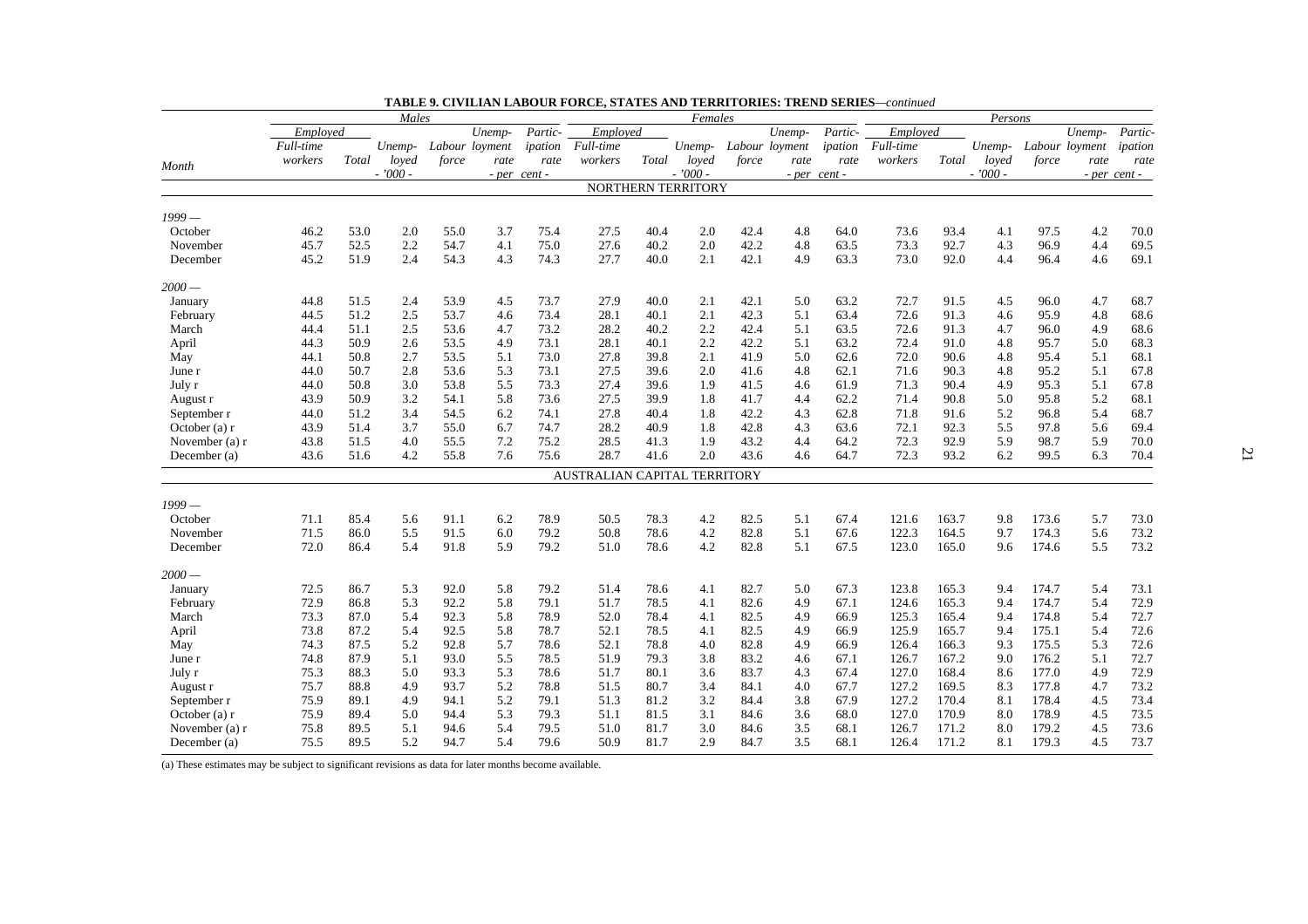**TABLE 9. CIVILIAN LABOUR FORCE, STATES AND TERRITORIES: TREND SERIES**—*continued*

| Month | *Males* | | | | | | *Females* | | | | | | *Persons* | | | | | |
|---|---|---|---|---|---|---|---|---|---|---|---|---|---|---|---|---|---|---|
| | *Employed* | | | | | | *Employed* | | | | | | *Employed* | | | | | |
| | *Full-time workers* | *Total* | *Unemployed* | *Labour force* | *Unemployment rate* | *Participation rate* | *Full-time workers* | *Total* | *Unemployed* | *Labour force* | *Unemployment rate* | *Participation rate* | *Full-time workers* | *Total* | *Unemployed* | *Labour force* | *Unemployment rate* | *Participation rate* |
| | | | *- '000 -* | | *- per cent -* | | | | *- '000 -* | | *- per cent -* | | | | *- '000 -* | | *- per cent -* | |
| | | | | | | | NORTHERN TERRITORY | | | | | | | | | | | |
| *1999 —* | | | | | | | | | | | | | | | | | | |
| October | 46.2 | 53.0 | 2.0 | 55.0 | 3.7 | 75.4 | 27.5 | 40.4 | 2.0 | 42.4 | 4.8 | 64.0 | 73.6 | 93.4 | 4.1 | 97.5 | 4.2 | 70.0 |
| November | 45.7 | 52.5 | 2.2 | 54.7 | 4.1 | 75.0 | 27.6 | 40.2 | 2.0 | 42.2 | 4.8 | 63.5 | 73.3 | 92.7 | 4.3 | 96.9 | 4.4 | 69.5 |
| December | 45.2 | 51.9 | 2.4 | 54.3 | 4.3 | 74.3 | 27.7 | 40.0 | 2.1 | 42.1 | 4.9 | 63.3 | 73.0 | 92.0 | 4.4 | 96.4 | 4.6 | 69.1 |
| *2000 —* | | | | | | | | | | | | | | | | | | |
| January | 44.8 | 51.5 | 2.4 | 53.9 | 4.5 | 73.7 | 27.9 | 40.0 | 2.1 | 42.1 | 5.0 | 63.2 | 72.7 | 91.5 | 4.5 | 96.0 | 4.7 | 68.7 |
| February | 44.5 | 51.2 | 2.5 | 53.7 | 4.6 | 73.4 | 28.1 | 40.1 | 2.1 | 42.3 | 5.1 | 63.4 | 72.6 | 91.3 | 4.6 | 95.9 | 4.8 | 68.6 |
| March | 44.4 | 51.1 | 2.5 | 53.6 | 4.7 | 73.2 | 28.2 | 40.2 | 2.2 | 42.4 | 5.1 | 63.5 | 72.6 | 91.3 | 4.7 | 96.0 | 4.9 | 68.6 |
| April | 44.3 | 50.9 | 2.6 | 53.5 | 4.9 | 73.1 | 28.1 | 40.1 | 2.2 | 42.2 | 5.1 | 63.2 | 72.4 | 91.0 | 4.8 | 95.7 | 5.0 | 68.3 |
| May | 44.1 | 50.8 | 2.7 | 53.5 | 5.1 | 73.0 | 27.8 | 39.8 | 2.1 | 41.9 | 5.0 | 62.6 | 72.0 | 90.6 | 4.8 | 95.4 | 5.1 | 68.1 |
| June r | 44.0 | 50.7 | 2.8 | 53.6 | 5.3 | 73.1 | 27.5 | 39.6 | 2.0 | 41.6 | 4.8 | 62.1 | 71.6 | 90.3 | 4.8 | 95.2 | 5.1 | 67.8 |
| July r | 44.0 | 50.8 | 3.0 | 53.8 | 5.5 | 73.3 | 27.4 | 39.6 | 1.9 | 41.5 | 4.6 | 61.9 | 71.3 | 90.4 | 4.9 | 95.3 | 5.1 | 67.8 |
| August r | 43.9 | 50.9 | 3.2 | 54.1 | 5.8 | 73.6 | 27.5 | 39.9 | 1.8 | 41.7 | 4.4 | 62.2 | 71.4 | 90.8 | 5.0 | 95.8 | 5.2 | 68.1 |
| September r | 44.0 | 51.2 | 3.4 | 54.5 | 6.2 | 74.1 | 27.8 | 40.4 | 1.8 | 42.2 | 4.3 | 62.8 | 71.8 | 91.6 | 5.2 | 96.8 | 5.4 | 68.7 |
| October (a) r | 43.9 | 51.4 | 3.7 | 55.0 | 6.7 | 74.7 | 28.2 | 40.9 | 1.8 | 42.8 | 4.3 | 63.6 | 72.1 | 92.3 | 5.5 | 97.8 | 5.6 | 69.4 |
| November (a) r | 43.8 | 51.5 | 4.0 | 55.5 | 7.2 | 75.2 | 28.5 | 41.3 | 1.9 | 43.2 | 4.4 | 64.2 | 72.3 | 92.9 | 5.9 | 98.7 | 5.9 | 70.0 |
| December (a) | 43.6 | 51.6 | 4.2 | 55.8 | 7.6 | 75.6 | 28.7 | 41.6 | 2.0 | 43.6 | 4.6 | 64.7 | 72.3 | 93.2 | 6.2 | 99.5 | 6.3 | 70.4 |
| | | | | | | | AUSTRALIAN CAPITAL TERRITORY | | | | | | | | | | | |
| *1999 —* | | | | | | | | | | | | | | | | | | |
| October | 71.1 | 85.4 | 5.6 | 91.1 | 6.2 | 78.9 | 50.5 | 78.3 | 4.2 | 82.5 | 5.1 | 67.4 | 121.6 | 163.7 | 9.8 | 173.6 | 5.7 | 73.0 |
| November | 71.5 | 86.0 | 5.5 | 91.5 | 6.0 | 79.2 | 50.8 | 78.6 | 4.2 | 82.8 | 5.1 | 67.6 | 122.3 | 164.5 | 9.7 | 174.3 | 5.6 | 73.2 |
| December | 72.0 | 86.4 | 5.4 | 91.8 | 5.9 | 79.2 | 51.0 | 78.6 | 4.2 | 82.8 | 5.1 | 67.5 | 123.0 | 165.0 | 9.6 | 174.6 | 5.5 | 73.2 |
| *2000 —* | | | | | | | | | | | | | | | | | | |
| January | 72.5 | 86.7 | 5.3 | 92.0 | 5.8 | 79.2 | 51.4 | 78.6 | 4.1 | 82.7 | 5.0 | 67.3 | 123.8 | 165.3 | 9.4 | 174.7 | 5.4 | 73.1 |
| February | 72.9 | 86.8 | 5.3 | 92.2 | 5.8 | 79.1 | 51.7 | 78.5 | 4.1 | 82.6 | 4.9 | 67.1 | 124.6 | 165.3 | 9.4 | 174.7 | 5.4 | 72.9 |
| March | 73.3 | 87.0 | 5.4 | 92.3 | 5.8 | 78.9 | 52.0 | 78.4 | 4.1 | 82.5 | 4.9 | 66.9 | 125.3 | 165.4 | 9.4 | 174.8 | 5.4 | 72.7 |
| April | 73.8 | 87.2 | 5.4 | 92.5 | 5.8 | 78.7 | 52.1 | 78.5 | 4.1 | 82.5 | 4.9 | 66.9 | 125.9 | 165.7 | 9.4 | 175.1 | 5.4 | 72.6 |
| May | 74.3 | 87.5 | 5.2 | 92.8 | 5.7 | 78.6 | 52.1 | 78.8 | 4.0 | 82.8 | 4.9 | 66.9 | 126.4 | 166.3 | 9.3 | 175.5 | 5.3 | 72.6 |
| June r | 74.8 | 87.9 | 5.1 | 93.0 | 5.5 | 78.5 | 51.9 | 79.3 | 3.8 | 83.2 | 4.6 | 67.1 | 126.7 | 167.2 | 9.0 | 176.2 | 5.1 | 72.7 |
| July r | 75.3 | 88.3 | 5.0 | 93.3 | 5.3 | 78.6 | 51.7 | 80.1 | 3.6 | 83.7 | 4.3 | 67.4 | 127.0 | 168.4 | 8.6 | 177.0 | 4.9 | 72.9 |
| August r | 75.7 | 88.8 | 4.9 | 93.7 | 5.2 | 78.8 | 51.5 | 80.7 | 3.4 | 84.1 | 4.0 | 67.7 | 127.2 | 169.5 | 8.3 | 177.8 | 4.7 | 73.2 |
| September r | 75.9 | 89.1 | 4.9 | 94.1 | 5.2 | 79.1 | 51.3 | 81.2 | 3.2 | 84.4 | 3.8 | 67.9 | 127.2 | 170.4 | 8.1 | 178.4 | 4.5 | 73.4 |
| October (a) r | 75.9 | 89.4 | 5.0 | 94.4 | 5.3 | 79.3 | 51.1 | 81.5 | 3.1 | 84.6 | 3.6 | 68.0 | 127.0 | 170.9 | 8.0 | 178.9 | 4.5 | 73.5 |
| November (a) r | 75.8 | 89.5 | 5.1 | 94.6 | 5.4 | 79.5 | 51.0 | 81.7 | 3.0 | 84.6 | 3.5 | 68.1 | 126.7 | 171.2 | 8.0 | 179.2 | 4.5 | 73.6 |
| December (a) | 75.5 | 89.5 | 5.2 | 94.7 | 5.4 | 79.6 | 50.9 | 81.7 | 2.9 | 84.7 | 3.5 | 68.1 | 126.4 | 171.2 | 8.1 | 179.3 | 4.5 | 73.7 |

(a) These estimates may be subject to significant revisions as data for later months become available.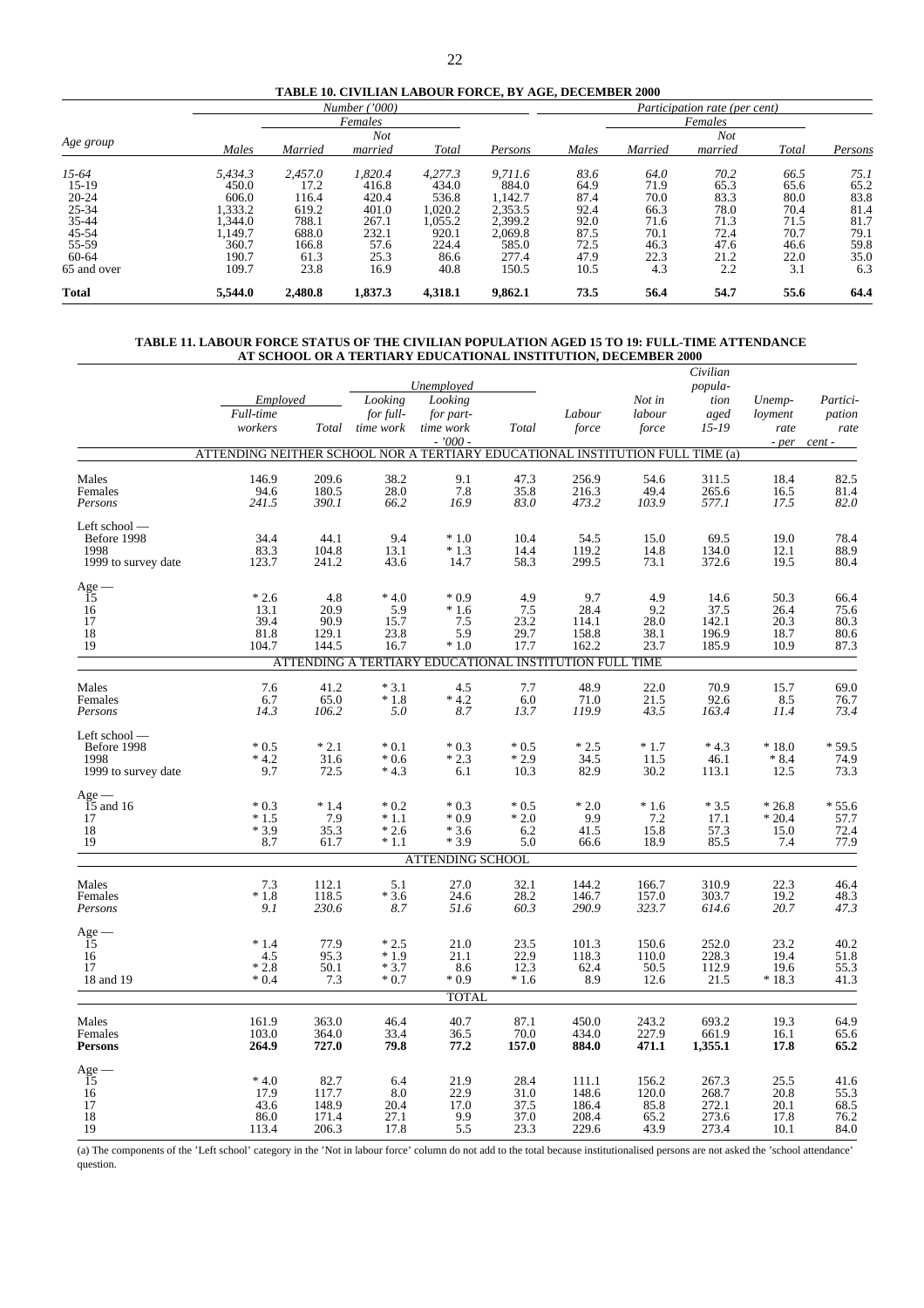**TABLE 10. CIVILIAN LABOUR FORCE, BY AGE, DECEMBER 2000**

| Age group | Number ('000) | | | | | Participation rate (per cent) | | | | |
|---|---|---|---|---|---|---|---|---|---|---|
| | | Females | | | | | Females | | | |
| | Males | Married | Not married | Total | Persons | Males | Married | Not married | Total | Persons |
| *15-64* | *5,434.3* | *2,457.0* | *1,820.4* | *4,277.3* | *9,711.6* | *83.6* | *64.0* | *70.2* | *66.5* | *75.1* |
| 15-19 | 450.0 | 17.2 | 416.8 | 434.0 | 884.0 | 64.9 | 71.9 | 65.3 | 65.6 | 65.2 |
| 20-24 | 606.0 | 116.4 | 420.4 | 536.8 | 1,142.7 | 87.4 | 70.0 | 83.3 | 80.0 | 83.8 |
| 25-34 | 1,333.2 | 619.2 | 401.0 | 1,020.2 | 2,353.5 | 92.4 | 66.3 | 78.0 | 70.4 | 81.4 |
| 35-44 | 1,344.0 | 788.1 | 267.1 | 1,055.2 | 2,399.2 | 92.0 | 71.6 | 71.3 | 71.5 | 81.7 |
| 45-54 | 1,149.7 | 688.0 | 232.1 | 920.1 | 2,069.8 | 87.5 | 70.1 | 72.4 | 70.7 | 79.1 |
| 55-59 | 360.7 | 166.8 | 57.6 | 224.4 | 585.0 | 72.5 | 46.3 | 47.6 | 46.6 | 59.8 |
| 60-64 | 190.7 | 61.3 | 25.3 | 86.6 | 277.4 | 47.9 | 22.3 | 21.2 | 22.0 | 35.0 |
| 65 and over | 109.7 | 23.8 | 16.9 | 40.8 | 150.5 | 10.5 | 4.3 | 2.2 | 3.1 | 6.3 |
| **Total** | **5,544.0** | **2,480.8** | **1,837.3** | **4,318.1** | **9,862.1** | **73.5** | **56.4** | **54.7** | **55.6** | **64.4** |

**TABLE 11. LABOUR FORCE STATUS OF THE CIVILIAN POPULATION AGED 15 TO 19: FULL-TIME ATTENDANCE AT SCHOOL OR A TERTIARY EDUCATIONAL INSTITUTION, DECEMBER 2000**

| | Employed | | Unemployed | | | | | | | |
|---|---|---|---|---|---|---|---|---|---|---|
| | Full-time workers | Total | Looking for full-time work | Looking for part-time work | Total | Labour force | Not in labour force | Civilian population aged 15-19 | Unemployment rate | Participation rate |
| | - '000 - | | | | | | | | - per cent - | |
| **ATTENDING NEITHER SCHOOL NOR A TERTIARY EDUCATIONAL INSTITUTION FULL TIME (a)** | | | | | | | | | | |
| Males | 146.9 | 209.6 | 38.2 | 9.1 | 47.3 | 256.9 | 54.6 | 311.5 | 18.4 | 82.5 |
| Females | 94.6 | 180.5 | 28.0 | 7.8 | 35.8 | 216.3 | 49.4 | 265.6 | 16.5 | 81.4 |
| *Persons* | *241.5* | *390.1* | *66.2* | *16.9* | *83.0* | *473.2* | *103.9* | *577.1* | *17.5* | *82.0* |
| Left school — | | | | | | | | | | |
| Before 1998 | 34.4 | 44.1 | 9.4 | * 1.0 | 10.4 | 54.5 | 15.0 | 69.5 | 19.0 | 78.4 |
| 1998 | 83.3 | 104.8 | 13.1 | * 1.3 | 14.4 | 119.2 | 14.8 | 134.0 | 12.1 | 88.9 |
| 1999 to survey date | 123.7 | 241.2 | 43.6 | 14.7 | 58.3 | 299.5 | 73.1 | 372.6 | 19.5 | 80.4 |
| Age — | | | | | | | | | | |
| 15 | * 2.6 | 4.8 | * 4.0 | * 0.9 | 4.9 | 9.7 | 4.9 | 14.6 | 50.3 | 66.4 |
| 16 | 13.1 | 20.9 | 5.9 | * 1.6 | 7.5 | 28.4 | 9.2 | 37.5 | 26.4 | 75.6 |
| 17 | 39.4 | 90.9 | 15.7 | 7.5 | 23.2 | 114.1 | 28.0 | 142.1 | 20.3 | 80.3 |
| 18 | 81.8 | 129.1 | 23.8 | 5.9 | 29.7 | 158.8 | 38.1 | 196.9 | 18.7 | 80.6 |
| 19 | 104.7 | 144.5 | 16.7 | * 1.0 | 17.7 | 162.2 | 23.7 | 185.9 | 10.9 | 87.3 |
| **ATTENDING A TERTIARY EDUCATIONAL INSTITUTION FULL TIME** | | | | | | | | | | |
| Males | 7.6 | 41.2 | * 3.1 | 4.5 | 7.7 | 48.9 | 22.0 | 70.9 | 15.7 | 69.0 |
| Females | 6.7 | 65.0 | * 1.8 | * 4.2 | 6.0 | 71.0 | 21.5 | 92.6 | 8.5 | 76.7 |
| *Persons* | *14.3* | *106.2* | *5.0* | *8.7* | *13.7* | *119.9* | *43.5* | *163.4* | *11.4* | *73.4* |
| Left school — | | | | | | | | | | |
| Before 1998 | * 0.5 | * 2.1 | * 0.1 | * 0.3 | * 0.5 | * 2.5 | * 1.7 | * 4.3 | * 18.0 | * 59.5 |
| 1998 | * 4.2 | 31.6 | * 0.6 | * 2.3 | * 2.9 | 34.5 | 11.5 | 46.1 | * 8.4 | 74.9 |
| 1999 to survey date | 9.7 | 72.5 | * 4.3 | 6.1 | 10.3 | 82.9 | 30.2 | 113.1 | 12.5 | 73.3 |
| Age — | | | | | | | | | | |
| 15 and 16 | * 0.3 | * 1.4 | * 0.2 | * 0.3 | * 0.5 | * 2.0 | * 1.6 | * 3.5 | * 26.8 | * 55.6 |
| 17 | * 1.5 | 7.9 | * 1.1 | * 0.9 | * 2.0 | 9.9 | 7.2 | 17.1 | * 20.4 | 57.7 |
| 18 | * 3.9 | 35.3 | * 2.6 | * 3.6 | 6.2 | 41.5 | 15.8 | 57.3 | 15.0 | 72.4 |
| 19 | 8.7 | 61.7 | * 1.1 | * 3.9 | 5.0 | 66.6 | 18.9 | 85.5 | 7.4 | 77.9 |
| **ATTENDING SCHOOL** | | | | | | | | | | |
| Males | 7.3 | 112.1 | 5.1 | 27.0 | 32.1 | 144.2 | 166.7 | 310.9 | 22.3 | 46.4 |
| Females | * 1.8 | 118.5 | * 3.6 | 24.6 | 28.2 | 146.7 | 157.0 | 303.7 | 19.2 | 48.3 |
| *Persons* | *9.1* | *230.6* | *8.7* | *51.6* | *60.3* | *290.9* | *323.7* | *614.6* | *20.7* | *47.3* |
| Age — | | | | | | | | | | |
| 15 | * 1.4 | 77.9 | * 2.5 | 21.0 | 23.5 | 101.3 | 150.6 | 252.0 | 23.2 | 40.2 |
| 16 | 4.5 | 95.3 | * 1.9 | 21.1 | 22.9 | 118.3 | 110.0 | 228.3 | 19.4 | 51.8 |
| 17 | * 2.8 | 50.1 | * 3.7 | 8.6 | 12.3 | 62.4 | 50.5 | 112.9 | 19.6 | 55.3 |
| 18 and 19 | * 0.4 | 7.3 | * 0.7 | * 0.9 | * 1.6 | 8.9 | 12.6 | 21.5 | * 18.3 | 41.3 |
| **TOTAL** | | | | | | | | | | |
| Males | 161.9 | 363.0 | 46.4 | 40.7 | 87.1 | 450.0 | 243.2 | 693.2 | 19.3 | 64.9 |
| Females | 103.0 | 364.0 | 33.4 | 36.5 | 70.0 | 434.0 | 227.9 | 661.9 | 16.1 | 65.6 |
| **Persons** | **264.9** | **727.0** | **79.8** | **77.2** | **157.0** | **884.0** | **471.1** | **1,355.1** | **17.8** | **65.2** |
| Age — | | | | | | | | | | |
| 15 | * 4.0 | 82.7 | 6.4 | 21.9 | 28.4 | 111.1 | 156.2 | 267.3 | 25.5 | 41.6 |
| 16 | 17.9 | 117.7 | 8.0 | 22.9 | 31.0 | 148.6 | 120.0 | 268.7 | 20.8 | 55.3 |
| 17 | 43.6 | 148.9 | 20.4 | 17.0 | 37.5 | 186.4 | 85.8 | 272.1 | 20.1 | 68.5 |
| 18 | 86.0 | 171.4 | 27.1 | 9.9 | 37.0 | 208.4 | 65.2 | 273.6 | 17.8 | 76.2 |
| 19 | 113.4 | 206.3 | 17.8 | 5.5 | 23.3 | 229.6 | 43.9 | 273.4 | 10.1 | 84.0 |

(a) The components of the 'Left school' category in the 'Not in labour force' column do not add to the total because institutionalised persons are not asked the 'school attendance' question.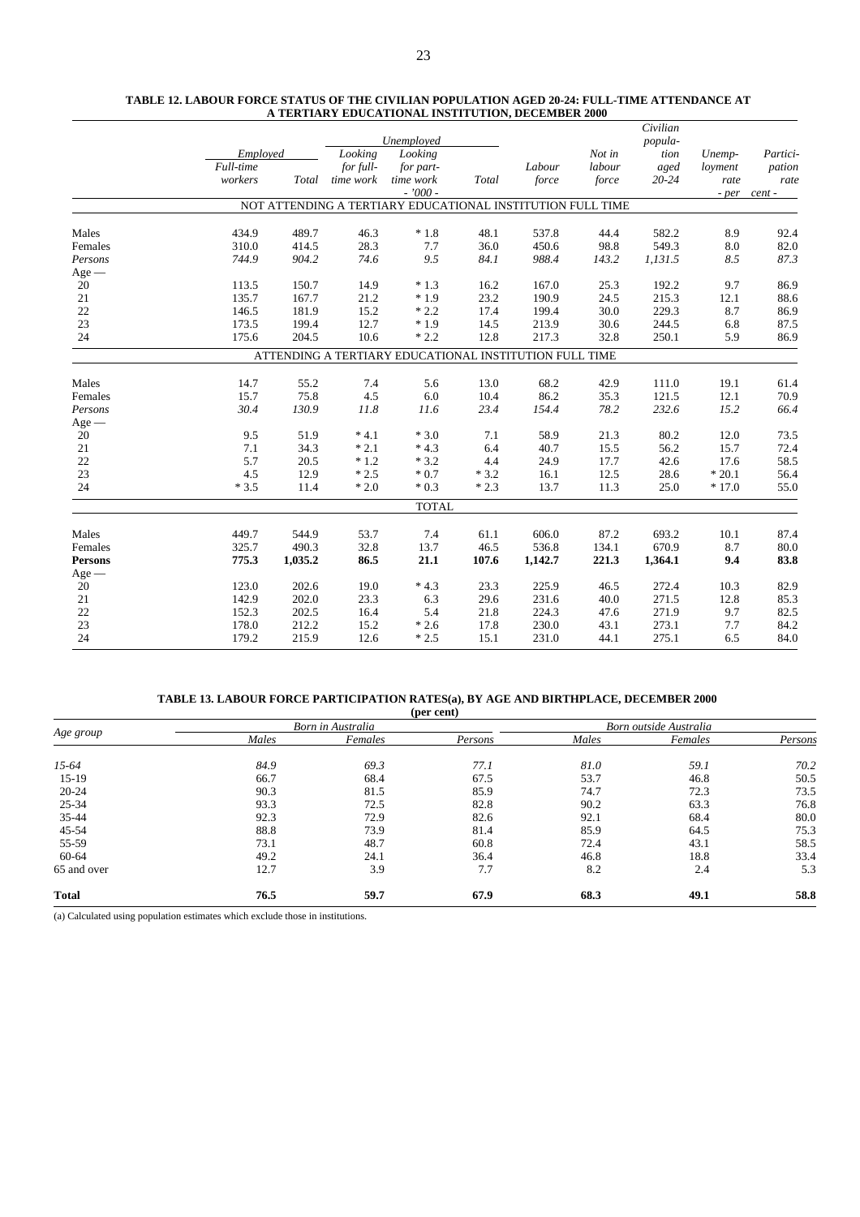**TABLE 12. LABOUR FORCE STATUS OF THE CIVILIAN POPULATION AGED 20-24: FULL-TIME ATTENDANCE AT A TERTIARY EDUCATIONAL INSTITUTION, DECEMBER 2000**

| | *Employed* | | *Unemployed* | | | | | | | |
|---|---|---|---|---|---|---|---|---|---|---|
| | *Full-time workers* | *Total* | *Looking for full-time work* | *Looking for part-time work* | *Total* | *Labour force* | *Not in labour force* | *Civilian population aged 20-24* | *Unemployment rate* | *Participation rate* |
| | *- '000 -* | | | | | | | | *- per cent -* | |
| | NOT ATTENDING A TERTIARY EDUCATIONAL INSTITUTION FULL TIME | | | | | | | | | |
| Males | 434.9 | 489.7 | 46.3 | * 1.8 | 48.1 | 537.8 | 44.4 | 582.2 | 8.9 | 92.4 |
| Females | 310.0 | 414.5 | 28.3 | 7.7 | 36.0 | 450.6 | 98.8 | 549.3 | 8.0 | 82.0 |
| *Persons* | *744.9* | *904.2* | *74.6* | *9.5* | *84.1* | *988.4* | *143.2* | *1,131.5* | *8.5* | *87.3* |
| Age — | | | | | | | | | | |
| 20 | 113.5 | 150.7 | 14.9 | * 1.3 | 16.2 | 167.0 | 25.3 | 192.2 | 9.7 | 86.9 |
| 21 | 135.7 | 167.7 | 21.2 | * 1.9 | 23.2 | 190.9 | 24.5 | 215.3 | 12.1 | 88.6 |
| 22 | 146.5 | 181.9 | 15.2 | * 2.2 | 17.4 | 199.4 | 30.0 | 229.3 | 8.7 | 86.9 |
| 23 | 173.5 | 199.4 | 12.7 | * 1.9 | 14.5 | 213.9 | 30.6 | 244.5 | 6.8 | 87.5 |
| 24 | 175.6 | 204.5 | 10.6 | * 2.2 | 12.8 | 217.3 | 32.8 | 250.1 | 5.9 | 86.9 |
| | ATTENDING A TERTIARY EDUCATIONAL INSTITUTION FULL TIME | | | | | | | | | |
| Males | 14.7 | 55.2 | 7.4 | 5.6 | 13.0 | 68.2 | 42.9 | 111.0 | 19.1 | 61.4 |
| Females | 15.7 | 75.8 | 4.5 | 6.0 | 10.4 | 86.2 | 35.3 | 121.5 | 12.1 | 70.9 |
| *Persons* | *30.4* | *130.9* | *11.8* | *11.6* | *23.4* | *154.4* | *78.2* | *232.6* | *15.2* | *66.4* |
| Age — | | | | | | | | | | |
| 20 | 9.5 | 51.9 | * 4.1 | * 3.0 | 7.1 | 58.9 | 21.3 | 80.2 | 12.0 | 73.5 |
| 21 | 7.1 | 34.3 | * 2.1 | * 4.3 | 6.4 | 40.7 | 15.5 | 56.2 | 15.7 | 72.4 |
| 22 | 5.7 | 20.5 | * 1.2 | * 3.2 | 4.4 | 24.9 | 17.7 | 42.6 | 17.6 | 58.5 |
| 23 | 4.5 | 12.9 | * 2.5 | * 0.7 | * 3.2 | 16.1 | 12.5 | 28.6 | * 20.1 | 56.4 |
| 24 | * 3.5 | 11.4 | * 2.0 | * 0.3 | * 2.3 | 13.7 | 11.3 | 25.0 | * 17.0 | 55.0 |
| | TOTAL | | | | | | | | | |
| Males | 449.7 | 544.9 | 53.7 | 7.4 | 61.1 | 606.0 | 87.2 | 693.2 | 10.1 | 87.4 |
| Females | 325.7 | 490.3 | 32.8 | 13.7 | 46.5 | 536.8 | 134.1 | 670.9 | 8.7 | 80.0 |
| **Persons** | **775.3** | **1,035.2** | **86.5** | **21.1** | **107.6** | **1,142.7** | **221.3** | **1,364.1** | **9.4** | **83.8** |
| Age — | | | | | | | | | | |
| 20 | 123.0 | 202.6 | 19.0 | * 4.3 | 23.3 | 225.9 | 46.5 | 272.4 | 10.3 | 82.9 |
| 21 | 142.9 | 202.0 | 23.3 | 6.3 | 29.6 | 231.6 | 40.0 | 271.5 | 12.8 | 85.3 |
| 22 | 152.3 | 202.5 | 16.4 | 5.4 | 21.8 | 224.3 | 47.6 | 271.9 | 9.7 | 82.5 |
| 23 | 178.0 | 212.2 | 15.2 | * 2.6 | 17.8 | 230.0 | 43.1 | 273.1 | 7.7 | 84.2 |
| 24 | 179.2 | 215.9 | 12.6 | * 2.5 | 15.1 | 231.0 | 44.1 | 275.1 | 6.5 | 84.0 |

**TABLE 13. LABOUR FORCE PARTICIPATION RATES(a), BY AGE AND BIRTHPLACE, DECEMBER 2000**
**(per cent)**

| *Age group* | *Born in Australia* | | | *Born outside Australia* | | |
|---|---|---|---|---|---|---|
| | *Males* | *Females* | *Persons* | *Males* | *Females* | *Persons* |
| *15-64* | *84.9* | *69.3* | *77.1* | *81.0* | *59.1* | *70.2* |
| 15-19 | 66.7 | 68.4 | 67.5 | 53.7 | 46.8 | 50.5 |
| 20-24 | 90.3 | 81.5 | 85.9 | 74.7 | 72.3 | 73.5 |
| 25-34 | 93.3 | 72.5 | 82.8 | 90.2 | 63.3 | 76.8 |
| 35-44 | 92.3 | 72.9 | 82.6 | 92.1 | 68.4 | 80.0 |
| 45-54 | 88.8 | 73.9 | 81.4 | 85.9 | 64.5 | 75.3 |
| 55-59 | 73.1 | 48.7 | 60.8 | 72.4 | 43.1 | 58.5 |
| 60-64 | 49.2 | 24.1 | 36.4 | 46.8 | 18.8 | 33.4 |
| 65 and over | 12.7 | 3.9 | 7.7 | 8.2 | 2.4 | 5.3 |
| **Total** | **76.5** | **59.7** | **67.9** | **68.3** | **49.1** | **58.8** |

(a) Calculated using population estimates which exclude those in institutions.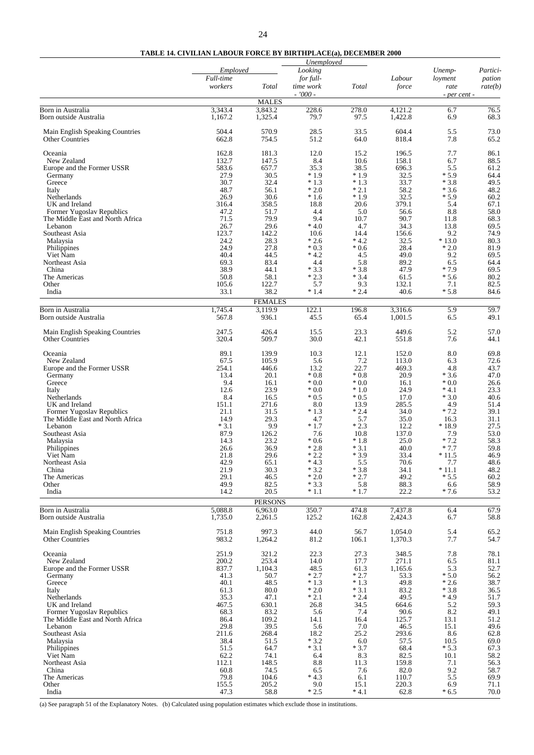**TABLE 14. CIVILIAN LABOUR FORCE BY BIRTHPLACE(a), DECEMBER 2000**

| | Employed | | Unemployed | | | | |
|---|---|---|---|---|---|---|---|
| | Full-time workers | Total | Looking for full-time work | Total | Labour force | Unemployment rate | Participation rate(b) |
| | - '000 - | | | | | - per cent - | |
| **MALES** | | | | | | | |
| Born in Australia | 3,343.4 | 3,843.2 | 228.6 | 278.0 | 4,121.2 | 6.7 | 76.5 |
| Born outside Australia | 1,167.2 | 1,325.4 | 79.7 | 97.5 | 1,422.8 | 6.9 | 68.3 |
| Main English Speaking Countries | 504.4 | 570.9 | 28.5 | 33.5 | 604.4 | 5.5 | 73.0 |
| Other Countries | 662.8 | 754.5 | 51.2 | 64.0 | 818.4 | 7.8 | 65.2 |
| Oceania | 162.8 | 181.3 | 12.0 | 15.2 | 196.5 | 7.7 | 86.1 |
| New Zealand | 132.7 | 147.5 | 8.4 | 10.6 | 158.1 | 6.7 | 88.5 |
| Europe and the Former USSR | 583.6 | 657.7 | 35.3 | 38.5 | 696.3 | 5.5 | 61.2 |
| Germany | 27.9 | 30.5 | * 1.9 | * 1.9 | 32.5 | * 5.9 | 64.4 |
| Greece | 30.7 | 32.4 | * 1.3 | * 1.3 | 33.7 | * 3.8 | 49.5 |
| Italy | 48.7 | 56.1 | * 2.0 | * 2.1 | 58.2 | * 3.6 | 48.2 |
| Netherlands | 26.9 | 30.6 | * 1.6 | * 1.9 | 32.5 | * 5.9 | 60.2 |
| UK and Ireland | 316.4 | 358.5 | 18.8 | 20.6 | 379.1 | 5.4 | 67.1 |
| Former Yugoslav Republics | 47.2 | 51.7 | 4.4 | 5.0 | 56.6 | 8.8 | 58.0 |
| The Middle East and North Africa | 71.5 | 79.9 | 9.4 | 10.7 | 90.7 | 11.8 | 68.3 |
| Lebanon | 26.7 | 29.6 | * 4.0 | 4.7 | 34.3 | 13.8 | 69.5 |
| Southeast Asia | 123.7 | 142.2 | 10.6 | 14.4 | 156.6 | 9.2 | 74.9 |
| Malaysia | 24.2 | 28.3 | * 2.6 | * 4.2 | 32.5 | * 13.0 | 80.3 |
| Philippines | 24.9 | 27.8 | * 0.3 | * 0.6 | 28.4 | * 2.0 | 81.9 |
| Viet Nam | 40.4 | 44.5 | * 4.2 | 4.5 | 49.0 | 9.2 | 69.5 |
| Northeast Asia | 69.3 | 83.4 | 4.4 | 5.8 | 89.2 | 6.5 | 64.4 |
| China | 38.9 | 44.1 | * 3.3 | * 3.8 | 47.9 | * 7.9 | 69.5 |
| The Americas | 50.8 | 58.1 | * 2.3 | * 3.4 | 61.5 | * 5.6 | 80.2 |
| Other | 105.6 | 122.7 | 5.7 | 9.3 | 132.1 | 7.1 | 82.5 |
| India | 33.1 | 38.2 | * 1.4 | * 2.4 | 40.6 | * 5.8 | 84.6 |
| **FEMALES** | | | | | | | |
| Born in Australia | 1,745.4 | 3,119.9 | 122.1 | 196.8 | 3,316.6 | 5.9 | 59.7 |
| Born outside Australia | 567.8 | 936.1 | 45.5 | 65.4 | 1,001.5 | 6.5 | 49.1 |
| Main English Speaking Countries | 247.5 | 426.4 | 15.5 | 23.3 | 449.6 | 5.2 | 57.0 |
| Other Countries | 320.4 | 509.7 | 30.0 | 42.1 | 551.8 | 7.6 | 44.1 |
| Oceania | 89.1 | 139.9 | 10.3 | 12.1 | 152.0 | 8.0 | 69.8 |
| New Zealand | 67.5 | 105.9 | 5.6 | 7.2 | 113.0 | 6.3 | 72.6 |
| Europe and the Former USSR | 254.1 | 446.6 | 13.2 | 22.7 | 469.3 | 4.8 | 43.7 |
| Germany | 13.4 | 20.1 | * 0.8 | * 0.8 | 20.9 | * 3.6 | 47.0 |
| Greece | 9.4 | 16.1 | * 0.0 | * 0.0 | 16.1 | * 0.0 | 26.6 |
| Italy | 12.6 | 23.9 | * 0.0 | * 1.0 | 24.9 | * 4.1 | 23.3 |
| Netherlands | 8.4 | 16.5 | * 0.5 | * 0.5 | 17.0 | * 3.0 | 40.6 |
| UK and Ireland | 151.1 | 271.6 | 8.0 | 13.9 | 285.5 | 4.9 | 51.4 |
| Former Yugoslav Republics | 21.1 | 31.5 | * 1.3 | * 2.4 | 34.0 | * 7.2 | 39.1 |
| The Middle East and North Africa | 14.9 | 29.3 | 4.7 | 5.7 | 35.0 | 16.3 | 31.1 |
| Lebanon | * 3.1 | 9.9 | * 1.7 | * 2.3 | 12.2 | * 18.9 | 27.5 |
| Southeast Asia | 87.9 | 126.2 | 7.6 | 10.8 | 137.0 | 7.9 | 53.0 |
| Malaysia | 14.3 | 23.2 | * 0.6 | * 1.8 | 25.0 | * 7.2 | 58.3 |
| Philippines | 26.6 | 36.9 | * 2.8 | * 3.1 | 40.0 | * 7.7 | 59.8 |
| Viet Nam | 21.8 | 29.6 | * 2.2 | * 3.9 | 33.4 | * 11.5 | 46.9 |
| Northeast Asia | 42.9 | 65.1 | * 4.3 | 5.5 | 70.6 | 7.7 | 48.6 |
| China | 21.9 | 30.3 | * 3.2 | * 3.8 | 34.1 | * 11.1 | 48.2 |
| The Americas | 29.1 | 46.5 | * 2.0 | * 2.7 | 49.2 | * 5.5 | 60.2 |
| Other | 49.9 | 82.5 | * 3.3 | 5.8 | 88.3 | 6.6 | 58.9 |
| India | 14.2 | 20.5 | * 1.1 | * 1.7 | 22.2 | * 7.6 | 53.2 |
| **PERSONS** | | | | | | | |
| Born in Australia | 5,088.8 | 6,963.0 | 350.7 | 474.8 | 7,437.8 | 6.4 | 67.9 |
| Born outside Australia | 1,735.0 | 2,261.5 | 125.2 | 162.8 | 2,424.3 | 6.7 | 58.8 |
| Main English Speaking Countries | 751.8 | 997.3 | 44.0 | 56.7 | 1,054.0 | 5.4 | 65.2 |
| Other Countries | 983.2 | 1,264.2 | 81.2 | 106.1 | 1,370.3 | 7.7 | 54.7 |
| Oceania | 251.9 | 321.2 | 22.3 | 27.3 | 348.5 | 7.8 | 78.1 |
| New Zealand | 200.2 | 253.4 | 14.0 | 17.7 | 271.1 | 6.5 | 81.1 |
| Europe and the Former USSR | 837.7 | 1,104.3 | 48.5 | 61.3 | 1,165.6 | 5.3 | 52.7 |
| Germany | 41.3 | 50.7 | * 2.7 | * 2.7 | 53.3 | * 5.0 | 56.2 |
| Greece | 40.1 | 48.5 | * 1.3 | * 1.3 | 49.8 | * 2.6 | 38.7 |
| Italy | 61.3 | 80.0 | * 2.0 | * 3.1 | 83.2 | * 3.8 | 36.5 |
| Netherlands | 35.3 | 47.1 | * 2.1 | * 2.4 | 49.5 | * 4.9 | 51.7 |
| UK and Ireland | 467.5 | 630.1 | 26.8 | 34.5 | 664.6 | 5.2 | 59.3 |
| Former Yugoslav Republics | 68.3 | 83.2 | 5.6 | 7.4 | 90.6 | 8.2 | 49.1 |
| The Middle East and North Africa | 86.4 | 109.2 | 14.1 | 16.4 | 125.7 | 13.1 | 51.2 |
| Lebanon | 29.8 | 39.5 | 5.6 | 7.0 | 46.5 | 15.1 | 49.6 |
| Southeast Asia | 211.6 | 268.4 | 18.2 | 25.2 | 293.6 | 8.6 | 62.8 |
| Malaysia | 38.4 | 51.5 | * 3.2 | 6.0 | 57.5 | 10.5 | 69.0 |
| Philippines | 51.5 | 64.7 | * 3.1 | * 3.7 | 68.4 | * 5.3 | 67.3 |
| Viet Nam | 62.2 | 74.1 | 6.4 | 8.3 | 82.5 | 10.1 | 58.2 |
| Northeast Asia | 112.1 | 148.5 | 8.8 | 11.3 | 159.8 | 7.1 | 56.3 |
| China | 60.8 | 74.5 | 6.5 | 7.6 | 82.0 | 9.2 | 58.7 |
| The Americas | 79.8 | 104.6 | * 4.3 | 6.1 | 110.7 | 5.5 | 69.9 |
| Other | 155.5 | 205.2 | 9.0 | 15.1 | 220.3 | 6.9 | 71.1 |
| India | 47.3 | 58.8 | * 2.5 | * 4.1 | 62.8 | * 6.5 | 70.0 |

(a) See paragraph 51 of the Explanatory Notes. (b) Calculated using population estimates which exclude those in institutions.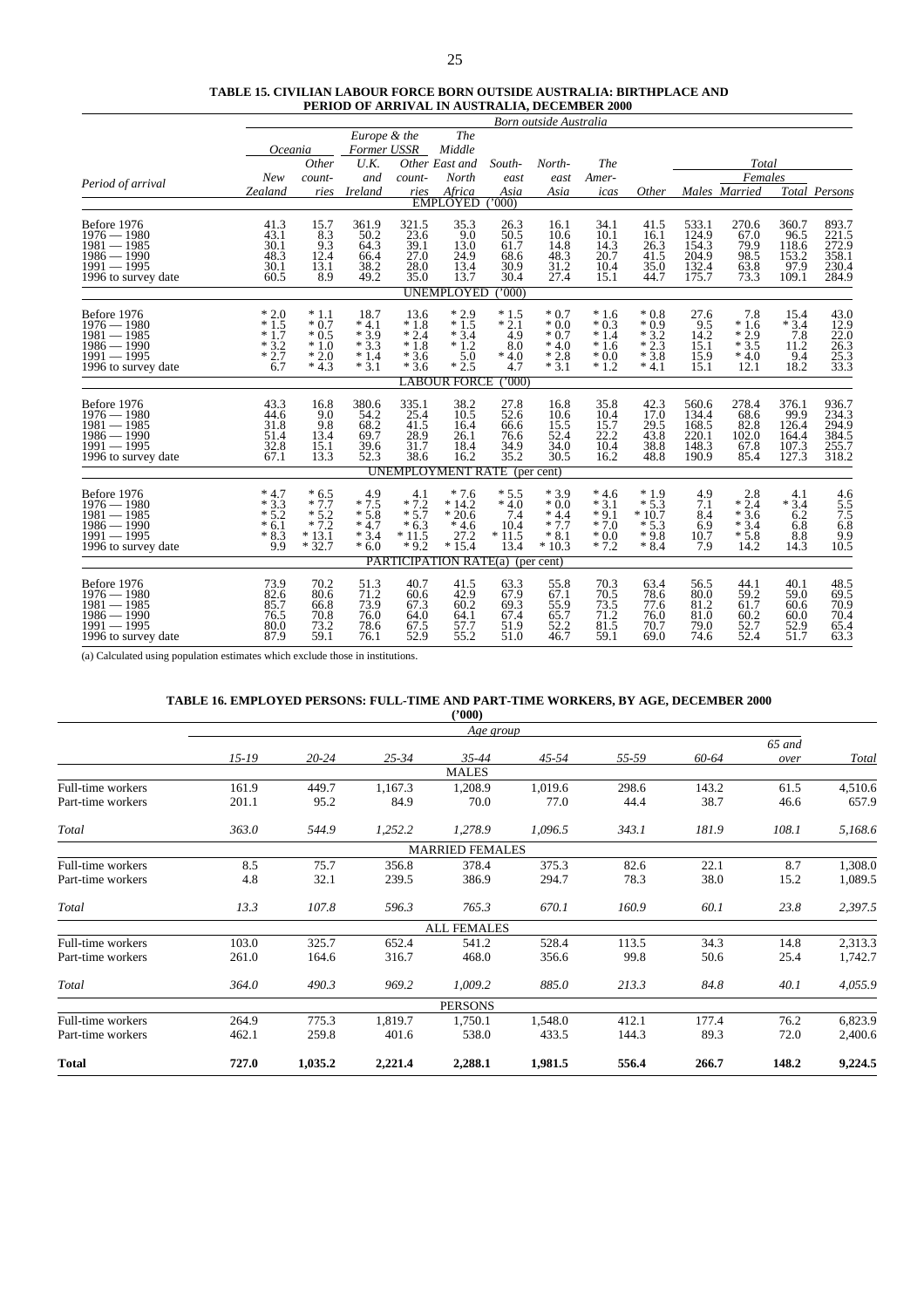**TABLE 15. CIVILIAN LABOUR FORCE BORN OUTSIDE AUSTRALIA: BIRTHPLACE AND PERIOD OF ARRIVAL IN AUSTRALIA, DECEMBER 2000**

| Period of arrival | *Born outside Australia* | | | | | | | | | | | | | |
|---|---|---|---|---|---|---|---|---|---|---|---|---|---|---|
| | *Oceania* | | *Europe & the Former USSR* | | *The Middle East and North Africa* | *South-east Asia* | *North-east Asia* | *The Americas* | *Other* | *Total* | | | | |
| | *New Zealand* | *Other countries* | *U.K. and Ireland* | *Other countries* | | | | | | *Males* | *Females* | | | |
| | | | | | | | | | | | *Married* | *Total* | *Persons* | |
| | | | | | EMPLOYED ('000) | | | | | | | | | |
| Before 1976 | 41.3 | 15.7 | 361.9 | 321.5 | 35.3 | 26.3 | 16.1 | 34.1 | 41.5 | 533.1 | 270.6 | 360.7 | 893.7 | |
| 1976 — 1980 | 43.1 | 8.3 | 50.2 | 23.6 | 9.0 | 50.5 | 10.6 | 10.1 | 16.1 | 124.9 | 67.0 | 96.5 | 221.5 | |
| 1981 — 1985 | 30.1 | 9.3 | 64.3 | 39.1 | 13.0 | 61.7 | 14.8 | 14.3 | 26.3 | 154.3 | 79.9 | 118.6 | 272.9 | |
| 1986 — 1990 | 48.3 | 12.4 | 66.4 | 27.0 | 24.9 | 68.6 | 48.3 | 20.7 | 41.5 | 204.9 | 98.5 | 153.2 | 358.1 | |
| 1991 — 1995 | 30.1 | 13.1 | 38.2 | 28.0 | 13.4 | 30.9 | 31.2 | 10.4 | 35.0 | 132.4 | 63.8 | 97.9 | 230.4 | |
| 1996 to survey date | 60.5 | 8.9 | 49.2 | 35.0 | 13.7 | 30.4 | 27.4 | 15.1 | 44.7 | 175.7 | 73.3 | 109.1 | 284.9 | |
| | | | | | UNEMPLOYED ('000) | | | | | | | | | |
| Before 1976 | * 2.0 | * 1.1 | 18.7 | 13.6 | * 2.9 | * 1.5 | * 0.7 | * 1.6 | * 0.8 | 27.6 | 7.8 | 15.4 | 43.0 | |
| 1976 — 1980 | * 1.5 | * 0.7 | * 4.1 | * 1.8 | * 1.5 | * 2.1 | * 0.0 | * 0.3 | * 0.9 | 9.5 | * 1.6 | * 3.4 | 12.9 | |
| 1981 — 1985 | * 1.7 | * 0.5 | * 3.9 | * 2.4 | * 3.4 | 4.9 | * 0.7 | * 1.4 | * 3.2 | 14.2 | * 2.9 | 7.8 | 22.0 | |
| 1986 — 1990 | * 3.2 | * 1.0 | * 3.3 | * 1.8 | * 1.2 | 8.0 | * 4.0 | * 1.6 | * 2.3 | 15.1 | * 3.5 | 11.2 | 26.3 | |
| 1991 — 1995 | * 2.7 | * 2.0 | * 1.4 | * 3.6 | 5.0 | * 4.0 | * 2.8 | * 0.0 | * 3.8 | 15.9 | * 4.0 | 9.4 | 25.3 | |
| 1996 to survey date | 6.7 | * 4.3 | * 3.1 | * 3.6 | * 2.5 | 4.7 | * 3.1 | * 1.2 | * 4.1 | 15.1 | 12.1 | 18.2 | 33.3 | |
| | | | | | LABOUR FORCE ('000) | | | | | | | | | |
| Before 1976 | 43.3 | 16.8 | 380.6 | 335.1 | 38.2 | 27.8 | 16.8 | 35.8 | 42.3 | 560.6 | 278.4 | 376.1 | 936.7 | |
| 1976 — 1980 | 44.6 | 9.0 | 54.2 | 25.4 | 10.5 | 52.6 | 10.6 | 10.4 | 17.0 | 134.4 | 68.6 | 99.9 | 234.3 | |
| 1981 — 1985 | 31.8 | 9.8 | 68.2 | 41.5 | 16.4 | 66.6 | 15.5 | 15.7 | 29.5 | 168.5 | 82.8 | 126.4 | 294.9 | |
| 1986 — 1990 | 51.4 | 13.4 | 69.7 | 28.9 | 26.1 | 76.6 | 52.4 | 22.2 | 43.8 | 220.1 | 102.0 | 164.4 | 384.5 | |
| 1991 — 1995 | 32.8 | 15.1 | 39.6 | 31.7 | 18.4 | 34.9 | 34.0 | 10.4 | 38.8 | 148.3 | 67.8 | 107.3 | 255.7 | |
| 1996 to survey date | 67.1 | 13.3 | 52.3 | 38.6 | 16.2 | 35.2 | 30.5 | 16.2 | 48.8 | 190.9 | 85.4 | 127.3 | 318.2 | |
| | | | | | UNEMPLOYMENT RATE (per cent) | | | | | | | | | |
| Before 1976 | * 4.7 | * 6.5 | 4.9 | 4.1 | * 7.6 | * 5.5 | * 3.9 | * 4.6 | * 1.9 | 4.9 | 2.8 | 4.1 | 4.6 | |
| 1976 — 1980 | * 3.3 | * 7.7 | * 7.5 | * 7.2 | * 14.2 | * 4.0 | * 0.0 | * 3.1 | * 5.3 | 7.1 | * 2.4 | * 3.4 | 5.5 | |
| 1981 — 1985 | * 5.2 | * 5.2 | * 5.8 | * 5.7 | * 20.6 | 7.4 | * 4.4 | * 9.1 | * 10.7 | 8.4 | * 3.6 | 6.2 | 7.5 | |
| 1986 — 1990 | * 6.1 | * 7.2 | * 4.7 | * 6.3 | * 4.6 | 10.4 | * 7.7 | * 7.0 | * 5.3 | 6.9 | * 3.4 | 6.8 | 6.8 | |
| 1991 — 1995 | * 8.3 | * 13.1 | * 3.4 | * 11.5 | 27.2 | * 11.5 | * 8.1 | * 0.0 | * 9.8 | 10.7 | * 5.8 | 8.8 | 9.9 | |
| 1996 to survey date | 9.9 | * 32.7 | * 6.0 | * 9.2 | * 15.4 | 13.4 | * 10.3 | * 7.2 | * 8.4 | 7.9 | 14.2 | 14.3 | 10.5 | |
| | | | | | PARTICIPATION RATE(a) (per cent) | | | | | | | | | |
| Before 1976 | 73.9 | 70.2 | 51.3 | 40.7 | 41.5 | 63.3 | 55.8 | 70.3 | 63.4 | 56.5 | 44.1 | 40.1 | 48.5 | |
| 1976 — 1980 | 82.6 | 80.6 | 71.2 | 60.6 | 42.9 | 67.9 | 67.1 | 70.5 | 78.6 | 80.0 | 59.2 | 59.0 | 69.5 | |
| 1981 — 1985 | 85.7 | 66.8 | 73.9 | 67.3 | 60.2 | 69.3 | 55.9 | 73.5 | 77.6 | 81.2 | 61.7 | 60.6 | 70.9 | |
| 1986 — 1990 | 76.5 | 70.8 | 76.0 | 64.0 | 64.1 | 67.4 | 65.7 | 71.2 | 76.0 | 81.0 | 60.2 | 60.0 | 70.4 | |
| 1991 — 1995 | 80.0 | 73.2 | 78.6 | 67.5 | 57.7 | 51.9 | 52.2 | 81.5 | 70.7 | 79.0 | 52.7 | 52.9 | 65.4 | |
| 1996 to survey date | 87.9 | 59.1 | 76.1 | 52.9 | 55.2 | 51.0 | 46.7 | 59.1 | 69.0 | 74.6 | 52.4 | 51.7 | 63.3 | |

(a) Calculated using population estimates which exclude those in institutions.

**TABLE 16. EMPLOYED PERSONS: FULL-TIME AND PART-TIME WORKERS, BY AGE, DECEMBER 2000**
**('000)**

| | *Age group* | | | | | | | | |
|---|---|---|---|---|---|---|---|---|---|
| | *15-19* | *20-24* | *25-34* | *35-44* | *45-54* | *55-59* | *60-64* | *65 and over* | *Total* |
| | | | | MALES | | | | | |
| Full-time workers | 161.9 | 449.7 | 1,167.3 | 1,208.9 | 1,019.6 | 298.6 | 143.2 | 61.5 | 4,510.6 |
| Part-time workers | 201.1 | 95.2 | 84.9 | 70.0 | 77.0 | 44.4 | 38.7 | 46.6 | 657.9 |
| *Total* | *363.0* | *544.9* | *1,252.2* | *1,278.9* | *1,096.5* | *343.1* | *181.9* | *108.1* | *5,168.6* |
| | | | | MARRIED FEMALES | | | | | |
| Full-time workers | 8.5 | 75.7 | 356.8 | 378.4 | 375.3 | 82.6 | 22.1 | 8.7 | 1,308.0 |
| Part-time workers | 4.8 | 32.1 | 239.5 | 386.9 | 294.7 | 78.3 | 38.0 | 15.2 | 1,089.5 |
| *Total* | *13.3* | *107.8* | *596.3* | *765.3* | *670.1* | *160.9* | *60.1* | *23.8* | *2,397.5* |
| | | | | ALL FEMALES | | | | | |
| Full-time workers | 103.0 | 325.7 | 652.4 | 541.2 | 528.4 | 113.5 | 34.3 | 14.8 | 2,313.3 |
| Part-time workers | 261.0 | 164.6 | 316.7 | 468.0 | 356.6 | 99.8 | 50.6 | 25.4 | 1,742.7 |
| *Total* | *364.0* | *490.3* | *969.2* | *1,009.2* | *885.0* | *213.3* | *84.8* | *40.1* | *4,055.9* |
| | | | | PERSONS | | | | | |
| Full-time workers | 264.9 | 775.3 | 1,819.7 | 1,750.1 | 1,548.0 | 412.1 | 177.4 | 76.2 | 6,823.9 |
| Part-time workers | 462.1 | 259.8 | 401.6 | 538.0 | 433.5 | 144.3 | 89.3 | 72.0 | 2,400.6 |
| **Total** | **727.0** | **1,035.2** | **2,221.4** | **2,288.1** | **1,981.5** | **556.4** | **266.7** | **148.2** | **9,224.5** |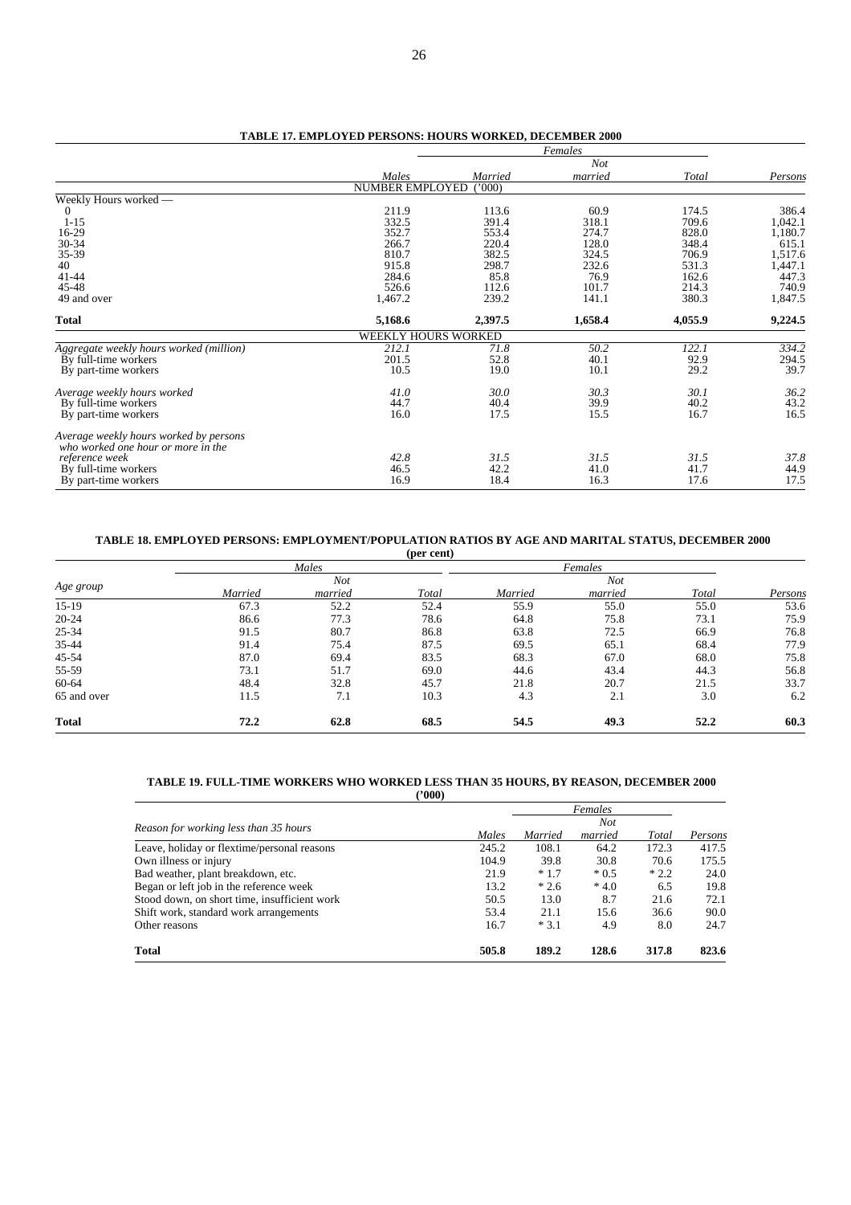**TABLE 17. EMPLOYED PERSONS: HOURS WORKED, DECEMBER 2000**

| | | Females | | | |
|---|---|---|---|---|---|
| | *Males* | *Married* | *Not married* | *Total* | *Persons* |
| | NUMBER EMPLOYED ('000) | | | | |
| Weekly Hours worked — | | | | | |
| 0 | 211.9 | 113.6 | 60.9 | 174.5 | 386.4 |
| 1-15 | 332.5 | 391.4 | 318.1 | 709.6 | 1,042.1 |
| 16-29 | 352.7 | 553.4 | 274.7 | 828.0 | 1,180.7 |
| 30-34 | 266.7 | 220.4 | 128.0 | 348.4 | 615.1 |
| 35-39 | 810.7 | 382.5 | 324.5 | 706.9 | 1,517.6 |
| 40 | 915.8 | 298.7 | 232.6 | 531.3 | 1,447.1 |
| 41-44 | 284.6 | 85.8 | 76.9 | 162.6 | 447.3 |
| 45-48 | 526.6 | 112.6 | 101.7 | 214.3 | 740.9 |
| 49 and over | 1,467.2 | 239.2 | 141.1 | 380.3 | 1,847.5 |
| **Total** | **5,168.6** | **2,397.5** | **1,658.4** | **4,055.9** | **9,224.5** |
| | WEEKLY HOURS WORKED | | | | |
| *Aggregate weekly hours worked (million)* | *212.1* | *71.8* | *50.2* | *122.1* | *334.2* |
| By full-time workers | 201.5 | 52.8 | 40.1 | 92.9 | 294.5 |
| By part-time workers | 10.5 | 19.0 | 10.1 | 29.2 | 39.7 |
| *Average weekly hours worked* | *41.0* | *30.0* | *30.3* | *30.1* | *36.2* |
| By full-time workers | 44.7 | 40.4 | 39.9 | 40.2 | 43.2 |
| By part-time workers | 16.0 | 17.5 | 15.5 | 16.7 | 16.5 |
| *Average weekly hours worked by persons who worked one hour or more in the reference week* | *42.8* | *31.5* | *31.5* | *31.5* | *37.8* |
| By full-time workers | 46.5 | 42.2 | 41.0 | 41.7 | 44.9 |
| By part-time workers | 16.9 | 18.4 | 16.3 | 17.6 | 17.5 |

**TABLE 18. EMPLOYED PERSONS: EMPLOYMENT/POPULATION RATIOS BY AGE AND MARITAL STATUS, DECEMBER 2000**
**(per cent)**

| | Males | | | Females | | | |
|---|---|---|---|---|---|---|---|
| *Age group* | *Married* | *Not married* | *Total* | *Married* | *Not married* | *Total* | *Persons* |
| 15-19 | 67.3 | 52.2 | 52.4 | 55.9 | 55.0 | 55.0 | 53.6 |
| 20-24 | 86.6 | 77.3 | 78.6 | 64.8 | 75.8 | 73.1 | 75.9 |
| 25-34 | 91.5 | 80.7 | 86.8 | 63.8 | 72.5 | 66.9 | 76.8 |
| 35-44 | 91.4 | 75.4 | 87.5 | 69.5 | 65.1 | 68.4 | 77.9 |
| 45-54 | 87.0 | 69.4 | 83.5 | 68.3 | 67.0 | 68.0 | 75.8 |
| 55-59 | 73.1 | 51.7 | 69.0 | 44.6 | 43.4 | 44.3 | 56.8 |
| 60-64 | 48.4 | 32.8 | 45.7 | 21.8 | 20.7 | 21.5 | 33.7 |
| 65 and over | 11.5 | 7.1 | 10.3 | 4.3 | 2.1 | 3.0 | 6.2 |
| **Total** | **72.2** | **62.8** | **68.5** | **54.5** | **49.3** | **52.2** | **60.3** |

**TABLE 19. FULL-TIME WORKERS WHO WORKED LESS THAN 35 HOURS, BY REASON, DECEMBER 2000**
**('000)**

| | | Females | | | |
|---|---|---|---|---|---|
| *Reason for working less than 35 hours* | *Males* | *Married* | *Not married* | *Total* | *Persons* |
| Leave, holiday or flextime/personal reasons | 245.2 | 108.1 | 64.2 | 172.3 | 417.5 |
| Own illness or injury | 104.9 | 39.8 | 30.8 | 70.6 | 175.5 |
| Bad weather, plant breakdown, etc. | 21.9 | * 1.7 | * 0.5 | * 2.2 | 24.0 |
| Began or left job in the reference week | 13.2 | * 2.6 | * 4.0 | 6.5 | 19.8 |
| Stood down, on short time, insufficient work | 50.5 | 13.0 | 8.7 | 21.6 | 72.1 |
| Shift work, standard work arrangements | 53.4 | 21.1 | 15.6 | 36.6 | 90.0 |
| Other reasons | 16.7 | * 3.1 | 4.9 | 8.0 | 24.7 |
| **Total** | **505.8** | **189.2** | **128.6** | **317.8** | **823.6** |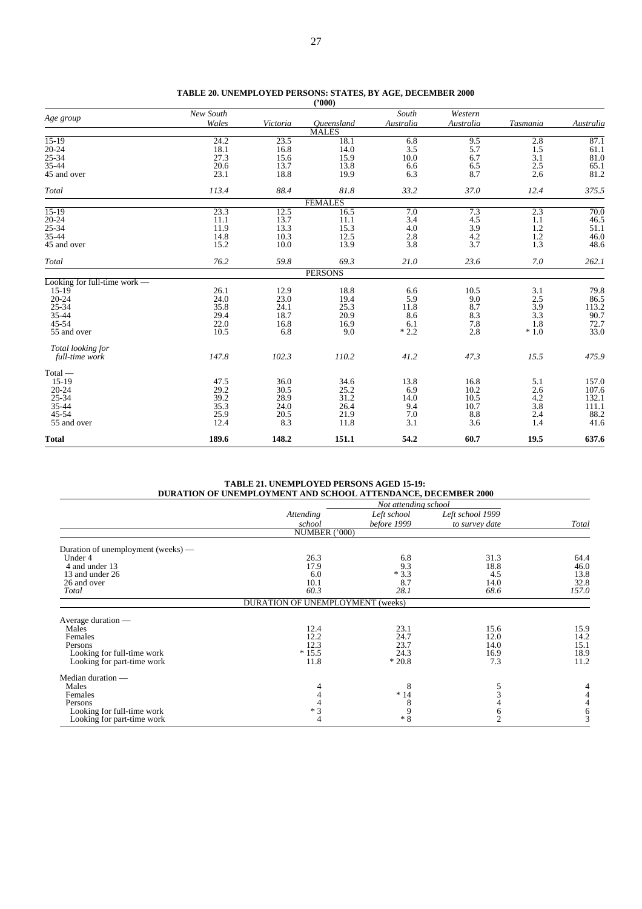**TABLE 20. UNEMPLOYED PERSONS: STATES, BY AGE, DECEMBER 2000**
**('000)**

| Age group | New South Wales | Victoria | Queensland | South Australia | Western Australia | Tasmania | Australia |
|---|---|---|---|---|---|---|---|
| | | | MALES | | | | |
| 15-19 | 24.2 | 23.5 | 18.1 | 6.8 | 9.5 | 2.8 | 87.1 |
| 20-24 | 18.1 | 16.8 | 14.0 | 3.5 | 5.7 | 1.5 | 61.1 |
| 25-34 | 27.3 | 15.6 | 15.9 | 10.0 | 6.7 | 3.1 | 81.0 |
| 35-44 | 20.6 | 13.7 | 13.8 | 6.6 | 6.5 | 2.5 | 65.1 |
| 45 and over | 23.1 | 18.8 | 19.9 | 6.3 | 8.7 | 2.6 | 81.2 |
| *Total* | *113.4* | *88.4* | *81.8* | *33.2* | *37.0* | *12.4* | *375.5* |
| | | | FEMALES | | | | |
| 15-19 | 23.3 | 12.5 | 16.5 | 7.0 | 7.3 | 2.3 | 70.0 |
| 20-24 | 11.1 | 13.7 | 11.1 | 3.4 | 4.5 | 1.1 | 46.5 |
| 25-34 | 11.9 | 13.3 | 15.3 | 4.0 | 3.9 | 1.2 | 51.1 |
| 35-44 | 14.8 | 10.3 | 12.5 | 2.8 | 4.2 | 1.2 | 46.0 |
| 45 and over | 15.2 | 10.0 | 13.9 | 3.8 | 3.7 | 1.3 | 48.6 |
| *Total* | *76.2* | *59.8* | *69.3* | *21.0* | *23.6* | *7.0* | *262.1* |
| | | | PERSONS | | | | |
| Looking for full-time work — | | | | | | | |
| 15-19 | 26.1 | 12.9 | 18.8 | 6.6 | 10.5 | 3.1 | 79.8 |
| 20-24 | 24.0 | 23.0 | 19.4 | 5.9 | 9.0 | 2.5 | 86.5 |
| 25-34 | 35.8 | 24.1 | 25.3 | 11.8 | 8.7 | 3.9 | 113.2 |
| 35-44 | 29.4 | 18.7 | 20.9 | 8.6 | 8.3 | 3.3 | 90.7 |
| 45-54 | 22.0 | 16.8 | 16.9 | 6.1 | 7.8 | 1.8 | 72.7 |
| 55 and over | 10.5 | 6.8 | 9.0 | * 2.2 | 2.8 | * 1.0 | 33.0 |
| *Total looking for full-time work* | *147.8* | *102.3* | *110.2* | *41.2* | *47.3* | *15.5* | *475.9* |
| Total — | | | | | | | |
| 15-19 | 47.5 | 36.0 | 34.6 | 13.8 | 16.8 | 5.1 | 157.0 |
| 20-24 | 29.2 | 30.5 | 25.2 | 6.9 | 10.2 | 2.6 | 107.6 |
| 25-34 | 39.2 | 28.9 | 31.2 | 14.0 | 10.5 | 4.2 | 132.1 |
| 35-44 | 35.3 | 24.0 | 26.4 | 9.4 | 10.7 | 3.8 | 111.1 |
| 45-54 | 25.9 | 20.5 | 21.9 | 7.0 | 8.8 | 2.4 | 88.2 |
| 55 and over | 12.4 | 8.3 | 11.8 | 3.1 | 3.6 | 1.4 | 41.6 |
| **Total** | **189.6** | **148.2** | **151.1** | **54.2** | **60.7** | **19.5** | **637.6** |

**TABLE 21. UNEMPLOYED PERSONS AGED 15-19: DURATION OF UNEMPLOYMENT AND SCHOOL ATTENDANCE, DECEMBER 2000**

| | Attending school | Not attending school | | Total |
|---|---|---|---|---|
| | | Left school before 1999 | Left school 1999 to survey date | |
| | NUMBER ('000) | | | |
| Duration of unemployment (weeks) — | | | | |
| Under 4 | 26.3 | 6.8 | 31.3 | 64.4 |
| 4 and under 13 | 17.9 | 9.3 | 18.8 | 46.0 |
| 13 and under 26 | 6.0 | * 3.3 | 4.5 | 13.8 |
| 26 and over | 10.1 | 8.7 | 14.0 | 32.8 |
| *Total* | *60.3* | *28.1* | *68.6* | *157.0* |
| | DURATION OF UNEMPLOYMENT (weeks) | | | |
| Average duration — | | | | |
| Males | 12.4 | 23.1 | 15.6 | 15.9 |
| Females | 12.2 | 24.7 | 12.0 | 14.2 |
| Persons | 12.3 | 23.7 | 14.0 | 15.1 |
| Looking for full-time work | * 15.5 | 24.3 | 16.9 | 18.9 |
| Looking for part-time work | 11.8 | * 20.8 | 7.3 | 11.2 |
| Median duration — | | | | |
| Males | 4 | 8 | 5 | 4 |
| Females | 4 | * 14 | 3 | 4 |
| Persons | 4 | 8 | 4 | 4 |
| Looking for full-time work | * 3 | 9 | 6 | 6 |
| Looking for part-time work | 4 | * 8 | 2 | 3 |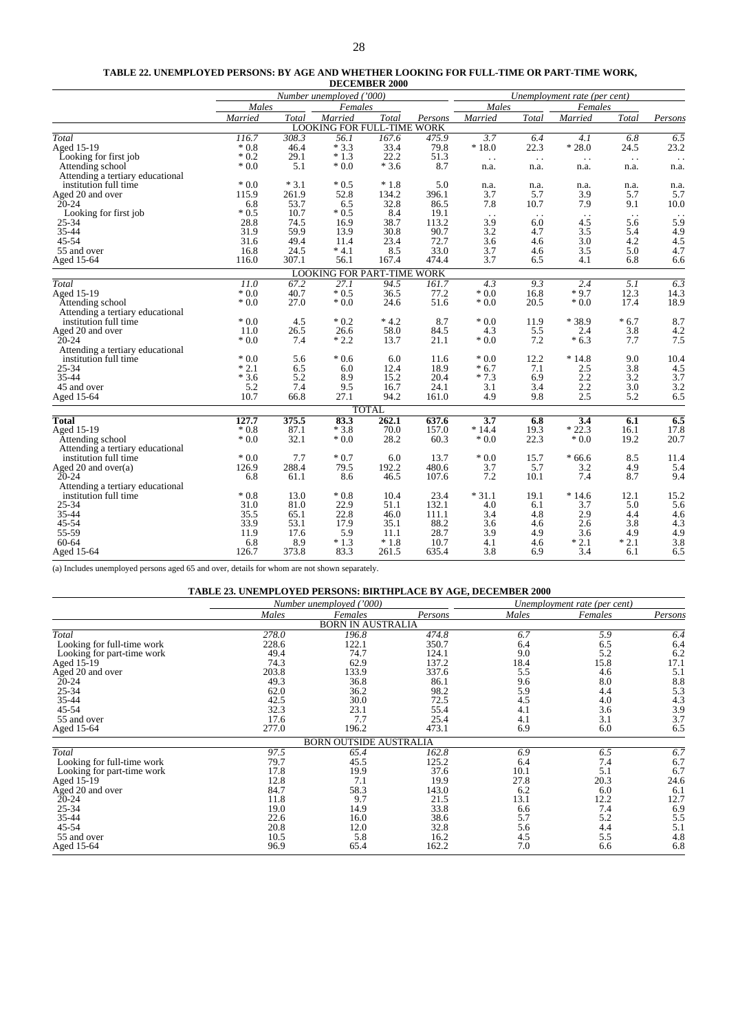**TABLE 22. UNEMPLOYED PERSONS: BY AGE AND WHETHER LOOKING FOR FULL-TIME OR PART-TIME WORK, DECEMBER 2000**

| | Number unemployed ('000) | | | | | Unemployment rate (per cent) | | | | |
|---|---|---|---|---|---|---|---|---|---|---|
| | Males | | Females | | | Males | | Females | | |
| | Married | Total | Married | Total | Persons | Married | Total | Married | Total | Persons |
| | | | LOOKING FOR FULL-TIME WORK | | | | | | | |
| *Total* | *116.7* | *308.3* | *56.1* | *167.6* | *475.9* | *3.7* | *6.4* | *4.1* | *6.8* | *6.5* |
| Aged 15-19 | * 0.8 | 46.4 | * 3.3 | 33.4 | 79.8 | * 18.0 | 22.3 | * 28.0 | 24.5 | 23.2 |
| Looking for first job | * 0.2 | 29.1 | * 1.3 | 22.2 | 51.3 | . . | . . | . . | . . | . . |
| Attending school | * 0.0 | 5.1 | * 0.0 | * 3.6 | 8.7 | n.a. | n.a. | n.a. | n.a. | n.a. |
| Attending a tertiary educational institution full time | * 0.0 | * 3.1 | * 0.5 | * 1.8 | 5.0 | n.a. | n.a. | n.a. | n.a. | n.a. |
| Aged 20 and over | 115.9 | 261.9 | 52.8 | 134.2 | 396.1 | 3.7 | 5.7 | 3.9 | 5.7 | 5.7 |
| 20-24 | 6.8 | 53.7 | 6.5 | 32.8 | 86.5 | 7.8 | 10.7 | 7.9 | 9.1 | 10.0 |
| Looking for first job | * 0.5 | 10.7 | * 0.5 | 8.4 | 19.1 | . . | . . | . . | . . | . . |
| 25-34 | 28.8 | 74.5 | 16.9 | 38.7 | 113.2 | 3.9 | 6.0 | 4.5 | 5.6 | 5.9 |
| 35-44 | 31.9 | 59.9 | 13.9 | 30.8 | 90.7 | 3.2 | 4.7 | 3.5 | 5.4 | 4.9 |
| 45-54 | 31.6 | 49.4 | 11.4 | 23.4 | 72.7 | 3.6 | 4.6 | 3.0 | 4.2 | 4.5 |
| 55 and over | 16.8 | 24.5 | * 4.1 | 8.5 | 33.0 | 3.7 | 4.6 | 3.5 | 5.0 | 4.7 |
| Aged 15-64 | 116.0 | 307.1 | 56.1 | 167.4 | 474.4 | 3.7 | 6.5 | 4.1 | 6.8 | 6.6 |
| | | | LOOKING FOR PART-TIME WORK | | | | | | | |
| *Total* | *11.0* | *67.2* | *27.1* | *94.5* | *161.7* | *4.3* | *9.3* | *2.4* | *5.1* | *6.3* |
| Aged 15-19 | * 0.0 | 40.7 | * 0.5 | 36.5 | 77.2 | * 0.0 | 16.8 | * 9.7 | 12.3 | 14.3 |
| Attending school | * 0.0 | 27.0 | * 0.0 | 24.6 | 51.6 | * 0.0 | 20.5 | * 0.0 | 17.4 | 18.9 |
| Attending a tertiary educational institution full time | * 0.0 | 4.5 | * 0.2 | * 4.2 | 8.7 | * 0.0 | 11.9 | * 38.9 | * 6.7 | 8.7 |
| Aged 20 and over | 11.0 | 26.5 | 26.6 | 58.0 | 84.5 | 4.3 | 5.5 | 2.4 | 3.8 | 4.2 |
| 20-24 | * 0.0 | 7.4 | * 2.2 | 13.7 | 21.1 | * 0.0 | 7.2 | * 6.3 | 7.7 | 7.5 |
| Attending a tertiary educational institution full time | * 0.0 | 5.6 | * 0.6 | 6.0 | 11.6 | * 0.0 | 12.2 | * 14.8 | 9.0 | 10.4 |
| 25-34 | * 2.1 | 6.5 | 6.0 | 12.4 | 18.9 | * 6.7 | 7.1 | 2.5 | 3.8 | 4.5 |
| 35-44 | * 3.6 | 5.2 | 8.9 | 15.2 | 20.4 | * 7.3 | 6.9 | 2.2 | 3.2 | 3.7 |
| 45 and over | 5.2 | 7.4 | 9.5 | 16.7 | 24.1 | 3.1 | 3.4 | 2.2 | 3.0 | 3.2 |
| Aged 15-64 | 10.7 | 66.8 | 27.1 | 94.2 | 161.0 | 4.9 | 9.8 | 2.5 | 5.2 | 6.5 |
| | | | TOTAL | | | | | | | |
| **Total** | **127.7** | **375.5** | **83.3** | **262.1** | **637.6** | **3.7** | **6.8** | **3.4** | **6.1** | **6.5** |
| Aged 15-19 | * 0.8 | 87.1 | * 3.8 | 70.0 | 157.0 | * 14.4 | 19.3 | * 22.3 | 16.1 | 17.8 |
| Attending school | * 0.0 | 32.1 | * 0.0 | 28.2 | 60.3 | * 0.0 | 22.3 | * 0.0 | 19.2 | 20.7 |
| Attending a tertiary educational institution full time | * 0.0 | 7.7 | * 0.7 | 6.0 | 13.7 | * 0.0 | 15.7 | * 66.6 | 8.5 | 11.4 |
| Aged 20 and over(a) | 126.9 | 288.4 | 79.5 | 192.2 | 480.6 | 3.7 | 5.7 | 3.2 | 4.9 | 5.4 |
| 20-24 | 6.8 | 61.1 | 8.6 | 46.5 | 107.6 | 7.2 | 10.1 | 7.4 | 8.7 | 9.4 |
| Attending a tertiary educational institution full time | * 0.8 | 13.0 | * 0.8 | 10.4 | 23.4 | * 31.1 | 19.1 | * 14.6 | 12.1 | 15.2 |
| 25-34 | 31.0 | 81.0 | 22.9 | 51.1 | 132.1 | 4.0 | 6.1 | 3.7 | 5.0 | 5.6 |
| 35-44 | 35.5 | 65.1 | 22.8 | 46.0 | 111.1 | 3.4 | 4.8 | 2.9 | 4.4 | 4.6 |
| 45-54 | 33.9 | 53.1 | 17.9 | 35.1 | 88.2 | 3.6 | 4.6 | 2.6 | 3.8 | 4.3 |
| 55-59 | 11.9 | 17.6 | 5.9 | 11.1 | 28.7 | 3.9 | 4.9 | 3.6 | 4.9 | 4.9 |
| 60-64 | 6.8 | 8.9 | * 1.3 | * 1.8 | 10.7 | 4.1 | 4.6 | * 2.1 | * 2.1 | 3.8 |
| Aged 15-64 | 126.7 | 373.8 | 83.3 | 261.5 | 635.4 | 3.8 | 6.9 | 3.4 | 6.1 | 6.5 |

(a) Includes unemployed persons aged 65 and over, details for whom are not shown separately.

**TABLE 23. UNEMPLOYED PERSONS: BIRTHPLACE BY AGE, DECEMBER 2000**

| | Number unemployed ('000) | | | Unemployment rate (per cent) | | |
|---|---|---|---|---|---|---|
| | Males | Females | Persons | Males | Females | Persons |
| | | BORN IN AUSTRALIA | | | | |
| *Total* | *278.0* | *196.8* | *474.8* | *6.7* | *5.9* | *6.4* |
| Looking for full-time work | 228.6 | 122.1 | 350.7 | 6.4 | 6.5 | 6.4 |
| Looking for part-time work | 49.4 | 74.7 | 124.1 | 9.0 | 5.2 | 6.2 |
| Aged 15-19 | 74.3 | 62.9 | 137.2 | 18.4 | 15.8 | 17.1 |
| Aged 20 and over | 203.8 | 133.9 | 337.6 | 5.5 | 4.6 | 5.1 |
| 20-24 | 49.3 | 36.8 | 86.1 | 9.6 | 8.0 | 8.8 |
| 25-34 | 62.0 | 36.2 | 98.2 | 5.9 | 4.4 | 5.3 |
| 35-44 | 42.5 | 30.0 | 72.5 | 4.5 | 4.0 | 4.3 |
| 45-54 | 32.3 | 23.1 | 55.4 | 4.1 | 3.6 | 3.9 |
| 55 and over | 17.6 | 7.7 | 25.4 | 4.1 | 3.1 | 3.7 |
| Aged 15-64 | 277.0 | 196.2 | 473.1 | 6.9 | 6.0 | 6.5 |
| | | BORN OUTSIDE AUSTRALIA | | | | |
| *Total* | *97.5* | *65.4* | *162.8* | *6.9* | *6.5* | *6.7* |
| Looking for full-time work | 79.7 | 45.5 | 125.2 | 6.4 | 7.4 | 6.7 |
| Looking for part-time work | 17.8 | 19.9 | 37.6 | 10.1 | 5.1 | 6.7 |
| Aged 15-19 | 12.8 | 7.1 | 19.9 | 27.8 | 20.3 | 24.6 |
| Aged 20 and over | 84.7 | 58.3 | 143.0 | 6.2 | 6.0 | 6.1 |
| 20-24 | 11.8 | 9.7 | 21.5 | 13.1 | 12.2 | 12.7 |
| 25-34 | 19.0 | 14.9 | 33.8 | 6.6 | 7.4 | 6.9 |
| 35-44 | 22.6 | 16.0 | 38.6 | 5.7 | 5.2 | 5.5 |
| 45-54 | 20.8 | 12.0 | 32.8 | 5.6 | 4.4 | 5.1 |
| 55 and over | 10.5 | 5.8 | 16.2 | 4.5 | 5.5 | 4.8 |
| Aged 15-64 | 96.9 | 65.4 | 162.2 | 7.0 | 6.6 | 6.8 |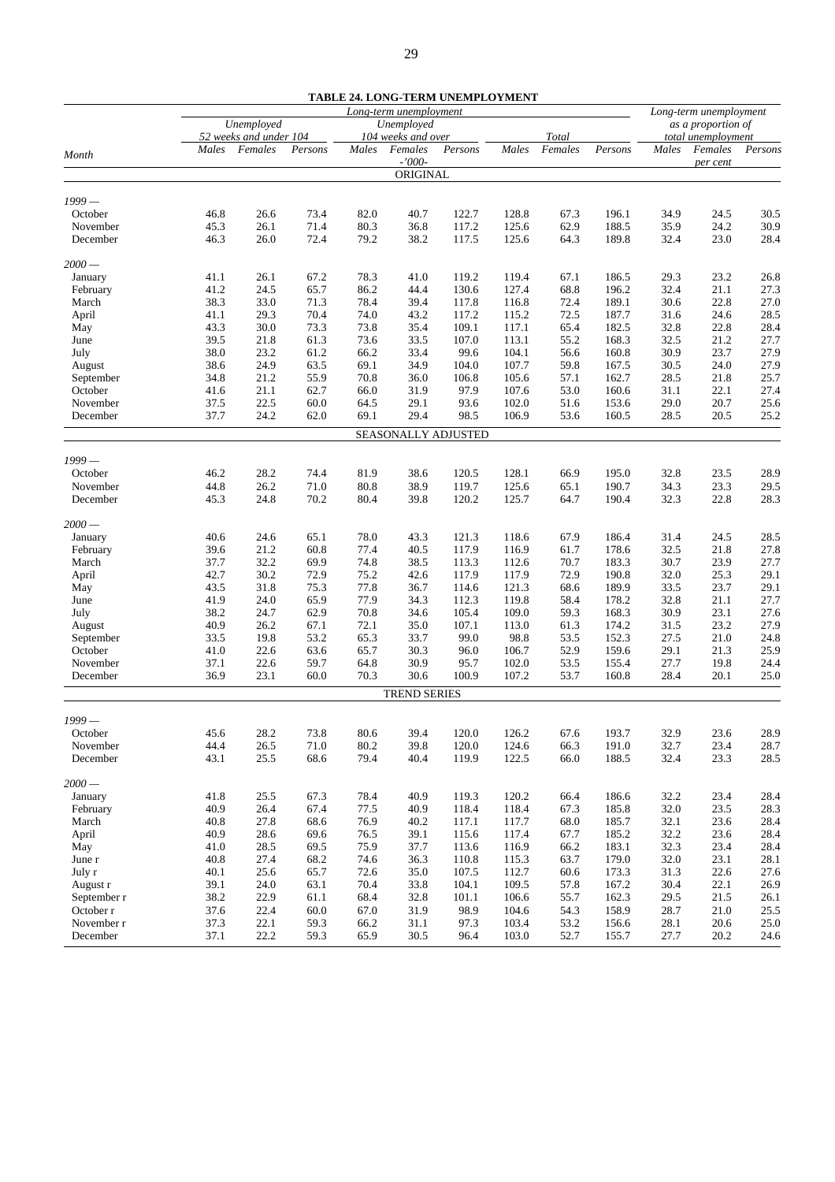**TABLE 24. LONG-TERM UNEMPLOYMENT**

| Month | Long-term unemployment | | | | | | | | | Long-term unemployment as a proportion of total unemployment | | |
|---|---|---|---|---|---|---|---|---|---|---|---|---|
| | *Unemployed 52 weeks and under 104* | | | *Unemployed 104 weeks and over* | | | *Total* | | | | | |
| | Males | Females | Persons | Males | Females | Persons | Males | Females | Persons | Males | Females | Persons |
| | | | | | *-'000-* | | | | | | *per cent* | |
| | | | | | ORIGINAL | | | | | | | |
| *1999 —* | | | | | | | | | | | | |
| October | 46.8 | 26.6 | 73.4 | 82.0 | 40.7 | 122.7 | 128.8 | 67.3 | 196.1 | 34.9 | 24.5 | 30.5 |
| November | 45.3 | 26.1 | 71.4 | 80.3 | 36.8 | 117.2 | 125.6 | 62.9 | 188.5 | 35.9 | 24.2 | 30.9 |
| December | 46.3 | 26.0 | 72.4 | 79.2 | 38.2 | 117.5 | 125.6 | 64.3 | 189.8 | 32.4 | 23.0 | 28.4 |
| *2000 —* | | | | | | | | | | | | |
| January | 41.1 | 26.1 | 67.2 | 78.3 | 41.0 | 119.2 | 119.4 | 67.1 | 186.5 | 29.3 | 23.2 | 26.8 |
| February | 41.2 | 24.5 | 65.7 | 86.2 | 44.4 | 130.6 | 127.4 | 68.8 | 196.2 | 32.4 | 21.1 | 27.3 |
| March | 38.3 | 33.0 | 71.3 | 78.4 | 39.4 | 117.8 | 116.8 | 72.4 | 189.1 | 30.6 | 22.8 | 27.0 |
| April | 41.1 | 29.3 | 70.4 | 74.0 | 43.2 | 117.2 | 115.2 | 72.5 | 187.7 | 31.6 | 24.6 | 28.5 |
| May | 43.3 | 30.0 | 73.3 | 73.8 | 35.4 | 109.1 | 117.1 | 65.4 | 182.5 | 32.8 | 22.8 | 28.4 |
| June | 39.5 | 21.8 | 61.3 | 73.6 | 33.5 | 107.0 | 113.1 | 55.2 | 168.3 | 32.5 | 21.2 | 27.7 |
| July | 38.0 | 23.2 | 61.2 | 66.2 | 33.4 | 99.6 | 104.1 | 56.6 | 160.8 | 30.9 | 23.7 | 27.9 |
| August | 38.6 | 24.9 | 63.5 | 69.1 | 34.9 | 104.0 | 107.7 | 59.8 | 167.5 | 30.5 | 24.0 | 27.9 |
| September | 34.8 | 21.2 | 55.9 | 70.8 | 36.0 | 106.8 | 105.6 | 57.1 | 162.7 | 28.5 | 21.8 | 25.7 |
| October | 41.6 | 21.1 | 62.7 | 66.0 | 31.9 | 97.9 | 107.6 | 53.0 | 160.6 | 31.1 | 22.1 | 27.4 |
| November | 37.5 | 22.5 | 60.0 | 64.5 | 29.1 | 93.6 | 102.0 | 51.6 | 153.6 | 29.0 | 20.7 | 25.6 |
| December | 37.7 | 24.2 | 62.0 | 69.1 | 29.4 | 98.5 | 106.9 | 53.6 | 160.5 | 28.5 | 20.5 | 25.2 |
| | | | | | SEASONALLY ADJUSTED | | | | | | | |
| *1999 —* | | | | | | | | | | | | |
| October | 46.2 | 28.2 | 74.4 | 81.9 | 38.6 | 120.5 | 128.1 | 66.9 | 195.0 | 32.8 | 23.5 | 28.9 |
| November | 44.8 | 26.2 | 71.0 | 80.8 | 38.9 | 119.7 | 125.6 | 65.1 | 190.7 | 34.3 | 23.3 | 29.5 |
| December | 45.3 | 24.8 | 70.2 | 80.4 | 39.8 | 120.2 | 125.7 | 64.7 | 190.4 | 32.3 | 22.8 | 28.3 |
| *2000 —* | | | | | | | | | | | | |
| January | 40.6 | 24.6 | 65.1 | 78.0 | 43.3 | 121.3 | 118.6 | 67.9 | 186.4 | 31.4 | 24.5 | 28.5 |
| February | 39.6 | 21.2 | 60.8 | 77.4 | 40.5 | 117.9 | 116.9 | 61.7 | 178.6 | 32.5 | 21.8 | 27.8 |
| March | 37.7 | 32.2 | 69.9 | 74.8 | 38.5 | 113.3 | 112.6 | 70.7 | 183.3 | 30.7 | 23.9 | 27.7 |
| April | 42.7 | 30.2 | 72.9 | 75.2 | 42.6 | 117.9 | 117.9 | 72.9 | 190.8 | 32.0 | 25.3 | 29.1 |
| May | 43.5 | 31.8 | 75.3 | 77.8 | 36.7 | 114.6 | 121.3 | 68.6 | 189.9 | 33.5 | 23.7 | 29.1 |
| June | 41.9 | 24.0 | 65.9 | 77.9 | 34.3 | 112.3 | 119.8 | 58.4 | 178.2 | 32.8 | 21.1 | 27.7 |
| July | 38.2 | 24.7 | 62.9 | 70.8 | 34.6 | 105.4 | 109.0 | 59.3 | 168.3 | 30.9 | 23.1 | 27.6 |
| August | 40.9 | 26.2 | 67.1 | 72.1 | 35.0 | 107.1 | 113.0 | 61.3 | 174.2 | 31.5 | 23.2 | 27.9 |
| September | 33.5 | 19.8 | 53.2 | 65.3 | 33.7 | 99.0 | 98.8 | 53.5 | 152.3 | 27.5 | 21.0 | 24.8 |
| October | 41.0 | 22.6 | 63.6 | 65.7 | 30.3 | 96.0 | 106.7 | 52.9 | 159.6 | 29.1 | 21.3 | 25.9 |
| November | 37.1 | 22.6 | 59.7 | 64.8 | 30.9 | 95.7 | 102.0 | 53.5 | 155.4 | 27.7 | 19.8 | 24.4 |
| December | 36.9 | 23.1 | 60.0 | 70.3 | 30.6 | 100.9 | 107.2 | 53.7 | 160.8 | 28.4 | 20.1 | 25.0 |
| | | | | | TREND SERIES | | | | | | | |
| *1999 —* | | | | | | | | | | | | |
| October | 45.6 | 28.2 | 73.8 | 80.6 | 39.4 | 120.0 | 126.2 | 67.6 | 193.7 | 32.9 | 23.6 | 28.9 |
| November | 44.4 | 26.5 | 71.0 | 80.2 | 39.8 | 120.0 | 124.6 | 66.3 | 191.0 | 32.7 | 23.4 | 28.7 |
| December | 43.1 | 25.5 | 68.6 | 79.4 | 40.4 | 119.9 | 122.5 | 66.0 | 188.5 | 32.4 | 23.3 | 28.5 |
| *2000 —* | | | | | | | | | | | | |
| January | 41.8 | 25.5 | 67.3 | 78.4 | 40.9 | 119.3 | 120.2 | 66.4 | 186.6 | 32.2 | 23.4 | 28.4 |
| February | 40.9 | 26.4 | 67.4 | 77.5 | 40.9 | 118.4 | 118.4 | 67.3 | 185.8 | 32.0 | 23.5 | 28.3 |
| March | 40.8 | 27.8 | 68.6 | 76.9 | 40.2 | 117.1 | 117.7 | 68.0 | 185.7 | 32.1 | 23.6 | 28.4 |
| April | 40.9 | 28.6 | 69.6 | 76.5 | 39.1 | 115.6 | 117.4 | 67.7 | 185.2 | 32.2 | 23.6 | 28.4 |
| May | 41.0 | 28.5 | 69.5 | 75.9 | 37.7 | 113.6 | 116.9 | 66.2 | 183.1 | 32.3 | 23.4 | 28.4 |
| June r | 40.8 | 27.4 | 68.2 | 74.6 | 36.3 | 110.8 | 115.3 | 63.7 | 179.0 | 32.0 | 23.1 | 28.1 |
| July r | 40.1 | 25.6 | 65.7 | 72.6 | 35.0 | 107.5 | 112.7 | 60.6 | 173.3 | 31.3 | 22.6 | 27.6 |
| August r | 39.1 | 24.0 | 63.1 | 70.4 | 33.8 | 104.1 | 109.5 | 57.8 | 167.2 | 30.4 | 22.1 | 26.9 |
| September r | 38.2 | 22.9 | 61.1 | 68.4 | 32.8 | 101.1 | 106.6 | 55.7 | 162.3 | 29.5 | 21.5 | 26.1 |
| October r | 37.6 | 22.4 | 60.0 | 67.0 | 31.9 | 98.9 | 104.6 | 54.3 | 158.9 | 28.7 | 21.0 | 25.5 |
| November r | 37.3 | 22.1 | 59.3 | 66.2 | 31.1 | 97.3 | 103.4 | 53.2 | 156.6 | 28.1 | 20.6 | 25.0 |
| December | 37.1 | 22.2 | 59.3 | 65.9 | 30.5 | 96.4 | 103.0 | 52.7 | 155.7 | 27.7 | 20.2 | 24.6 |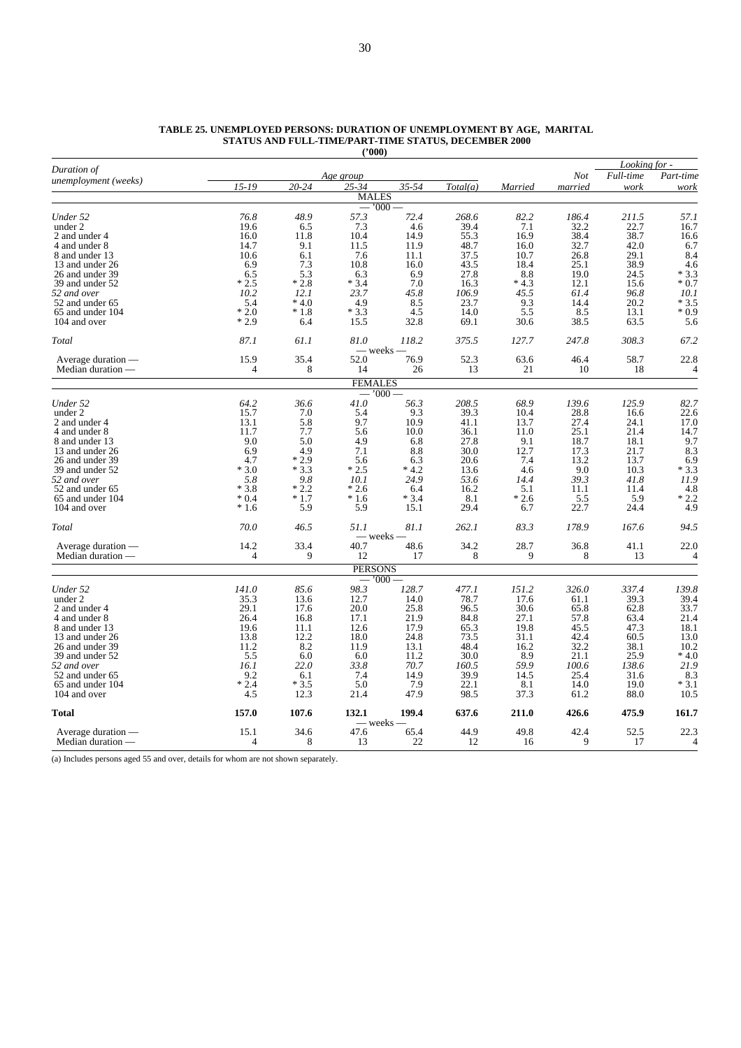**TABLE 25. UNEMPLOYED PERSONS: DURATION OF UNEMPLOYMENT BY AGE, MARITAL STATUS AND FULL-TIME/PART-TIME STATUS, DECEMBER 2000**
**('000)**

| Duration of unemployment (weeks) | Age group 15-19 | 20-24 | 25-34 | 35-54 | Total(a) | Married | Not married | Looking for - Full-time work | Part-time work |
|---|---|---|---|---|---|---|---|---|---|
| | | | **MALES** | | | | | | |
| | | | — '000 — | | | | | | |
| *Under 52* | *76.8* | *48.9* | *57.3* | *72.4* | *268.6* | *82.2* | *186.4* | *211.5* | *57.1* |
| under 2 | 19.6 | 6.5 | 7.3 | 4.6 | 39.4 | 7.1 | 32.2 | 22.7 | 16.7 |
| 2 and under 4 | 16.0 | 11.8 | 10.4 | 14.9 | 55.3 | 16.9 | 38.4 | 38.7 | 16.6 |
| 4 and under 8 | 14.7 | 9.1 | 11.5 | 11.9 | 48.7 | 16.0 | 32.7 | 42.0 | 6.7 |
| 8 and under 13 | 10.6 | 6.1 | 7.6 | 11.1 | 37.5 | 10.7 | 26.8 | 29.1 | 8.4 |
| 13 and under 26 | 6.9 | 7.3 | 10.8 | 16.0 | 43.5 | 18.4 | 25.1 | 38.9 | 4.6 |
| 26 and under 39 | 6.5 | 5.3 | 6.3 | 6.9 | 27.8 | 8.8 | 19.0 | 24.5 | * 3.3 |
| 39 and under 52 | * 2.5 | * 2.8 | * 3.4 | 7.0 | 16.3 | * 4.3 | 12.1 | 15.6 | * 0.7 |
| *52 and over* | *10.2* | *12.1* | *23.7* | *45.8* | *106.9* | *45.5* | *61.4* | *96.8* | *10.1* |
| 52 and under 65 | 5.4 | * 4.0 | 4.9 | 8.5 | 23.7 | 9.3 | 14.4 | 20.2 | * 3.5 |
| 65 and under 104 | * 2.0 | * 1.8 | * 3.3 | 4.5 | 14.0 | 5.5 | 8.5 | 13.1 | * 0.9 |
| 104 and over | * 2.9 | 6.4 | 15.5 | 32.8 | 69.1 | 30.6 | 38.5 | 63.5 | 5.6 |
| *Total* | *87.1* | *61.1* | *81.0* | *118.2* | *375.5* | *127.7* | *247.8* | *308.3* | *67.2* |
| | | | — weeks — | | | | | | |
| Average duration — | 15.9 | 35.4 | 52.0 | 76.9 | 52.3 | 63.6 | 46.4 | 58.7 | 22.8 |
| Median duration — | 4 | 8 | 14 | 26 | 13 | 21 | 10 | 18 | 4 |
| | | | **FEMALES** | | | | | | |
| | | | — '000 — | | | | | | |
| *Under 52* | *64.2* | *36.6* | *41.0* | *56.3* | *208.5* | *68.9* | *139.6* | *125.9* | *82.7* |
| under 2 | 15.7 | 7.0 | 5.4 | 9.3 | 39.3 | 10.4 | 28.8 | 16.6 | 22.6 |
| 2 and under 4 | 13.1 | 5.8 | 9.7 | 10.9 | 41.1 | 13.7 | 27.4 | 24.1 | 17.0 |
| 4 and under 8 | 11.7 | 7.7 | 5.6 | 10.0 | 36.1 | 11.0 | 25.1 | 21.4 | 14.7 |
| 8 and under 13 | 9.0 | 5.0 | 4.9 | 6.8 | 27.8 | 9.1 | 18.7 | 18.1 | 9.7 |
| 13 and under 26 | 6.9 | 4.9 | 7.1 | 8.8 | 30.0 | 12.7 | 17.3 | 21.7 | 8.3 |
| 26 and under 39 | 4.7 | * 2.9 | 5.6 | 6.3 | 20.6 | 7.4 | 13.2 | 13.7 | 6.9 |
| 39 and under 52 | * 3.0 | * 3.3 | * 2.5 | * 4.2 | 13.6 | 4.6 | 9.0 | 10.3 | * 3.3 |
| *52 and over* | *5.8* | *9.8* | *10.1* | *24.9* | *53.6* | *14.4* | *39.3* | *41.8* | *11.9* |
| 52 and under 65 | * 3.8 | * 2.2 | * 2.6 | 6.4 | 16.2 | 5.1 | 11.1 | 11.4 | 4.8 |
| 65 and under 104 | * 0.4 | * 1.7 | * 1.6 | * 3.4 | 8.1 | * 2.6 | 5.5 | 5.9 | * 2.2 |
| 104 and over | * 1.6 | 5.9 | 5.9 | 15.1 | 29.4 | 6.7 | 22.7 | 24.4 | 4.9 |
| *Total* | *70.0* | *46.5* | *51.1* | *81.1* | *262.1* | *83.3* | *178.9* | *167.6* | *94.5* |
| | | | — weeks — | | | | | | |
| Average duration — | 14.2 | 33.4 | 40.7 | 48.6 | 34.2 | 28.7 | 36.8 | 41.1 | 22.0 |
| Median duration — | 4 | 9 | 12 | 17 | 8 | 9 | 8 | 13 | 4 |
| | | | **PERSONS** | | | | | | |
| | | | — '000 — | | | | | | |
| *Under 52* | *141.0* | *85.6* | *98.3* | *128.7* | *477.1* | *151.2* | *326.0* | *337.4* | *139.8* |
| under 2 | 35.3 | 13.6 | 12.7 | 14.0 | 78.7 | 17.6 | 61.1 | 39.3 | 39.4 |
| 2 and under 4 | 29.1 | 17.6 | 20.0 | 25.8 | 96.5 | 30.6 | 65.8 | 62.8 | 33.7 |
| 4 and under 8 | 26.4 | 16.8 | 17.1 | 21.9 | 84.8 | 27.1 | 57.8 | 63.4 | 21.4 |
| 8 and under 13 | 19.6 | 11.1 | 12.6 | 17.9 | 65.3 | 19.8 | 45.5 | 47.3 | 18.1 |
| 13 and under 26 | 13.8 | 12.2 | 18.0 | 24.8 | 73.5 | 31.1 | 42.4 | 60.5 | 13.0 |
| 26 and under 39 | 11.2 | 8.2 | 11.9 | 13.1 | 48.4 | 16.2 | 32.2 | 38.1 | 10.2 |
| 39 and under 52 | 5.5 | 6.0 | 6.0 | 11.2 | 30.0 | 8.9 | 21.1 | 25.9 | * 4.0 |
| *52 and over* | *16.1* | *22.0* | *33.8* | *70.7* | *160.5* | *59.9* | *100.6* | *138.6* | *21.9* |
| 52 and under 65 | 9.2 | 6.1 | 7.4 | 14.9 | 39.9 | 14.5 | 25.4 | 31.6 | 8.3 |
| 65 and under 104 | * 2.4 | * 3.5 | 5.0 | 7.9 | 22.1 | 8.1 | 14.0 | 19.0 | * 3.1 |
| 104 and over | 4.5 | 12.3 | 21.4 | 47.9 | 98.5 | 37.3 | 61.2 | 88.0 | 10.5 |
| **Total** | **157.0** | **107.6** | **132.1** | **199.4** | **637.6** | **211.0** | **426.6** | **475.9** | **161.7** |
| | | | — weeks — | | | | | | |
| Average duration — | 15.1 | 34.6 | 47.6 | 65.4 | 44.9 | 49.8 | 42.4 | 52.5 | 22.3 |
| Median duration — | 4 | 8 | 13 | 22 | 12 | 16 | 9 | 17 | 4 |

(a) Includes persons aged 55 and over, details for whom are not shown separately.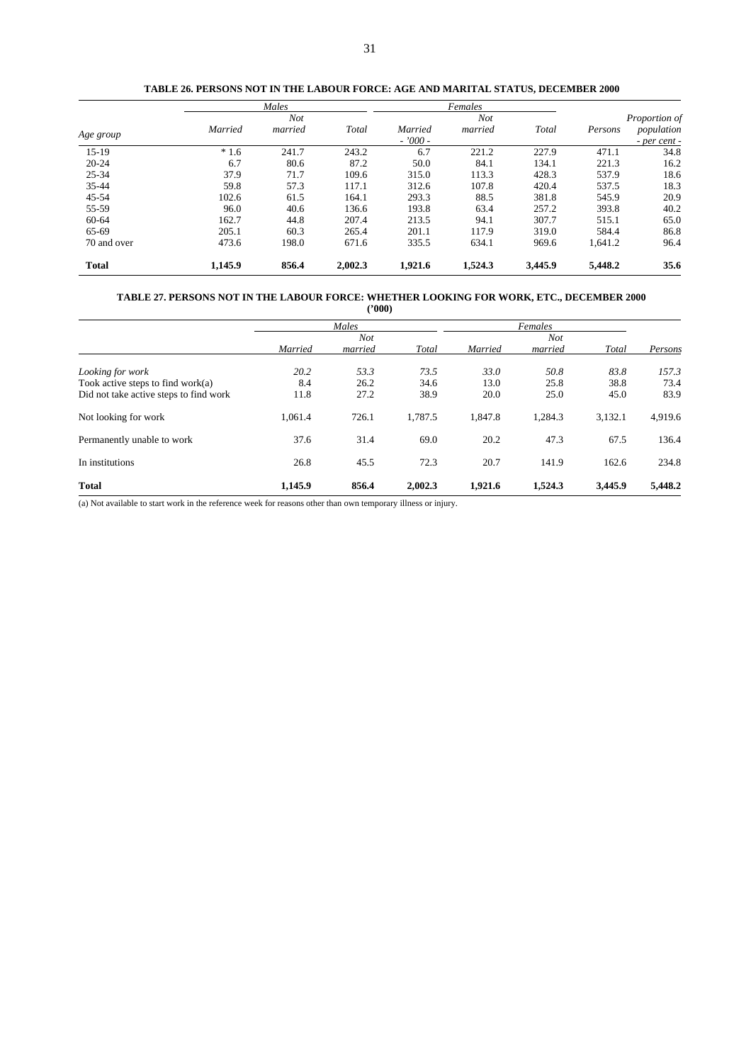**TABLE 26. PERSONS NOT IN THE LABOUR FORCE: AGE AND MARITAL STATUS, DECEMBER 2000**

| | *Males* | | | *Females* | | | | |
|---|---|---|---|---|---|---|---|---|
| *Age group* | *Married* | *Not married* | *Total* | *Married* | *Not married* | *Total* | *Persons* | *Proportion of population* |
| | | | | *- '000 -* | | | | *- per cent -* |
| 15-19 | * 1.6 | 241.7 | 243.2 | 6.7 | 221.2 | 227.9 | 471.1 | 34.8 |
| 20-24 | 6.7 | 80.6 | 87.2 | 50.0 | 84.1 | 134.1 | 221.3 | 16.2 |
| 25-34 | 37.9 | 71.7 | 109.6 | 315.0 | 113.3 | 428.3 | 537.9 | 18.6 |
| 35-44 | 59.8 | 57.3 | 117.1 | 312.6 | 107.8 | 420.4 | 537.5 | 18.3 |
| 45-54 | 102.6 | 61.5 | 164.1 | 293.3 | 88.5 | 381.8 | 545.9 | 20.9 |
| 55-59 | 96.0 | 40.6 | 136.6 | 193.8 | 63.4 | 257.2 | 393.8 | 40.2 |
| 60-64 | 162.7 | 44.8 | 207.4 | 213.5 | 94.1 | 307.7 | 515.1 | 65.0 |
| 65-69 | 205.1 | 60.3 | 265.4 | 201.1 | 117.9 | 319.0 | 584.4 | 86.8 |
| 70 and over | 473.6 | 198.0 | 671.6 | 335.5 | 634.1 | 969.6 | 1,641.2 | 96.4 |
| **Total** | **1,145.9** | **856.4** | **2,002.3** | **1,921.6** | **1,524.3** | **3,445.9** | **5,448.2** | **35.6** |

**TABLE 27. PERSONS NOT IN THE LABOUR FORCE: WHETHER LOOKING FOR WORK, ETC., DECEMBER 2000**
**('000)**

| | *Males* | | | *Females* | | | |
|---|---|---|---|---|---|---|---|
| | *Married* | *Not married* | *Total* | *Married* | *Not married* | *Total* | *Persons* |
| *Looking for work* | *20.2* | *53.3* | *73.5* | *33.0* | *50.8* | *83.8* | *157.3* |
| Took active steps to find work(a) | 8.4 | 26.2 | 34.6 | 13.0 | 25.8 | 38.8 | 73.4 |
| Did not take active steps to find work | 11.8 | 27.2 | 38.9 | 20.0 | 25.0 | 45.0 | 83.9 |
| Not looking for work | 1,061.4 | 726.1 | 1,787.5 | 1,847.8 | 1,284.3 | 3,132.1 | 4,919.6 |
| Permanently unable to work | 37.6 | 31.4 | 69.0 | 20.2 | 47.3 | 67.5 | 136.4 |
| In institutions | 26.8 | 45.5 | 72.3 | 20.7 | 141.9 | 162.6 | 234.8 |
| **Total** | **1,145.9** | **856.4** | **2,002.3** | **1,921.6** | **1,524.3** | **3,445.9** | **5,448.2** |

(a) Not available to start work in the reference week for reasons other than own temporary illness or injury.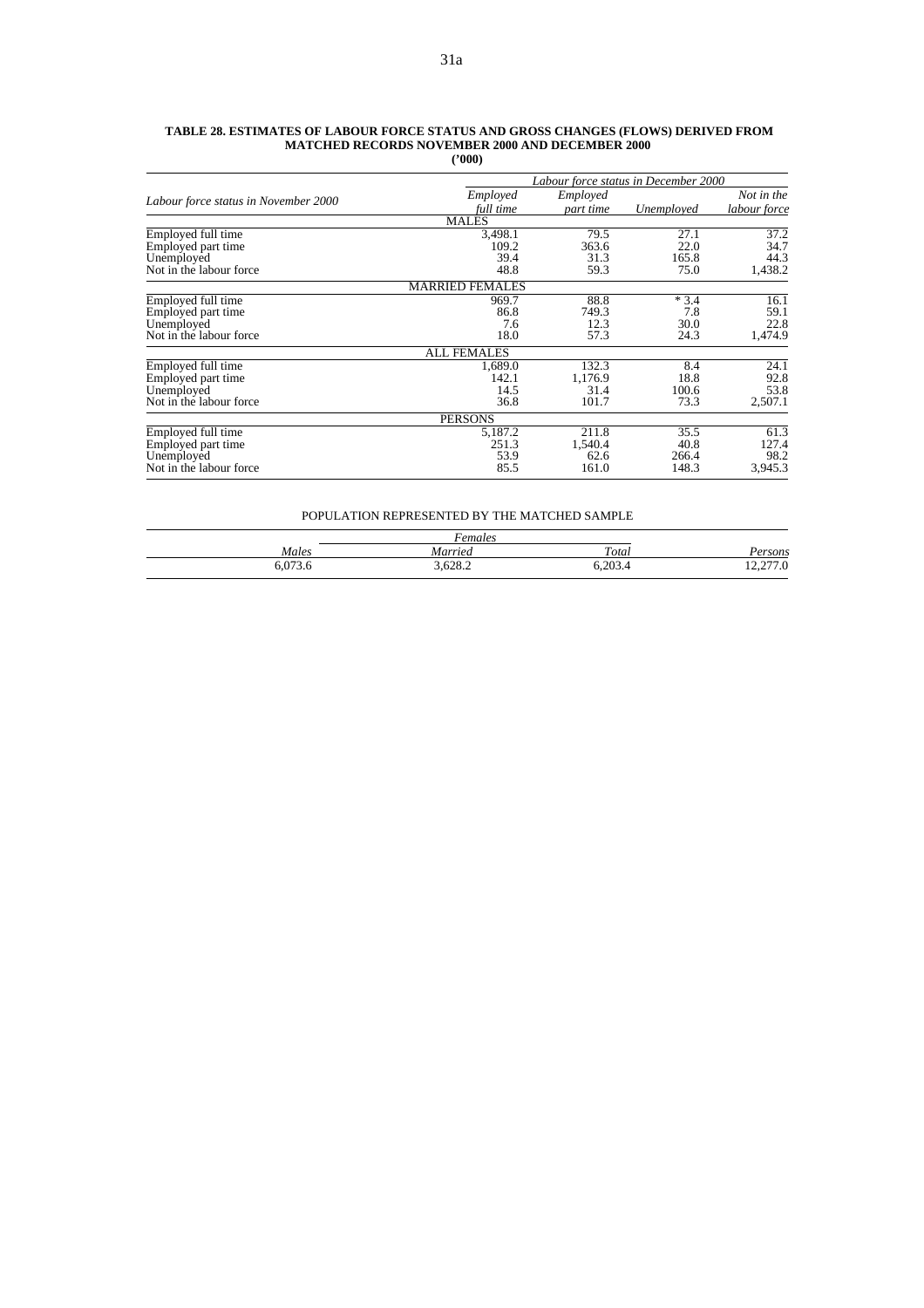**TABLE 28. ESTIMATES OF LABOUR FORCE STATUS AND GROSS CHANGES (FLOWS) DERIVED FROM MATCHED RECORDS NOVEMBER 2000 AND DECEMBER 2000**
**('000)**

| *Labour force status in November 2000* | *Labour force status in December 2000* | | | |
|---|---|---|---|---|
| | *Employed full time* | *Employed part time* | *Unemployed* | *Not in the labour force* |
| MALES | | | | |
| Employed full time | 3,498.1 | 79.5 | 27.1 | 37.2 |
| Employed part time | 109.2 | 363.6 | 22.0 | 34.7 |
| Unemployed | 39.4 | 31.3 | 165.8 | 44.3 |
| Not in the labour force | 48.8 | 59.3 | 75.0 | 1,438.2 |
| MARRIED FEMALES | | | | |
| Employed full time | 969.7 | 88.8 | * 3.4 | 16.1 |
| Employed part time | 86.8 | 749.3 | 7.8 | 59.1 |
| Unemployed | 7.6 | 12.3 | 30.0 | 22.8 |
| Not in the labour force | 18.0 | 57.3 | 24.3 | 1,474.9 |
| ALL FEMALES | | | | |
| Employed full time | 1,689.0 | 132.3 | 8.4 | 24.1 |
| Employed part time | 142.1 | 1,176.9 | 18.8 | 92.8 |
| Unemployed | 14.5 | 31.4 | 100.6 | 53.8 |
| Not in the labour force | 36.8 | 101.7 | 73.3 | 2,507.1 |
| PERSONS | | | | |
| Employed full time | 5,187.2 | 211.8 | 35.5 | 61.3 |
| Employed part time | 251.3 | 1,540.4 | 40.8 | 127.4 |
| Unemployed | 53.9 | 62.6 | 266.4 | 98.2 |
| Not in the labour force | 85.5 | 161.0 | 148.3 | 3,945.3 |

POPULATION REPRESENTED BY THE MATCHED SAMPLE

| | *Females* | | |
|---|---|---|---|
| *Males* | *Married* | *Total* | *Persons* |
| 6,073.6 | 3,628.2 | 6,203.4 | 12,277.0 |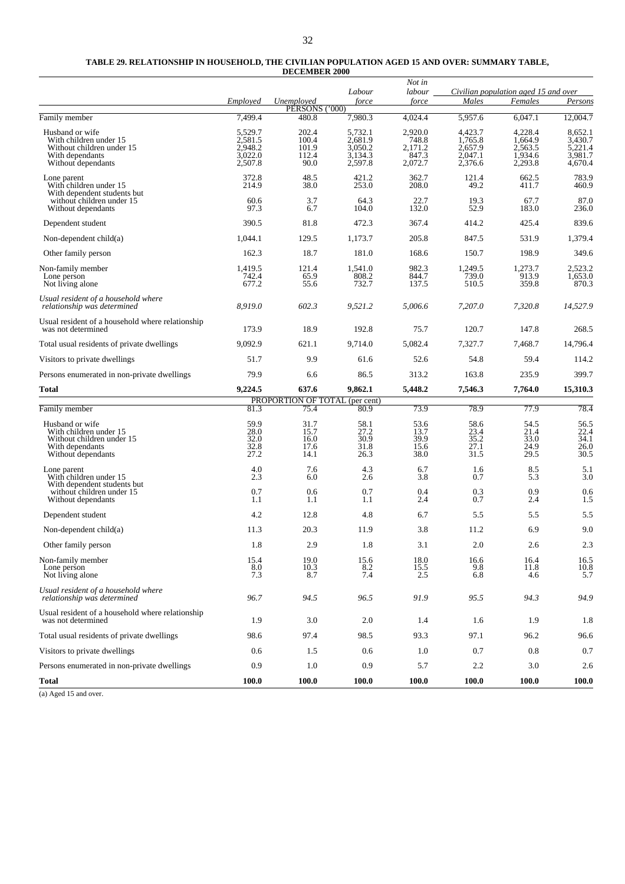**TABLE 29. RELATIONSHIP IN HOUSEHOLD, THE CIVILIAN POPULATION AGED 15 AND OVER: SUMMARY TABLE, DECEMBER 2000**

| | *Employed* | *Unemployed* | *Labour force* | *Not in labour force* | *Civilian population aged 15 and over* | | |
|---|---|---|---|---|---|---|---|
| | | | | | *Males* | *Females* | *Persons* |
| | | PERSONS ('000) | | | | | |
| Family member | 7,499.4 | 480.8 | 7,980.3 | 4,024.4 | 5,957.6 | 6,047.1 | 12,004.7 |
| Husband or wife | 5,529.7 | 202.4 | 5,732.1 | 2,920.0 | 4,423.7 | 4,228.4 | 8,652.1 |
| With children under 15 | 2,581.5 | 100.4 | 2,681.9 | 748.8 | 1,765.8 | 1,664.9 | 3,430.7 |
| Without children under 15 | 2,948.2 | 101.9 | 3,050.2 | 2,171.2 | 2,657.9 | 2,563.5 | 5,221.4 |
| With dependants | 3,022.0 | 112.4 | 3,134.3 | 847.3 | 2,047.1 | 1,934.6 | 3,981.7 |
| Without dependants | 2,507.8 | 90.0 | 2,597.8 | 2,072.7 | 2,376.6 | 2,293.8 | 4,670.4 |
| Lone parent | 372.8 | 48.5 | 421.2 | 362.7 | 121.4 | 662.5 | 783.9 |
| With children under 15 | 214.9 | 38.0 | 253.0 | 208.0 | 49.2 | 411.7 | 460.9 |
| With dependent students but without children under 15 | 60.6 | 3.7 | 64.3 | 22.7 | 19.3 | 67.7 | 87.0 |
| Without dependants | 97.3 | 6.7 | 104.0 | 132.0 | 52.9 | 183.0 | 236.0 |
| Dependent student | 390.5 | 81.8 | 472.3 | 367.4 | 414.2 | 425.4 | 839.6 |
| Non-dependent child(a) | 1,044.1 | 129.5 | 1,173.7 | 205.8 | 847.5 | 531.9 | 1,379.4 |
| Other family person | 162.3 | 18.7 | 181.0 | 168.6 | 150.7 | 198.9 | 349.6 |
| Non-family member | 1,419.5 | 121.4 | 1,541.0 | 982.3 | 1,249.5 | 1,273.7 | 2,523.2 |
| Lone person | 742.4 | 65.9 | 808.2 | 844.7 | 739.0 | 913.9 | 1,653.0 |
| Not living alone | 677.2 | 55.6 | 732.7 | 137.5 | 510.5 | 359.8 | 870.3 |
| *Usual resident of a household where relationship was determined* | *8,919.0* | *602.3* | *9,521.2* | *5,006.6* | *7,207.0* | *7,320.8* | *14,527.9* |
| Usual resident of a household where relationship was not determined | 173.9 | 18.9 | 192.8 | 75.7 | 120.7 | 147.8 | 268.5 |
| Total usual residents of private dwellings | 9,092.9 | 621.1 | 9,714.0 | 5,082.4 | 7,327.7 | 7,468.7 | 14,796.4 |
| Visitors to private dwellings | 51.7 | 9.9 | 61.6 | 52.6 | 54.8 | 59.4 | 114.2 |
| Persons enumerated in non-private dwellings | 79.9 | 6.6 | 86.5 | 313.2 | 163.8 | 235.9 | 399.7 |
| **Total** | **9,224.5** | **637.6** | **9,862.1** | **5,448.2** | **7,546.3** | **7,764.0** | **15,310.3** |
| | | PROPORTION OF TOTAL (per cent) | | | | | |
| Family member | 81.3 | 75.4 | 80.9 | 73.9 | 78.9 | 77.9 | 78.4 |
| Husband or wife | 59.9 | 31.7 | 58.1 | 53.6 | 58.6 | 54.5 | 56.5 |
| With children under 15 | 28.0 | 15.7 | 27.2 | 13.7 | 23.4 | 21.4 | 22.4 |
| Without children under 15 | 32.0 | 16.0 | 30.9 | 39.9 | 35.2 | 33.0 | 34.1 |
| With dependants | 32.8 | 17.6 | 31.8 | 15.6 | 27.1 | 24.9 | 26.0 |
| Without dependants | 27.2 | 14.1 | 26.3 | 38.0 | 31.5 | 29.5 | 30.5 |
| Lone parent | 4.0 | 7.6 | 4.3 | 6.7 | 1.6 | 8.5 | 5.1 |
| With children under 15 | 2.3 | 6.0 | 2.6 | 3.8 | 0.7 | 5.3 | 3.0 |
| With dependent students but without children under 15 | 0.7 | 0.6 | 0.7 | 0.4 | 0.3 | 0.9 | 0.6 |
| Without dependants | 1.1 | 1.1 | 1.1 | 2.4 | 0.7 | 2.4 | 1.5 |
| Dependent student | 4.2 | 12.8 | 4.8 | 6.7 | 5.5 | 5.5 | 5.5 |
| Non-dependent child(a) | 11.3 | 20.3 | 11.9 | 3.8 | 11.2 | 6.9 | 9.0 |
| Other family person | 1.8 | 2.9 | 1.8 | 3.1 | 2.0 | 2.6 | 2.3 |
| Non-family member | 15.4 | 19.0 | 15.6 | 18.0 | 16.6 | 16.4 | 16.5 |
| Lone person | 8.0 | 10.3 | 8.2 | 15.5 | 9.8 | 11.8 | 10.8 |
| Not living alone | 7.3 | 8.7 | 7.4 | 2.5 | 6.8 | 4.6 | 5.7 |
| *Usual resident of a household where relationship was determined* | *96.7* | *94.5* | *96.5* | *91.9* | *95.5* | *94.3* | *94.9* |
| Usual resident of a household where relationship was not determined | 1.9 | 3.0 | 2.0 | 1.4 | 1.6 | 1.9 | 1.8 |
| Total usual residents of private dwellings | 98.6 | 97.4 | 98.5 | 93.3 | 97.1 | 96.2 | 96.6 |
| Visitors to private dwellings | 0.6 | 1.5 | 0.6 | 1.0 | 0.7 | 0.8 | 0.7 |
| Persons enumerated in non-private dwellings | 0.9 | 1.0 | 0.9 | 5.7 | 2.2 | 3.0 | 2.6 |
| **Total** | **100.0** | **100.0** | **100.0** | **100.0** | **100.0** | **100.0** | **100.0** |

(a) Aged 15 and over.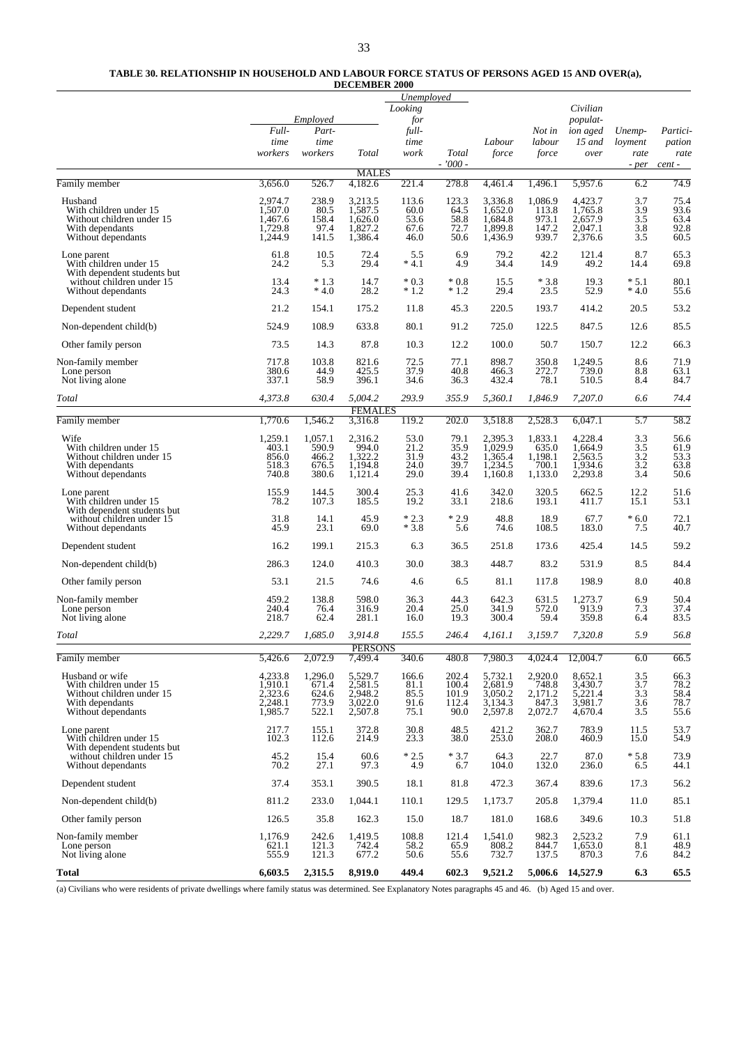**TABLE 30. RELATIONSHIP IN HOUSEHOLD AND LABOUR FORCE STATUS OF PERSONS AGED 15 AND OVER(a), DECEMBER 2000**

| | Employed | | | Unemployed | | | | | | |
|---|---|---|---|---|---|---|---|---|---|---|
| | Full-time workers | Part-time workers | Total | Looking for full-time work | Total | Labour force | Not in labour force | Civilian population aged 15 and over | Unemployment rate | Participation rate |
| | - '000 - | | | | | | | | - per cent - | |
| **MALES** | | | | | | | | | | |
| Family member | 3,656.0 | 526.7 | 4,182.6 | 221.4 | 278.8 | 4,461.4 | 1,496.1 | 5,957.6 | 6.2 | 74.9 |
| Husband | 2,974.7 | 238.9 | 3,213.5 | 113.6 | 123.3 | 3,336.8 | 1,086.9 | 4,423.7 | 3.7 | 75.4 |
| With children under 15 | 1,507.0 | 80.5 | 1,587.5 | 60.0 | 64.5 | 1,652.0 | 113.8 | 1,765.8 | 3.9 | 93.6 |
| Without children under 15 | 1,467.6 | 158.4 | 1,626.0 | 53.6 | 58.8 | 1,684.8 | 973.1 | 2,657.9 | 3.5 | 63.4 |
| With dependants | 1,729.8 | 97.4 | 1,827.2 | 67.6 | 72.7 | 1,899.8 | 147.2 | 2,047.1 | 3.8 | 92.8 |
| Without dependants | 1,244.9 | 141.5 | 1,386.4 | 46.0 | 50.6 | 1,436.9 | 939.7 | 2,376.6 | 3.5 | 60.5 |
| Lone parent | 61.8 | 10.5 | 72.4 | 5.5 | 6.9 | 79.2 | 42.2 | 121.4 | 8.7 | 65.3 |
| With children under 15 | 24.2 | 5.3 | 29.4 | * 4.1 | 4.9 | 34.4 | 14.9 | 49.2 | 14.4 | 69.8 |
| With dependent students but without children under 15 | 13.4 | * 1.3 | 14.7 | * 0.3 | * 0.8 | 15.5 | * 3.8 | 19.3 | * 5.1 | 80.1 |
| Without dependants | 24.3 | * 4.0 | 28.2 | * 1.2 | * 1.2 | 29.4 | 23.5 | 52.9 | * 4.0 | 55.6 |
| Dependent student | 21.2 | 154.1 | 175.2 | 11.8 | 45.3 | 220.5 | 193.7 | 414.2 | 20.5 | 53.2 |
| Non-dependent child(b) | 524.9 | 108.9 | 633.8 | 80.1 | 91.2 | 725.0 | 122.5 | 847.5 | 12.6 | 85.5 |
| Other family person | 73.5 | 14.3 | 87.8 | 10.3 | 12.2 | 100.0 | 50.7 | 150.7 | 12.2 | 66.3 |
| Non-family member | 717.8 | 103.8 | 821.6 | 72.5 | 77.1 | 898.7 | 350.8 | 1,249.5 | 8.6 | 71.9 |
| Lone person | 380.6 | 44.9 | 425.5 | 37.9 | 40.8 | 466.3 | 272.7 | 739.0 | 8.8 | 63.1 |
| Not living alone | 337.1 | 58.9 | 396.1 | 34.6 | 36.3 | 432.4 | 78.1 | 510.5 | 8.4 | 84.7 |
| *Total* | *4,373.8* | *630.4* | *5,004.2* | *293.9* | *355.9* | *5,360.1* | *1,846.9* | *7,207.0* | *6.6* | *74.4* |
| **FEMALES** | | | | | | | | | | |
| Family member | 1,770.6 | 1,546.2 | 3,316.8 | 119.2 | 202.0 | 3,518.8 | 2,528.3 | 6,047.1 | 5.7 | 58.2 |
| Wife | 1,259.1 | 1,057.1 | 2,316.2 | 53.0 | 79.1 | 2,395.3 | 1,833.1 | 4,228.4 | 3.3 | 56.6 |
| With children under 15 | 403.1 | 590.9 | 994.0 | 21.2 | 35.9 | 1,029.9 | 635.0 | 1,664.9 | 3.5 | 61.9 |
| Without children under 15 | 856.0 | 466.2 | 1,322.2 | 31.9 | 43.2 | 1,365.4 | 1,198.1 | 2,563.5 | 3.2 | 53.3 |
| With dependants | 518.3 | 676.5 | 1,194.8 | 24.0 | 39.7 | 1,234.5 | 700.1 | 1,934.6 | 3.2 | 63.8 |
| Without dependants | 740.8 | 380.6 | 1,121.4 | 29.0 | 39.4 | 1,160.8 | 1,133.0 | 2,293.8 | 3.4 | 50.6 |
| Lone parent | 155.9 | 144.5 | 300.4 | 25.3 | 41.6 | 342.0 | 320.5 | 662.5 | 12.2 | 51.6 |
| With children under 15 | 78.2 | 107.3 | 185.5 | 19.2 | 33.1 | 218.6 | 193.1 | 411.7 | 15.1 | 53.1 |
| With dependent students but without children under 15 | 31.8 | 14.1 | 45.9 | * 2.3 | * 2.9 | 48.8 | 18.9 | 67.7 | * 6.0 | 72.1 |
| Without dependants | 45.9 | 23.1 | 69.0 | * 3.8 | 5.6 | 74.6 | 108.5 | 183.0 | 7.5 | 40.7 |
| Dependent student | 16.2 | 199.1 | 215.3 | 6.3 | 36.5 | 251.8 | 173.6 | 425.4 | 14.5 | 59.2 |
| Non-dependent child(b) | 286.3 | 124.0 | 410.3 | 30.0 | 38.3 | 448.7 | 83.2 | 531.9 | 8.5 | 84.4 |
| Other family person | 53.1 | 21.5 | 74.6 | 4.6 | 6.5 | 81.1 | 117.8 | 198.9 | 8.0 | 40.8 |
| Non-family member | 459.2 | 138.8 | 598.0 | 36.3 | 44.3 | 642.3 | 631.5 | 1,273.7 | 6.9 | 50.4 |
| Lone person | 240.4 | 76.4 | 316.9 | 20.4 | 25.0 | 341.9 | 572.0 | 913.9 | 7.3 | 37.4 |
| Not living alone | 218.7 | 62.4 | 281.1 | 16.0 | 19.3 | 300.4 | 59.4 | 359.8 | 6.4 | 83.5 |
| *Total* | *2,229.7* | *1,685.0* | *3,914.8* | *155.5* | *246.4* | *4,161.1* | *3,159.7* | *7,320.8* | *5.9* | *56.8* |
| **PERSONS** | | | | | | | | | | |
| Family member | 5,426.6 | 2,072.9 | 7,499.4 | 340.6 | 480.8 | 7,980.3 | 4,024.4 | 12,004.7 | 6.0 | 66.5 |
| Husband or wife | 4,233.8 | 1,296.0 | 5,529.7 | 166.6 | 202.4 | 5,732.1 | 2,920.0 | 8,652.1 | 3.5 | 66.3 |
| With children under 15 | 1,910.1 | 671.4 | 2,581.5 | 81.1 | 100.4 | 2,681.9 | 748.8 | 3,430.7 | 3.7 | 78.2 |
| Without children under 15 | 2,323.6 | 624.6 | 2,948.2 | 85.5 | 101.9 | 3,050.2 | 2,171.2 | 5,221.4 | 3.3 | 58.4 |
| With dependants | 2,248.1 | 773.9 | 3,022.0 | 91.6 | 112.4 | 3,134.3 | 847.3 | 3,981.7 | 3.6 | 78.7 |
| Without dependants | 1,985.7 | 522.1 | 2,507.8 | 75.1 | 90.0 | 2,597.8 | 2,072.7 | 4,670.4 | 3.5 | 55.6 |
| Lone parent | 217.7 | 155.1 | 372.8 | 30.8 | 48.5 | 421.2 | 362.7 | 783.9 | 11.5 | 53.7 |
| With children under 15 | 102.3 | 112.6 | 214.9 | 23.3 | 38.0 | 253.0 | 208.0 | 460.9 | 15.0 | 54.9 |
| With dependent students but without children under 15 | 45.2 | 15.4 | 60.6 | * 2.5 | * 3.7 | 64.3 | 22.7 | 87.0 | * 5.8 | 73.9 |
| Without dependants | 70.2 | 27.1 | 97.3 | 4.9 | 6.7 | 104.0 | 132.0 | 236.0 | 6.5 | 44.1 |
| Dependent student | 37.4 | 353.1 | 390.5 | 18.1 | 81.8 | 472.3 | 367.4 | 839.6 | 17.3 | 56.2 |
| Non-dependent child(b) | 811.2 | 233.0 | 1,044.1 | 110.1 | 129.5 | 1,173.7 | 205.8 | 1,379.4 | 11.0 | 85.1 |
| Other family person | 126.5 | 35.8 | 162.3 | 15.0 | 18.7 | 181.0 | 168.6 | 349.6 | 10.3 | 51.8 |
| Non-family member | 1,176.9 | 242.6 | 1,419.5 | 108.8 | 121.4 | 1,541.0 | 982.3 | 2,523.2 | 7.9 | 61.1 |
| Lone person | 621.1 | 121.3 | 742.4 | 58.2 | 65.9 | 808.2 | 844.7 | 1,653.0 | 8.1 | 48.9 |
| Not living alone | 555.9 | 121.3 | 677.2 | 50.6 | 55.6 | 732.7 | 137.5 | 870.3 | 7.6 | 84.2 |
| **Total** | **6,603.5** | **2,315.5** | **8,919.0** | **449.4** | **602.3** | **9,521.2** | **5,006.6** | **14,527.9** | **6.3** | **65.5** |

(a) Civilians who were residents of private dwellings where family status was determined. See Explanatory Notes paragraphs 45 and 46. (b) Aged 15 and over.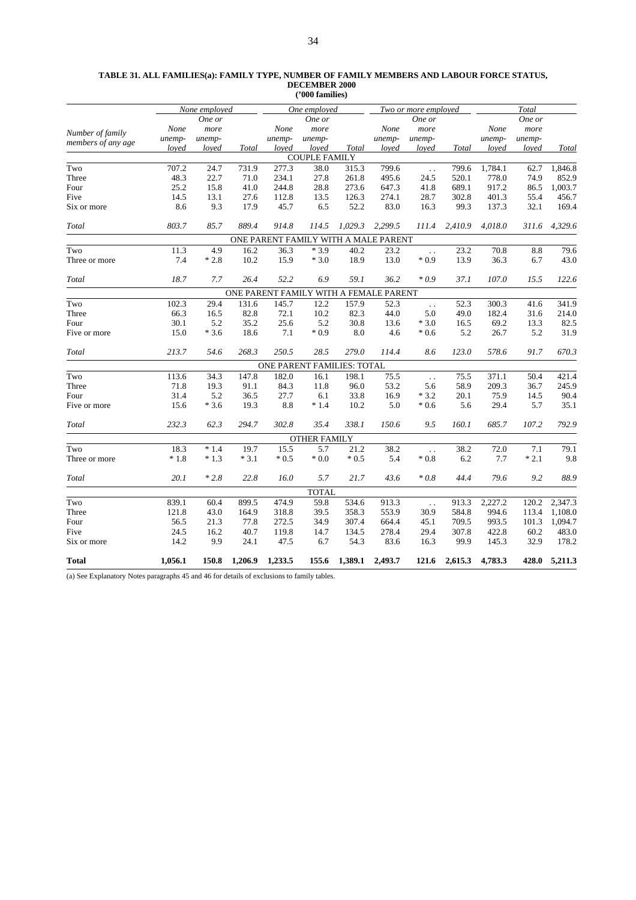**TABLE 31. ALL FAMILIES(a): FAMILY TYPE, NUMBER OF FAMILY MEMBERS AND LABOUR FORCE STATUS, DECEMBER 2000**
**('000 families)**

| Number of family members of any age | *None employed* | | | *One employed* | | | *Two or more employed* | | | *Total* | | |
|---|---|---|---|---|---|---|---|---|---|---|---|---|
| | *None unemployed* | *One or more unemployed* | *Total* | *None unemployed* | *One or more unemployed* | *Total* | *None unemployed* | *One or more unemployed* | *Total* | *None unemployed* | *One or more unemployed* | *Total* |
| **COUPLE FAMILY** | | | | | | | | | | | | |
| Two | 707.2 | 24.7 | 731.9 | 277.3 | 38.0 | 315.3 | 799.6 | . . | 799.6 | 1,784.1 | 62.7 | 1,846.8 |
| Three | 48.3 | 22.7 | 71.0 | 234.1 | 27.8 | 261.8 | 495.6 | 24.5 | 520.1 | 778.0 | 74.9 | 852.9 |
| Four | 25.2 | 15.8 | 41.0 | 244.8 | 28.8 | 273.6 | 647.3 | 41.8 | 689.1 | 917.2 | 86.5 | 1,003.7 |
| Five | 14.5 | 13.1 | 27.6 | 112.8 | 13.5 | 126.3 | 274.1 | 28.7 | 302.8 | 401.3 | 55.4 | 456.7 |
| Six or more | 8.6 | 9.3 | 17.9 | 45.7 | 6.5 | 52.2 | 83.0 | 16.3 | 99.3 | 137.3 | 32.1 | 169.4 |
| *Total* | *803.7* | *85.7* | *889.4* | *914.8* | *114.5* | *1,029.3* | *2,299.5* | *111.4* | *2,410.9* | *4,018.0* | *311.6* | *4,329.6* |
| **ONE PARENT FAMILY WITH A MALE PARENT** | | | | | | | | | | | | |
| Two | 11.3 | 4.9 | 16.2 | 36.3 | * 3.9 | 40.2 | 23.2 | . . | 23.2 | 70.8 | 8.8 | 79.6 |
| Three or more | 7.4 | * 2.8 | 10.2 | 15.9 | * 3.0 | 18.9 | 13.0 | * 0.9 | 13.9 | 36.3 | 6.7 | 43.0 |
| *Total* | *18.7* | *7.7* | *26.4* | *52.2* | *6.9* | *59.1* | *36.2* | ** 0.9* | *37.1* | *107.0* | *15.5* | *122.6* |
| **ONE PARENT FAMILY WITH A FEMALE PARENT** | | | | | | | | | | | | |
| Two | 102.3 | 29.4 | 131.6 | 145.7 | 12.2 | 157.9 | 52.3 | . . | 52.3 | 300.3 | 41.6 | 341.9 |
| Three | 66.3 | 16.5 | 82.8 | 72.1 | 10.2 | 82.3 | 44.0 | 5.0 | 49.0 | 182.4 | 31.6 | 214.0 |
| Four | 30.1 | 5.2 | 35.2 | 25.6 | 5.2 | 30.8 | 13.6 | * 3.0 | 16.5 | 69.2 | 13.3 | 82.5 |
| Five or more | 15.0 | * 3.6 | 18.6 | 7.1 | * 0.9 | 8.0 | 4.6 | * 0.6 | 5.2 | 26.7 | 5.2 | 31.9 |
| *Total* | *213.7* | *54.6* | *268.3* | *250.5* | *28.5* | *279.0* | *114.4* | *8.6* | *123.0* | *578.6* | *91.7* | *670.3* |
| **ONE PARENT FAMILIES: TOTAL** | | | | | | | | | | | | |
| Two | 113.6 | 34.3 | 147.8 | 182.0 | 16.1 | 198.1 | 75.5 | . . | 75.5 | 371.1 | 50.4 | 421.4 |
| Three | 71.8 | 19.3 | 91.1 | 84.3 | 11.8 | 96.0 | 53.2 | 5.6 | 58.9 | 209.3 | 36.7 | 245.9 |
| Four | 31.4 | 5.2 | 36.5 | 27.7 | 6.1 | 33.8 | 16.9 | * 3.2 | 20.1 | 75.9 | 14.5 | 90.4 |
| Five or more | 15.6 | * 3.6 | 19.3 | 8.8 | * 1.4 | 10.2 | 5.0 | * 0.6 | 5.6 | 29.4 | 5.7 | 35.1 |
| *Total* | *232.3* | *62.3* | *294.7* | *302.8* | *35.4* | *338.1* | *150.6* | *9.5* | *160.1* | *685.7* | *107.2* | *792.9* |
| **OTHER FAMILY** | | | | | | | | | | | | |
| Two | 18.3 | * 1.4 | 19.7 | 15.5 | 5.7 | 21.2 | 38.2 | . . | 38.2 | 72.0 | 7.1 | 79.1 |
| Three or more | * 1.8 | * 1.3 | * 3.1 | * 0.5 | * 0.0 | * 0.5 | 5.4 | * 0.8 | 6.2 | 7.7 | * 2.1 | 9.8 |
| *Total* | *20.1* | ** 2.8* | *22.8* | *16.0* | *5.7* | *21.7* | *43.6* | ** 0.8* | *44.4* | *79.6* | *9.2* | *88.9* |
| **TOTAL** | | | | | | | | | | | | |
| Two | 839.1 | 60.4 | 899.5 | 474.9 | 59.8 | 534.6 | 913.3 | . . | 913.3 | 2,227.2 | 120.2 | 2,347.3 |
| Three | 121.8 | 43.0 | 164.9 | 318.8 | 39.5 | 358.3 | 553.9 | 30.9 | 584.8 | 994.6 | 113.4 | 1,108.0 |
| Four | 56.5 | 21.3 | 77.8 | 272.5 | 34.9 | 307.4 | 664.4 | 45.1 | 709.5 | 993.5 | 101.3 | 1,094.7 |
| Five | 24.5 | 16.2 | 40.7 | 119.8 | 14.7 | 134.5 | 278.4 | 29.4 | 307.8 | 422.8 | 60.2 | 483.0 |
| Six or more | 14.2 | 9.9 | 24.1 | 47.5 | 6.7 | 54.3 | 83.6 | 16.3 | 99.9 | 145.3 | 32.9 | 178.2 |
| **Total** | **1,056.1** | **150.8** | **1,206.9** | **1,233.5** | **155.6** | **1,389.1** | **2,493.7** | **121.6** | **2,615.3** | **4,783.3** | **428.0** | **5,211.3** |

(a) See Explanatory Notes paragraphs 45 and 46 for details of exclusions to family tables.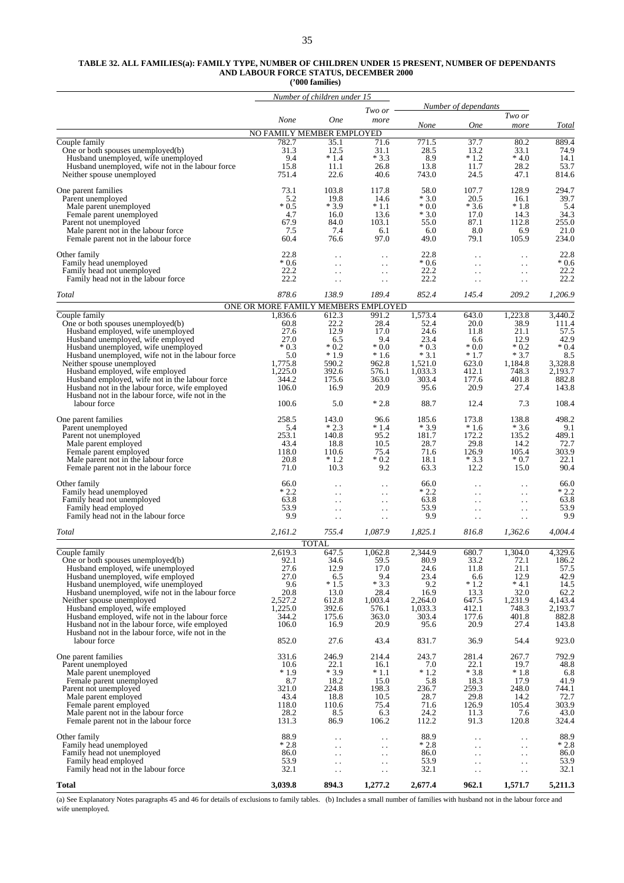**TABLE 32. ALL FAMILIES(a): FAMILY TYPE, NUMBER OF CHILDREN UNDER 15 PRESENT, NUMBER OF DEPENDANTS AND LABOUR FORCE STATUS, DECEMBER 2000**
**('000 families)**

| | *Number of children under 15* | | | *Number of dependants* | | | |
|---|---|---|---|---|---|---|---|
| | *None* | *One* | *Two or more* | *None* | *One* | *Two or more* | *Total* |
| | NO FAMILY MEMBER EMPLOYED | | | | | | |
| Couple family | 782.7 | 35.1 | 71.6 | 771.5 | 37.7 | 80.2 | 889.4 |
| One or both spouses unemployed(b) | 31.3 | 12.5 | 31.1 | 28.5 | 13.2 | 33.1 | 74.9 |
| Husband unemployed, wife unemployed | 9.4 | * 1.4 | * 3.3 | 8.9 | * 1.2 | * 4.0 | 14.1 |
| Husband unemployed, wife not in the labour force | 15.8 | 11.1 | 26.8 | 13.8 | 11.7 | 28.2 | 53.7 |
| Neither spouse unemployed | 751.4 | 22.6 | 40.6 | 743.0 | 24.5 | 47.1 | 814.6 |
| One parent families | 73.1 | 103.8 | 117.8 | 58.0 | 107.7 | 128.9 | 294.7 |
| Parent unemployed | 5.2 | 19.8 | 14.6 | * 3.0 | 20.5 | 16.1 | 39.7 |
| Male parent unemployed | * 0.5 | * 3.9 | * 1.1 | * 0.0 | * 3.6 | * 1.8 | 5.4 |
| Female parent unemployed | 4.7 | 16.0 | 13.6 | * 3.0 | 17.0 | 14.3 | 34.3 |
| Parent not unemployed | 67.9 | 84.0 | 103.1 | 55.0 | 87.1 | 112.8 | 255.0 |
| Male parent not in the labour force | 7.5 | 7.4 | 6.1 | 6.0 | 8.0 | 6.9 | 21.0 |
| Female parent not in the labour force | 60.4 | 76.6 | 97.0 | 49.0 | 79.1 | 105.9 | 234.0 |
| Other family | 22.8 | . . | . . | 22.8 | . . | . . | 22.8 |
| Family head unemployed | * 0.6 | . . | . . | * 0.6 | . . | . . | * 0.6 |
| Family head not unemployed | 22.2 | . . | . . | 22.2 | . . | . . | 22.2 |
| Family head not in the labour force | 22.2 | . . | . . | 22.2 | . . | . . | 22.2 |
| *Total* | *878.6* | *138.9* | *189.4* | *852.4* | *145.4* | *209.2* | *1,206.9* |
| | ONE OR MORE FAMILY MEMBERS EMPLOYED | | | | | | |
| Couple family | 1,836.6 | 612.3 | 991.2 | 1,573.4 | 643.0 | 1,223.8 | 3,440.2 |
| One or both spouses unemployed(b) | 60.8 | 22.2 | 28.4 | 52.4 | 20.0 | 38.9 | 111.4 |
| Husband employed, wife unemployed | 27.6 | 12.9 | 17.0 | 24.6 | 11.8 | 21.1 | 57.5 |
| Husband unemployed, wife employed | 27.0 | 6.5 | 9.4 | 23.4 | 6.6 | 12.9 | 42.9 |
| Husband unemployed, wife unemployed | * 0.3 | * 0.2 | * 0.0 | * 0.3 | * 0.0 | * 0.2 | * 0.4 |
| Husband unemployed, wife not in the labour force | 5.0 | * 1.9 | * 1.6 | * 3.1 | * 1.7 | * 3.7 | 8.5 |
| Neither spouse unemployed | 1,775.8 | 590.2 | 962.8 | 1,521.0 | 623.0 | 1,184.8 | 3,328.8 |
| Husband employed, wife employed | 1,225.0 | 392.6 | 576.1 | 1,033.3 | 412.1 | 748.3 | 2,193.7 |
| Husband employed, wife not in the labour force | 344.2 | 175.6 | 363.0 | 303.4 | 177.6 | 401.8 | 882.8 |
| Husband not in the labour force, wife employed | 106.0 | 16.9 | 20.9 | 95.6 | 20.9 | 27.4 | 143.8 |
| Husband not in the labour force, wife not in the labour force | 100.6 | 5.0 | * 2.8 | 88.7 | 12.4 | 7.3 | 108.4 |
| One parent families | 258.5 | 143.0 | 96.6 | 185.6 | 173.8 | 138.8 | 498.2 |
| Parent unemployed | 5.4 | * 2.3 | * 1.4 | * 3.9 | * 1.6 | * 3.6 | 9.1 |
| Parent not unemployed | 253.1 | 140.8 | 95.2 | 181.7 | 172.2 | 135.2 | 489.1 |
| Male parent employed | 43.4 | 18.8 | 10.5 | 28.7 | 29.8 | 14.2 | 72.7 |
| Female parent employed | 118.0 | 110.6 | 75.4 | 71.6 | 126.9 | 105.4 | 303.9 |
| Male parent not in the labour force | 20.8 | * 1.2 | * 0.2 | 18.1 | * 3.3 | * 0.7 | 22.1 |
| Female parent not in the labour force | 71.0 | 10.3 | 9.2 | 63.3 | 12.2 | 15.0 | 90.4 |
| Other family | 66.0 | . . | . . | 66.0 | . . | . . | 66.0 |
| Family head unemployed | * 2.2 | . . | . . | * 2.2 | . . | . . | * 2.2 |
| Family head not unemployed | 63.8 | . . | . . | 63.8 | . . | . . | 63.8 |
| Family head employed | 53.9 | . . | . . | 53.9 | . . | . . | 53.9 |
| Family head not in the labour force | 9.9 | . . | . . | 9.9 | . . | . . | 9.9 |
| *Total* | *2,161.2* | *755.4* | *1,087.9* | *1,825.1* | *816.8* | *1,362.6* | *4,004.4* |
| | TOTAL | | | | | | |
| Couple family | 2,619.3 | 647.5 | 1,062.8 | 2,344.9 | 680.7 | 1,304.0 | 4,329.6 |
| One or both spouses unemployed(b) | 92.1 | 34.6 | 59.5 | 80.9 | 33.2 | 72.1 | 186.2 |
| Husband employed, wife unemployed | 27.6 | 12.9 | 17.0 | 24.6 | 11.8 | 21.1 | 57.5 |
| Husband unemployed, wife employed | 27.0 | 6.5 | 9.4 | 23.4 | 6.6 | 12.9 | 42.9 |
| Husband unemployed, wife unemployed | 9.6 | * 1.5 | * 3.3 | 9.2 | * 1.2 | * 4.1 | 14.5 |
| Husband unemployed, wife not in the labour force | 20.8 | 13.0 | 28.4 | 16.9 | 13.3 | 32.0 | 62.2 |
| Neither spouse unemployed | 2,527.2 | 612.8 | 1,003.4 | 2,264.0 | 647.5 | 1,231.9 | 4,143.4 |
| Husband employed, wife employed | 1,225.0 | 392.6 | 576.1 | 1,033.3 | 412.1 | 748.3 | 2,193.7 |
| Husband employed, wife not in the labour force | 344.2 | 175.6 | 363.0 | 303.4 | 177.6 | 401.8 | 882.8 |
| Husband not in the labour force, wife employed | 106.0 | 16.9 | 20.9 | 95.6 | 20.9 | 27.4 | 143.8 |
| Husband not in the labour force, wife not in the labour force | 852.0 | 27.6 | 43.4 | 831.7 | 36.9 | 54.4 | 923.0 |
| One parent families | 331.6 | 246.9 | 214.4 | 243.7 | 281.4 | 267.7 | 792.9 |
| Parent unemployed | 10.6 | 22.1 | 16.1 | 7.0 | 22.1 | 19.7 | 48.8 |
| Male parent unemployed | * 1.9 | * 3.9 | * 1.1 | * 1.2 | * 3.8 | * 1.8 | 6.8 |
| Female parent unemployed | 8.7 | 18.2 | 15.0 | 5.8 | 18.3 | 17.9 | 41.9 |
| Parent not unemployed | 321.0 | 224.8 | 198.3 | 236.7 | 259.3 | 248.0 | 744.1 |
| Male parent employed | 43.4 | 18.8 | 10.5 | 28.7 | 29.8 | 14.2 | 72.7 |
| Female parent employed | 118.0 | 110.6 | 75.4 | 71.6 | 126.9 | 105.4 | 303.9 |
| Male parent not in the labour force | 28.2 | 8.5 | 6.3 | 24.2 | 11.3 | 7.6 | 43.0 |
| Female parent not in the labour force | 131.3 | 86.9 | 106.2 | 112.2 | 91.3 | 120.8 | 324.4 |
| Other family | 88.9 | . . | . . | 88.9 | . . | . . | 88.9 |
| Family head unemployed | * 2.8 | . . | . . | * 2.8 | . . | . . | * 2.8 |
| Family head not unemployed | 86.0 | . . | . . | 86.0 | . . | . . | 86.0 |
| Family head employed | 53.9 | . . | . . | 53.9 | . . | . . | 53.9 |
| Family head not in the labour force | 32.1 | . . | . . | 32.1 | . . | . . | 32.1 |
| **Total** | **3,039.8** | **894.3** | **1,277.2** | **2,677.4** | **962.1** | **1,571.7** | **5,211.3** |

(a) See Explanatory Notes paragraphs 45 and 46 for details of exclusions to family tables. (b) Includes a small number of families with husband not in the labour force and wife unemployed.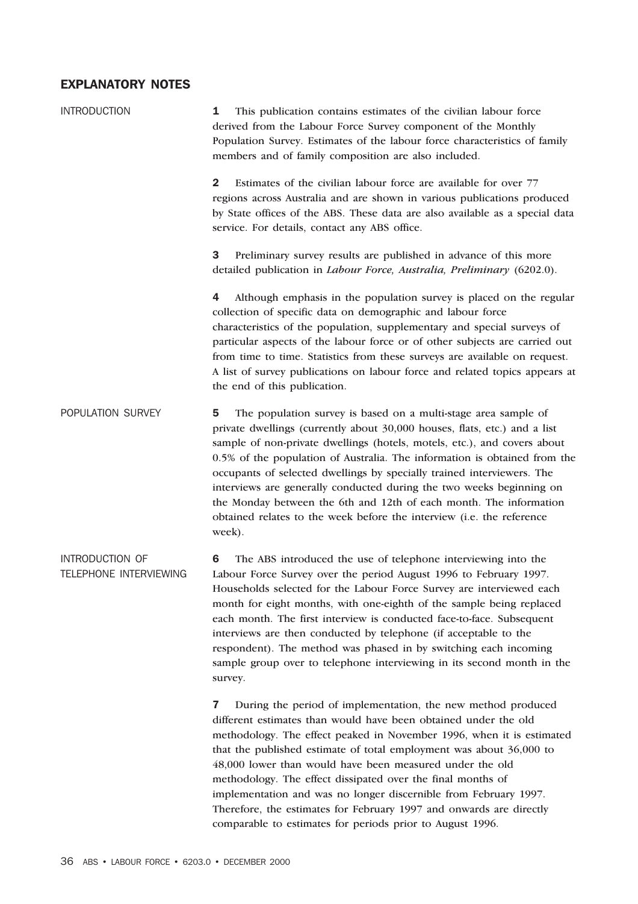## EXPLANATORY NOTES

### INTRODUCTION

**1** This publication contains estimates of the civilian labour force derived from the Labour Force Survey component of the Monthly Population Survey. Estimates of the labour force characteristics of family members and of family composition are also included.

**2** Estimates of the civilian labour force are available for over 77 regions across Australia and are shown in various publications produced by State offices of the ABS. These data are also available as a special data service. For details, contact any ABS office.

**3** Preliminary survey results are published in advance of this more detailed publication in *Labour Force, Australia, Preliminary* (6202.0).

**4** Although emphasis in the population survey is placed on the regular collection of specific data on demographic and labour force characteristics of the population, supplementary and special surveys of particular aspects of the labour force or of other subjects are carried out from time to time. Statistics from these surveys are available on request. A list of survey publications on labour force and related topics appears at the end of this publication.

### POPULATION SURVEY

**5** The population survey is based on a multi-stage area sample of private dwellings (currently about 30,000 houses, flats, etc.) and a list sample of non-private dwellings (hotels, motels, etc.), and covers about 0.5% of the population of Australia. The information is obtained from the occupants of selected dwellings by specially trained interviewers. The interviews are generally conducted during the two weeks beginning on the Monday between the 6th and 12th of each month. The information obtained relates to the week before the interview (i.e. the reference week).

### INTRODUCTION OF TELEPHONE INTERVIEWING

**6** The ABS introduced the use of telephone interviewing into the Labour Force Survey over the period August 1996 to February 1997. Households selected for the Labour Force Survey are interviewed each month for eight months, with one-eighth of the sample being replaced each month. The first interview is conducted face-to-face. Subsequent interviews are then conducted by telephone (if acceptable to the respondent). The method was phased in by switching each incoming sample group over to telephone interviewing in its second month in the survey.

**7** During the period of implementation, the new method produced different estimates than would have been obtained under the old methodology. The effect peaked in November 1996, when it is estimated that the published estimate of total employment was about 36,000 to 48,000 lower than would have been measured under the old methodology. The effect dissipated over the final months of implementation and was no longer discernible from February 1997. Therefore, the estimates for February 1997 and onwards are directly comparable to estimates for periods prior to August 1996.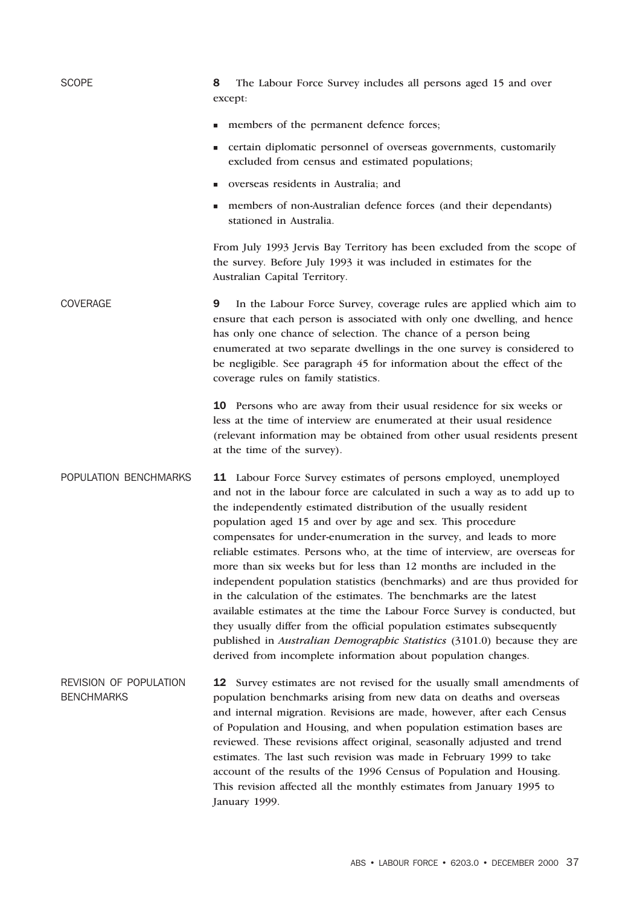## SCOPE

**8** The Labour Force Survey includes all persons aged 15 and over except:

- members of the permanent defence forces;
- certain diplomatic personnel of overseas governments, customarily excluded from census and estimated populations;
- overseas residents in Australia; and
- members of non-Australian defence forces (and their dependants) stationed in Australia.

From July 1993 Jervis Bay Territory has been excluded from the scope of the survey. Before July 1993 it was included in estimates for the Australian Capital Territory.

## COVERAGE

**9** In the Labour Force Survey, coverage rules are applied which aim to ensure that each person is associated with only one dwelling, and hence has only one chance of selection. The chance of a person being enumerated at two separate dwellings in the one survey is considered to be negligible. See paragraph 45 for information about the effect of the coverage rules on family statistics.

**10** Persons who are away from their usual residence for six weeks or less at the time of interview are enumerated at their usual residence (relevant information may be obtained from other usual residents present at the time of the survey).

## POPULATION BENCHMARKS

**11** Labour Force Survey estimates of persons employed, unemployed and not in the labour force are calculated in such a way as to add up to the independently estimated distribution of the usually resident population aged 15 and over by age and sex. This procedure compensates for under-enumeration in the survey, and leads to more reliable estimates. Persons who, at the time of interview, are overseas for more than six weeks but for less than 12 months are included in the independent population statistics (benchmarks) and are thus provided for in the calculation of the estimates. The benchmarks are the latest available estimates at the time the Labour Force Survey is conducted, but they usually differ from the official population estimates subsequently published in *Australian Demographic Statistics* (3101.0) because they are derived from incomplete information about population changes.

## REVISION OF POPULATION BENCHMARKS

**12** Survey estimates are not revised for the usually small amendments of population benchmarks arising from new data on deaths and overseas and internal migration. Revisions are made, however, after each Census of Population and Housing, and when population estimation bases are reviewed. These revisions affect original, seasonally adjusted and trend estimates. The last such revision was made in February 1999 to take account of the results of the 1996 Census of Population and Housing. This revision affected all the monthly estimates from January 1995 to January 1999.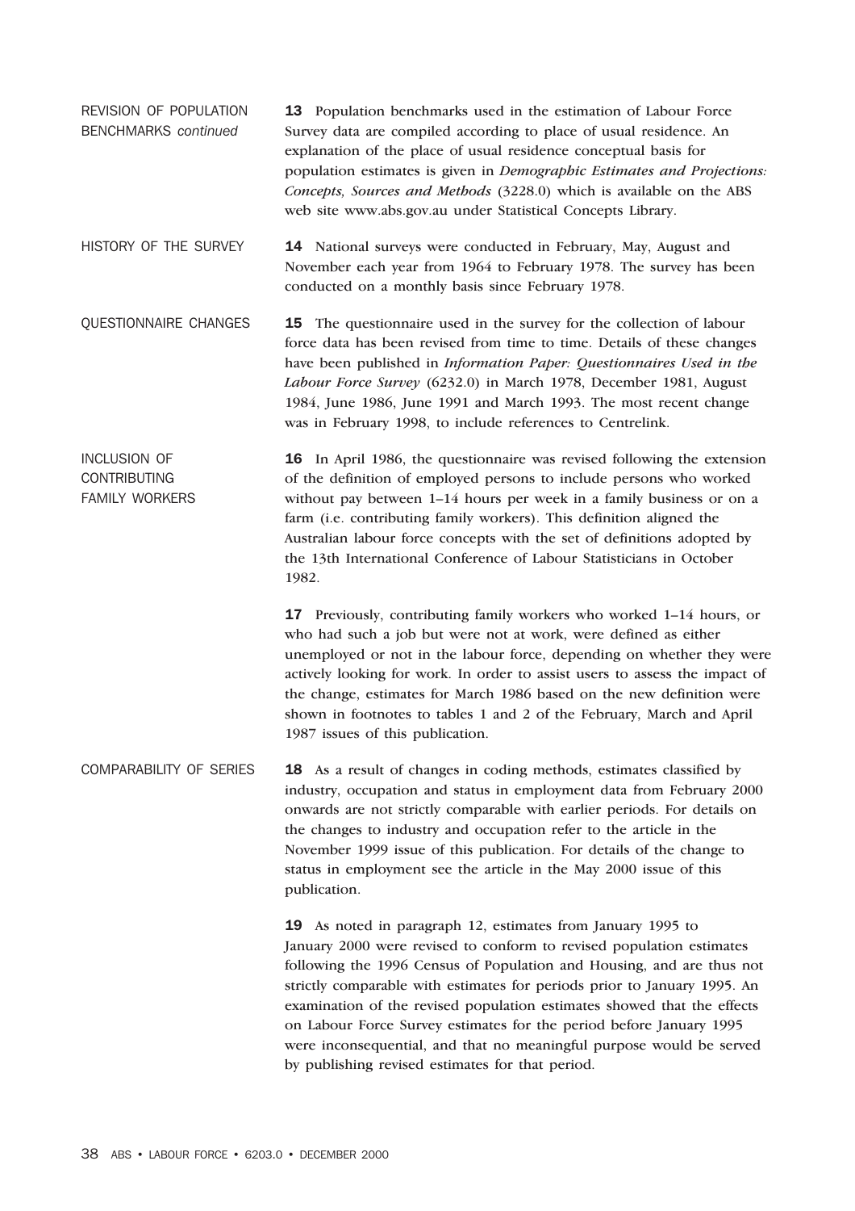## REVISION OF POPULATION BENCHMARKS *continued*

**13** Population benchmarks used in the estimation of Labour Force Survey data are compiled according to place of usual residence. An explanation of the place of usual residence conceptual basis for population estimates is given in *Demographic Estimates and Projections: Concepts, Sources and Methods* (3228.0) which is available on the ABS web site www.abs.gov.au under Statistical Concepts Library.

## HISTORY OF THE SURVEY

**14** National surveys were conducted in February, May, August and November each year from 1964 to February 1978. The survey has been conducted on a monthly basis since February 1978.

## QUESTIONNAIRE CHANGES

**15** The questionnaire used in the survey for the collection of labour force data has been revised from time to time. Details of these changes have been published in *Information Paper: Questionnaires Used in the Labour Force Survey* (6232.0) in March 1978, December 1981, August 1984, June 1986, June 1991 and March 1993. The most recent change was in February 1998, to include references to Centrelink.

## INCLUSION OF CONTRIBUTING FAMILY WORKERS

**16** In April 1986, the questionnaire was revised following the extension of the definition of employed persons to include persons who worked without pay between 1–14 hours per week in a family business or on a farm (i.e. contributing family workers). This definition aligned the Australian labour force concepts with the set of definitions adopted by the 13th International Conference of Labour Statisticians in October 1982.

**17** Previously, contributing family workers who worked 1–14 hours, or who had such a job but were not at work, were defined as either unemployed or not in the labour force, depending on whether they were actively looking for work. In order to assist users to assess the impact of the change, estimates for March 1986 based on the new definition were shown in footnotes to tables 1 and 2 of the February, March and April 1987 issues of this publication.

## COMPARABILITY OF SERIES

**18** As a result of changes in coding methods, estimates classified by industry, occupation and status in employment data from February 2000 onwards are not strictly comparable with earlier periods. For details on the changes to industry and occupation refer to the article in the November 1999 issue of this publication. For details of the change to status in employment see the article in the May 2000 issue of this publication.

**19** As noted in paragraph 12, estimates from January 1995 to January 2000 were revised to conform to revised population estimates following the 1996 Census of Population and Housing, and are thus not strictly comparable with estimates for periods prior to January 1995. An examination of the revised population estimates showed that the effects on Labour Force Survey estimates for the period before January 1995 were inconsequential, and that no meaningful purpose would be served by publishing revised estimates for that period.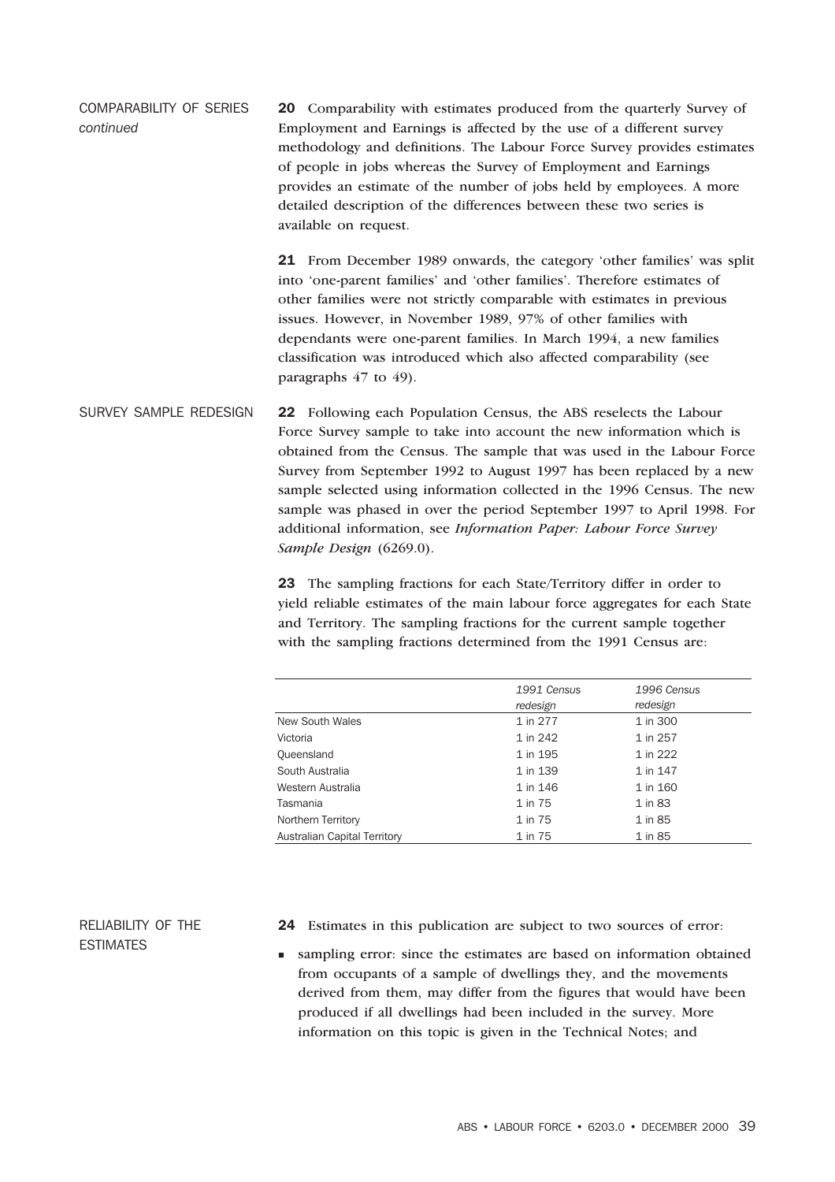## COMPARABILITY OF SERIES *continued*

**20** Comparability with estimates produced from the quarterly Survey of Employment and Earnings is affected by the use of a different survey methodology and definitions. The Labour Force Survey provides estimates of people in jobs whereas the Survey of Employment and Earnings provides an estimate of the number of jobs held by employees. A more detailed description of the differences between these two series is available on request.

**21** From December 1989 onwards, the category 'other families' was split into 'one-parent families' and 'other families'. Therefore estimates of other families were not strictly comparable with estimates in previous issues. However, in November 1989, 97% of other families with dependants were one-parent families. In March 1994, a new families classification was introduced which also affected comparability (see paragraphs 47 to 49).

## SURVEY SAMPLE REDESIGN

**22** Following each Population Census, the ABS reselects the Labour Force Survey sample to take into account the new information which is obtained from the Census. The sample that was used in the Labour Force Survey from September 1992 to August 1997 has been replaced by a new sample selected using information collected in the 1996 Census. The new sample was phased in over the period September 1997 to April 1998. For additional information, see *Information Paper: Labour Force Survey Sample Design* (6269.0).

**23** The sampling fractions for each State/Territory differ in order to yield reliable estimates of the main labour force aggregates for each State and Territory. The sampling fractions for the current sample together with the sampling fractions determined from the 1991 Census are:

| | *1991 Census redesign* | *1996 Census redesign* |
|---|---|---|
| New South Wales | 1 in 277 | 1 in 300 |
| Victoria | 1 in 242 | 1 in 257 |
| Queensland | 1 in 195 | 1 in 222 |
| South Australia | 1 in 139 | 1 in 147 |
| Western Australia | 1 in 146 | 1 in 160 |
| Tasmania | 1 in 75 | 1 in 83 |
| Northern Territory | 1 in 75 | 1 in 85 |
| Australian Capital Territory | 1 in 75 | 1 in 85 |

## RELIABILITY OF THE ESTIMATES

**24** Estimates in this publication are subject to two sources of error:

- sampling error: since the estimates are based on information obtained from occupants of a sample of dwellings they, and the movements derived from them, may differ from the figures that would have been produced if all dwellings had been included in the survey. More information on this topic is given in the Technical Notes; and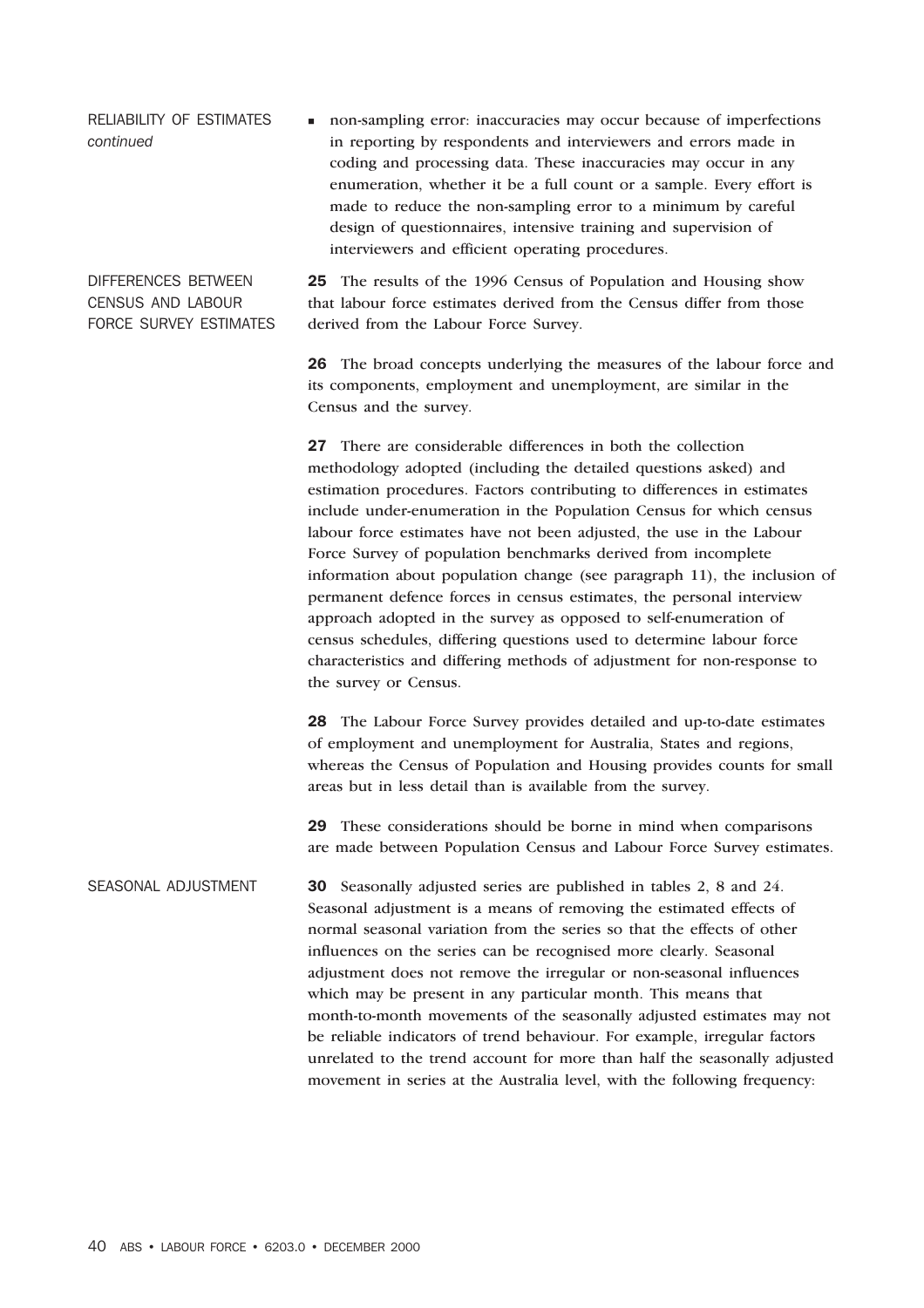## RELIABILITY OF ESTIMATES *continued*

- non-sampling error: inaccuracies may occur because of imperfections in reporting by respondents and interviewers and errors made in coding and processing data. These inaccuracies may occur in any enumeration, whether it be a full count or a sample. Every effort is made to reduce the non-sampling error to a minimum by careful design of questionnaires, intensive training and supervision of interviewers and efficient operating procedures.

## DIFFERENCES BETWEEN CENSUS AND LABOUR FORCE SURVEY ESTIMATES

**25** The results of the 1996 Census of Population and Housing show that labour force estimates derived from the Census differ from those derived from the Labour Force Survey.

**26** The broad concepts underlying the measures of the labour force and its components, employment and unemployment, are similar in the Census and the survey.

**27** There are considerable differences in both the collection methodology adopted (including the detailed questions asked) and estimation procedures. Factors contributing to differences in estimates include under-enumeration in the Population Census for which census labour force estimates have not been adjusted, the use in the Labour Force Survey of population benchmarks derived from incomplete information about population change (see paragraph 11), the inclusion of permanent defence forces in census estimates, the personal interview approach adopted in the survey as opposed to self-enumeration of census schedules, differing questions used to determine labour force characteristics and differing methods of adjustment for non-response to the survey or Census.

**28** The Labour Force Survey provides detailed and up-to-date estimates of employment and unemployment for Australia, States and regions, whereas the Census of Population and Housing provides counts for small areas but in less detail than is available from the survey.

**29** These considerations should be borne in mind when comparisons are made between Population Census and Labour Force Survey estimates.

## SEASONAL ADJUSTMENT

**30** Seasonally adjusted series are published in tables 2, 8 and 24. Seasonal adjustment is a means of removing the estimated effects of normal seasonal variation from the series so that the effects of other influences on the series can be recognised more clearly. Seasonal adjustment does not remove the irregular or non-seasonal influences which may be present in any particular month. This means that month-to-month movements of the seasonally adjusted estimates may not be reliable indicators of trend behaviour. For example, irregular factors unrelated to the trend account for more than half the seasonally adjusted movement in series at the Australia level, with the following frequency: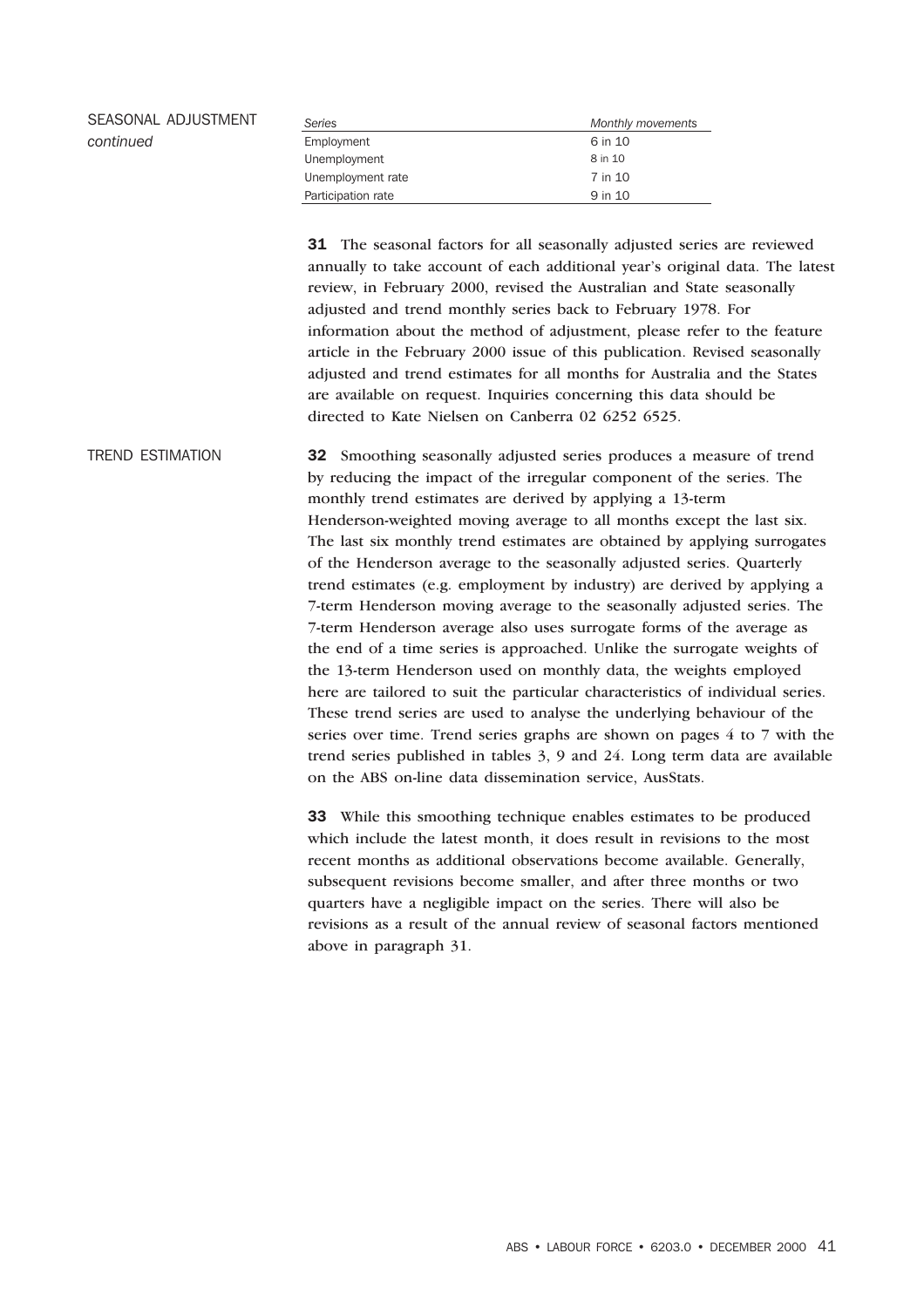## SEASONAL ADJUSTMENT *continued*

| *Series* | *Monthly movements* |
|---|---|
| Employment | 6 in 10 |
| Unemployment | 8 in 10 |
| Unemployment rate | 7 in 10 |
| Participation rate | 9 in 10 |

**31** The seasonal factors for all seasonally adjusted series are reviewed annually to take account of each additional year's original data. The latest review, in February 2000, revised the Australian and State seasonally adjusted and trend monthly series back to February 1978. For information about the method of adjustment, please refer to the feature article in the February 2000 issue of this publication. Revised seasonally adjusted and trend estimates for all months for Australia and the States are available on request. Inquiries concerning this data should be directed to Kate Nielsen on Canberra 02 6252 6525.

## TREND ESTIMATION

**32** Smoothing seasonally adjusted series produces a measure of trend by reducing the impact of the irregular component of the series. The monthly trend estimates are derived by applying a 13-term Henderson-weighted moving average to all months except the last six. The last six monthly trend estimates are obtained by applying surrogates of the Henderson average to the seasonally adjusted series. Quarterly trend estimates (e.g. employment by industry) are derived by applying a 7-term Henderson moving average to the seasonally adjusted series. The 7-term Henderson average also uses surrogate forms of the average as the end of a time series is approached. Unlike the surrogate weights of the 13-term Henderson used on monthly data, the weights employed here are tailored to suit the particular characteristics of individual series. These trend series are used to analyse the underlying behaviour of the series over time. Trend series graphs are shown on pages 4 to 7 with the trend series published in tables 3, 9 and 24. Long term data are available on the ABS on-line data dissemination service, AusStats.

**33** While this smoothing technique enables estimates to be produced which include the latest month, it does result in revisions to the most recent months as additional observations become available. Generally, subsequent revisions become smaller, and after three months or two quarters have a negligible impact on the series. There will also be revisions as a result of the annual review of seasonal factors mentioned above in paragraph 31.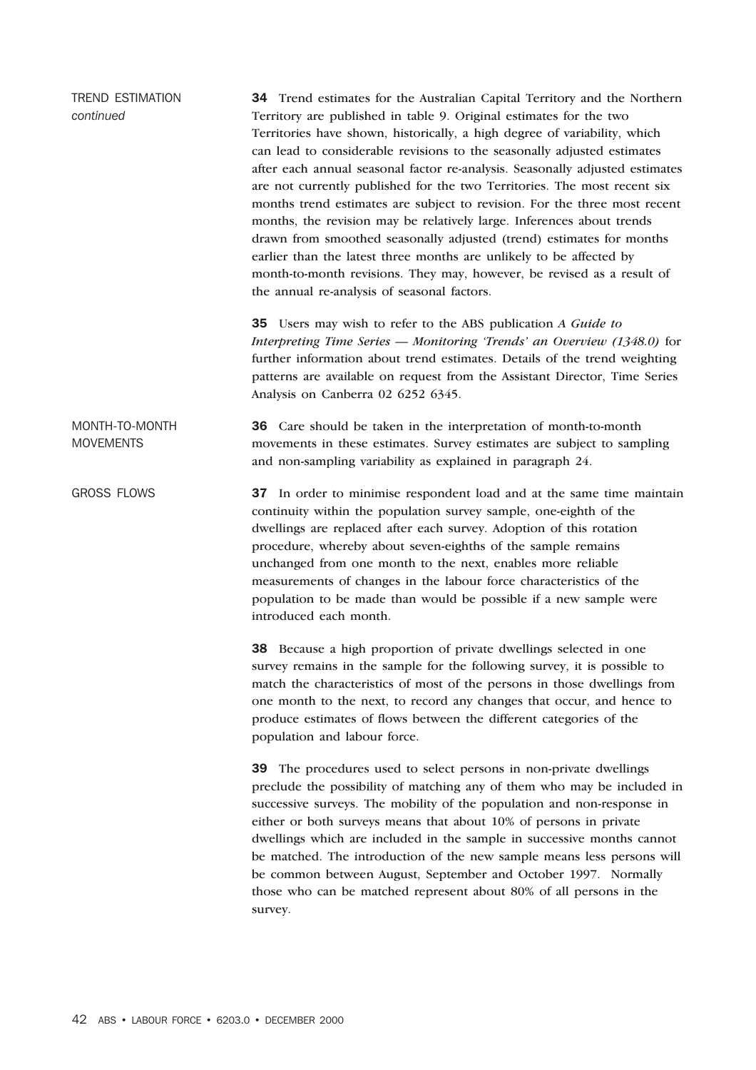## TREND ESTIMATION *continued*

**34** Trend estimates for the Australian Capital Territory and the Northern Territory are published in table 9. Original estimates for the two Territories have shown, historically, a high degree of variability, which can lead to considerable revisions to the seasonally adjusted estimates after each annual seasonal factor re-analysis. Seasonally adjusted estimates are not currently published for the two Territories. The most recent six months trend estimates are subject to revision. For the three most recent months, the revision may be relatively large. Inferences about trends drawn from smoothed seasonally adjusted (trend) estimates for months earlier than the latest three months are unlikely to be affected by month-to-month revisions. They may, however, be revised as a result of the annual re-analysis of seasonal factors.

**35** Users may wish to refer to the ABS publication *A Guide to Interpreting Time Series — Monitoring 'Trends' an Overview (1348.0)* for further information about trend estimates. Details of the trend weighting patterns are available on request from the Assistant Director, Time Series Analysis on Canberra 02 6252 6345.

## MONTH-TO-MONTH MOVEMENTS

**36** Care should be taken in the interpretation of month-to-month movements in these estimates. Survey estimates are subject to sampling and non-sampling variability as explained in paragraph 24.

## GROSS FLOWS

**37** In order to minimise respondent load and at the same time maintain continuity within the population survey sample, one-eighth of the dwellings are replaced after each survey. Adoption of this rotation procedure, whereby about seven-eighths of the sample remains unchanged from one month to the next, enables more reliable measurements of changes in the labour force characteristics of the population to be made than would be possible if a new sample were introduced each month.

**38** Because a high proportion of private dwellings selected in one survey remains in the sample for the following survey, it is possible to match the characteristics of most of the persons in those dwellings from one month to the next, to record any changes that occur, and hence to produce estimates of flows between the different categories of the population and labour force.

**39** The procedures used to select persons in non-private dwellings preclude the possibility of matching any of them who may be included in successive surveys. The mobility of the population and non-response in either or both surveys means that about 10% of persons in private dwellings which are included in the sample in successive months cannot be matched. The introduction of the new sample means less persons will be common between August, September and October 1997. Normally those who can be matched represent about 80% of all persons in the survey.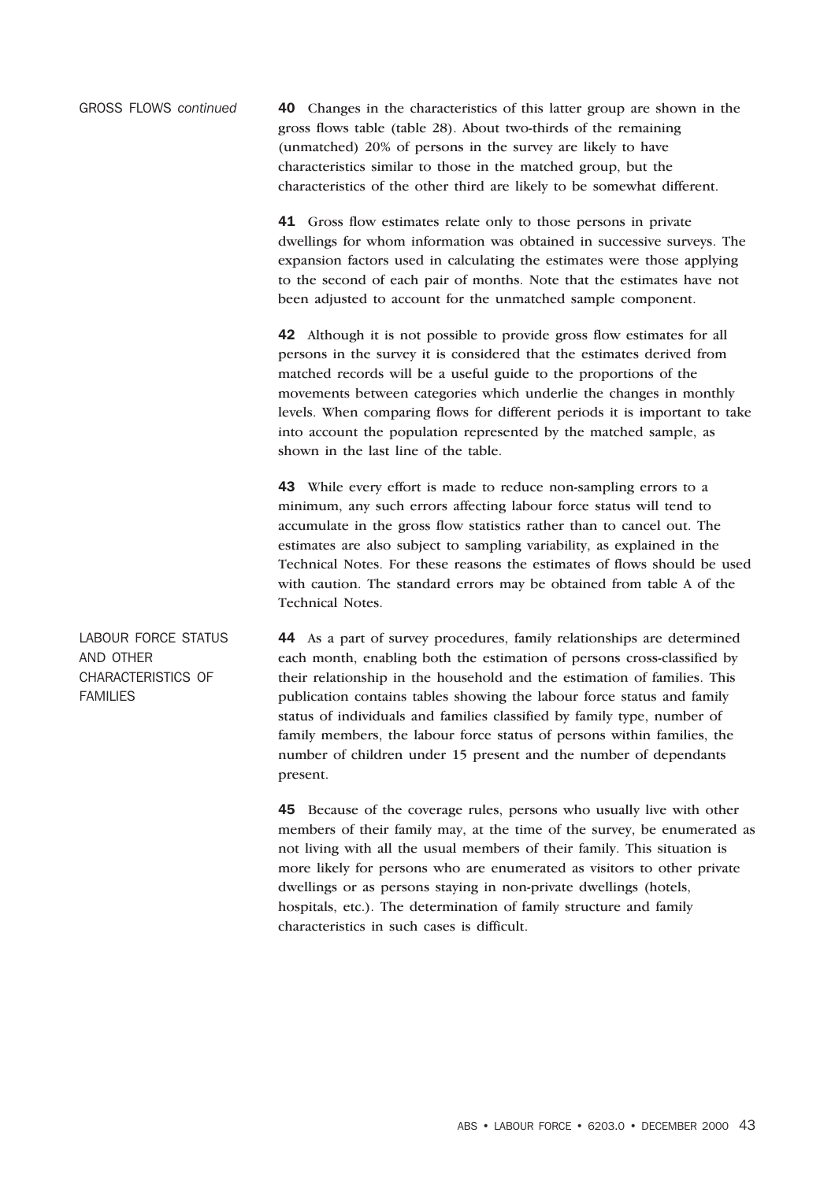## GROSS FLOWS *continued*

**40** Changes in the characteristics of this latter group are shown in the gross flows table (table 28). About two-thirds of the remaining (unmatched) 20% of persons in the survey are likely to have characteristics similar to those in the matched group, but the characteristics of the other third are likely to be somewhat different.

**41** Gross flow estimates relate only to those persons in private dwellings for whom information was obtained in successive surveys. The expansion factors used in calculating the estimates were those applying to the second of each pair of months. Note that the estimates have not been adjusted to account for the unmatched sample component.

**42** Although it is not possible to provide gross flow estimates for all persons in the survey it is considered that the estimates derived from matched records will be a useful guide to the proportions of the movements between categories which underlie the changes in monthly levels. When comparing flows for different periods it is important to take into account the population represented by the matched sample, as shown in the last line of the table.

**43** While every effort is made to reduce non-sampling errors to a minimum, any such errors affecting labour force status will tend to accumulate in the gross flow statistics rather than to cancel out. The estimates are also subject to sampling variability, as explained in the Technical Notes. For these reasons the estimates of flows should be used with caution. The standard errors may be obtained from table A of the Technical Notes.

## LABOUR FORCE STATUS AND OTHER CHARACTERISTICS OF FAMILIES

**44** As a part of survey procedures, family relationships are determined each month, enabling both the estimation of persons cross-classified by their relationship in the household and the estimation of families. This publication contains tables showing the labour force status and family status of individuals and families classified by family type, number of family members, the labour force status of persons within families, the number of children under 15 present and the number of dependants present.

**45** Because of the coverage rules, persons who usually live with other members of their family may, at the time of the survey, be enumerated as not living with all the usual members of their family. This situation is more likely for persons who are enumerated as visitors to other private dwellings or as persons staying in non-private dwellings (hotels, hospitals, etc.). The determination of family structure and family characteristics in such cases is difficult.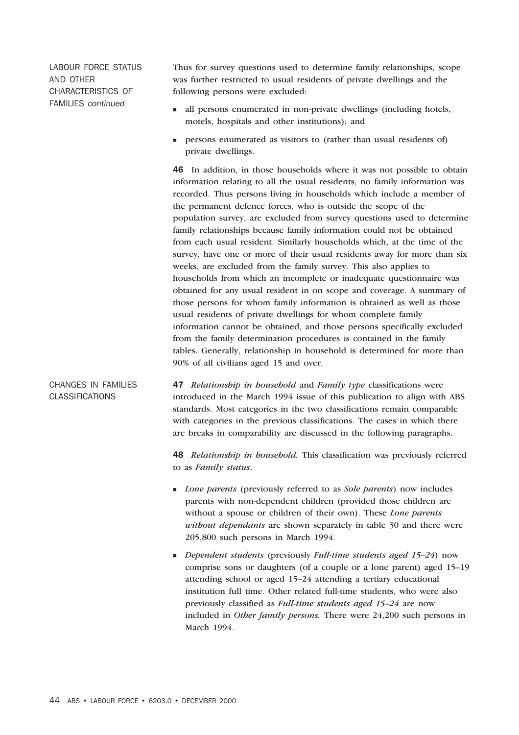### LABOUR FORCE STATUS AND OTHER CHARACTERISTICS OF FAMILIES *continued*

Thus for survey questions used to determine family relationships, scope was further restricted to usual residents of private dwellings and the following persons were excluded:

- all persons enumerated in non-private dwellings (including hotels, motels, hospitals and other institutions); and
- persons enumerated as visitors to (rather than usual residents of) private dwellings.

**46** In addition, in those households where it was not possible to obtain information relating to all the usual residents, no family information was recorded. Thus persons living in households which include a member of the permanent defence forces, who is outside the scope of the population survey, are excluded from survey questions used to determine family relationships because family information could not be obtained from each usual resident. Similarly households which, at the time of the survey, have one or more of their usual residents away for more than six weeks, are excluded from the family survey. This also applies to households from which an incomplete or inadequate questionnaire was obtained for any usual resident in on scope and coverage. A summary of those persons for whom family information is obtained as well as those usual residents of private dwellings for whom complete family information cannot be obtained, and those persons specifically excluded from the family determination procedures is contained in the family tables. Generally, relationship in household is determined for more than 90% of all civilians aged 15 and over.

### CHANGES IN FAMILIES CLASSIFICATIONS

**47** *Relationship in household* and *Family type* classifications were introduced in the March 1994 issue of this publication to align with ABS standards. Most categories in the two classifications remain comparable with categories in the previous classifications. The cases in which there are breaks in comparability are discussed in the following paragraphs.

**48** *Relationship in household.* This classification was previously referred to as *Family status*.

- *Lone parents* (previously referred to as *Sole parents*) now includes parents with non-dependent children (provided those children are without a spouse or children of their own). These *Lone parents without dependants* are shown separately in table 30 and there were 205,800 such persons in March 1994.
- *Dependent students* (previously *Full-time students aged 15–24*) now comprise sons or daughters (of a couple or a lone parent) aged 15–19 attending school or aged 15–24 attending a tertiary educational institution full time. Other related full-time students, who were also previously classified as *Full-time students aged 15–24* are now included in *Other family persons.* There were 24,200 such persons in March 1994.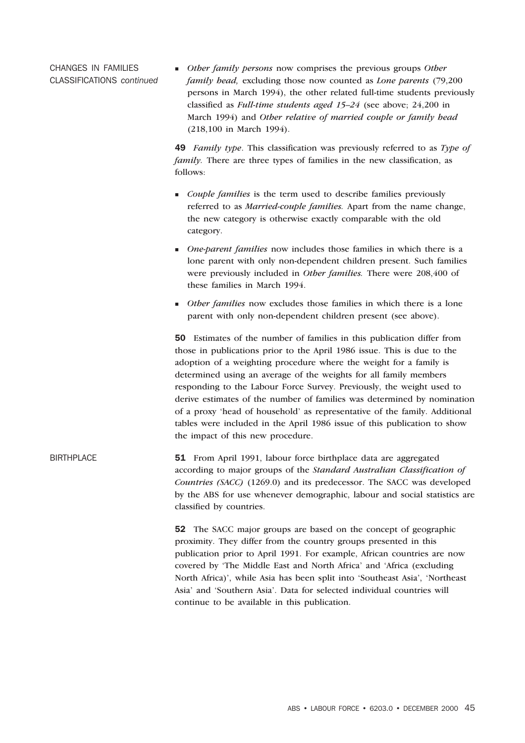CHANGES IN FAMILIES CLASSIFICATIONS *continued*

- *Other family persons* now comprises the previous groups *Other family head,* excluding those now counted as *Lone parents* (79,200 persons in March 1994), the other related full-time students previously classified as *Full-time students aged 15–24* (see above; 24,200 in March 1994) and *Other relative of married couple or family head* (218,100 in March 1994).

**49** *Family type*. This classification was previously referred to as *Type of family.* There are three types of families in the new classification, as follows:

- *Couple families* is the term used to describe families previously referred to as *Married-couple families.* Apart from the name change, the new category is otherwise exactly comparable with the old category.
- *One-parent families* now includes those families in which there is a lone parent with only non-dependent children present. Such families were previously included in *Other families.* There were 208,400 of these families in March 1994.
- *Other families* now excludes those families in which there is a lone parent with only non-dependent children present (see above).

**50** Estimates of the number of families in this publication differ from those in publications prior to the April 1986 issue. This is due to the adoption of a weighting procedure where the weight for a family is determined using an average of the weights for all family members responding to the Labour Force Survey. Previously, the weight used to derive estimates of the number of families was determined by nomination of a proxy 'head of household' as representative of the family. Additional tables were included in the April 1986 issue of this publication to show the impact of this new procedure.

BIRTHPLACE

**51** From April 1991, labour force birthplace data are aggregated according to major groups of the *Standard Australian Classification of Countries (SACC)* (1269.0) and its predecessor. The SACC was developed by the ABS for use whenever demographic, labour and social statistics are classified by countries.

**52** The SACC major groups are based on the concept of geographic proximity. They differ from the country groups presented in this publication prior to April 1991. For example, African countries are now covered by 'The Middle East and North Africa' and 'Africa (excluding North Africa)', while Asia has been split into 'Southeast Asia', 'Northeast Asia' and 'Southern Asia'. Data for selected individual countries will continue to be available in this publication.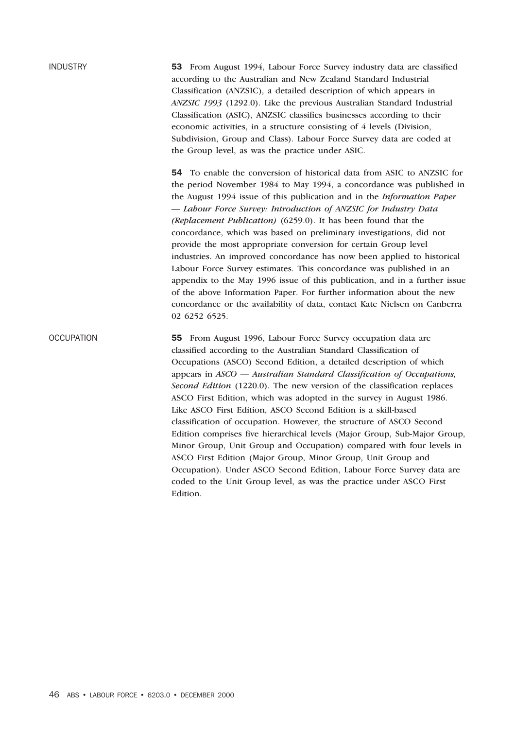## INDUSTRY

**53** From August 1994, Labour Force Survey industry data are classified according to the Australian and New Zealand Standard Industrial Classification (ANZSIC), a detailed description of which appears in *ANZSIC 1993* (1292.0). Like the previous Australian Standard Industrial Classification (ASIC), ANZSIC classifies businesses according to their economic activities, in a structure consisting of 4 levels (Division, Subdivision, Group and Class). Labour Force Survey data are coded at the Group level, as was the practice under ASIC.

**54** To enable the conversion of historical data from ASIC to ANZSIC for the period November 1984 to May 1994, a concordance was published in the August 1994 issue of this publication and in the *Information Paper — Labour Force Survey: Introduction of ANZSIC for Industry Data (Replacement Publication)* (6259.0). It has been found that the concordance, which was based on preliminary investigations, did not provide the most appropriate conversion for certain Group level industries. An improved concordance has now been applied to historical Labour Force Survey estimates. This concordance was published in an appendix to the May 1996 issue of this publication, and in a further issue of the above Information Paper. For further information about the new concordance or the availability of data, contact Kate Nielsen on Canberra 02 6252 6525.

## OCCUPATION

**55** From August 1996, Labour Force Survey occupation data are classified according to the Australian Standard Classification of Occupations (ASCO) Second Edition, a detailed description of which appears in *ASCO — Australian Standard Classification of Occupations, Second Edition* (1220.0). The new version of the classification replaces ASCO First Edition, which was adopted in the survey in August 1986. Like ASCO First Edition, ASCO Second Edition is a skill-based classification of occupation. However, the structure of ASCO Second Edition comprises five hierarchical levels (Major Group, Sub-Major Group, Minor Group, Unit Group and Occupation) compared with four levels in ASCO First Edition (Major Group, Minor Group, Unit Group and Occupation). Under ASCO Second Edition, Labour Force Survey data are coded to the Unit Group level, as was the practice under ASCO First Edition.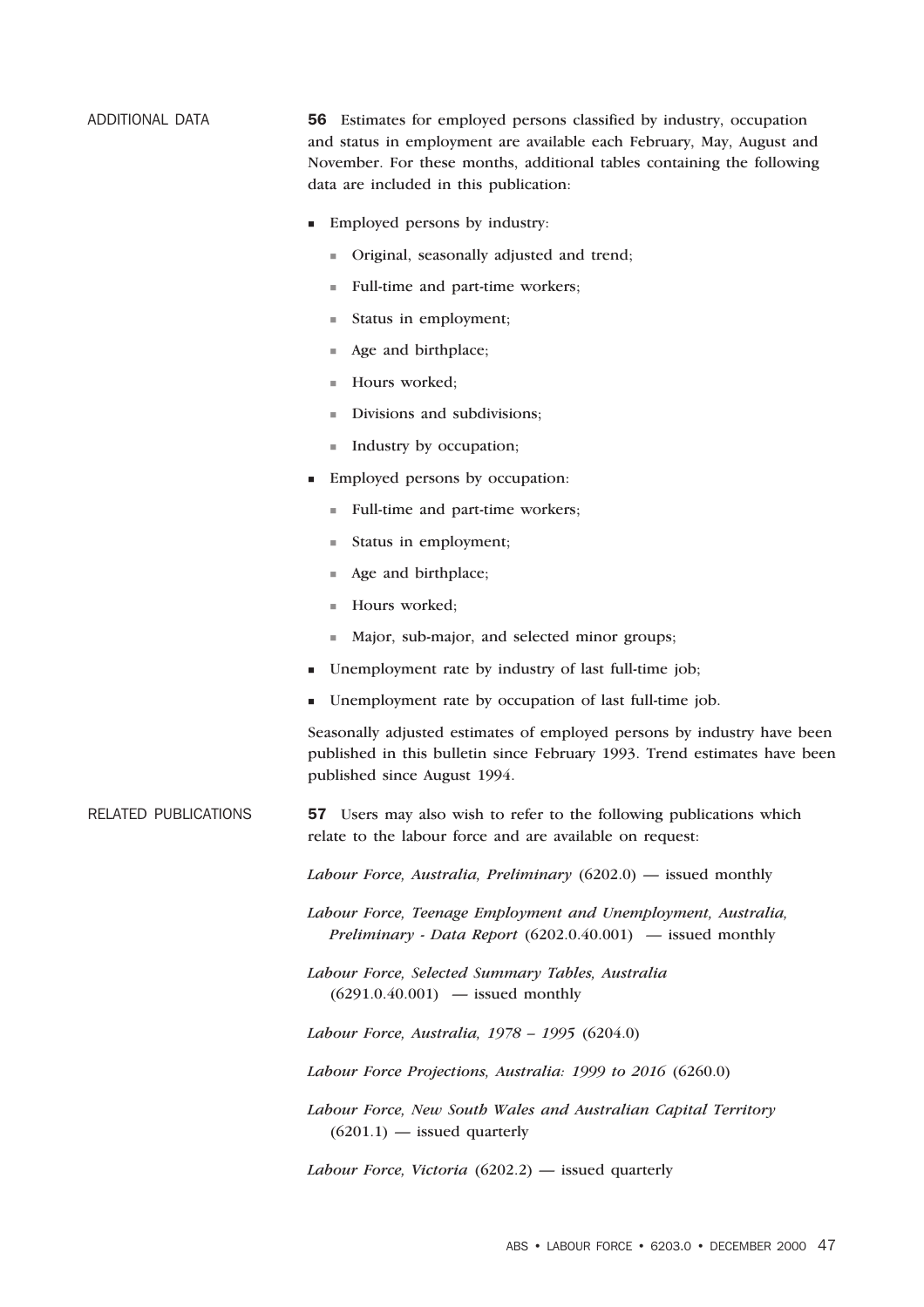## ADDITIONAL DATA

**56** Estimates for employed persons classified by industry, occupation and status in employment are available each February, May, August and November. For these months, additional tables containing the following data are included in this publication:

- Employed persons by industry:
  - Original, seasonally adjusted and trend;
  - Full-time and part-time workers;
  - Status in employment;
  - Age and birthplace;
  - Hours worked;
  - Divisions and subdivisions;
  - Industry by occupation;
- Employed persons by occupation:
  - Full-time and part-time workers;
  - Status in employment;
  - Age and birthplace;
  - Hours worked;
  - Major, sub-major, and selected minor groups;
- Unemployment rate by industry of last full-time job;
- Unemployment rate by occupation of last full-time job.

Seasonally adjusted estimates of employed persons by industry have been published in this bulletin since February 1993. Trend estimates have been published since August 1994.

## RELATED PUBLICATIONS

**57** Users may also wish to refer to the following publications which relate to the labour force and are available on request:

*Labour Force, Australia, Preliminary* (6202.0) — issued monthly

*Labour Force, Teenage Employment and Unemployment, Australia, Preliminary - Data Report* (6202.0.40.001) — issued monthly

*Labour Force, Selected Summary Tables, Australia* (6291.0.40.001) — issued monthly

*Labour Force, Australia, 1978 – 1995* (6204.0)

*Labour Force Projections, Australia: 1999 to 2016* (6260.0)

*Labour Force, New South Wales and Australian Capital Territory* (6201.1) — issued quarterly

*Labour Force, Victoria* (6202.2) — issued quarterly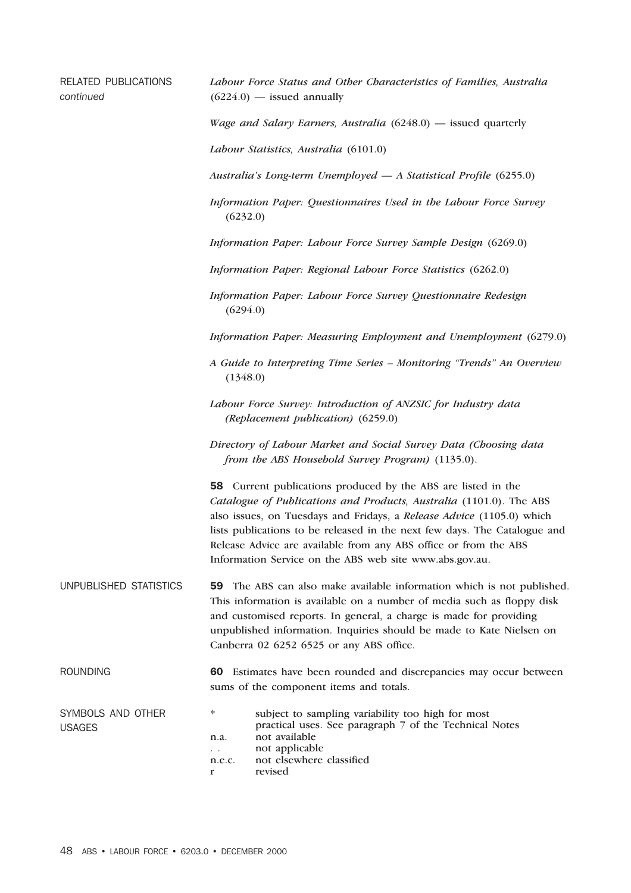## RELATED PUBLICATIONS *continued*

*Labour Force Status and Other Characteristics of Families, Australia* (6224.0) — issued annually

*Wage and Salary Earners, Australia* (6248.0) — issued quarterly

*Labour Statistics, Australia* (6101.0)

*Australia's Long-term Unemployed — A Statistical Profile* (6255.0)

*Information Paper: Questionnaires Used in the Labour Force Survey* (6232.0)

*Information Paper: Labour Force Survey Sample Design* (6269.0)

*Information Paper: Regional Labour Force Statistics* (6262.0)

*Information Paper: Labour Force Survey Questionnaire Redesign* (6294.0)

*Information Paper: Measuring Employment and Unemployment* (6279.0)

*A Guide to Interpreting Time Series – Monitoring "Trends" An Overview* (1348.0)

*Labour Force Survey: Introduction of ANZSIC for Industry data (Replacement publication)* (6259.0)

*Directory of Labour Market and Social Survey Data (Choosing data from the ABS Household Survey Program)* (1135.0).

**58** Current publications produced by the ABS are listed in the *Catalogue of Publications and Products, Australia* (1101.0). The ABS also issues, on Tuesdays and Fridays, a *Release Advice* (1105.0) which lists publications to be released in the next few days. The Catalogue and Release Advice are available from any ABS office or from the ABS Information Service on the ABS web site www.abs.gov.au.

## UNPUBLISHED STATISTICS

**59** The ABS can also make available information which is not published. This information is available on a number of media such as floppy disk and customised reports. In general, a charge is made for providing unpublished information. Inquiries should be made to Kate Nielsen on Canberra 02 6252 6525 or any ABS office.

## ROUNDING

**60** Estimates have been rounded and discrepancies may occur between sums of the component items and totals.

## SYMBOLS AND OTHER USAGES

| | |
|---|---|
| * | subject to sampling variability too high for most practical uses. See paragraph 7 of the Technical Notes |
| n.a. | not available |
| . . | not applicable |
| n.e.c. | not elsewhere classified |
| r | revised |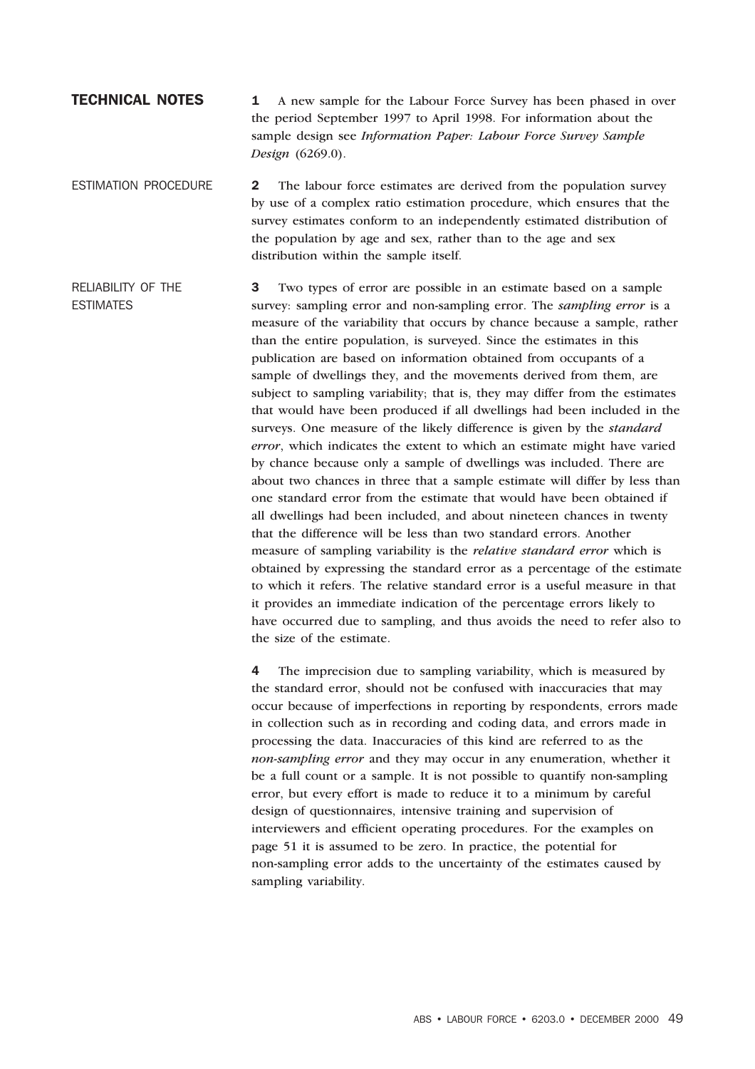## TECHNICAL NOTES

**1** A new sample for the Labour Force Survey has been phased in over the period September 1997 to April 1998. For information about the sample design see *Information Paper: Labour Force Survey Sample Design* (6269.0).

### ESTIMATION PROCEDURE

**2** The labour force estimates are derived from the population survey by use of a complex ratio estimation procedure, which ensures that the survey estimates conform to an independently estimated distribution of the population by age and sex, rather than to the age and sex distribution within the sample itself.

### RELIABILITY OF THE ESTIMATES

**3** Two types of error are possible in an estimate based on a sample survey: sampling error and non-sampling error. The *sampling error* is a measure of the variability that occurs by chance because a sample, rather than the entire population, is surveyed. Since the estimates in this publication are based on information obtained from occupants of a sample of dwellings they, and the movements derived from them, are subject to sampling variability; that is, they may differ from the estimates that would have been produced if all dwellings had been included in the surveys. One measure of the likely difference is given by the *standard error*, which indicates the extent to which an estimate might have varied by chance because only a sample of dwellings was included. There are about two chances in three that a sample estimate will differ by less than one standard error from the estimate that would have been obtained if all dwellings had been included, and about nineteen chances in twenty that the difference will be less than two standard errors. Another measure of sampling variability is the *relative standard error* which is obtained by expressing the standard error as a percentage of the estimate to which it refers. The relative standard error is a useful measure in that it provides an immediate indication of the percentage errors likely to have occurred due to sampling, and thus avoids the need to refer also to the size of the estimate.

**4** The imprecision due to sampling variability, which is measured by the standard error, should not be confused with inaccuracies that may occur because of imperfections in reporting by respondents, errors made in collection such as in recording and coding data, and errors made in processing the data. Inaccuracies of this kind are referred to as the *non-sampling error* and they may occur in any enumeration, whether it be a full count or a sample. It is not possible to quantify non-sampling error, but every effort is made to reduce it to a minimum by careful design of questionnaires, intensive training and supervision of interviewers and efficient operating procedures. For the examples on page 51 it is assumed to be zero. In practice, the potential for non-sampling error adds to the uncertainty of the estimates caused by sampling variability.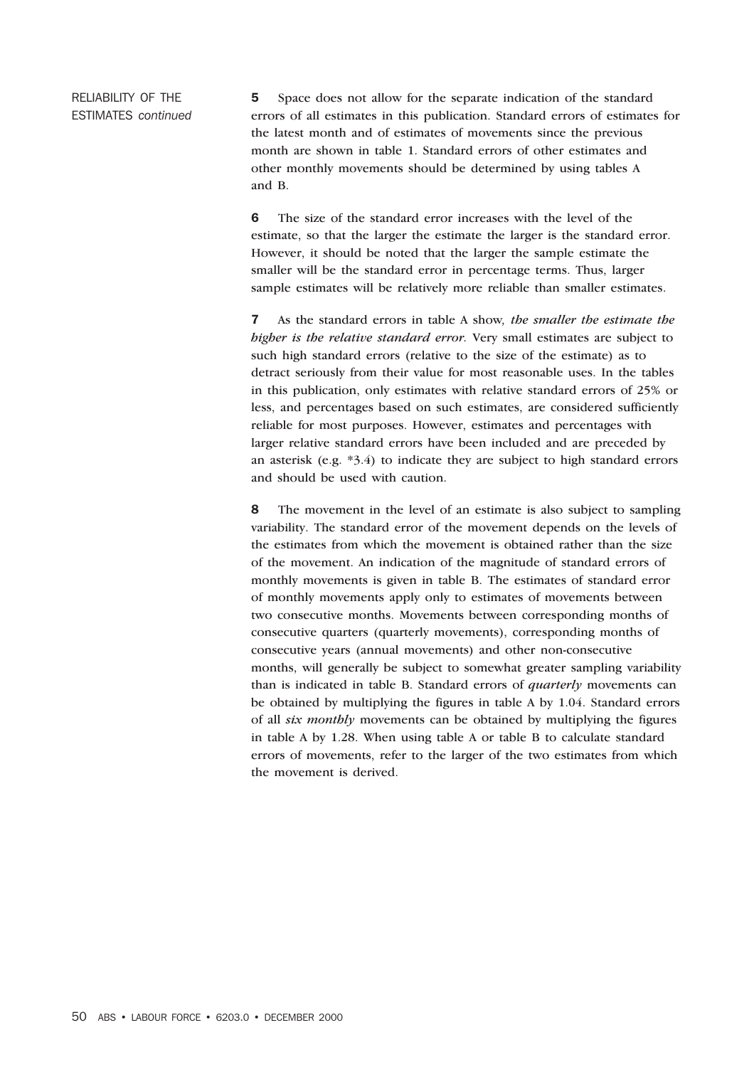RELIABILITY OF THE ESTIMATES *continued*

**5** Space does not allow for the separate indication of the standard errors of all estimates in this publication. Standard errors of estimates for the latest month and of estimates of movements since the previous month are shown in table 1. Standard errors of other estimates and other monthly movements should be determined by using tables A and B.

**6** The size of the standard error increases with the level of the estimate, so that the larger the estimate the larger is the standard error. However, it should be noted that the larger the sample estimate the smaller will be the standard error in percentage terms. Thus, larger sample estimates will be relatively more reliable than smaller estimates.

**7** As the standard errors in table A show, *the smaller the estimate the higher is the relative standard error.* Very small estimates are subject to such high standard errors (relative to the size of the estimate) as to detract seriously from their value for most reasonable uses. In the tables in this publication, only estimates with relative standard errors of 25% or less, and percentages based on such estimates, are considered sufficiently reliable for most purposes. However, estimates and percentages with larger relative standard errors have been included and are preceded by an asterisk (e.g. *3.4) to indicate they are subject to high standard errors and should be used with caution.

**8** The movement in the level of an estimate is also subject to sampling variability. The standard error of the movement depends on the levels of the estimates from which the movement is obtained rather than the size of the movement. An indication of the magnitude of standard errors of monthly movements is given in table B. The estimates of standard error of monthly movements apply only to estimates of movements between two consecutive months. Movements between corresponding months of consecutive quarters (quarterly movements), corresponding months of consecutive years (annual movements) and other non-consecutive months, will generally be subject to somewhat greater sampling variability than is indicated in table B. Standard errors of ***quarterly*** movements can be obtained by multiplying the figures in table A by 1.04. Standard errors of all ***six monthly*** movements can be obtained by multiplying the figures in table A by 1.28. When using table A or table B to calculate standard errors of movements, refer to the larger of the two estimates from which the movement is derived.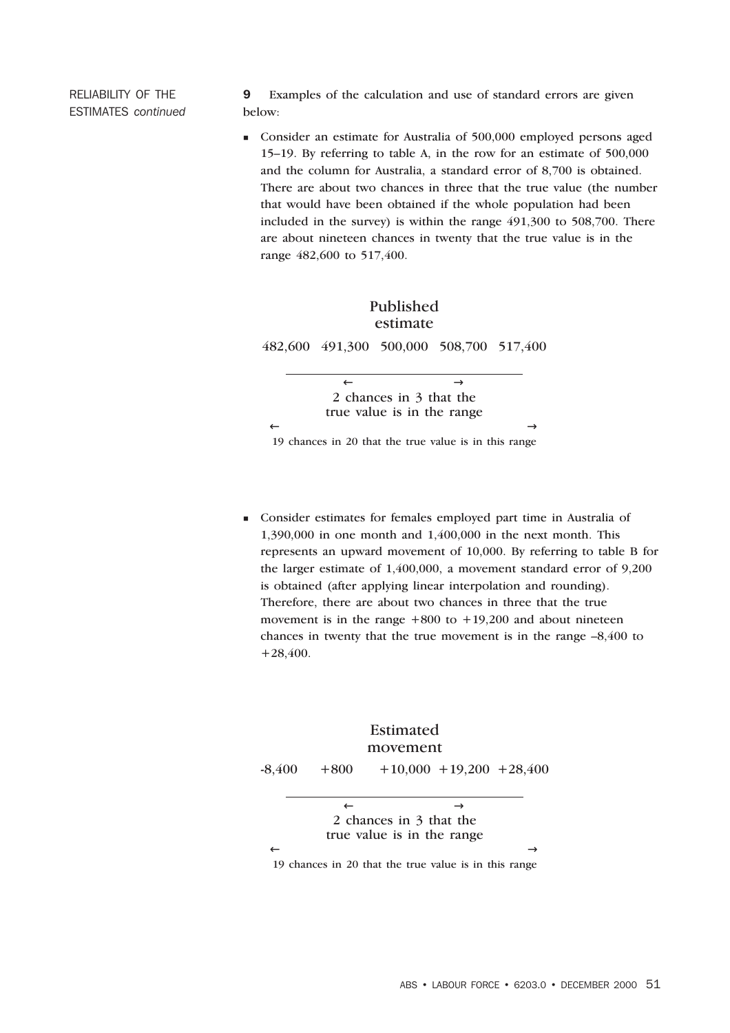RELIABILITY OF THE ESTIMATES *continued*

**9** Examples of the calculation and use of standard errors are given below:

- Consider an estimate for Australia of 500,000 employed persons aged 15–19. By referring to table A, in the row for an estimate of 500,000 and the column for Australia, a standard error of 8,700 is obtained. There are about two chances in three that the true value (the number that would have been obtained if the whole population had been included in the survey) is within the range 491,300 to 508,700. There are about nineteen chances in twenty that the true value is in the range 482,600 to 517,400.

Published estimate

482,600 491,300 500,000 508,700 517,400

← → 2 chances in 3 that the true value is in the range

← → 19 chances in 20 that the true value is in this range

- Consider estimates for females employed part time in Australia of 1,390,000 in one month and 1,400,000 in the next month. This represents an upward movement of 10,000. By referring to table B for the larger estimate of 1,400,000, a movement standard error of 9,200 is obtained (after applying linear interpolation and rounding). Therefore, there are about two chances in three that the true movement is in the range +800 to +19,200 and about nineteen chances in twenty that the true movement is in the range –8,400 to +28,400.

Estimated movement

-8,400 +800 +10,000 +19,200 +28,400

← → 2 chances in 3 that the true value is in the range

← → 19 chances in 20 that the true value is in this range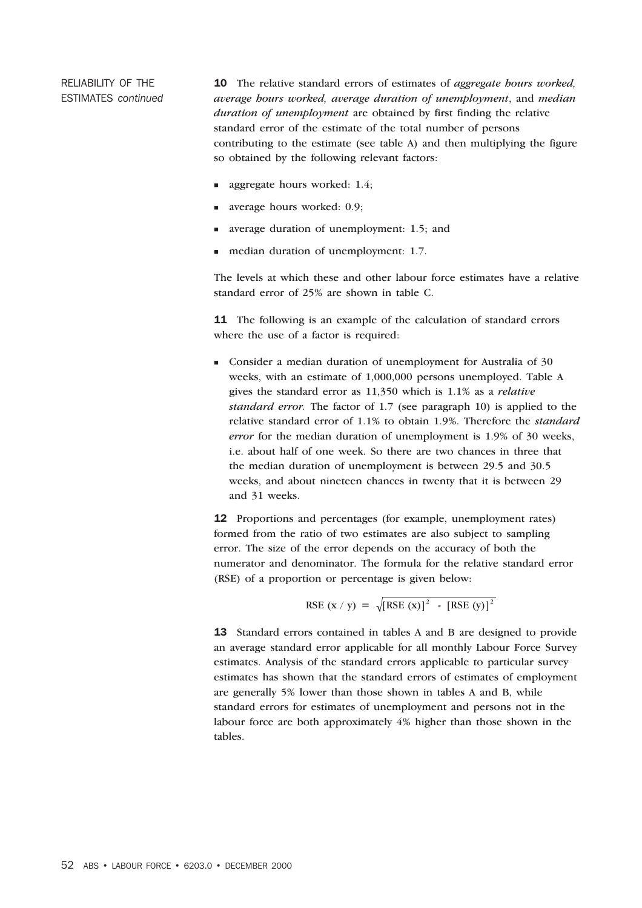RELIABILITY OF THE ESTIMATES *continued*

**10** The relative standard errors of estimates of ***aggregate hours worked, average hours worked, average duration of unemployment***, and ***median duration of unemployment*** are obtained by first finding the relative standard error of the estimate of the total number of persons contributing to the estimate (see table A) and then multiplying the figure so obtained by the following relevant factors:

- aggregate hours worked: 1.4;
- average hours worked: 0.9;
- average duration of unemployment: 1.5; and
- median duration of unemployment: 1.7.

The levels at which these and other labour force estimates have a relative standard error of 25% are shown in table C.

**11** The following is an example of the calculation of standard errors where the use of a factor is required:

- Consider a median duration of unemployment for Australia of 30 weeks, with an estimate of 1,000,000 persons unemployed. Table A gives the standard error as 11,350 which is 1.1% as a *relative standard error*. The factor of 1.7 (see paragraph 10) is applied to the relative standard error of 1.1% to obtain 1.9%. Therefore the *standard error* for the median duration of unemployment is 1.9% of 30 weeks, i.e. about half of one week. So there are two chances in three that the median duration of unemployment is between 29.5 and 30.5 weeks, and about nineteen chances in twenty that it is between 29 and 31 weeks.

**12** Proportions and percentages (for example, unemployment rates) formed from the ratio of two estimates are also subject to sampling error. The size of the error depends on the accuracy of both the numerator and denominator. The formula for the relative standard error (RSE) of a proportion or percentage is given below:

$$\text{RSE}\,(x\,/\,y) \;=\; \sqrt{[\text{RSE}\,(x)]^2 \;-\; [\text{RSE}\,(y)]^2}$$

**13** Standard errors contained in tables A and B are designed to provide an average standard error applicable for all monthly Labour Force Survey estimates. Analysis of the standard errors applicable to particular survey estimates has shown that the standard errors of estimates of employment are generally 5% lower than those shown in tables A and B, while standard errors for estimates of unemployment and persons not in the labour force are both approximately 4% higher than those shown in the tables.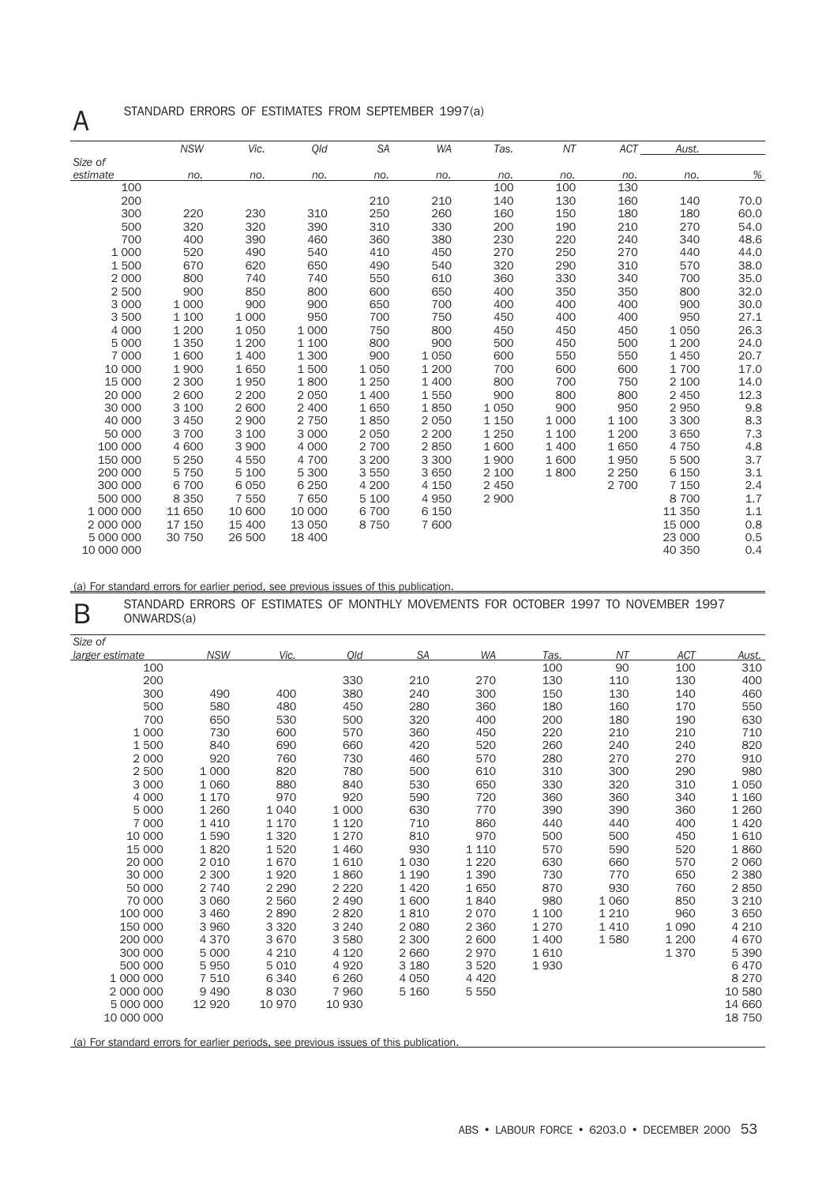## A STANDARD ERRORS OF ESTIMATES FROM SEPTEMBER 1997(a)

| Size of estimate | NSW | Vic. | Qld | SA | WA | Tas. | NT | ACT | Aust. | |
|---|---|---|---|---|---|---|---|---|---|---|
| | no. | no. | no. | no. | no. | no. | no. | no. | no. | % |
| 100 | | | | | | 100 | 100 | 130 | | |
| 200 | | | | 210 | 210 | 140 | 130 | 160 | 140 | 70.0 |
| 300 | 220 | 230 | 310 | 250 | 260 | 160 | 150 | 180 | 180 | 60.0 |
| 500 | 320 | 320 | 390 | 310 | 330 | 200 | 190 | 210 | 270 | 54.0 |
| 700 | 400 | 390 | 460 | 360 | 380 | 230 | 220 | 240 | 340 | 48.6 |
| 1 000 | 520 | 490 | 540 | 410 | 450 | 270 | 250 | 270 | 440 | 44.0 |
| 1 500 | 670 | 620 | 650 | 490 | 540 | 320 | 290 | 310 | 570 | 38.0 |
| 2 000 | 800 | 740 | 740 | 550 | 610 | 360 | 330 | 340 | 700 | 35.0 |
| 2 500 | 900 | 850 | 800 | 600 | 650 | 400 | 350 | 350 | 800 | 32.0 |
| 3 000 | 1 000 | 900 | 900 | 650 | 700 | 400 | 400 | 400 | 900 | 30.0 |
| 3 500 | 1 100 | 1 000 | 950 | 700 | 750 | 450 | 400 | 400 | 950 | 27.1 |
| 4 000 | 1 200 | 1 050 | 1 000 | 750 | 800 | 450 | 450 | 450 | 1 050 | 26.3 |
| 5 000 | 1 350 | 1 200 | 1 100 | 800 | 900 | 500 | 450 | 500 | 1 200 | 24.0 |
| 7 000 | 1 600 | 1 400 | 1 300 | 900 | 1 050 | 600 | 550 | 550 | 1 450 | 20.7 |
| 10 000 | 1 900 | 1 650 | 1 500 | 1 050 | 1 200 | 700 | 600 | 600 | 1 700 | 17.0 |
| 15 000 | 2 300 | 1 950 | 1 800 | 1 250 | 1 400 | 800 | 700 | 750 | 2 100 | 14.0 |
| 20 000 | 2 600 | 2 200 | 2 050 | 1 400 | 1 550 | 900 | 800 | 800 | 2 450 | 12.3 |
| 30 000 | 3 100 | 2 600 | 2 400 | 1 650 | 1 850 | 1 050 | 900 | 950 | 2 950 | 9.8 |
| 40 000 | 3 450 | 2 900 | 2 750 | 1 850 | 2 050 | 1 150 | 1 000 | 1 100 | 3 300 | 8.3 |
| 50 000 | 3 700 | 3 100 | 3 000 | 2 050 | 2 200 | 1 250 | 1 100 | 1 200 | 3 650 | 7.3 |
| 100 000 | 4 600 | 3 900 | 4 000 | 2 700 | 2 850 | 1 600 | 1 400 | 1 650 | 4 750 | 4.8 |
| 150 000 | 5 250 | 4 550 | 4 700 | 3 200 | 3 300 | 1 900 | 1 600 | 1 950 | 5 500 | 3.7 |
| 200 000 | 5 750 | 5 100 | 5 300 | 3 550 | 3 650 | 2 100 | 1 800 | 2 250 | 6 150 | 3.1 |
| 300 000 | 6 700 | 6 050 | 6 250 | 4 200 | 4 150 | 2 450 | | 2 700 | 7 150 | 2.4 |
| 500 000 | 8 350 | 7 550 | 7 650 | 5 100 | 4 950 | 2 900 | | | 8 700 | 1.7 |
| 1 000 000 | 11 650 | 10 600 | 10 000 | 6 700 | 6 150 | | | | 11 350 | 1.1 |
| 2 000 000 | 17 150 | 15 400 | 13 050 | 8 750 | 7 600 | | | | 15 000 | 0.8 |
| 5 000 000 | 30 750 | 26 500 | 18 400 | | | | | | 23 000 | 0.5 |
| 10 000 000 | | | | | | | | | 40 350 | 0.4 |

(a) For standard errors for earlier period, see previous issues of this publication.

## B STANDARD ERRORS OF ESTIMATES OF MONTHLY MOVEMENTS FOR OCTOBER 1997 TO NOVEMBER 1997 ONWARDS(a)

| Size of larger estimate | NSW | Vic. | Qld | SA | WA | Tas. | NT | ACT | Aust. |
|---|---|---|---|---|---|---|---|---|---|
| 100 | | | | | | 100 | 90 | 100 | 310 |
| 200 | | | 330 | 210 | 270 | 130 | 110 | 130 | 400 |
| 300 | 490 | 400 | 380 | 240 | 300 | 150 | 130 | 140 | 460 |
| 500 | 580 | 480 | 450 | 280 | 360 | 180 | 160 | 170 | 550 |
| 700 | 650 | 530 | 500 | 320 | 400 | 200 | 180 | 190 | 630 |
| 1 000 | 730 | 600 | 570 | 360 | 450 | 220 | 210 | 210 | 710 |
| 1 500 | 840 | 690 | 660 | 420 | 520 | 260 | 240 | 240 | 820 |
| 2 000 | 920 | 760 | 730 | 460 | 570 | 280 | 270 | 270 | 910 |
| 2 500 | 1 000 | 820 | 780 | 500 | 610 | 310 | 300 | 290 | 980 |
| 3 000 | 1 060 | 880 | 840 | 530 | 650 | 330 | 320 | 310 | 1 050 |
| 4 000 | 1 170 | 970 | 920 | 590 | 720 | 360 | 360 | 340 | 1 160 |
| 5 000 | 1 260 | 1 040 | 1 000 | 630 | 770 | 390 | 390 | 360 | 1 260 |
| 7 000 | 1 410 | 1 170 | 1 120 | 710 | 860 | 440 | 440 | 400 | 1 420 |
| 10 000 | 1 590 | 1 320 | 1 270 | 810 | 970 | 500 | 500 | 450 | 1 610 |
| 15 000 | 1 820 | 1 520 | 1 460 | 930 | 1 110 | 570 | 590 | 520 | 1 860 |
| 20 000 | 2 010 | 1 670 | 1 610 | 1 030 | 1 220 | 630 | 660 | 570 | 2 060 |
| 30 000 | 2 300 | 1 920 | 1 860 | 1 190 | 1 390 | 730 | 770 | 650 | 2 380 |
| 50 000 | 2 740 | 2 290 | 2 220 | 1 420 | 1 650 | 870 | 930 | 760 | 2 850 |
| 70 000 | 3 060 | 2 560 | 2 490 | 1 600 | 1 840 | 980 | 1 060 | 850 | 3 210 |
| 100 000 | 3 460 | 2 890 | 2 820 | 1 810 | 2 070 | 1 100 | 1 210 | 960 | 3 650 |
| 150 000 | 3 960 | 3 320 | 3 240 | 2 080 | 2 360 | 1 270 | 1 410 | 1 090 | 4 210 |
| 200 000 | 4 370 | 3 670 | 3 580 | 2 300 | 2 600 | 1 400 | 1 580 | 1 200 | 4 670 |
| 300 000 | 5 000 | 4 210 | 4 120 | 2 660 | 2 970 | 1 610 | | 1 370 | 5 390 |
| 500 000 | 5 950 | 5 010 | 4 920 | 3 180 | 3 520 | 1 930 | | | 6 470 |
| 1 000 000 | 7 510 | 6 340 | 6 260 | 4 050 | 4 420 | | | | 8 270 |
| 2 000 000 | 9 490 | 8 030 | 7 960 | 5 160 | 5 550 | | | | 10 580 |
| 5 000 000 | 12 920 | 10 970 | 10 930 | | | | | | 14 660 |
| 10 000 000 | | | | | | | | | 18 750 |

(a) For standard errors for earlier periods, see previous issues of this publication.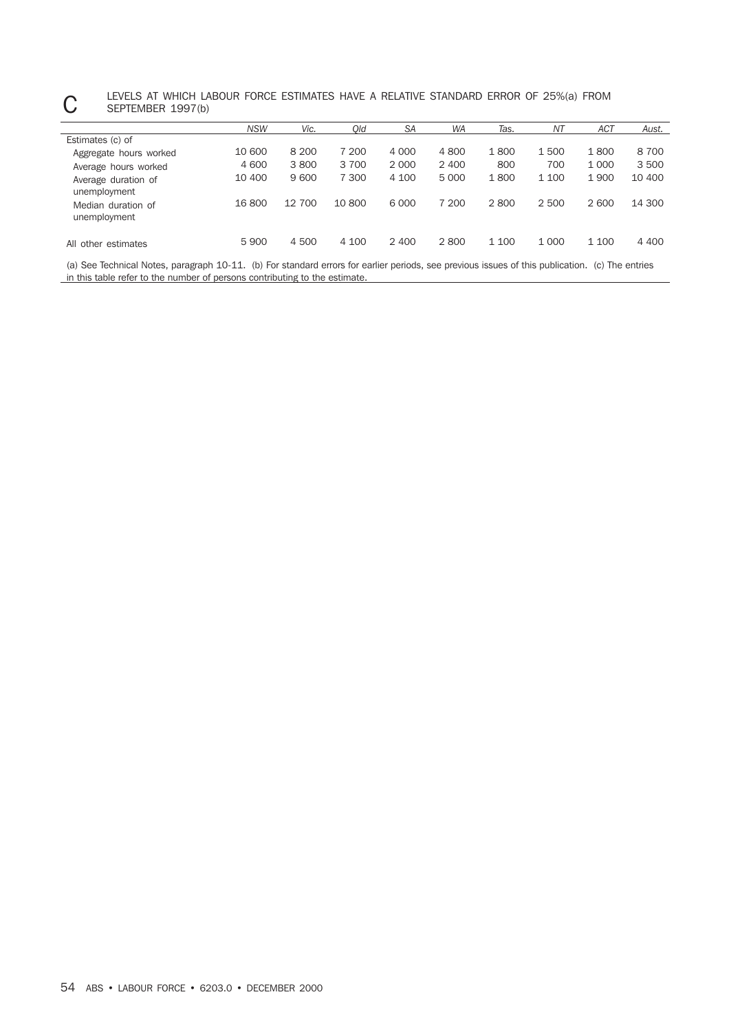## C LEVELS AT WHICH LABOUR FORCE ESTIMATES HAVE A RELATIVE STANDARD ERROR OF 25%(a) FROM SEPTEMBER 1997(b)

| | *NSW* | *Vic.* | *Qld* | *SA* | *WA* | *Tas.* | *NT* | *ACT* | *Aust.* |
|---|---|---|---|---|---|---|---|---|---|
| Estimates (c) of | | | | | | | | | |
| Aggregate hours worked | 10 600 | 8 200 | 7 200 | 4 000 | 4 800 | 1 800 | 1 500 | 1 800 | 8 700 |
| Average hours worked | 4 600 | 3 800 | 3 700 | 2 000 | 2 400 | 800 | 700 | 1 000 | 3 500 |
| Average duration of unemployment | 10 400 | 9 600 | 7 300 | 4 100 | 5 000 | 1 800 | 1 100 | 1 900 | 10 400 |
| Median duration of unemployment | 16 800 | 12 700 | 10 800 | 6 000 | 7 200 | 2 800 | 2 500 | 2 600 | 14 300 |
| All other estimates | 5 900 | 4 500 | 4 100 | 2 400 | 2 800 | 1 100 | 1 000 | 1 100 | 4 400 |

(a) See Technical Notes, paragraph 10-11. (b) For standard errors for earlier periods, see previous issues of this publication. (c) The entries in this table refer to the number of persons contributing to the estimate.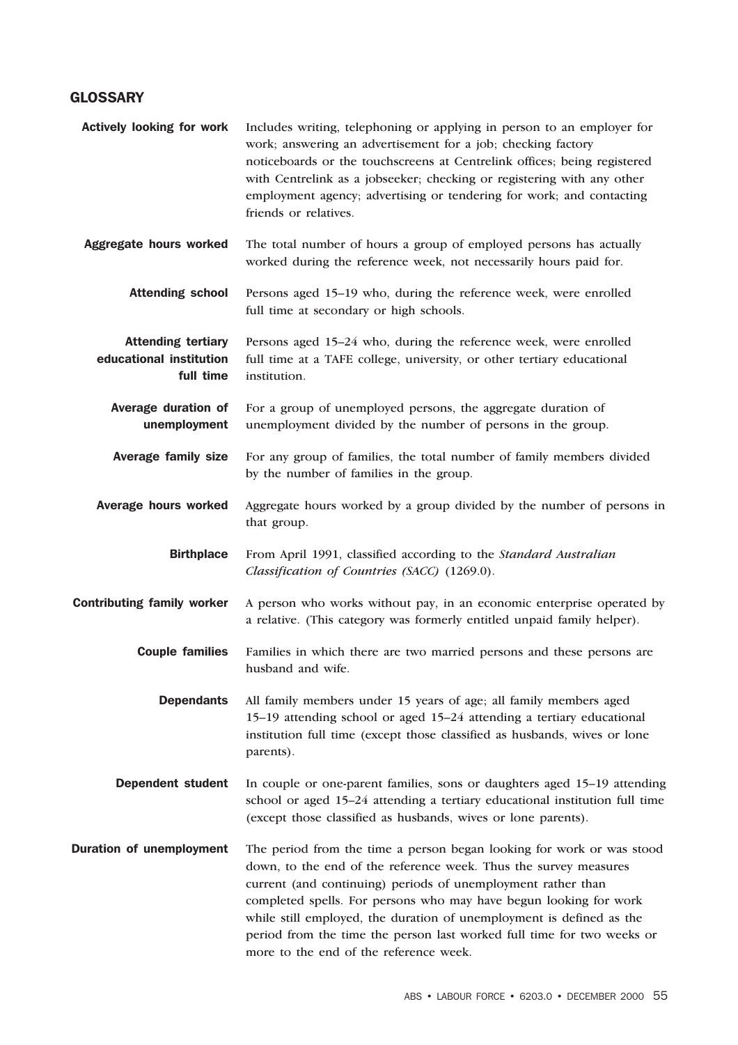## GLOSSARY

**Actively looking for work**
Includes writing, telephoning or applying in person to an employer for work; answering an advertisement for a job; checking factory noticeboards or the touchscreens at Centrelink offices; being registered with Centrelink as a jobseeker; checking or registering with any other employment agency; advertising or tendering for work; and contacting friends or relatives.

**Aggregate hours worked**
The total number of hours a group of employed persons has actually worked during the reference week, not necessarily hours paid for.

**Attending school**
Persons aged 15–19 who, during the reference week, were enrolled full time at secondary or high schools.

**Attending tertiary educational institution full time**
Persons aged 15–24 who, during the reference week, were enrolled full time at a TAFE college, university, or other tertiary educational institution.

**Average duration of unemployment**
For a group of unemployed persons, the aggregate duration of unemployment divided by the number of persons in the group.

**Average family size**
For any group of families, the total number of family members divided by the number of families in the group.

**Average hours worked**
Aggregate hours worked by a group divided by the number of persons in that group.

**Birthplace**
From April 1991, classified according to the *Standard Australian Classification of Countries (SACC)* (1269.0).

**Contributing family worker**
A person who works without pay, in an economic enterprise operated by a relative. (This category was formerly entitled unpaid family helper).

**Couple families**
Families in which there are two married persons and these persons are husband and wife.

**Dependants**
All family members under 15 years of age; all family members aged 15–19 attending school or aged 15–24 attending a tertiary educational institution full time (except those classified as husbands, wives or lone parents).

**Dependent student**
In couple or one-parent families, sons or daughters aged 15–19 attending school or aged 15–24 attending a tertiary educational institution full time (except those classified as husbands, wives or lone parents).

**Duration of unemployment**
The period from the time a person began looking for work or was stood down, to the end of the reference week. Thus the survey measures current (and continuing) periods of unemployment rather than completed spells. For persons who may have begun looking for work while still employed, the duration of unemployment is defined as the period from the time the person last worked full time for two weeks or more to the end of the reference week.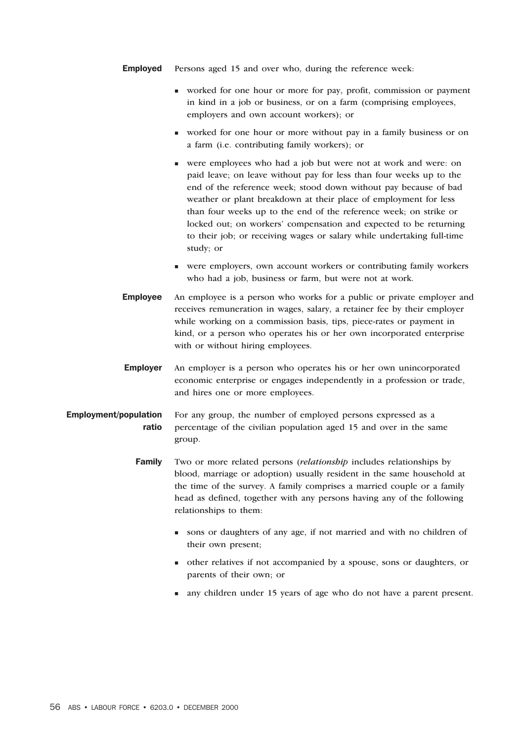**Employed** Persons aged 15 and over who, during the reference week:

- worked for one hour or more for pay, profit, commission or payment in kind in a job or business, or on a farm (comprising employees, employers and own account workers); or
- worked for one hour or more without pay in a family business or on a farm (i.e. contributing family workers); or
- were employees who had a job but were not at work and were: on paid leave; on leave without pay for less than four weeks up to the end of the reference week; stood down without pay because of bad weather or plant breakdown at their place of employment for less than four weeks up to the end of the reference week; on strike or locked out; on workers' compensation and expected to be returning to their job; or receiving wages or salary while undertaking full-time study; or
- were employers, own account workers or contributing family workers who had a job, business or farm, but were not at work.

**Employee** An employee is a person who works for a public or private employer and receives remuneration in wages, salary, a retainer fee by their employer while working on a commission basis, tips, piece-rates or payment in kind, or a person who operates his or her own incorporated enterprise with or without hiring employees.

**Employer** An employer is a person who operates his or her own unincorporated economic enterprise or engages independently in a profession or trade, and hires one or more employees.

**Employment/population ratio** For any group, the number of employed persons expressed as a percentage of the civilian population aged 15 and over in the same group.

**Family** Two or more related persons (*relationship* includes relationships by blood, marriage or adoption) usually resident in the same household at the time of the survey. A family comprises a married couple or a family head as defined, together with any persons having any of the following relationships to them:

- sons or daughters of any age, if not married and with no children of their own present;
- other relatives if not accompanied by a spouse, sons or daughters, or parents of their own; or
- any children under 15 years of age who do not have a parent present.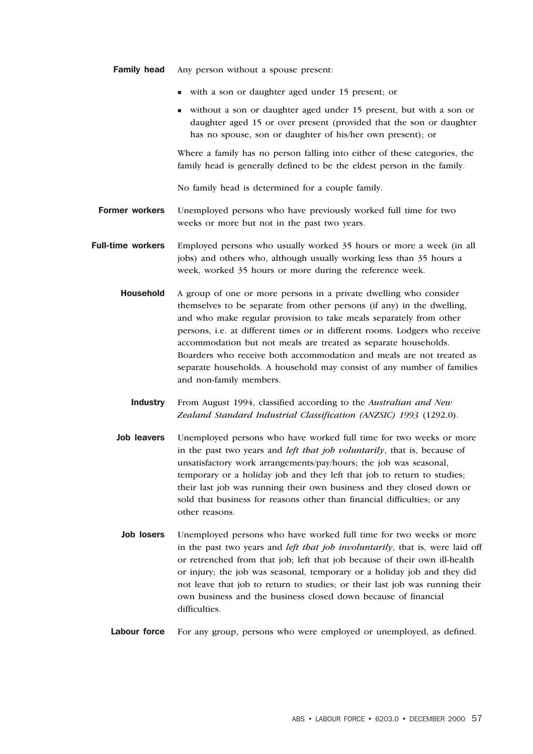**Family head** Any person without a spouse present:

- with a son or daughter aged under 15 present; or
- without a son or daughter aged under 15 present, but with a son or daughter aged 15 or over present (provided that the son or daughter has no spouse, son or daughter of his/her own present); or

Where a family has no person falling into either of these categories, the family head is generally defined to be the eldest person in the family.

No family head is determined for a couple family.

**Former workers** Unemployed persons who have previously worked full time for two weeks or more but not in the past two years.

**Full-time workers** Employed persons who usually worked 35 hours or more a week (in all jobs) and others who, although usually working less than 35 hours a week, worked 35 hours or more during the reference week.

**Household** A group of one or more persons in a private dwelling who consider themselves to be separate from other persons (if any) in the dwelling, and who make regular provision to take meals separately from other persons, i.e. at different times or in different rooms. Lodgers who receive accommodation but not meals are treated as separate households. Boarders who receive both accommodation and meals are not treated as separate households. A household may consist of any number of families and non-family members.

**Industry** From August 1994, classified according to the *Australian and New Zealand Standard Industrial Classification (ANZSIC) 1993* (1292.0).

**Job leavers** Unemployed persons who have worked full time for two weeks or more in the past two years and *left that job voluntarily*, that is, because of unsatisfactory work arrangements/pay/hours; the job was seasonal, temporary or a holiday job and they left that job to return to studies; their last job was running their own business and they closed down or sold that business for reasons other than financial difficulties; or any other reasons.

**Job losers** Unemployed persons who have worked full time for two weeks or more in the past two years and *left that job involuntarily*, that is, were laid off or retrenched from that job; left that job because of their own ill-health or injury; the job was seasonal, temporary or a holiday job and they did not leave that job to return to studies; or their last job was running their own business and the business closed down because of financial difficulties.

**Labour force** For any group, persons who were employed or unemployed, as defined.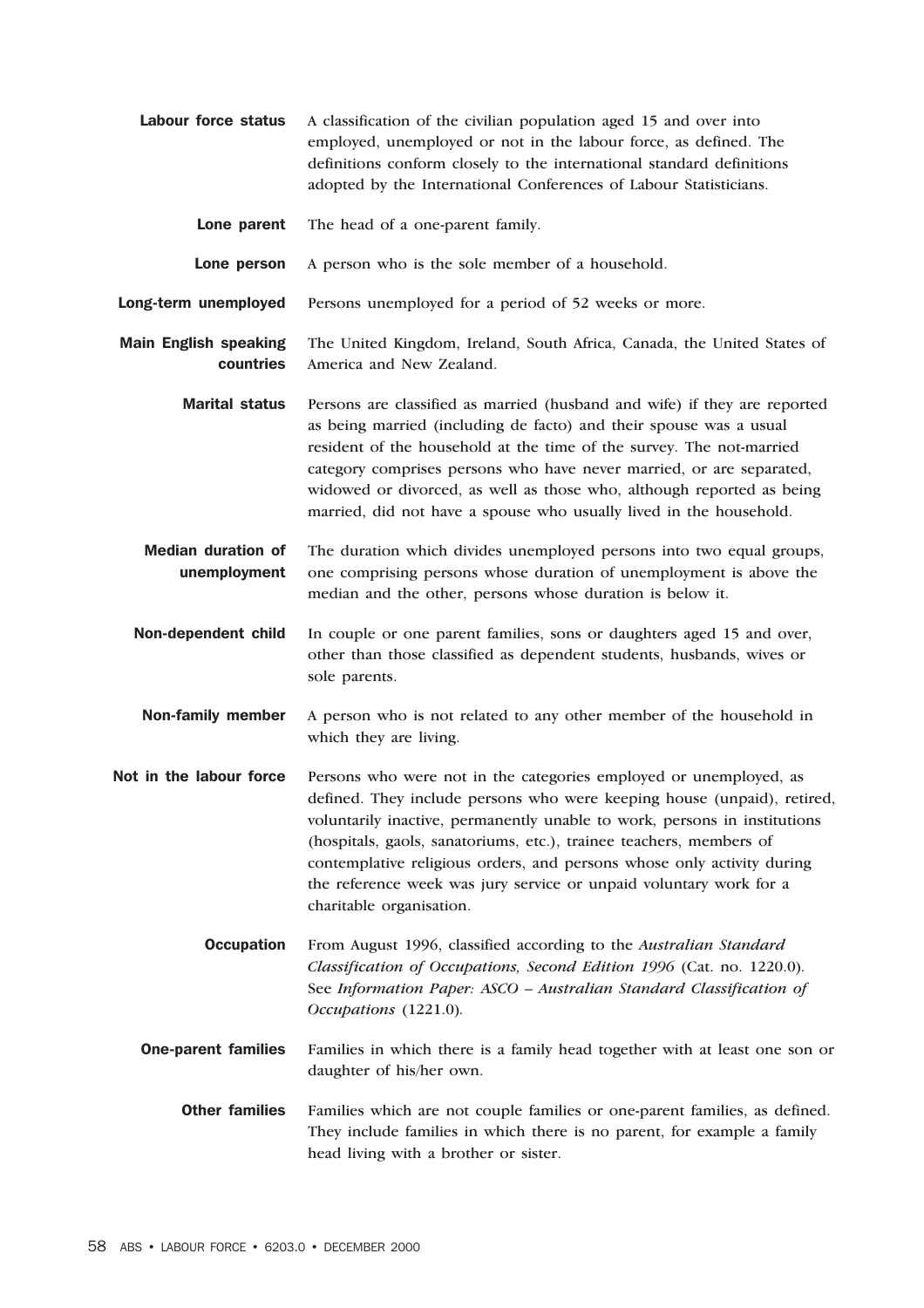**Labour force status** A classification of the civilian population aged 15 and over into employed, unemployed or not in the labour force, as defined. The definitions conform closely to the international standard definitions adopted by the International Conferences of Labour Statisticians.

**Lone parent** The head of a one-parent family.

**Lone person** A person who is the sole member of a household.

**Long-term unemployed** Persons unemployed for a period of 52 weeks or more.

**Main English speaking countries** The United Kingdom, Ireland, South Africa, Canada, the United States of America and New Zealand.

**Marital status** Persons are classified as married (husband and wife) if they are reported as being married (including de facto) and their spouse was a usual resident of the household at the time of the survey. The not-married category comprises persons who have never married, or are separated, widowed or divorced, as well as those who, although reported as being married, did not have a spouse who usually lived in the household.

**Median duration of unemployment** The duration which divides unemployed persons into two equal groups, one comprising persons whose duration of unemployment is above the median and the other, persons whose duration is below it.

**Non-dependent child** In couple or one parent families, sons or daughters aged 15 and over, other than those classified as dependent students, husbands, wives or sole parents.

**Non-family member** A person who is not related to any other member of the household in which they are living.

**Not in the labour force** Persons who were not in the categories employed or unemployed, as defined. They include persons who were keeping house (unpaid), retired, voluntarily inactive, permanently unable to work, persons in institutions (hospitals, gaols, sanatoriums, etc.), trainee teachers, members of contemplative religious orders, and persons whose only activity during the reference week was jury service or unpaid voluntary work for a charitable organisation.

**Occupation** From August 1996, classified according to the *Australian Standard Classification of Occupations, Second Edition 1996* (Cat. no. 1220.0). See *Information Paper: ASCO – Australian Standard Classification of Occupations* (1221.0).

**One-parent families** Families in which there is a family head together with at least one son or daughter of his/her own.

**Other families** Families which are not couple families or one-parent families, as defined. They include families in which there is no parent, for example a family head living with a brother or sister.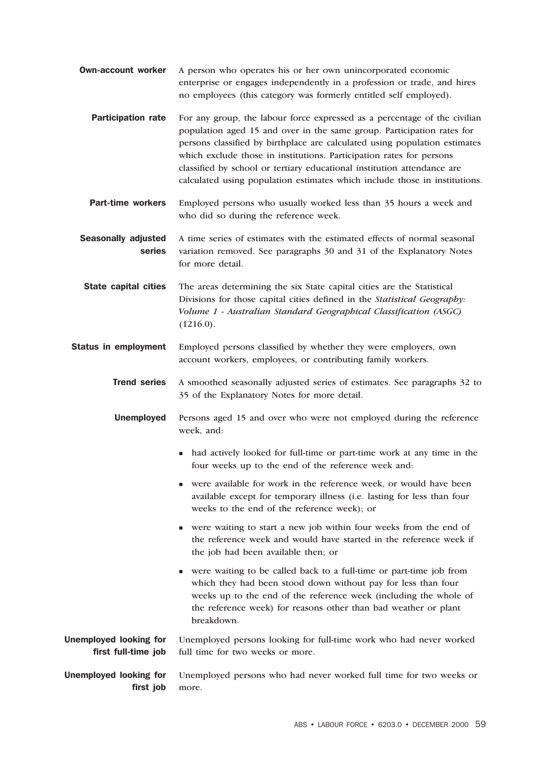**Own-account worker** A person who operates his or her own unincorporated economic enterprise or engages independently in a profession or trade, and hires no employees (this category was formerly entitled self employed).

**Participation rate** For any group, the labour force expressed as a percentage of the civilian population aged 15 and over in the same group. Participation rates for persons classified by birthplace are calculated using population estimates which exclude those in institutions. Participation rates for persons classified by school or tertiary educational institution attendance are calculated using population estimates which include those in institutions.

**Part-time workers** Employed persons who usually worked less than 35 hours a week and who did so during the reference week.

**Seasonally adjusted series** A time series of estimates with the estimated effects of normal seasonal variation removed. See paragraphs 30 and 31 of the Explanatory Notes for more detail.

**State capital cities** The areas determining the six State capital cities are the Statistical Divisions for those capital cities defined in the *Statistical Geography: Volume 1 - Australian Standard Geographical Classification (ASGC)* (1216.0).

**Status in employment** Employed persons classified by whether they were employers, own account workers, employees, or contributing family workers.

**Trend series** A smoothed seasonally adjusted series of estimates. See paragraphs 32 to 35 of the Explanatory Notes for more detail.

**Unemployed** Persons aged 15 and over who were not employed during the reference week, and:

- had actively looked for full-time or part-time work at any time in the four weeks up to the end of the reference week and:
- were available for work in the reference week, or would have been available except for temporary illness (i.e. lasting for less than four weeks to the end of the reference week); or
- were waiting to start a new job within four weeks from the end of the reference week and would have started in the reference week if the job had been available then; or
- were waiting to be called back to a full-time or part-time job from which they had been stood down without pay for less than four weeks up to the end of the reference week (including the whole of the reference week) for reasons other than bad weather or plant breakdown.

**Unemployed looking for first full-time job** Unemployed persons looking for full-time work who had never worked full time for two weeks or more.

**Unemployed looking for first job** Unemployed persons who had never worked full time for two weeks or more.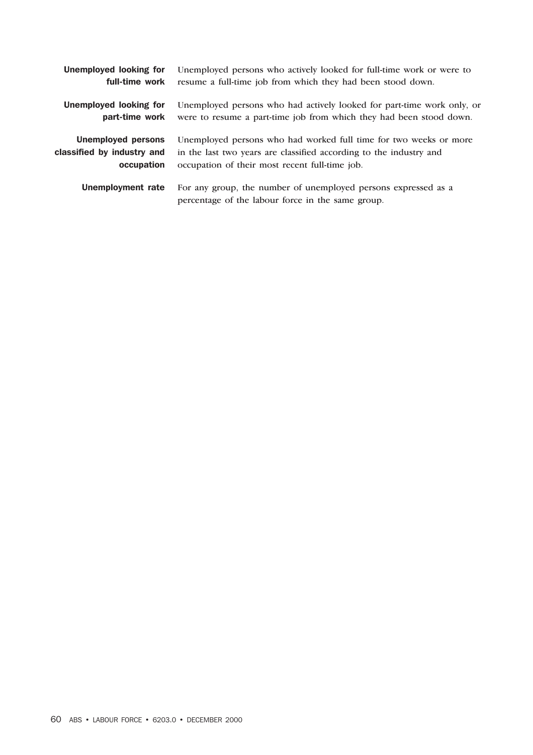**Unemployed looking for full-time work** Unemployed persons who actively looked for full-time work or were to resume a full-time job from which they had been stood down.

**Unemployed looking for part-time work** Unemployed persons who had actively looked for part-time work only, or were to resume a part-time job from which they had been stood down.

**Unemployed persons classified by industry and occupation** Unemployed persons who had worked full time for two weeks or more in the last two years are classified according to the industry and occupation of their most recent full-time job.

**Unemployment rate** For any group, the number of unemployed persons expressed as a percentage of the labour force in the same group.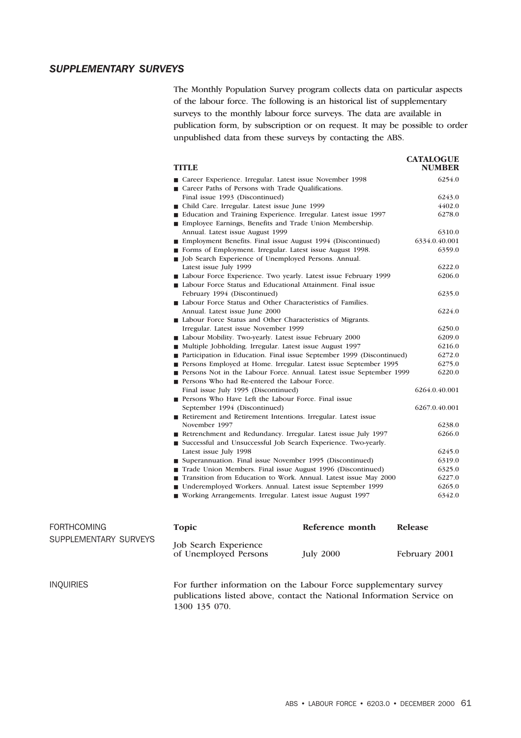## *SUPPLEMENTARY SURVEYS*

The Monthly Population Survey program collects data on particular aspects of the labour force. The following is an historical list of supplementary surveys to the monthly labour force surveys. The data are available in publication form, by subscription or on request. It may be possible to order unpublished data from these surveys by contacting the ABS.

| TITLE | CATALOGUE NUMBER |
|---|---|
| ■ Career Experience. Irregular. Latest issue November 1998 | 6254.0 |
| ■ Career Paths of Persons with Trade Qualifications. Final issue 1993 (Discontinued) | 6243.0 |
| ■ Child Care. Irregular. Latest issue June 1999 | 4402.0 |
| ■ Education and Training Experience. Irregular. Latest issue 1997 | 6278.0 |
| ■ Employee Earnings, Benefits and Trade Union Membership. Annual. Latest issue August 1999 | 6310.0 |
| ■ Employment Benefits. Final issue August 1994 (Discontinued) | 6334.0.40.001 |
| ■ Forms of Employment. Irregular. Latest issue August 1998. | 6359.0 |
| ■ Job Search Experience of Unemployed Persons. Annual. Latest issue July 1999 | 6222.0 |
| ■ Labour Force Experience. Two yearly. Latest issue February 1999 | 6206.0 |
| ■ Labour Force Status and Educational Attainment. Final issue February 1994 (Discontinued) | 6235.0 |
| ■ Labour Force Status and Other Characteristics of Families. Annual. Latest issue June 2000 | 6224.0 |
| ■ Labour Force Status and Other Characteristics of Migrants. Irregular. Latest issue November 1999 | 6250.0 |
| ■ Labour Mobility. Two-yearly. Latest issue February 2000 | 6209.0 |
| ■ Multiple Jobholding. Irregular. Latest issue August 1997 | 6216.0 |
| ■ Participation in Education. Final issue September 1999 (Discontinued) | 6272.0 |
| ■ Persons Employed at Home. Irregular. Latest issue September 1995 | 6275.0 |
| ■ Persons Not in the Labour Force. Annual. Latest issue September 1999 | 6220.0 |
| ■ Persons Who had Re-entered the Labour Force. Final issue July 1995 (Discontinued) | 6264.0.40.001 |
| ■ Persons Who Have Left the Labour Force. Final issue September 1994 (Discontinued) | 6267.0.40.001 |
| ■ Retirement and Retirement Intentions. Irregular. Latest issue November 1997 | 6238.0 |
| ■ Retrenchment and Redundancy. Irregular. Latest issue July 1997 | 6266.0 |
| ■ Successful and Unsuccessful Job Search Experience. Two-yearly. Latest issue July 1998 | 6245.0 |
| ■ Superannuation. Final issue November 1995 (Discontinued) | 6319.0 |
| ■ Trade Union Members. Final issue August 1996 (Discontinued) | 6325.0 |
| ■ Transition from Education to Work. Annual. Latest issue May 2000 | 6227.0 |
| ■ Underemployed Workers. Annual. Latest issue September 1999 | 6265.0 |
| ■ Working Arrangements. Irregular. Latest issue August 1997 | 6342.0 |

### FORTHCOMING SUPPLEMENTARY SURVEYS

| Topic | Reference month | Release |
|---|---|---|
| Job Search Experience of Unemployed Persons | July 2000 | February 2001 |

### INQUIRIES

For further information on the Labour Force supplementary survey publications listed above, contact the National Information Service on 1300 135 070.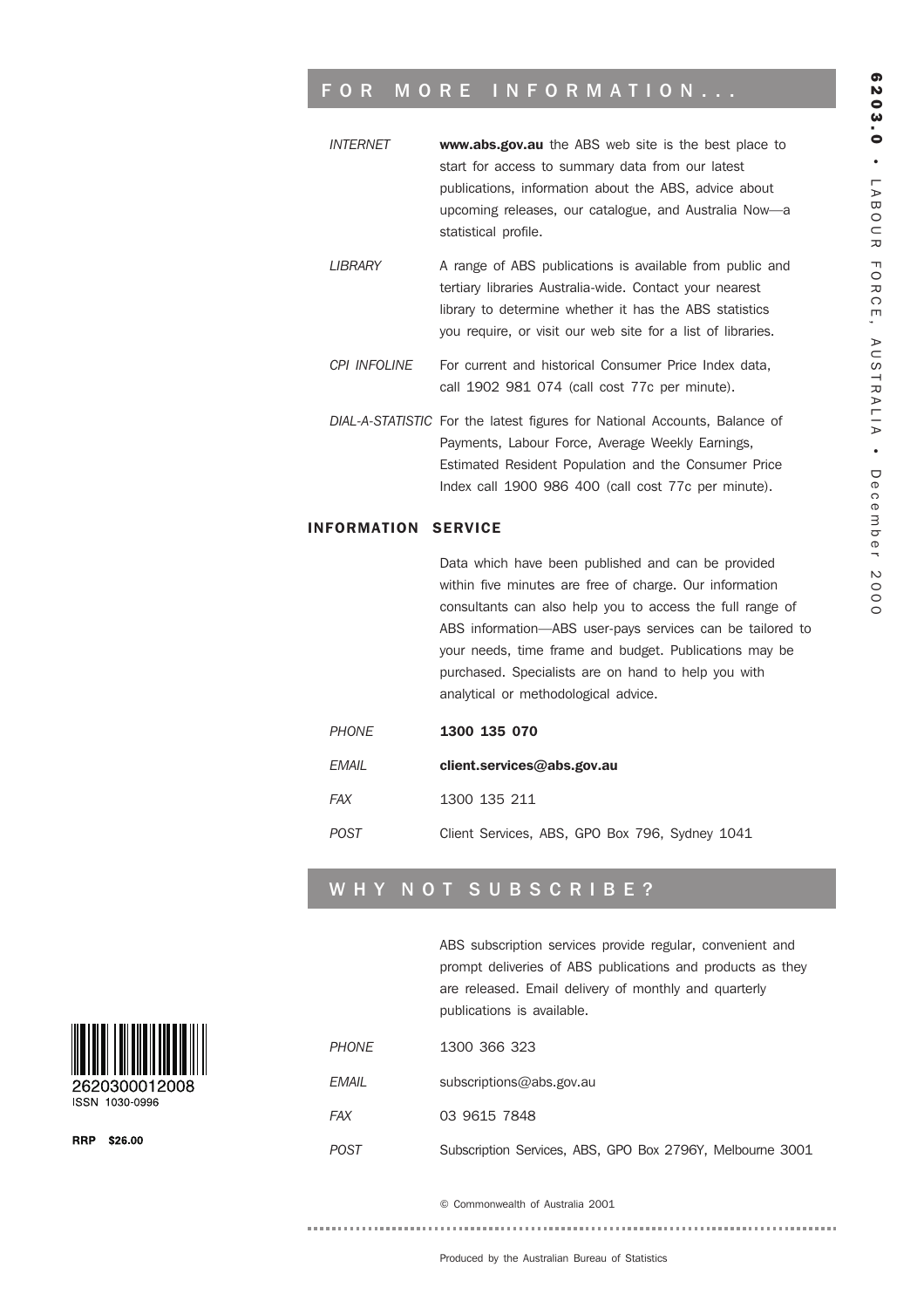## FOR MORE INFORMATION...

*INTERNET* **www.abs.gov.au** the ABS web site is the best place to start for access to summary data from our latest publications, information about the ABS, advice about upcoming releases, our catalogue, and Australia Now—a statistical profile.

*LIBRARY* A range of ABS publications is available from public and tertiary libraries Australia-wide. Contact your nearest library to determine whether it has the ABS statistics you require, or visit our web site for a list of libraries.

*CPI INFOLINE* For current and historical Consumer Price Index data, call 1902 981 074 (call cost 77c per minute).

*DIAL-A-STATISTIC* For the latest figures for National Accounts, Balance of Payments, Labour Force, Average Weekly Earnings, Estimated Resident Population and the Consumer Price Index call 1900 986 400 (call cost 77c per minute).

### INFORMATION SERVICE

Data which have been published and can be provided within five minutes are free of charge. Our information consultants can also help you to access the full range of ABS information—ABS user-pays services can be tailored to your needs, time frame and budget. Publications may be purchased. Specialists are on hand to help you with analytical or methodological advice.

*PHONE* **1300 135 070**

*EMAIL* **client.services@abs.gov.au**

*FAX* 1300 135 211

*POST* Client Services, ABS, GPO Box 796, Sydney 1041

## WHY NOT SUBSCRIBE?

ABS subscription services provide regular, convenient and prompt deliveries of ABS publications and products as they are released. Email delivery of monthly and quarterly publications is available.

*PHONE* 1300 366 323

*EMAIL* subscriptions@abs.gov.au

*FAX* 03 9615 7848

*POST* Subscription Services, ABS, GPO Box 2796Y, Melbourne 3001

2620300012008

ISSN 1030-0996

**RRP $26.00**

© Commonwealth of Australia 2001

Produced by the Australian Bureau of Statistics